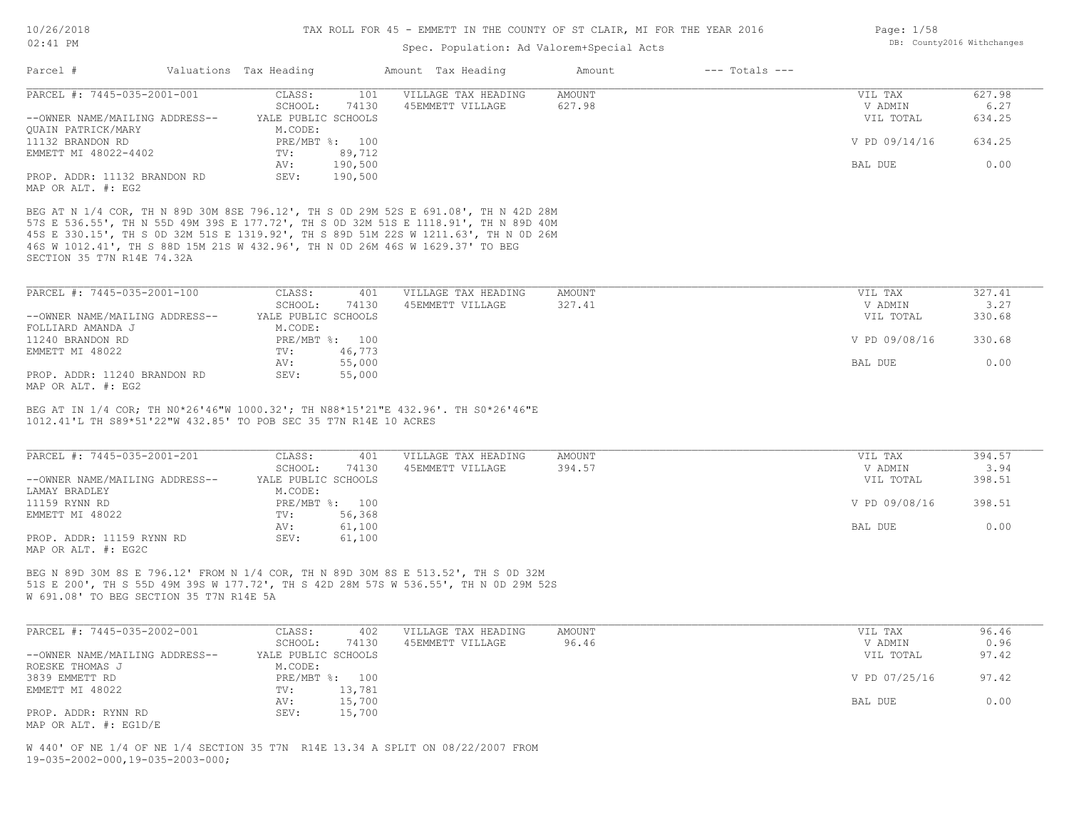TAX ROLL FOR 45 - EMMETT IN THE COUNTY OF ST CLAIR, MI FOR THE YEAR 2016

Spec. Population: Ad Valorem+Special Acts

| Parcel # | Valuations | Tax Heading | Amount | Tax Heading | Amount | --- Totals --- | |
|---|---|---|---|---|---|---|---|
| PARCEL #: 7445-035-2001-001 | CLASS: | 101 | VILLAGE TAX HEADING | AMOUNT | | VIL TAX | 627.98 |
| | SCHOOL: | 74130 | 45EMMETT VILLAGE | 627.98 | | V ADMIN | 6.27 |
| --OWNER NAME/MAILING ADDRESS-- | YALE PUBLIC SCHOOLS | | | | | VIL TOTAL | 634.25 |
| QUAIN PATRICK/MARY | M.CODE: | | | | | | |
| 11132 BRANDON RD | PRE/MBT %: | 100 | | | | V PD 09/14/16 | 634.25 |
| EMMETT MI 48022-4402 | TV: | 89,712 | | | | | |
| | AV: | 190,500 | | | | BAL DUE | 0.00 |
| PROP. ADDR: 11132 BRANDON RD | SEV: | 190,500 | | | | | |
| MAP OR ALT. #: EG2 | | | | | | | |

BEG AT N 1/4 COR, TH N 89D 30M 8SE 796.12', TH S 0D 29M 52S E 691.08', TH N 42D 28M 57S E 536.55', TH N 55D 49M 39S E 177.72', TH S 0D 32M 51S E 1118.91', TH N 89D 40M 45S E 330.15', TH S 0D 32M 51S E 1319.92', TH S 89D 51M 22S W 1211.63', TH N 0D 26M 46S W 1012.41', TH S 88D 15M 21S W 432.96', TH N 0D 26M 46S W 1629.37' TO BEG SECTION 35 T7N R14E 74.32A

| Parcel # | Valuations | Tax Heading | Amount | Tax Heading | Amount | --- Totals --- | |
|---|---|---|---|---|---|---|---|
| PARCEL #: 7445-035-2001-100 | CLASS: | 401 | VILLAGE TAX HEADING | AMOUNT | | VIL TAX | 327.41 |
| | SCHOOL: | 74130 | 45EMMETT VILLAGE | 327.41 | | V ADMIN | 3.27 |
| --OWNER NAME/MAILING ADDRESS-- | YALE PUBLIC SCHOOLS | | | | | VIL TOTAL | 330.68 |
| FOLLIARD AMANDA J | M.CODE: | | | | | | |
| 11240 BRANDON RD | PRE/MBT %: | 100 | | | | V PD 09/08/16 | 330.68 |
| EMMETT MI 48022 | TV: | 46,773 | | | | | |
| | AV: | 55,000 | | | | BAL DUE | 0.00 |
| PROP. ADDR: 11240 BRANDON RD | SEV: | 55,000 | | | | | |
| MAP OR ALT. #: EG2 | | | | | | | |

BEG AT IN 1/4 COR; TH N0*26'46"W 1000.32'; TH N88*15'21"E 432.96'. TH S0*26'46"E 1012.41'L TH S89*51'22"W 432.85' TO POB SEC 35 T7N R14E 10 ACRES

| Parcel # | Valuations | Tax Heading | Amount | Tax Heading | Amount | --- Totals --- | |
|---|---|---|---|---|---|---|---|
| PARCEL #: 7445-035-2001-201 | CLASS: | 401 | VILLAGE TAX HEADING | AMOUNT | | VIL TAX | 394.57 |
| | SCHOOL: | 74130 | 45EMMETT VILLAGE | 394.57 | | V ADMIN | 3.94 |
| --OWNER NAME/MAILING ADDRESS-- | YALE PUBLIC SCHOOLS | | | | | VIL TOTAL | 398.51 |
| LAMAY BRADLEY | M.CODE: | | | | | | |
| 11159 RYNN RD | PRE/MBT %: | 100 | | | | V PD 09/08/16 | 398.51 |
| EMMETT MI 48022 | TV: | 56,368 | | | | | |
| | AV: | 61,100 | | | | BAL DUE | 0.00 |
| PROP. ADDR: 11159 RYNN RD | SEV: | 61,100 | | | | | |
| MAP OR ALT. #: EG2C | | | | | | | |

BEG N 89D 30M 8S E 796.12' FROM N 1/4 COR, TH N 89D 30M 8S E 513.52', TH S 0D 32M 51S E 200', TH S 55D 49M 39S W 177.72', TH S 42D 28M 57S W 536.55', TH N 0D 29M 52S W 691.08' TO BEG SECTION 35 T7N R14E 5A

| Parcel # | Valuations | Tax Heading | Amount | Tax Heading | Amount | --- Totals --- | |
|---|---|---|---|---|---|---|---|
| PARCEL #: 7445-035-2002-001 | CLASS: | 402 | VILLAGE TAX HEADING | AMOUNT | | VIL TAX | 96.46 |
| | SCHOOL: | 74130 | 45EMMETT VILLAGE | 96.46 | | V ADMIN | 0.96 |
| --OWNER NAME/MAILING ADDRESS-- | YALE PUBLIC SCHOOLS | | | | | VIL TOTAL | 97.42 |
| ROESKE THOMAS J | M.CODE: | | | | | | |
| 3839 EMMETT RD | PRE/MBT %: | 100 | | | | V PD 07/25/16 | 97.42 |
| EMMETT MI 48022 | TV: | 13,781 | | | | | |
| | AV: | 15,700 | | | | BAL DUE | 0.00 |
| PROP. ADDR: RYNN RD | SEV: | 15,700 | | | | | |
| MAP OR ALT. #: EG1D/E | | | | | | | |

W 440' OF NE 1/4 OF NE 1/4 SECTION 35 T7N R14E 13.34 A SPLIT ON 08/22/2007 FROM 19-035-2002-000,19-035-2003-000;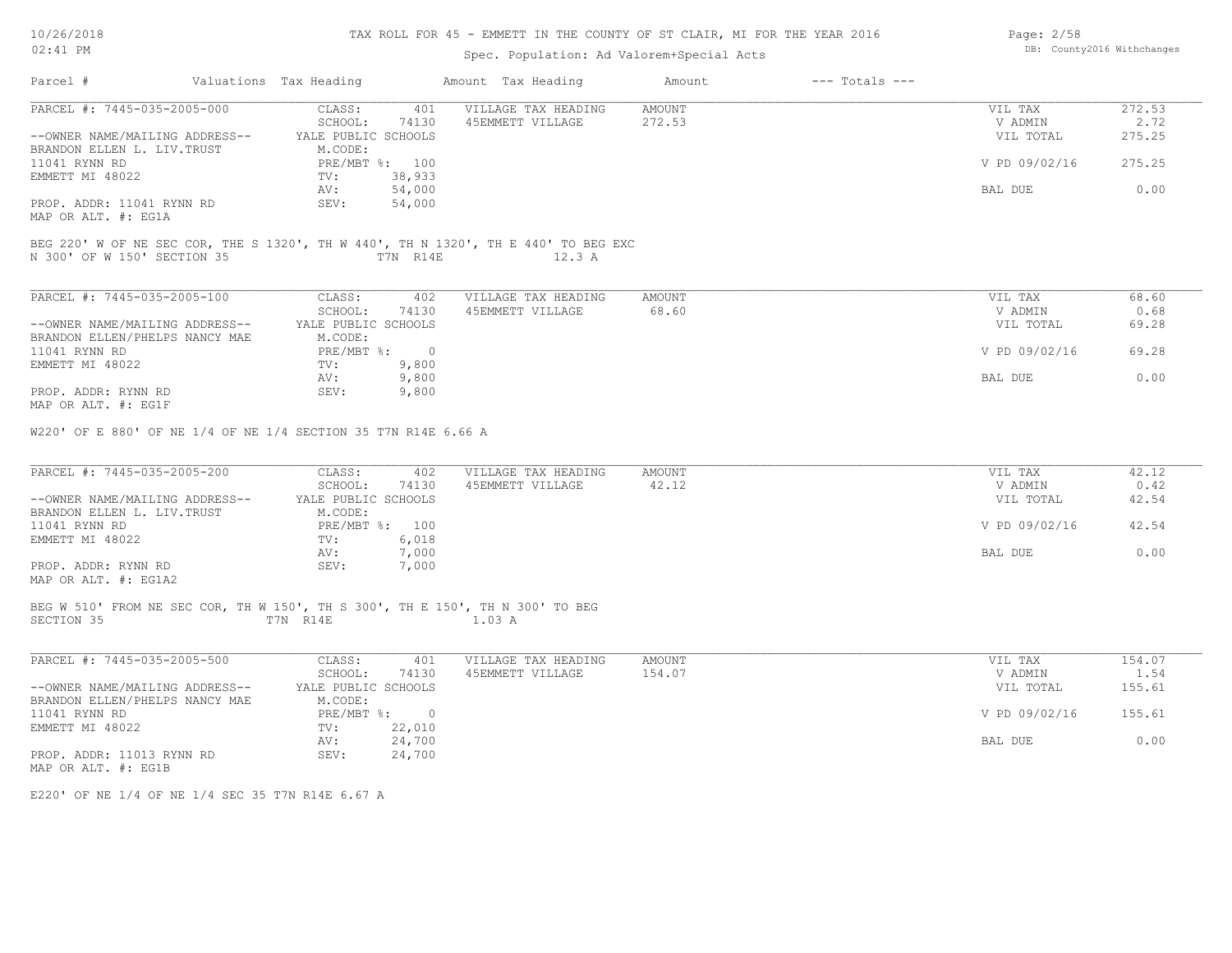TAX ROLL FOR 45 - EMMETT IN THE COUNTY OF ST CLAIR, MI FOR THE YEAR 2016

Spec. Population: Ad Valorem+Special Acts

| Parcel # | Valuations | Tax Heading | Amount | Tax Heading | Amount | --- Totals --- | |
|---|---|---|---|---|---|---|---|
| PARCEL #: 7445-035-2005-000 | CLASS: | 401 | VILLAGE TAX HEADING | AMOUNT | | VIL TAX | 272.53 |
| | SCHOOL: | 74130 | 45EMMETT VILLAGE | 272.53 | | V ADMIN | 2.72 |
| --OWNER NAME/MAILING ADDRESS-- | YALE PUBLIC SCHOOLS | | | | | VIL TOTAL | 275.25 |
| BRANDON ELLEN L. LIV.TRUST | M.CODE: | | | | | | |
| 11041 RYNN RD | PRE/MBT %: | 100 | | | | V PD 09/02/16 | 275.25 |
| EMMETT MI 48022 | TV: | 38,933 | | | | | |
| | AV: | 54,000 | | | | BAL DUE | 0.00 |
| PROP. ADDR: 11041 RYNN RD | SEV: | 54,000 | | | | | |
| MAP OR ALT. #: EG1A | | | | | | | |

BEG 220' W OF NE SEC COR, THE S 1320', TH W 440', TH N 1320', TH E 440' TO BEG EXC N 300' OF W 150' SECTION 35 T7N R14E 12.3 A

| Parcel # | Valuations | Tax Heading | Amount | Tax Heading | Amount | --- Totals --- | |
|---|---|---|---|---|---|---|---|
| PARCEL #: 7445-035-2005-100 | CLASS: | 402 | VILLAGE TAX HEADING | AMOUNT | | VIL TAX | 68.60 |
| | SCHOOL: | 74130 | 45EMMETT VILLAGE | 68.60 | | V ADMIN | 0.68 |
| --OWNER NAME/MAILING ADDRESS-- | YALE PUBLIC SCHOOLS | | | | | VIL TOTAL | 69.28 |
| BRANDON ELLEN/PHELPS NANCY MAE | M.CODE: | | | | | | |
| 11041 RYNN RD | PRE/MBT %: | 0 | | | | V PD 09/02/16 | 69.28 |
| EMMETT MI 48022 | TV: | 9,800 | | | | | |
| | AV: | 9,800 | | | | BAL DUE | 0.00 |
| PROP. ADDR: RYNN RD | SEV: | 9,800 | | | | | |
| MAP OR ALT. #: EG1F | | | | | | | |

W220' OF E 880' OF NE 1/4 OF NE 1/4 SECTION 35 T7N R14E 6.66 A

| Parcel # | Valuations | Tax Heading | Amount | Tax Heading | Amount | --- Totals --- | |
|---|---|---|---|---|---|---|---|
| PARCEL #: 7445-035-2005-200 | CLASS: | 402 | VILLAGE TAX HEADING | AMOUNT | | VIL TAX | 42.12 |
| | SCHOOL: | 74130 | 45EMMETT VILLAGE | 42.12 | | V ADMIN | 0.42 |
| --OWNER NAME/MAILING ADDRESS-- | YALE PUBLIC SCHOOLS | | | | | VIL TOTAL | 42.54 |
| BRANDON ELLEN L. LIV.TRUST | M.CODE: | | | | | | |
| 11041 RYNN RD | PRE/MBT %: | 100 | | | | V PD 09/02/16 | 42.54 |
| EMMETT MI 48022 | TV: | 6,018 | | | | | |
| | AV: | 7,000 | | | | BAL DUE | 0.00 |
| PROP. ADDR: RYNN RD | SEV: | 7,000 | | | | | |
| MAP OR ALT. #: EG1A2 | | | | | | | |

BEG W 510' FROM NE SEC COR, TH W 150', TH S 300', TH E 150', TH N 300' TO BEG SECTION 35 T7N R14E 1.03 A

| Parcel # | Valuations | Tax Heading | Amount | Tax Heading | Amount | --- Totals --- | |
|---|---|---|---|---|---|---|---|
| PARCEL #: 7445-035-2005-500 | CLASS: | 401 | VILLAGE TAX HEADING | AMOUNT | | VIL TAX | 154.07 |
| | SCHOOL: | 74130 | 45EMMETT VILLAGE | 154.07 | | V ADMIN | 1.54 |
| --OWNER NAME/MAILING ADDRESS-- | YALE PUBLIC SCHOOLS | | | | | VIL TOTAL | 155.61 |
| BRANDON ELLEN/PHELPS NANCY MAE | M.CODE: | | | | | | |
| 11041 RYNN RD | PRE/MBT %: | 0 | | | | V PD 09/02/16 | 155.61 |
| EMMETT MI 48022 | TV: | 22,010 | | | | | |
| | AV: | 24,700 | | | | BAL DUE | 0.00 |
| PROP. ADDR: 11013 RYNN RD | SEV: | 24,700 | | | | | |
| MAP OR ALT. #: EG1B | | | | | | | |

E220' OF NE 1/4 OF NE 1/4 SEC 35 T7N R14E 6.67 A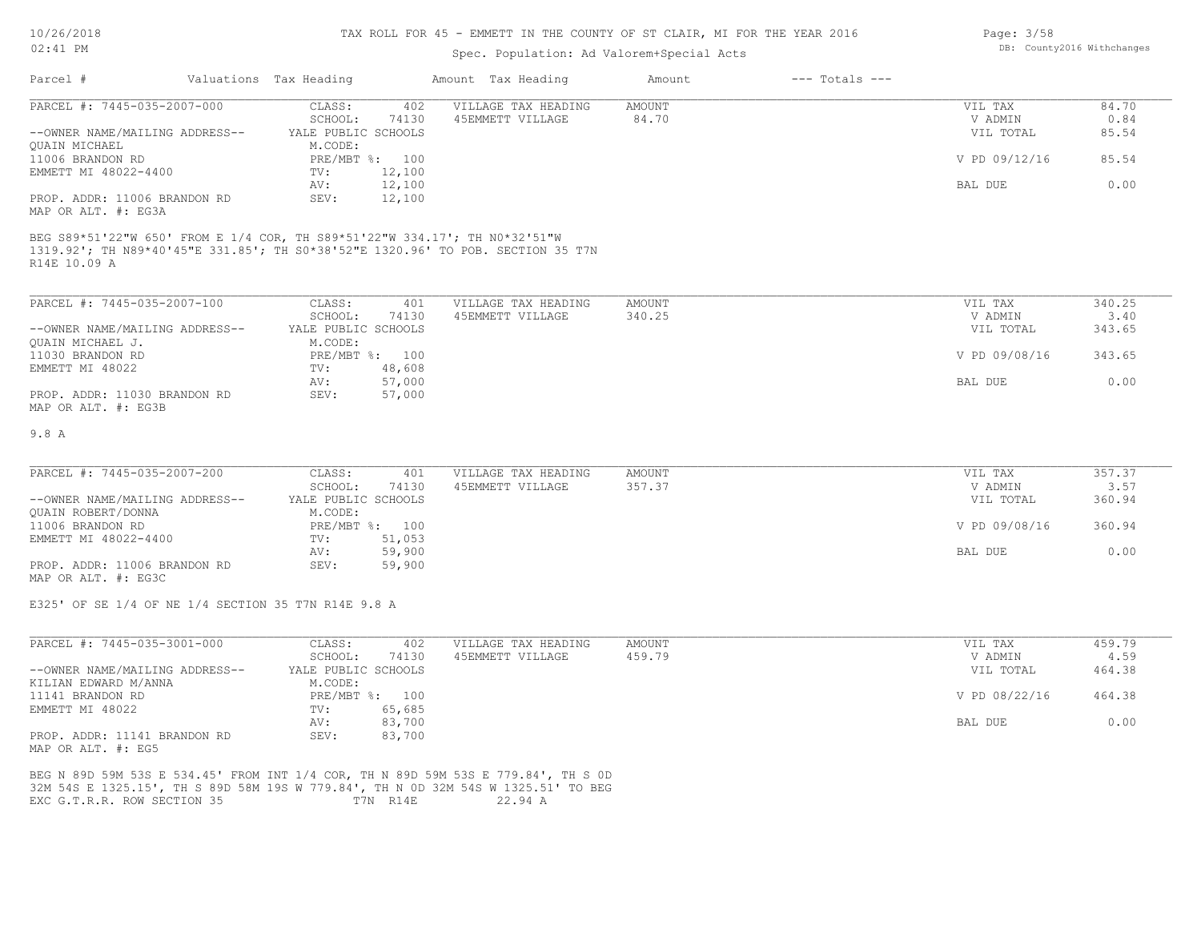TAX ROLL FOR 45 - EMMETT IN THE COUNTY OF ST CLAIR, MI FOR THE YEAR 2016

Spec. Population: Ad Valorem+Special Acts

| Parcel # | Valuations | Tax Heading | Amount | Tax Heading | Amount | --- Totals --- | |
|---|---|---|---|---|---|---|---|
| PARCEL #: 7445-035-2007-000 | CLASS: | 402 | VILLAGE TAX HEADING | AMOUNT | | VIL TAX | 84.70 |
| | SCHOOL: | 74130 | 45EMMETT VILLAGE | 84.70 | | V ADMIN | 0.84 |
| --OWNER NAME/MAILING ADDRESS-- | YALE PUBLIC SCHOOLS | | | | | VIL TOTAL | 85.54 |
| QUAIN MICHAEL | M.CODE: | | | | | | |
| 11006 BRANDON RD | PRE/MBT %: | 100 | | | | V PD 09/12/16 | 85.54 |
| EMMETT MI 48022-4400 | TV: | 12,100 | | | | | |
| | AV: | 12,100 | | | | BAL DUE | 0.00 |
| PROP. ADDR: 11006 BRANDON RD | SEV: | 12,100 | | | | | |
| MAP OR ALT. #: EG3A | | | | | | | |

BEG S89*51'22"W 650' FROM E 1/4 COR, TH S89*51'22"W 334.17'; TH N0*32'51"W 1319.92'; TH N89*40'45"E 331.85'; TH S0*38'52"E 1320.96' TO POB. SECTION 35 T7N R14E 10.09 A

| Parcel # | Valuations | Tax Heading | Amount | Tax Heading | Amount | --- Totals --- | |
|---|---|---|---|---|---|---|---|
| PARCEL #: 7445-035-2007-100 | CLASS: | 401 | VILLAGE TAX HEADING | AMOUNT | | VIL TAX | 340.25 |
| | SCHOOL: | 74130 | 45EMMETT VILLAGE | 340.25 | | V ADMIN | 3.40 |
| --OWNER NAME/MAILING ADDRESS-- | YALE PUBLIC SCHOOLS | | | | | VIL TOTAL | 343.65 |
| QUAIN MICHAEL J. | M.CODE: | | | | | | |
| 11030 BRANDON RD | PRE/MBT %: | 100 | | | | V PD 09/08/16 | 343.65 |
| EMMETT MI 48022 | TV: | 48,608 | | | | | |
| | AV: | 57,000 | | | | BAL DUE | 0.00 |
| PROP. ADDR: 11030 BRANDON RD | SEV: | 57,000 | | | | | |
| MAP OR ALT. #: EG3B | | | | | | | |

9.8 A

| Parcel # | Valuations | Tax Heading | Amount | Tax Heading | Amount | --- Totals --- | |
|---|---|---|---|---|---|---|---|
| PARCEL #: 7445-035-2007-200 | CLASS: | 401 | VILLAGE TAX HEADING | AMOUNT | | VIL TAX | 357.37 |
| | SCHOOL: | 74130 | 45EMMETT VILLAGE | 357.37 | | V ADMIN | 3.57 |
| --OWNER NAME/MAILING ADDRESS-- | YALE PUBLIC SCHOOLS | | | | | VIL TOTAL | 360.94 |
| QUAIN ROBERT/DONNA | M.CODE: | | | | | | |
| 11006 BRANDON RD | PRE/MBT %: | 100 | | | | V PD 09/08/16 | 360.94 |
| EMMETT MI 48022-4400 | TV: | 51,053 | | | | | |
| | AV: | 59,900 | | | | BAL DUE | 0.00 |
| PROP. ADDR: 11006 BRANDON RD | SEV: | 59,900 | | | | | |
| MAP OR ALT. #: EG3C | | | | | | | |

E325' OF SE 1/4 OF NE 1/4 SECTION 35 T7N R14E 9.8 A

| Parcel # | Valuations | Tax Heading | Amount | Tax Heading | Amount | --- Totals --- | |
|---|---|---|---|---|---|---|---|
| PARCEL #: 7445-035-3001-000 | CLASS: | 402 | VILLAGE TAX HEADING | AMOUNT | | VIL TAX | 459.79 |
| | SCHOOL: | 74130 | 45EMMETT VILLAGE | 459.79 | | V ADMIN | 4.59 |
| --OWNER NAME/MAILING ADDRESS-- | YALE PUBLIC SCHOOLS | | | | | VIL TOTAL | 464.38 |
| KILIAN EDWARD M/ANNA | M.CODE: | | | | | | |
| 11141 BRANDON RD | PRE/MBT %: | 100 | | | | V PD 08/22/16 | 464.38 |
| EMMETT MI 48022 | TV: | 65,685 | | | | | |
| | AV: | 83,700 | | | | BAL DUE | 0.00 |
| PROP. ADDR: 11141 BRANDON RD | SEV: | 83,700 | | | | | |
| MAP OR ALT. #: EG5 | | | | | | | |

BEG N 89D 59M 53S E 534.45' FROM INT 1/4 COR, TH N 89D 59M 53S E 779.84', TH S 0D 32M 54S E 1325.15', TH S 89D 58M 19S W 779.84', TH N 0D 32M 54S W 1325.51' TO BEG EXC G.T.R.R. ROW SECTION 35 T7N R14E 22.94 A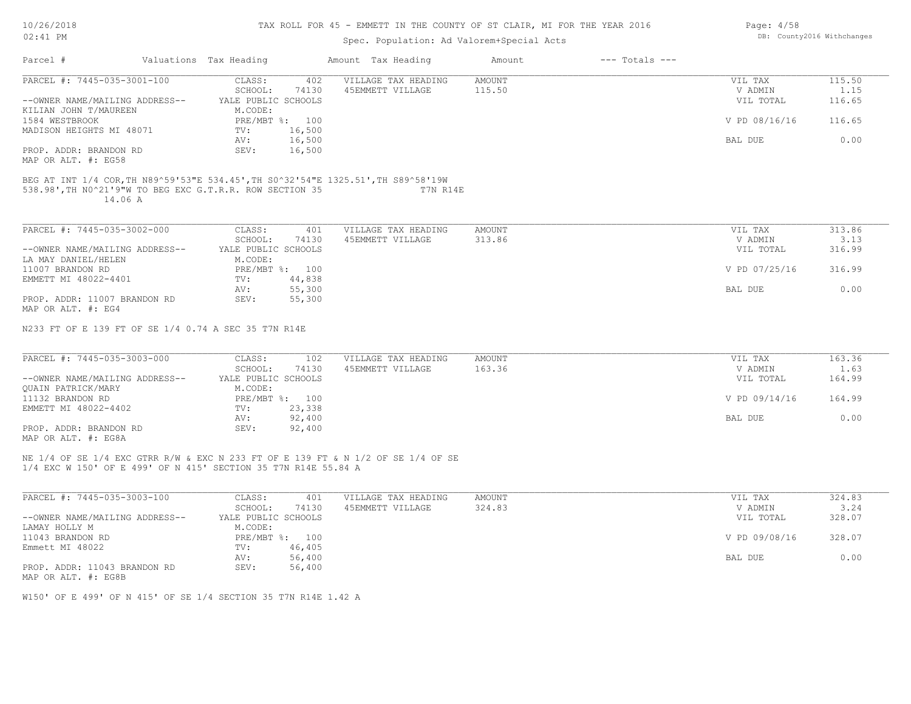TAX ROLL FOR 45 - EMMETT IN THE COUNTY OF ST CLAIR, MI FOR THE YEAR 2016

Spec. Population: Ad Valorem+Special Acts

| Parcel # | Valuations | Tax Heading | Amount | Tax Heading | Amount | --- Totals --- | |
|---|---|---|---|---|---|---|---|

**PARCEL #: 7445-035-3001-100**

| | | | | |
|---|---|---|---|---|
| CLASS: 402 | VILLAGE TAX HEADING | AMOUNT | VIL TAX | 115.50 |
| SCHOOL: 74130 | 45EMMETT VILLAGE | 115.50 | V ADMIN | 1.15 |
| YALE PUBLIC SCHOOLS | | | VIL TOTAL | 116.65 |
| M.CODE: | | | | |
| PRE/MBT %: 100 | | | V PD 08/16/16 | 116.65 |
| TV: 16,500 | | | | |
| AV: 16,500 | | | BAL DUE | 0.00 |
| SEV: 16,500 | | | | |

--OWNER NAME/MAILING ADDRESS--
KILIAN JOHN T/MAUREEN
1584 WESTBROOK
MADISON HEIGHTS MI 48071

PROP. ADDR: BRANDON RD
MAP OR ALT. #: EG58

BEG AT INT 1/4 COR,TH N89^59'53"E 534.45',TH S0^32'54"E 1325.51',TH S89^58'19W 538.98',TH N0^21'9"W TO BEG EXC G.T.R.R. ROW SECTION 35 T7N R14E 14.06 A

**PARCEL #: 7445-035-3002-000**

| | | | | |
|---|---|---|---|---|
| CLASS: 401 | VILLAGE TAX HEADING | AMOUNT | VIL TAX | 313.86 |
| SCHOOL: 74130 | 45EMMETT VILLAGE | 313.86 | V ADMIN | 3.13 |
| YALE PUBLIC SCHOOLS | | | VIL TOTAL | 316.99 |
| M.CODE: | | | | |
| PRE/MBT %: 100 | | | V PD 07/25/16 | 316.99 |
| TV: 44,838 | | | | |
| AV: 55,300 | | | BAL DUE | 0.00 |
| SEV: 55,300 | | | | |

--OWNER NAME/MAILING ADDRESS--
LA MAY DANIEL/HELEN
11007 BRANDON RD
EMMETT MI 48022-4401

PROP. ADDR: 11007 BRANDON RD
MAP OR ALT. #: EG4

N233 FT OF E 139 FT OF SE 1/4 0.74 A SEC 35 T7N R14E

**PARCEL #: 7445-035-3003-000**

| | | | | |
|---|---|---|---|---|
| CLASS: 102 | VILLAGE TAX HEADING | AMOUNT | VIL TAX | 163.36 |
| SCHOOL: 74130 | 45EMMETT VILLAGE | 163.36 | V ADMIN | 1.63 |
| YALE PUBLIC SCHOOLS | | | VIL TOTAL | 164.99 |
| M.CODE: | | | | |
| PRE/MBT %: 100 | | | V PD 09/14/16 | 164.99 |
| TV: 23,338 | | | | |
| AV: 92,400 | | | BAL DUE | 0.00 |
| SEV: 92,400 | | | | |

--OWNER NAME/MAILING ADDRESS--
QUAIN PATRICK/MARY
11132 BRANDON RD
EMMETT MI 48022-4402

PROP. ADDR: BRANDON RD
MAP OR ALT. #: EG8A

NE 1/4 OF SE 1/4 EXC GTRR R/W & EXC N 233 FT OF E 139 FT & N 1/2 OF SE 1/4 OF SE 1/4 EXC W 150' OF E 499' OF N 415' SECTION 35 T7N R14E 55.84 A

**PARCEL #: 7445-035-3003-100**

| | | | | |
|---|---|---|---|---|
| CLASS: 401 | VILLAGE TAX HEADING | AMOUNT | VIL TAX | 324.83 |
| SCHOOL: 74130 | 45EMMETT VILLAGE | 324.83 | V ADMIN | 3.24 |
| YALE PUBLIC SCHOOLS | | | VIL TOTAL | 328.07 |
| M.CODE: | | | | |
| PRE/MBT %: 100 | | | V PD 09/08/16 | 328.07 |
| TV: 46,405 | | | | |
| AV: 56,400 | | | BAL DUE | 0.00 |
| SEV: 56,400 | | | | |

--OWNER NAME/MAILING ADDRESS--
LAMAY HOLLY M
11043 BRANDON RD
Emmett MI 48022

PROP. ADDR: 11043 BRANDON RD
MAP OR ALT. #: EG8B

W150' OF E 499' OF N 415' OF SE 1/4 SECTION 35 T7N R14E 1.42 A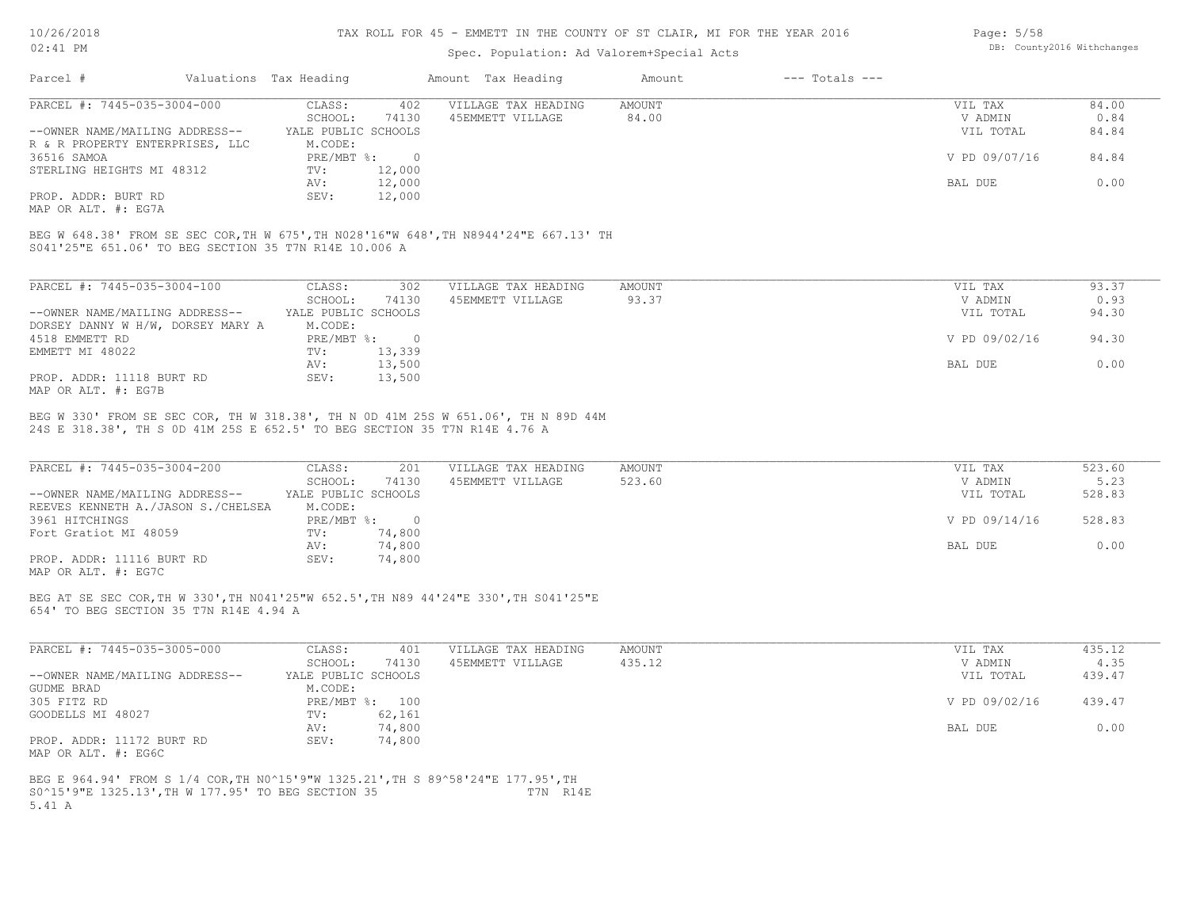10/26/2018
02:41 PM

TAX ROLL FOR 45 - EMMETT IN THE COUNTY OF ST CLAIR, MI FOR THE YEAR 2016

Spec. Population: Ad Valorem+Special Acts

DB: County2016 Withchanges

| Parcel # | Valuations | Tax Heading | Amount | Tax Heading | Amount | --- Totals --- |
|---|---|---|---|---|---|---|

PARCEL #: 7445-035-3004-000

| | | | | | |
|---|---|---|---|---|---|
| --OWNER NAME/MAILING ADDRESS-- | CLASS: 402 | VILLAGE TAX HEADING | AMOUNT | VIL TAX | 84.00 |
| R & R PROPERTY ENTERPRISES, LLC | SCHOOL: 74130 | 45EMMETT VILLAGE | 84.00 | V ADMIN | 0.84 |
| 36516 SAMOA | YALE PUBLIC SCHOOLS | | | VIL TOTAL | 84.84 |
| STERLING HEIGHTS MI 48312 | M.CODE: | | | | |
| | PRE/MBT %: 0 | | | V PD 09/07/16 | 84.84 |
| | TV: 12,000 | | | | |
| PROP. ADDR: BURT RD | AV: 12,000 | | | BAL DUE | 0.00 |
| MAP OR ALT. #: EG7A | SEV: 12,000 | | | | |

BEG W 648.38' FROM SE SEC COR,TH W 675',TH N028'16"W 648',TH N8944'24"E 667.13' TH S041'25"E 651.06' TO BEG SECTION 35 T7N R14E 10.006 A

PARCEL #: 7445-035-3004-100

| | | | | | |
|---|---|---|---|---|---|
| --OWNER NAME/MAILING ADDRESS-- | CLASS: 302 | VILLAGE TAX HEADING | AMOUNT | VIL TAX | 93.37 |
| DORSEY DANNY W H/W, DORSEY MARY A | SCHOOL: 74130 | 45EMMETT VILLAGE | 93.37 | V ADMIN | 0.93 |
| 4518 EMMETT RD | YALE PUBLIC SCHOOLS | | | VIL TOTAL | 94.30 |
| EMMETT MI 48022 | M.CODE: | | | | |
| | PRE/MBT %: 0 | | | V PD 09/02/16 | 94.30 |
| | TV: 13,339 | | | | |
| PROP. ADDR: 11118 BURT RD | AV: 13,500 | | | BAL DUE | 0.00 |
| MAP OR ALT. #: EG7B | SEV: 13,500 | | | | |

BEG W 330' FROM SE SEC COR, TH W 318.38', TH N 0D 41M 25S W 651.06', TH N 89D 44M 24S E 318.38', TH S 0D 41M 25S E 652.5' TO BEG SECTION 35 T7N R14E 4.76 A

PARCEL #: 7445-035-3004-200

| | | | | | |
|---|---|---|---|---|---|
| --OWNER NAME/MAILING ADDRESS-- | CLASS: 201 | VILLAGE TAX HEADING | AMOUNT | VIL TAX | 523.60 |
| REEVES KENNETH A./JASON S./CHELSEA | SCHOOL: 74130 | 45EMMETT VILLAGE | 523.60 | V ADMIN | 5.23 |
| 3961 HITCHINGS | YALE PUBLIC SCHOOLS | | | VIL TOTAL | 528.83 |
| Fort Gratiot MI 48059 | M.CODE: | | | | |
| | PRE/MBT %: 0 | | | V PD 09/14/16 | 528.83 |
| | TV: 74,800 | | | | |
| PROP. ADDR: 11116 BURT RD | AV: 74,800 | | | BAL DUE | 0.00 |
| MAP OR ALT. #: EG7C | SEV: 74,800 | | | | |

BEG AT SE SEC COR,TH W 330',TH N041'25"W 652.5',TH N89 44'24"E 330',TH S041'25"E 654' TO BEG SECTION 35 T7N R14E 4.94 A

PARCEL #: 7445-035-3005-000

| | | | | | |
|---|---|---|---|---|---|
| --OWNER NAME/MAILING ADDRESS-- | CLASS: 401 | VILLAGE TAX HEADING | AMOUNT | VIL TAX | 435.12 |
| GUDME BRAD | SCHOOL: 74130 | 45EMMETT VILLAGE | 435.12 | V ADMIN | 4.35 |
| 305 FITZ RD | YALE PUBLIC SCHOOLS | | | VIL TOTAL | 439.47 |
| GOODELLS MI 48027 | M.CODE: | | | | |
| | PRE/MBT %: 100 | | | V PD 09/02/16 | 439.47 |
| | TV: 62,161 | | | | |
| PROP. ADDR: 11172 BURT RD | AV: 74,800 | | | BAL DUE | 0.00 |
| MAP OR ALT. #: EG6C | SEV: 74,800 | | | | |

BEG E 964.94' FROM S 1/4 COR,TH N0^15'9"W 1325.21',TH S 89^58'24"E 177.95',TH S0^15'9"E 1325.13',TH W 177.95' TO BEG SECTION 35 T7N R14E 5.41 A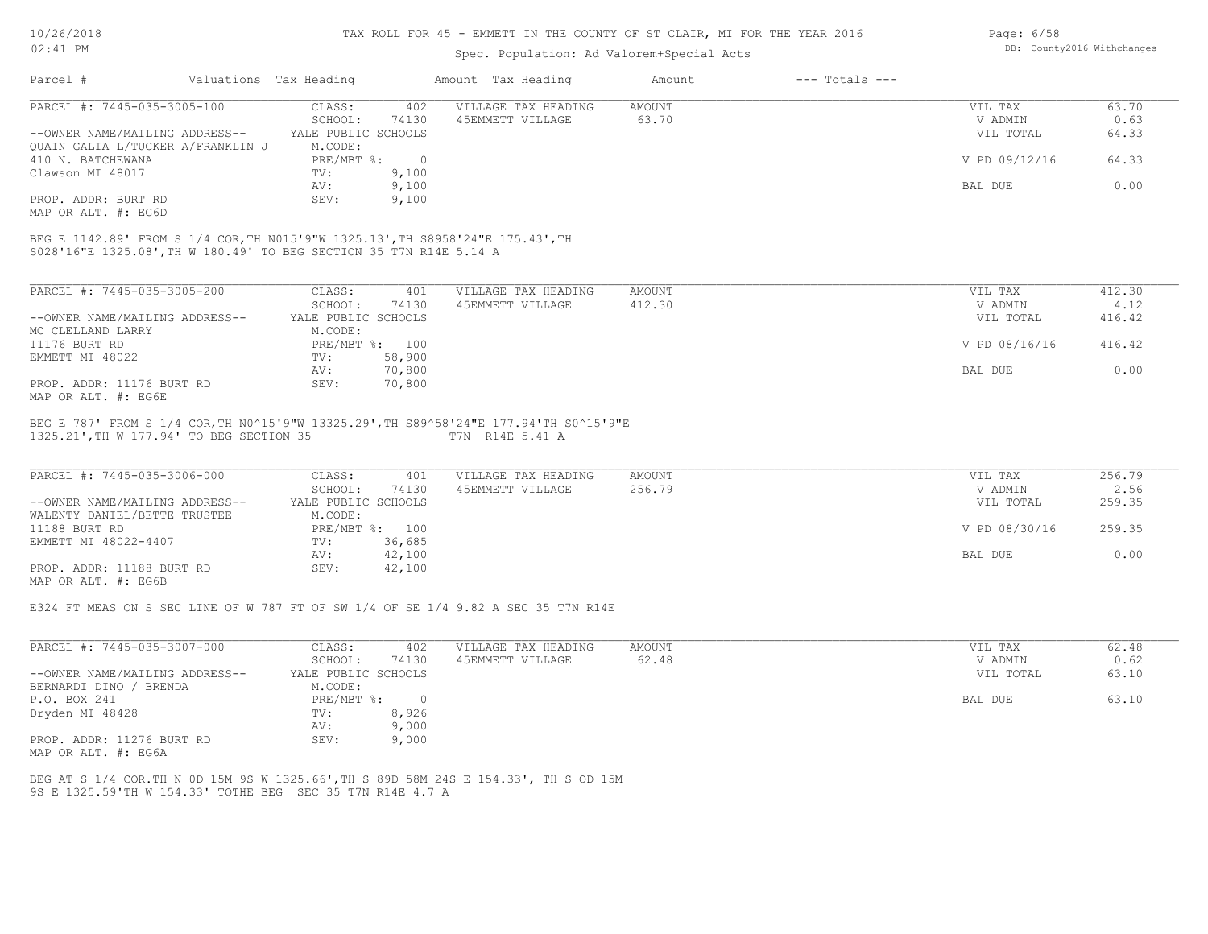# TAX ROLL FOR 45 - EMMETT IN THE COUNTY OF ST CLAIR, MI FOR THE YEAR 2016

Spec. Population: Ad Valorem+Special Acts

| Parcel # | Valuations | Tax Heading | Amount | Tax Heading | Amount | --- Totals --- | |
|---|---|---|---|---|---|---|---|

---

**PARCEL #: 7445-035-3005-100**

| | | | | | |
|---|---|---|---|---|---|
| CLASS: | 402 | VILLAGE TAX HEADING | AMOUNT | VIL TAX | 63.70 |
| SCHOOL: | | 45EMMETT VILLAGE | 63.70 | V ADMIN | 0.63 |
| YALE PUBLIC SCHOOLS | | | | VIL TOTAL | 64.33 |
| M.CODE: | | | | | |
| PRE/MBT %: | 0 | | | V PD 09/12/16 | 64.33 |
| TV: | 9,100 | | | | |
| AV: | 9,100 | | | BAL DUE | 0.00 |
| SEV: | 9,100 | | | | |

--OWNER NAME/MAILING ADDRESS--
QUAIN GALIA L/TUCKER A/FRANKLIN J
410 N. BATCHEWANA
Clawson MI 48017

PROP. ADDR: BURT RD
MAP OR ALT. #: EG6D

BEG E 1142.89' FROM S 1/4 COR,TH N015'9"W 1325.13',TH S8958'24"E 175.43',TH S028'16"E 1325.08',TH W 180.49' TO BEG SECTION 35 T7N R14E 5.14 A

---

**PARCEL #: 7445-035-3005-200**

| | | | | | |
|---|---|---|---|---|---|
| CLASS: | 401 | VILLAGE TAX HEADING | AMOUNT | VIL TAX | 412.30 |
| SCHOOL: | 74130 | 45EMMETT VILLAGE | 412.30 | V ADMIN | 4.12 |
| YALE PUBLIC SCHOOLS | | | | VIL TOTAL | 416.42 |
| M.CODE: | | | | | |
| PRE/MBT %: | 100 | | | V PD 08/16/16 | 416.42 |
| TV: | 58,900 | | | | |
| AV: | 70,800 | | | BAL DUE | 0.00 |
| SEV: | 70,800 | | | | |

--OWNER NAME/MAILING ADDRESS--
MC CLELLAND LARRY
11176 BURT RD
EMMETT MI 48022

PROP. ADDR: 11176 BURT RD
MAP OR ALT. #: EG6E

BEG E 787' FROM S 1/4 COR,TH N0^15'9"W 13325.29',TH S89^58'24"E 177.94'TH S0^15'9"E 1325.21',TH W 177.94' TO BEG SECTION 35 T7N R14E 5.41 A

---

**PARCEL #: 7445-035-3006-000**

| | | | | | |
|---|---|---|---|---|---|
| CLASS: | 401 | VILLAGE TAX HEADING | AMOUNT | VIL TAX | 256.79 |
| SCHOOL: | 74130 | 45EMMETT VILLAGE | 256.79 | V ADMIN | 2.56 |
| YALE PUBLIC SCHOOLS | | | | VIL TOTAL | 259.35 |
| M.CODE: | | | | | |
| PRE/MBT %: | 100 | | | V PD 08/30/16 | 259.35 |
| TV: | 36,685 | | | | |
| AV: | 42,100 | | | BAL DUE | 0.00 |
| SEV: | 42,100 | | | | |

--OWNER NAME/MAILING ADDRESS--
WALENTY DANIEL/BETTE TRUSTEE
11188 BURT RD
EMMETT MI 48022-4407

PROP. ADDR: 11188 BURT RD
MAP OR ALT. #: EG6B

E324 FT MEAS ON S SEC LINE OF W 787 FT OF SW 1/4 OF SE 1/4 9.82 A SEC 35 T7N R14E

---

**PARCEL #: 7445-035-3007-000**

| | | | | | |
|---|---|---|---|---|---|
| CLASS: | 402 | VILLAGE TAX HEADING | AMOUNT | VIL TAX | 62.48 |
| SCHOOL: | 74130 | 45EMMETT VILLAGE | 62.48 | V ADMIN | 0.62 |
| YALE PUBLIC SCHOOLS | | | | VIL TOTAL | 63.10 |
| M.CODE: | | | | | |
| PRE/MBT %: | 0 | | | BAL DUE | 63.10 |
| TV: | 8,926 | | | | |
| AV: | 9,000 | | | | |
| SEV: | 9,000 | | | | |

--OWNER NAME/MAILING ADDRESS--
BERNARDI DINO / BRENDA
P.O. BOX 241
Dryden MI 48428

PROP. ADDR: 11276 BURT RD
MAP OR ALT. #: EG6A

BEG AT S 1/4 COR.TH N 0D 15M 9S W 1325.66',TH S 89D 58M 24S E 154.33', TH S OD 15M 9S E 1325.59'TH W 154.33' TOTHE BEG SEC 35 T7N R14E 4.7 A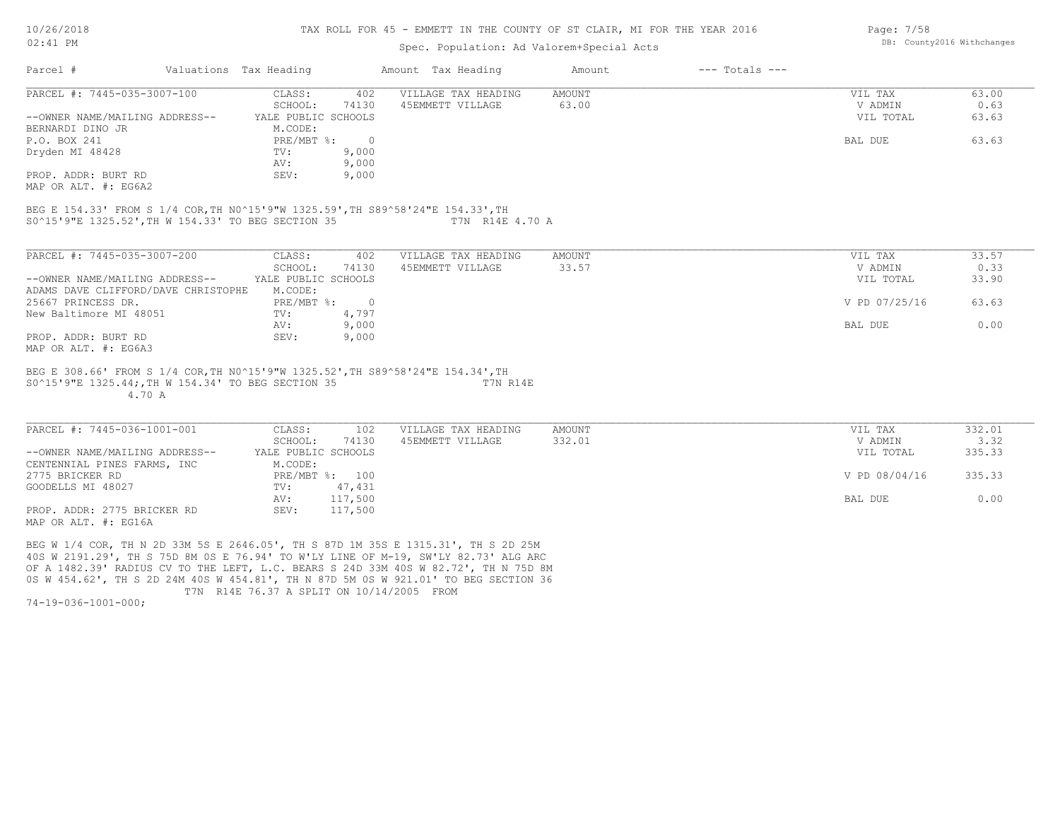TAX ROLL FOR 45 - EMMETT IN THE COUNTY OF ST CLAIR, MI FOR THE YEAR 2016

Spec. Population: Ad Valorem+Special Acts

DB: County2016 Withchanges

10/26/2018
02:41 PM

| Parcel # | Valuations Tax Heading | | Amount Tax Heading | Amount | --- Totals --- | |
|---|---|---|---|---|---|---|

```
PARCEL #: 7445-035-3007-100          CLASS:          402    VILLAGE TAX HEADING    AMOUNT        VIL TAX          63.00
                                     SCHOOL:       74130    45EMMETT VILLAGE       63.00         V ADMIN           0.63
--OWNER NAME/MAILING ADDRESS--       YALE PUBLIC SCHOOLS                                         VIL TOTAL        63.63
BERNARDI DINO JR                     M.CODE:
P.O. BOX 241                         PRE/MBT %:        0                                         BAL DUE          63.63
Dryden MI 48428                      TV:           9,000
                                     AV:           9,000
PROP. ADDR: BURT RD                  SEV:          9,000
MAP OR ALT. #: EG6A2
```

BEG E 154.33' FROM S 1/4 COR,TH N0^15'9"W 1325.59',TH S89^58'24"E 154.33',TH
S0^15'9"E 1325.52',TH W 154.33' TO BEG SECTION 35 T7N R14E 4.70 A

```
PARCEL #: 7445-035-3007-200          CLASS:          402    VILLAGE TAX HEADING    AMOUNT        VIL TAX          33.57
                                     SCHOOL:       74130    45EMMETT VILLAGE       33.57         V ADMIN           0.33
--OWNER NAME/MAILING ADDRESS--       YALE PUBLIC SCHOOLS                                         VIL TOTAL        33.90
ADAMS DAVE CLIFFORD/DAVE CHRISTOPHE  M.CODE:
25667 PRINCESS DR.                   PRE/MBT %:        0                                         V PD 07/25/16    63.63
New Baltimore MI 48051               TV:           4,797
                                     AV:           9,000                                         BAL DUE           0.00
PROP. ADDR: BURT RD                  SEV:          9,000
MAP OR ALT. #: EG6A3
```

BEG E 308.66' FROM S 1/4 COR,TH N0^15'9"W 1325.52',TH S89^58'24"E 154.34',TH
S0^15'9"E 1325.44;,TH W 154.34' TO BEG SECTION 35 T7N R14E
4.70 A

```
PARCEL #: 7445-036-1001-001          CLASS:          102    VILLAGE TAX HEADING    AMOUNT        VIL TAX         332.01
                                     SCHOOL:       74130    45EMMETT VILLAGE       332.01        V ADMIN           3.32
--OWNER NAME/MAILING ADDRESS--       YALE PUBLIC SCHOOLS                                         VIL TOTAL       335.33
CENTENNIAL PINES FARMS, INC          M.CODE:
2775 BRICKER RD                      PRE/MBT %:      100                                         V PD 08/04/16   335.33
GOODELLS MI 48027                    TV:          47,431
                                     AV:         117,500                                         BAL DUE           0.00
PROP. ADDR: 2775 BRICKER RD          SEV:        117,500
MAP OR ALT. #: EG16A
```

BEG W 1/4 COR, TH N 2D 33M 5S E 2646.05', TH S 87D 1M 35S E 1315.31', TH S 2D 25M
40S W 2191.29', TH S 75D 8M 0S E 76.94' TO W'LY LINE OF M-19, SW'LY 82.73' ALG ARC
OF A 1482.39' RADIUS CV TO THE LEFT, L.C. BEARS S 24D 33M 40S W 82.72', TH N 75D 8M
0S W 454.62', TH S 2D 24M 40S W 454.81', TH N 87D 5M 0S W 921.01' TO BEG SECTION 36
T7N R14E 76.37 A SPLIT ON 10/14/2005 FROM
74-19-036-1001-000;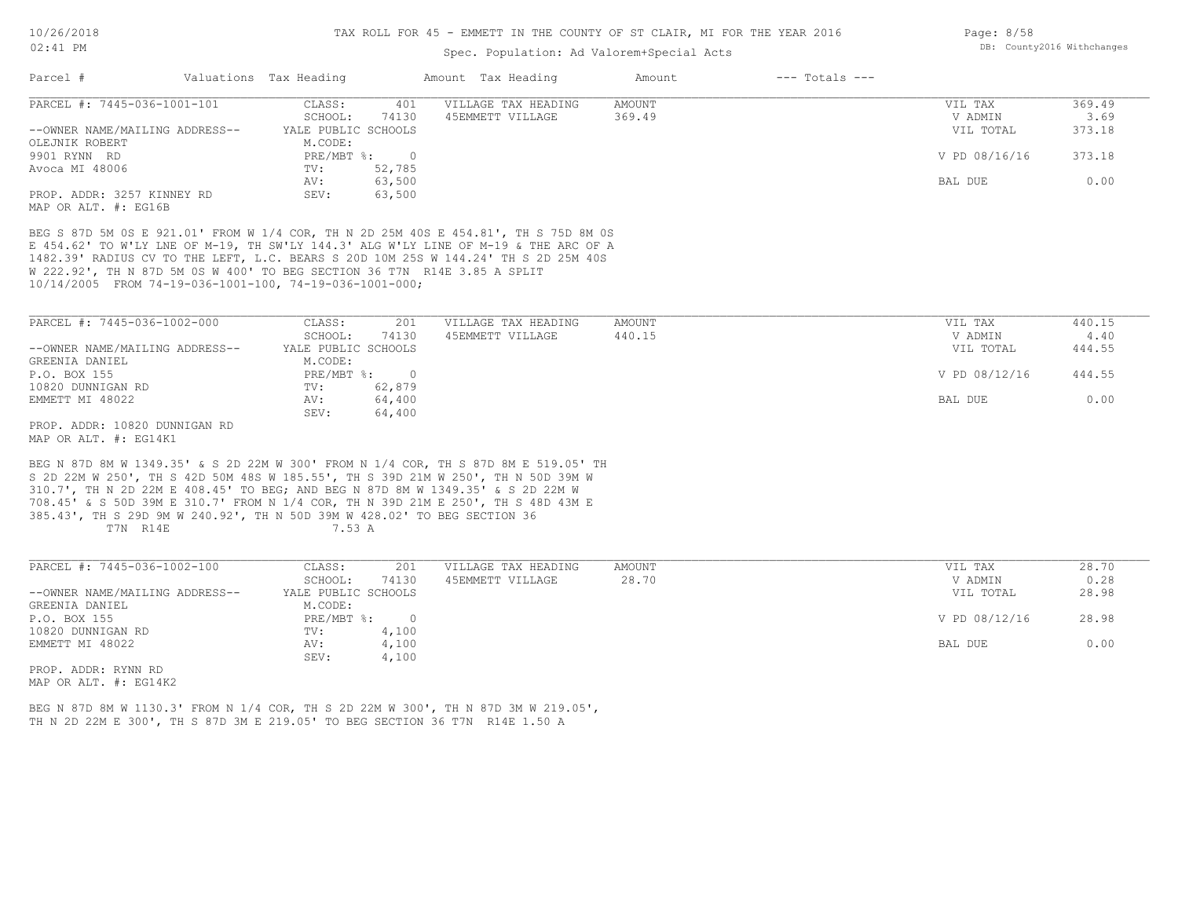TAX ROLL FOR 45 - EMMETT IN THE COUNTY OF ST CLAIR, MI FOR THE YEAR 2016

Spec. Population: Ad Valorem+Special Acts

| Parcel # | Valuations | Tax Heading | Amount | Tax Heading | Amount | --- Totals --- | |
|---|---|---|---|---|---|---|---|

PARCEL #: 7445-036-1001-101

| | | | | |
|---|---|---|---|---|
| CLASS: 401 | VILLAGE TAX HEADING | AMOUNT | VIL TAX | 369.49 |
| SCHOOL: 74130 | 45EMMETT VILLAGE | 369.49 | V ADMIN | 3.69 |
| YALE PUBLIC SCHOOLS | | | VIL TOTAL | 373.18 |
| M.CODE: | | | | |
| PRE/MBT %: 0 | | | V PD 08/16/16 | 373.18 |
| TV: 52,785 | | | | |
| AV: 63,500 | | | BAL DUE | 0.00 |
| SEV: 63,500 | | | | |

--OWNER NAME/MAILING ADDRESS--
OLEJNIK ROBERT
9901 RYNN RD
Avoca MI 48006

PROP. ADDR: 3257 KINNEY RD
MAP OR ALT. #: EG16B

BEG S 87D 5M 0S E 921.01' FROM W 1/4 COR, TH N 2D 25M 40S E 454.81', TH S 75D 8M 0S E 454.62' TO W'LY LNE OF M-19, TH SW'LY 144.3' ALG W'LY LINE OF M-19 & THE ARC OF A 1482.39' RADIUS CV TO THE LEFT, L.C. BEARS S 20D 10M 25S W 144.24' TH S 2D 25M 40S W 222.92', TH N 87D 5M 0S W 400' TO BEG SECTION 36 T7N R14E 3.85 A SPLIT 10/14/2005 FROM 74-19-036-1001-100, 74-19-036-1001-000;

PARCEL #: 7445-036-1002-000

| | | | | |
|---|---|---|---|---|
| CLASS: 201 | VILLAGE TAX HEADING | AMOUNT | VIL TAX | 440.15 |
| SCHOOL: 74130 | 45EMMETT VILLAGE | 440.15 | V ADMIN | 4.40 |
| YALE PUBLIC SCHOOLS | | | VIL TOTAL | 444.55 |
| M.CODE: | | | | |
| PRE/MBT %: 0 | | | V PD 08/12/16 | 444.55 |
| TV: 62,879 | | | | |
| AV: 64,400 | | | BAL DUE | 0.00 |
| SEV: 64,400 | | | | |

--OWNER NAME/MAILING ADDRESS--
GREENIA DANIEL
P.O. BOX 155
10820 DUNNIGAN RD
EMMETT MI 48022

PROP. ADDR: 10820 DUNNIGAN RD
MAP OR ALT. #: EG14K1

BEG N 87D 8M W 1349.35' & S 2D 22M W 300' FROM N 1/4 COR, TH S 87D 8M E 519.05' TH S 2D 22M W 250', TH S 42D 50M 48S W 185.55', TH S 39D 21M W 250', TH N 50D 39M W 310.7', TH N 2D 22M E 408.45' TO BEG; AND BEG N 87D 8M W 1349.35' & S 2D 22M W 708.45' & S 50D 39M E 310.7' FROM N 1/4 COR, TH N 39D 21M E 250', TH S 48D 43M E 385.43', TH S 29D 9M W 240.92', TH N 50D 39M W 428.02' TO BEG SECTION 36 T7N R14E 7.53 A

PARCEL #: 7445-036-1002-100

| | | | | |
|---|---|---|---|---|
| CLASS: 201 | VILLAGE TAX HEADING | AMOUNT | VIL TAX | 28.70 |
| SCHOOL: 74130 | 45EMMETT VILLAGE | 28.70 | V ADMIN | 0.28 |
| YALE PUBLIC SCHOOLS | | | VIL TOTAL | 28.98 |
| M.CODE: | | | | |
| PRE/MBT %: 0 | | | V PD 08/12/16 | 28.98 |
| TV: 4,100 | | | | |
| AV: 4,100 | | | BAL DUE | 0.00 |
| SEV: 4,100 | | | | |

--OWNER NAME/MAILING ADDRESS--
GREENIA DANIEL
P.O. BOX 155
10820 DUNNIGAN RD
EMMETT MI 48022

PROP. ADDR: RYNN RD
MAP OR ALT. #: EG14K2

BEG N 87D 8M W 1130.3' FROM N 1/4 COR, TH S 2D 22M W 300', TH N 87D 3M W 219.05', TH N 2D 22M E 300', TH S 87D 3M E 219.05' TO BEG SECTION 36 T7N R14E 1.50 A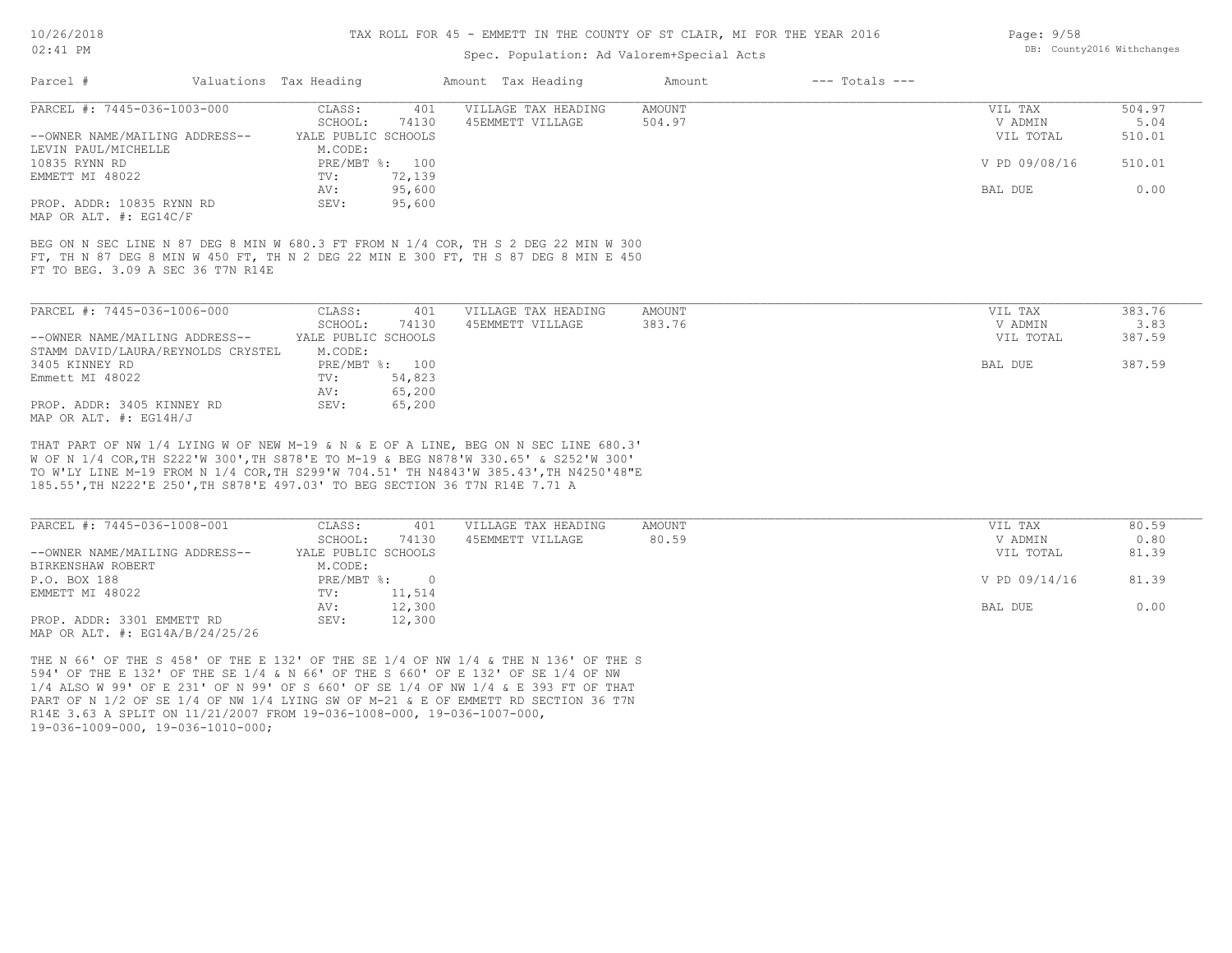# TAX ROLL FOR 45 - EMMETT IN THE COUNTY OF ST CLAIR, MI FOR THE YEAR 2016

Spec. Population: Ad Valorem+Special Acts

DB: County2016 Withchanges

10/26/2018
02:41 PM

| Parcel # | Valuations Tax Heading | | Amount Tax Heading | Amount | --- Totals --- | |
|---|---|---|---|---|---|---|

## PARCEL #: 7445-036-1003-000

| | | | | | |
|---|---|---|---|---|---|
| CLASS: | 401 | VILLAGE TAX HEADING | AMOUNT | VIL TAX | 504.97 |
| SCHOOL: | 74130 | 45EMMETT VILLAGE | 504.97 | V ADMIN | 5.04 |
| YALE PUBLIC SCHOOLS | | | | VIL TOTAL | 510.01 |
| M.CODE: | | | | | |
| PRE/MBT %: | 100 | | | V PD 09/08/16 | 510.01 |
| TV: | 72,139 | | | | |
| AV: | 95,600 | | | BAL DUE | 0.00 |
| SEV: | 95,600 | | | | |

--OWNER NAME/MAILING ADDRESS--
LEVIN PAUL/MICHELLE
10835 RYNN RD
EMMETT MI 48022

PROP. ADDR: 10835 RYNN RD
MAP OR ALT. #: EG14C/F

BEG ON N SEC LINE N 87 DEG 8 MIN W 680.3 FT FROM N 1/4 COR, TH S 2 DEG 22 MIN W 300 FT, TH N 87 DEG 8 MIN W 450 FT, TH N 2 DEG 22 MIN E 300 FT, TH S 87 DEG 8 MIN E 450 FT TO BEG. 3.09 A SEC 36 T7N R14E

## PARCEL #: 7445-036-1006-000

| | | | | | |
|---|---|---|---|---|---|
| CLASS: | 401 | VILLAGE TAX HEADING | AMOUNT | VIL TAX | 383.76 |
| SCHOOL: | 74130 | 45EMMETT VILLAGE | 383.76 | V ADMIN | 3.83 |
| YALE PUBLIC SCHOOLS | | | | VIL TOTAL | 387.59 |
| M.CODE: | | | | | |
| PRE/MBT %: | 100 | | | BAL DUE | 387.59 |
| TV: | 54,823 | | | | |
| AV: | 65,200 | | | | |
| SEV: | 65,200 | | | | |

--OWNER NAME/MAILING ADDRESS--
STAMM DAVID/LAURA/REYNOLDS CRYSTEL
3405 KINNEY RD
Emmett MI 48022

PROP. ADDR: 3405 KINNEY RD
MAP OR ALT. #: EG14H/J

THAT PART OF NW 1/4 LYING W OF NEW M-19 & N & E OF A LINE, BEG ON N SEC LINE 680.3' W OF N 1/4 COR,TH S222'W 300',TH S878'E TO M-19 & BEG N878'W 330.65' & S252'W 300' TO W'LY LINE M-19 FROM N 1/4 COR,TH S299'W 704.51' TH N4843'W 385.43',TH N4250'48"E 185.55',TH N222'E 250',TH S878'E 497.03' TO BEG SECTION 36 T7N R14E 7.71 A

## PARCEL #: 7445-036-1008-001

| | | | | | |
|---|---|---|---|---|---|
| CLASS: | 401 | VILLAGE TAX HEADING | AMOUNT | VIL TAX | 80.59 |
| SCHOOL: | 74130 | 45EMMETT VILLAGE | 80.59 | V ADMIN | 0.80 |
| YALE PUBLIC SCHOOLS | | | | VIL TOTAL | 81.39 |
| M.CODE: | | | | | |
| PRE/MBT %: | 0 | | | V PD 09/14/16 | 81.39 |
| TV: | 11,514 | | | | |
| AV: | 12,300 | | | BAL DUE | 0.00 |
| SEV: | 12,300 | | | | |

--OWNER NAME/MAILING ADDRESS--
BIRKENSHAW ROBERT
P.O. BOX 188
EMMETT MI 48022

PROP. ADDR: 3301 EMMETT RD
MAP OR ALT. #: EG14A/B/24/25/26

THE N 66' OF THE S 458' OF THE E 132' OF THE SE 1/4 OF NW 1/4 & THE N 136' OF THE S 594' OF THE E 132' OF THE SE 1/4 & N 66' OF THE S 660' OF E 132' OF SE 1/4 OF NW 1/4 ALSO W 99' OF E 231' OF N 99' OF S 660' OF SE 1/4 OF NW 1/4 & E 393 FT OF THAT PART OF N 1/2 OF SE 1/4 OF NW 1/4 LYING SW OF M-21 & E OF EMMETT RD SECTION 36 T7N R14E 3.63 A SPLIT ON 11/21/2007 FROM 19-036-1008-000, 19-036-1007-000, 19-036-1009-000, 19-036-1010-000;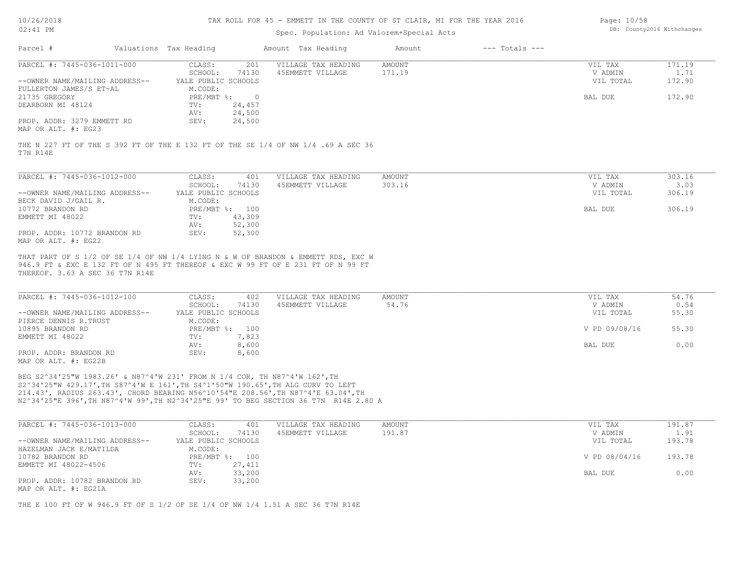TAX ROLL FOR 45 - EMMETT IN THE COUNTY OF ST CLAIR, MI FOR THE YEAR 2016

Spec. Population: Ad Valorem+Special Acts

| Parcel # | Valuations | Tax Heading | Amount | Tax Heading | Amount | --- Totals --- | |
|---|---|---|---|---|---|---|---|

**PARCEL #: 7445-036-1011-000**

| | | | | | |
|---|---|---|---|---|---|
| CLASS: | 201 | VILLAGE TAX HEADING | AMOUNT | VIL TAX | 171.19 |
| SCHOOL: | 74130 | 45EMMETT VILLAGE | 171.19 | V ADMIN | 1.71 |
| YALE PUBLIC SCHOOLS | | | | VIL TOTAL | 172.90 |
| M.CODE: | | | | | |
| PRE/MBT %: | 0 | | | BAL DUE | 172.90 |
| TV: | 24,457 | | | | |
| AV: | 24,500 | | | | |
| SEV: | 24,500 | | | | |

--OWNER NAME/MAILING ADDRESS--
FULLERTON JAMES/S ET-AL
21735 GREGORY
DEARBORN MI 48124

PROP. ADDR: 3279 EMMETT RD
MAP OR ALT. #: EG23

THE N 227 FT OF THE S 392 FT OF THE E 132 FT OF THE SE 1/4 OF NW 1/4 .69 A SEC 36 T7N R14E

**PARCEL #: 7445-036-1012-000**

| | | | | | |
|---|---|---|---|---|---|
| CLASS: | 401 | VILLAGE TAX HEADING | AMOUNT | VIL TAX | 303.16 |
| SCHOOL: | 74130 | 45EMMETT VILLAGE | 303.16 | V ADMIN | 3.03 |
| YALE PUBLIC SCHOOLS | | | | VIL TOTAL | 306.19 |
| M.CODE: | | | | | |
| PRE/MBT %: | 100 | | | BAL DUE | 306.19 |
| TV: | 43,309 | | | | |
| AV: | 52,300 | | | | |
| SEV: | 52,300 | | | | |

--OWNER NAME/MAILING ADDRESS--
BECK DAVID J/GAIL R.
10772 BRANDON RD
EMMETT MI 48022

PROP. ADDR: 10772 BRANDON RD
MAP OR ALT. #: EG22

THAT PART OF S 1/2 OF SE 1/4 OF NW 1/4 LYING N & W OF BRANDON & EMMETT RDS, EXC W 946.9 FT & EXC E 132 FT OF N 495 FT THEREOF & EXC W 99 FT OF E 231 FT OF N 99 FT THEREOF. 3.63 A SEC 36 T7N R14E

**PARCEL #: 7445-036-1012-100**

| | | | | | |
|---|---|---|---|---|---|
| CLASS: | 402 | VILLAGE TAX HEADING | AMOUNT | VIL TAX | 54.76 |
| SCHOOL: | 74130 | 45EMMETT VILLAGE | 54.76 | V ADMIN | 0.54 |
| YALE PUBLIC SCHOOLS | | | | VIL TOTAL | 55.30 |
| M.CODE: | | | | | |
| PRE/MBT %: | 100 | | | V PD 09/08/16 | 55.30 |
| TV: | 7,823 | | | | |
| AV: | 8,600 | | | BAL DUE | 0.00 |
| SEV: | 8,600 | | | | |

--OWNER NAME/MAILING ADDRESS--
PIERCE DENNIS R.TRUST
10895 BRANDON RD
EMMETT MI 48022

PROP. ADDR: BRANDON RD
MAP OR ALT. #: EG22B

BEG S2^34'25"W 1983.26' & N87^4'W 231' FROM N 1/4 COR, TH N87^4'W 162',TH S2^34'25"W 429.17',TH S87^4'W E 161',TH S4^1'50"W 190.65',TH ALG CURV TO LEFT 214.43', RADIUS 263.43', CHORD BEARING N56^10'54"E 208.56',TH N87^4'E 63.04',TH N2^34'25"E 396',TH N87^4'W 99',TH N2^34'25"E 99' TO BEG SECTION 36 T7N R14E 2.80 A

**PARCEL #: 7445-036-1013-000**

| | | | | | |
|---|---|---|---|---|---|
| CLASS: | 401 | VILLAGE TAX HEADING | AMOUNT | VIL TAX | 191.87 |
| SCHOOL: | 74130 | 45EMMETT VILLAGE | 191.87 | V ADMIN | 1.91 |
| YALE PUBLIC SCHOOLS | | | | VIL TOTAL | 193.78 |
| M.CODE: | | | | | |
| PRE/MBT %: | 100 | | | V PD 08/04/16 | 193.78 |
| TV: | 27,411 | | | | |
| AV: | 33,200 | | | BAL DUE | 0.00 |
| SEV: | 33,200 | | | | |

--OWNER NAME/MAILING ADDRESS--
HAZELMAN JACK E/MATILDA
10782 BRANDON RD
EMMETT MI 48022-4506

PROP. ADDR: 10782 BRANDON RD
MAP OR ALT. #: EG21A

THE E 100 FT OF W 946.9 FT OF S 1/2 OF SE 1/4 OF NW 1/4 1.51 A SEC 36 T7N R14E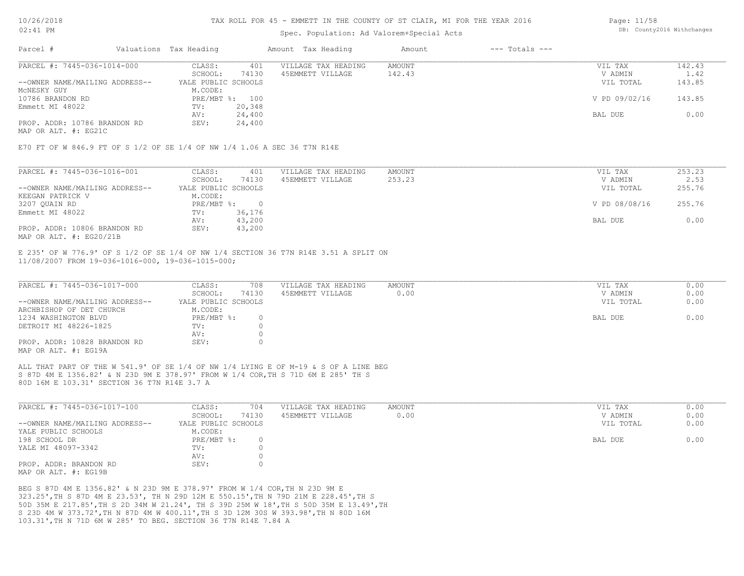# TAX ROLL FOR 45 - EMMETT IN THE COUNTY OF ST CLAIR, MI FOR THE YEAR 2016

Spec. Population: Ad Valorem+Special Acts

| Parcel # | Valuations | Tax Heading | Amount | Tax Heading | Amount | --- Totals --- | |
|---|---|---|---|---|---|---|---|
| PARCEL #: 7445-036-1014-000 | CLASS: | 401 | VILLAGE TAX HEADING | AMOUNT | | VIL TAX | 142.43 |
| | SCHOOL: | 74130 | 45EMMETT VILLAGE | 142.43 | | V ADMIN | 1.42 |
| --OWNER NAME/MAILING ADDRESS-- | YALE PUBLIC SCHOOLS | | | | | VIL TOTAL | 143.85 |
| McNESKY GUY | M.CODE: | | | | | | |
| 10786 BRANDON RD | PRE/MBT %: | 100 | | | | V PD 09/02/16 | 143.85 |
| Emmett MI 48022 | TV: | 20,348 | | | | | |
| | AV: | 24,400 | | | | BAL DUE | 0.00 |
| PROP. ADDR: 10786 BRANDON RD | SEV: | 24,400 | | | | | |
| MAP OR ALT. #: EG21C | | | | | | | |

E70 FT OF W 846.9 FT OF S 1/2 OF SE 1/4 OF NW 1/4 1.06 A SEC 36 T7N R14E

| Parcel # | Valuations | Tax Heading | Amount | Tax Heading | Amount | --- Totals --- | |
|---|---|---|---|---|---|---|---|
| PARCEL #: 7445-036-1016-001 | CLASS: | 401 | VILLAGE TAX HEADING | AMOUNT | | VIL TAX | 253.23 |
| | SCHOOL: | 74130 | 45EMMETT VILLAGE | 253.23 | | V ADMIN | 2.53 |
| --OWNER NAME/MAILING ADDRESS-- | YALE PUBLIC SCHOOLS | | | | | VIL TOTAL | 255.76 |
| KEEGAN PATRICK V | M.CODE: | | | | | | |
| 3207 QUAIN RD | PRE/MBT %: | 0 | | | | V PD 08/08/16 | 255.76 |
| Emmett MI 48022 | TV: | 36,176 | | | | | |
| | AV: | 43,200 | | | | BAL DUE | 0.00 |
| PROP. ADDR: 10806 BRANDON RD | SEV: | 43,200 | | | | | |
| MAP OR ALT. #: EG20/21B | | | | | | | |

E 235' OF W 776.9' OF S 1/2 OF SE 1/4 OF NW 1/4 SECTION 36 T7N R14E 3.51 A SPLIT ON 11/08/2007 FROM 19-036-1016-000, 19-036-1015-000;

| Parcel # | Valuations | Tax Heading | Amount | Tax Heading | Amount | --- Totals --- | |
|---|---|---|---|---|---|---|---|
| PARCEL #: 7445-036-1017-000 | CLASS: | 708 | VILLAGE TAX HEADING | AMOUNT | | VIL TAX | 0.00 |
| | SCHOOL: | 74130 | 45EMMETT VILLAGE | 0.00 | | V ADMIN | 0.00 |
| --OWNER NAME/MAILING ADDRESS-- | YALE PUBLIC SCHOOLS | | | | | VIL TOTAL | 0.00 |
| ARCHBISHOP OF DET CHURCH | M.CODE: | | | | | | |
| 1234 WASHINGTON BLVD | PRE/MBT %: | 0 | | | | BAL DUE | 0.00 |
| DETROIT MI 48226-1825 | TV: | 0 | | | | | |
| | AV: | 0 | | | | | |
| PROP. ADDR: 10828 BRANDON RD | SEV: | 0 | | | | | |
| MAP OR ALT. #: EG19A | | | | | | | |

ALL THAT PART OF THE W 541.9' OF SE 1/4 OF NW 1/4 LYING E OF M-19 & S OF A LINE BEG S 87D 4M E 1356.82' & N 23D 9M E 378.97' FROM W 1/4 COR,TH S 71D 6M E 285' TH S 80D 16M E 103.31' SECTION 36 T7N R14E 3.7 A

| Parcel # | Valuations | Tax Heading | Amount | Tax Heading | Amount | --- Totals --- | |
|---|---|---|---|---|---|---|---|
| PARCEL #: 7445-036-1017-100 | CLASS: | 704 | VILLAGE TAX HEADING | AMOUNT | | VIL TAX | 0.00 |
| | SCHOOL: | 74130 | 45EMMETT VILLAGE | 0.00 | | V ADMIN | 0.00 |
| --OWNER NAME/MAILING ADDRESS-- | YALE PUBLIC SCHOOLS | | | | | VIL TOTAL | 0.00 |
| YALE PUBLIC SCHOOLS | M.CODE: | | | | | | |
| 198 SCHOOL DR | PRE/MBT %: | 0 | | | | BAL DUE | 0.00 |
| YALE MI 48097-3342 | TV: | 0 | | | | | |
| | AV: | 0 | | | | | |
| PROP. ADDR: BRANDON RD | SEV: | 0 | | | | | |
| MAP OR ALT. #: EG19B | | | | | | | |

BEG S 87D 4M E 1356.82' & N 23D 9M E 378.97' FROM W 1/4 COR,TH N 23D 9M E 323.25',TH S 87D 4M E 23.53', TH N 29D 12M E 550.15',TH N 79D 21M E 228.45',TH S 50D 35M E 217.85',TH S 2D 34M W 21.24', TH S 39D 25M W 18',TH S 50D 35M E 13.49',TH S 23D 4M W 373.72',TH N 87D 4M W 400.11',TH S 3D 12M 30S W 393.98',TH N 80D 16M 103.31',TH N 71D 6M W 285' TO BEG. SECTION 36 T7N R14E 7.84 A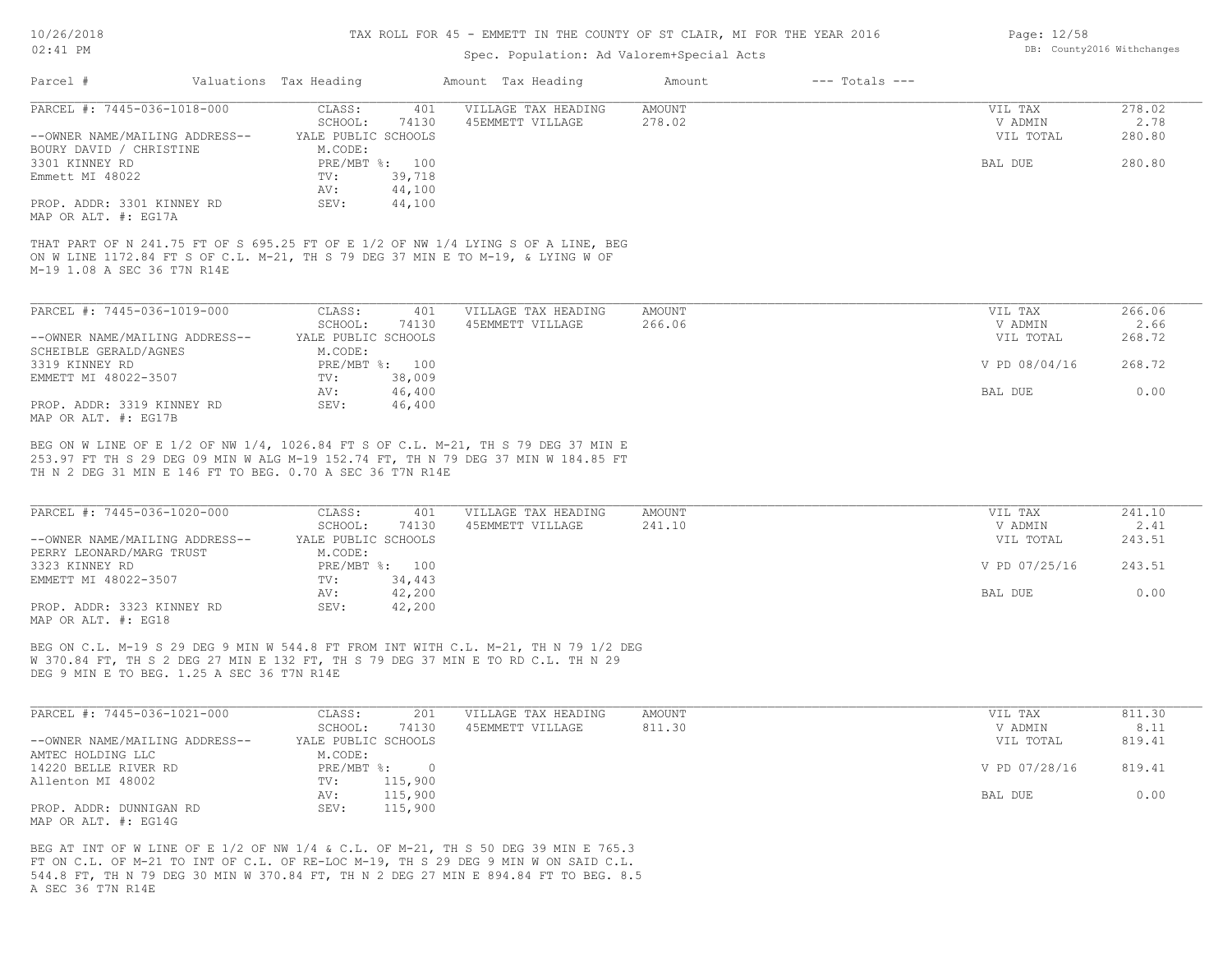TAX ROLL FOR 45 - EMMETT IN THE COUNTY OF ST CLAIR, MI FOR THE YEAR 2016

Spec. Population: Ad Valorem+Special Acts

| Parcel # | Valuations | Tax Heading | Amount | Tax Heading | Amount | --- Totals --- | |
|---|---|---|---|---|---|---|---|
| PARCEL #: 7445-036-1018-000 | CLASS: | 401 | VILLAGE TAX HEADING | AMOUNT | | VIL TAX | 278.02 |
| | SCHOOL: | 74130 | 45EMMETT VILLAGE | 278.02 | | V ADMIN | 2.78 |
| --OWNER NAME/MAILING ADDRESS-- | YALE PUBLIC SCHOOLS | | | | | VIL TOTAL | 280.80 |
| BOURY DAVID / CHRISTINE | M.CODE: | | | | | | |
| 3301 KINNEY RD | PRE/MBT %: | 100 | | | | BAL DUE | 280.80 |
| Emmett MI 48022 | TV: | 39,718 | | | | | |
| | AV: | 44,100 | | | | | |
| PROP. ADDR: 3301 KINNEY RD | SEV: | 44,100 | | | | | |
| MAP OR ALT. #: EG17A | | | | | | | |

THAT PART OF N 241.75 FT OF S 695.25 FT OF E 1/2 OF NW 1/4 LYING S OF A LINE, BEG ON W LINE 1172.84 FT S OF C.L. M-21, TH S 79 DEG 37 MIN E TO M-19, & LYING W OF M-19 1.08 A SEC 36 T7N R14E

| Parcel # | Valuations | Tax Heading | Amount | Tax Heading | Amount | --- Totals --- | |
|---|---|---|---|---|---|---|---|
| PARCEL #: 7445-036-1019-000 | CLASS: | 401 | VILLAGE TAX HEADING | AMOUNT | | VIL TAX | 266.06 |
| | SCHOOL: | 74130 | 45EMMETT VILLAGE | 266.06 | | V ADMIN | 2.66 |
| --OWNER NAME/MAILING ADDRESS-- | YALE PUBLIC SCHOOLS | | | | | VIL TOTAL | 268.72 |
| SCHEIBLE GERALD/AGNES | M.CODE: | | | | | | |
| 3319 KINNEY RD | PRE/MBT %: | 100 | | | | V PD 08/04/16 | 268.72 |
| EMMETT MI 48022-3507 | TV: | 38,009 | | | | | |
| | AV: | 46,400 | | | | BAL DUE | 0.00 |
| PROP. ADDR: 3319 KINNEY RD | SEV: | 46,400 | | | | | |
| MAP OR ALT. #: EG17B | | | | | | | |

BEG ON W LINE OF E 1/2 OF NW 1/4, 1026.84 FT S OF C.L. M-21, TH S 79 DEG 37 MIN E 253.97 FT TH S 29 DEG 09 MIN W ALG M-19 152.74 FT, TH N 79 DEG 37 MIN W 184.85 FT TH N 2 DEG 31 MIN E 146 FT TO BEG. 0.70 A SEC 36 T7N R14E

| Parcel # | Valuations | Tax Heading | Amount | Tax Heading | Amount | --- Totals --- | |
|---|---|---|---|---|---|---|---|
| PARCEL #: 7445-036-1020-000 | CLASS: | 401 | VILLAGE TAX HEADING | AMOUNT | | VIL TAX | 241.10 |
| | SCHOOL: | 74130 | 45EMMETT VILLAGE | 241.10 | | V ADMIN | 2.41 |
| --OWNER NAME/MAILING ADDRESS-- | YALE PUBLIC SCHOOLS | | | | | VIL TOTAL | 243.51 |
| PERRY LEONARD/MARG TRUST | M.CODE: | | | | | | |
| 3323 KINNEY RD | PRE/MBT %: | 100 | | | | V PD 07/25/16 | 243.51 |
| EMMETT MI 48022-3507 | TV: | 34,443 | | | | | |
| | AV: | 42,200 | | | | BAL DUE | 0.00 |
| PROP. ADDR: 3323 KINNEY RD | SEV: | 42,200 | | | | | |
| MAP OR ALT. #: EG18 | | | | | | | |

BEG ON C.L. M-19 S 29 DEG 9 MIN W 544.8 FT FROM INT WITH C.L. M-21, TH N 79 1/2 DEG W 370.84 FT, TH S 2 DEG 27 MIN E 132 FT, TH S 79 DEG 37 MIN E TO RD C.L. TH N 29 DEG 9 MIN E TO BEG. 1.25 A SEC 36 T7N R14E

| Parcel # | Valuations | Tax Heading | Amount | Tax Heading | Amount | --- Totals --- | |
|---|---|---|---|---|---|---|---|
| PARCEL #: 7445-036-1021-000 | CLASS: | 201 | VILLAGE TAX HEADING | AMOUNT | | VIL TAX | 811.30 |
| | SCHOOL: | 74130 | 45EMMETT VILLAGE | 811.30 | | V ADMIN | 8.11 |
| --OWNER NAME/MAILING ADDRESS-- | YALE PUBLIC SCHOOLS | | | | | VIL TOTAL | 819.41 |
| AMTEC HOLDING LLC | M.CODE: | | | | | | |
| 14220 BELLE RIVER RD | PRE/MBT %: | 0 | | | | V PD 07/28/16 | 819.41 |
| Allenton MI 48002 | TV: | 115,900 | | | | | |
| | AV: | 115,900 | | | | BAL DUE | 0.00 |
| PROP. ADDR: DUNNIGAN RD | SEV: | 115,900 | | | | | |
| MAP OR ALT. #: EG14G | | | | | | | |

BEG AT INT OF W LINE OF E 1/2 OF NW 1/4 & C.L. OF M-21, TH S 50 DEG 39 MIN E 765.3 FT ON C.L. OF M-21 TO INT OF C.L. OF RE-LOC M-19, TH S 29 DEG 9 MIN W ON SAID C.L. 544.8 FT, TH N 79 DEG 30 MIN W 370.84 FT, TH N 2 DEG 27 MIN E 894.84 FT TO BEG. 8.5 A SEC 36 T7N R14E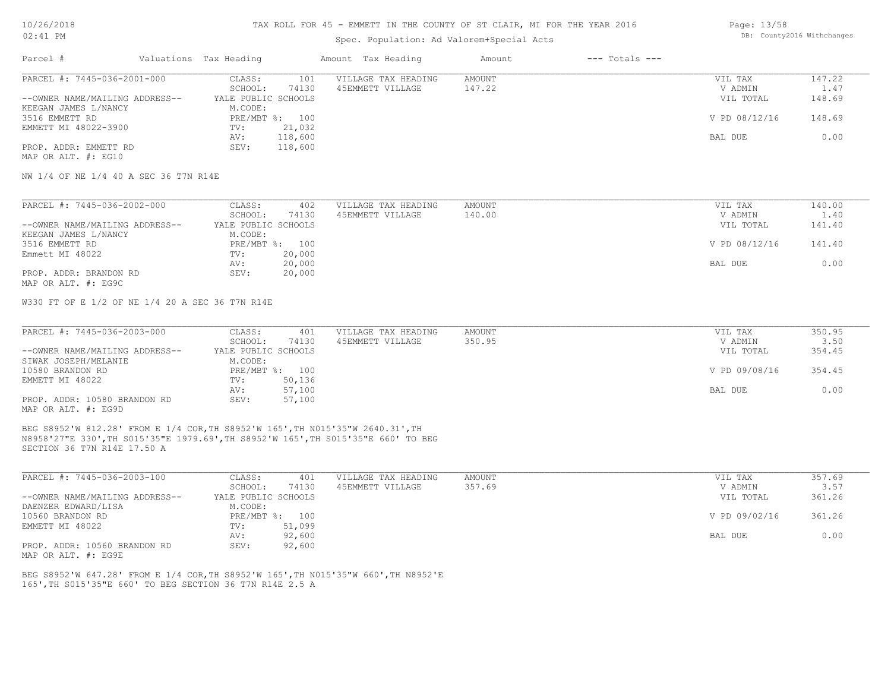TAX ROLL FOR 45 - EMMETT IN THE COUNTY OF ST CLAIR, MI FOR THE YEAR 2016

Spec. Population: Ad Valorem+Special Acts

| Parcel # | Valuations Tax Heading | | Amount Tax Heading | Amount | --- Totals --- | |
|---|---|---|---|---|---|---|
| PARCEL #: 7445-036-2001-000 | CLASS: | 101 | VILLAGE TAX HEADING | AMOUNT | VIL TAX | 147.22 |
| | SCHOOL: | 74130 | 45EMMETT VILLAGE | 147.22 | V ADMIN | 1.47 |
| --OWNER NAME/MAILING ADDRESS-- | YALE PUBLIC SCHOOLS | | | | VIL TOTAL | 148.69 |
| KEEGAN JAMES L/NANCY | M.CODE: | | | | | |
| 3516 EMMETT RD | PRE/MBT %: | 100 | | | V PD 08/12/16 | 148.69 |
| EMMETT MI 48022-3900 | TV: | 21,032 | | | | |
| | AV: | 118,600 | | | BAL DUE | 0.00 |
| PROP. ADDR: EMMETT RD | SEV: | 118,600 | | | | |
| MAP OR ALT. #: EG10 | | | | | | |

NW 1/4 OF NE 1/4 40 A SEC 36 T7N R14E

| Parcel # | Valuations Tax Heading | | Amount Tax Heading | Amount | --- Totals --- | |
|---|---|---|---|---|---|---|
| PARCEL #: 7445-036-2002-000 | CLASS: | 402 | VILLAGE TAX HEADING | AMOUNT | VIL TAX | 140.00 |
| | SCHOOL: | 74130 | 45EMMETT VILLAGE | 140.00 | V ADMIN | 1.40 |
| --OWNER NAME/MAILING ADDRESS-- | YALE PUBLIC SCHOOLS | | | | VIL TOTAL | 141.40 |
| KEEGAN JAMES L/NANCY | M.CODE: | | | | | |
| 3516 EMMETT RD | PRE/MBT %: | 100 | | | V PD 08/12/16 | 141.40 |
| Emmett MI 48022 | TV: | 20,000 | | | | |
| | AV: | 20,000 | | | BAL DUE | 0.00 |
| PROP. ADDR: BRANDON RD | SEV: | 20,000 | | | | |
| MAP OR ALT. #: EG9C | | | | | | |

W330 FT OF E 1/2 OF NE 1/4 20 A SEC 36 T7N R14E

| Parcel # | Valuations Tax Heading | | Amount Tax Heading | Amount | --- Totals --- | |
|---|---|---|---|---|---|---|
| PARCEL #: 7445-036-2003-000 | CLASS: | 401 | VILLAGE TAX HEADING | AMOUNT | VIL TAX | 350.95 |
| | SCHOOL: | 74130 | 45EMMETT VILLAGE | 350.95 | V ADMIN | 3.50 |
| --OWNER NAME/MAILING ADDRESS-- | YALE PUBLIC SCHOOLS | | | | VIL TOTAL | 354.45 |
| SIWAK JOSEPH/MELANIE | M.CODE: | | | | | |
| 10580 BRANDON RD | PRE/MBT %: | 100 | | | V PD 09/08/16 | 354.45 |
| EMMETT MI 48022 | TV: | 50,136 | | | | |
| | AV: | 57,100 | | | BAL DUE | 0.00 |
| PROP. ADDR: 10580 BRANDON RD | SEV: | 57,100 | | | | |
| MAP OR ALT. #: EG9D | | | | | | |

BEG S8952'W 812.28' FROM E 1/4 COR,TH S8952'W 165',TH N015'35"W 2640.31',TH N8958'27"E 330',TH S015'35"E 1979.69',TH S8952'W 165',TH S015'35"E 660' TO BEG SECTION 36 T7N R14E 17.50 A

| Parcel # | Valuations Tax Heading | | Amount Tax Heading | Amount | --- Totals --- | |
|---|---|---|---|---|---|---|
| PARCEL #: 7445-036-2003-100 | CLASS: | 401 | VILLAGE TAX HEADING | AMOUNT | VIL TAX | 357.69 |
| | SCHOOL: | 74130 | 45EMMETT VILLAGE | 357.69 | V ADMIN | 3.57 |
| --OWNER NAME/MAILING ADDRESS-- | YALE PUBLIC SCHOOLS | | | | VIL TOTAL | 361.26 |
| DAENZER EDWARD/LISA | M.CODE: | | | | | |
| 10560 BRANDON RD | PRE/MBT %: | 100 | | | V PD 09/02/16 | 361.26 |
| EMMETT MI 48022 | TV: | 51,099 | | | | |
| | AV: | 92,600 | | | BAL DUE | 0.00 |
| PROP. ADDR: 10560 BRANDON RD | SEV: | 92,600 | | | | |
| MAP OR ALT. #: EG9E | | | | | | |

BEG S8952'W 647.28' FROM E 1/4 COR,TH S8952'W 165',TH N015'35"W 660',TH N8952'E 165',TH S015'35"E 660' TO BEG SECTION 36 T7N R14E 2.5 A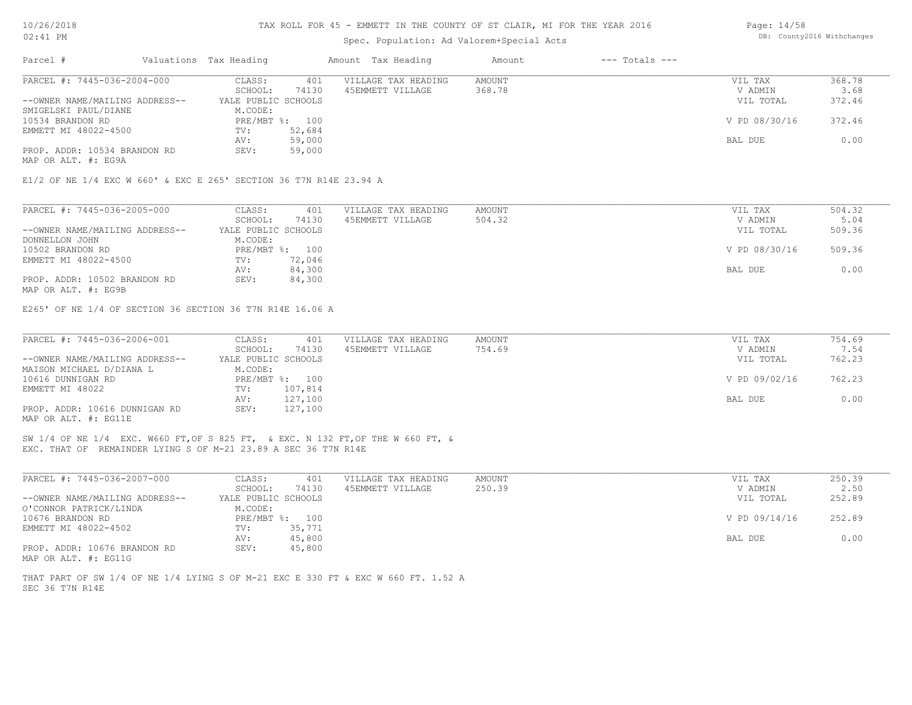TAX ROLL FOR 45 - EMMETT IN THE COUNTY OF ST CLAIR, MI FOR THE YEAR 2016

Spec. Population: Ad Valorem+Special Acts

| Parcel # | Valuations | Tax Heading | Amount | Tax Heading | Amount | --- Totals --- | |
|---|---|---|---|---|---|---|---|
| PARCEL #: 7445-036-2004-000 | CLASS: | 401 | VILLAGE TAX HEADING | AMOUNT | | VIL TAX | 368.78 |
| | SCHOOL: | 74130 | 45EMMETT VILLAGE | 368.78 | | V ADMIN | 3.68 |
| --OWNER NAME/MAILING ADDRESS-- | YALE PUBLIC SCHOOLS | | | | | VIL TOTAL | 372.46 |
| SMIGELSKI PAUL/DIANE | M.CODE: | | | | | | |
| 10534 BRANDON RD | PRE/MBT %: | 100 | | | | V PD 08/30/16 | 372.46 |
| EMMETT MI 48022-4500 | TV: | 52,684 | | | | | |
| | AV: | 59,000 | | | | BAL DUE | 0.00 |
| PROP. ADDR: 10534 BRANDON RD | SEV: | 59,000 | | | | | |
| MAP OR ALT. #: EG9A | | | | | | | |

E1/2 OF NE 1/4 EXC W 660' & EXC E 265' SECTION 36 T7N R14E 23.94 A

| Parcel # | Valuations | Tax Heading | Amount | Tax Heading | Amount | --- Totals --- | |
|---|---|---|---|---|---|---|---|
| PARCEL #: 7445-036-2005-000 | CLASS: | 401 | VILLAGE TAX HEADING | AMOUNT | | VIL TAX | 504.32 |
| | SCHOOL: | 74130 | 45EMMETT VILLAGE | 504.32 | | V ADMIN | 5.04 |
| --OWNER NAME/MAILING ADDRESS-- | YALE PUBLIC SCHOOLS | | | | | VIL TOTAL | 509.36 |
| DONNELLON JOHN | M.CODE: | | | | | | |
| 10502 BRANDON RD | PRE/MBT %: | 100 | | | | V PD 08/30/16 | 509.36 |
| EMMETT MI 48022-4500 | TV: | 72,046 | | | | | |
| | AV: | 84,300 | | | | BAL DUE | 0.00 |
| PROP. ADDR: 10502 BRANDON RD | SEV: | 84,300 | | | | | |
| MAP OR ALT. #: EG9B | | | | | | | |

E265' OF NE 1/4 OF SECTION 36 SECTION 36 T7N R14E 16.06 A

| Parcel # | Valuations | Tax Heading | Amount | Tax Heading | Amount | --- Totals --- | |
|---|---|---|---|---|---|---|---|
| PARCEL #: 7445-036-2006-001 | CLASS: | 401 | VILLAGE TAX HEADING | AMOUNT | | VIL TAX | 754.69 |
| | SCHOOL: | 74130 | 45EMMETT VILLAGE | 754.69 | | V ADMIN | 7.54 |
| --OWNER NAME/MAILING ADDRESS-- | YALE PUBLIC SCHOOLS | | | | | VIL TOTAL | 762.23 |
| MAISON MICHAEL D/DIANA L | M.CODE: | | | | | | |
| 10616 DUNNIGAN RD | PRE/MBT %: | 100 | | | | V PD 09/02/16 | 762.23 |
| EMMETT MI 48022 | TV: | 107,814 | | | | | |
| | AV: | 127,100 | | | | BAL DUE | 0.00 |
| PROP. ADDR: 10616 DUNNIGAN RD | SEV: | 127,100 | | | | | |
| MAP OR ALT. #: EG11E | | | | | | | |

SW 1/4 OF NE 1/4 EXC. W660 FT,OF S 825 FT, & EXC. N 132 FT,OF THE W 660 FT, &
EXC. THAT OF REMAINDER LYING S OF M-21 23.89 A SEC 36 T7N R14E

| Parcel # | Valuations | Tax Heading | Amount | Tax Heading | Amount | --- Totals --- | |
|---|---|---|---|---|---|---|---|
| PARCEL #: 7445-036-2007-000 | CLASS: | 401 | VILLAGE TAX HEADING | AMOUNT | | VIL TAX | 250.39 |
| | SCHOOL: | 74130 | 45EMMETT VILLAGE | 250.39 | | V ADMIN | 2.50 |
| --OWNER NAME/MAILING ADDRESS-- | YALE PUBLIC SCHOOLS | | | | | VIL TOTAL | 252.89 |
| O'CONNOR PATRICK/LINDA | M.CODE: | | | | | | |
| 10676 BRANDON RD | PRE/MBT %: | 100 | | | | V PD 09/14/16 | 252.89 |
| EMMETT MI 48022-4502 | TV: | 35,771 | | | | | |
| | AV: | 45,800 | | | | BAL DUE | 0.00 |
| PROP. ADDR: 10676 BRANDON RD | SEV: | 45,800 | | | | | |
| MAP OR ALT. #: EG11G | | | | | | | |

THAT PART OF SW 1/4 OF NE 1/4 LYING S OF M-21 EXC E 330 FT & EXC W 660 FT. 1.52 A
SEC 36 T7N R14E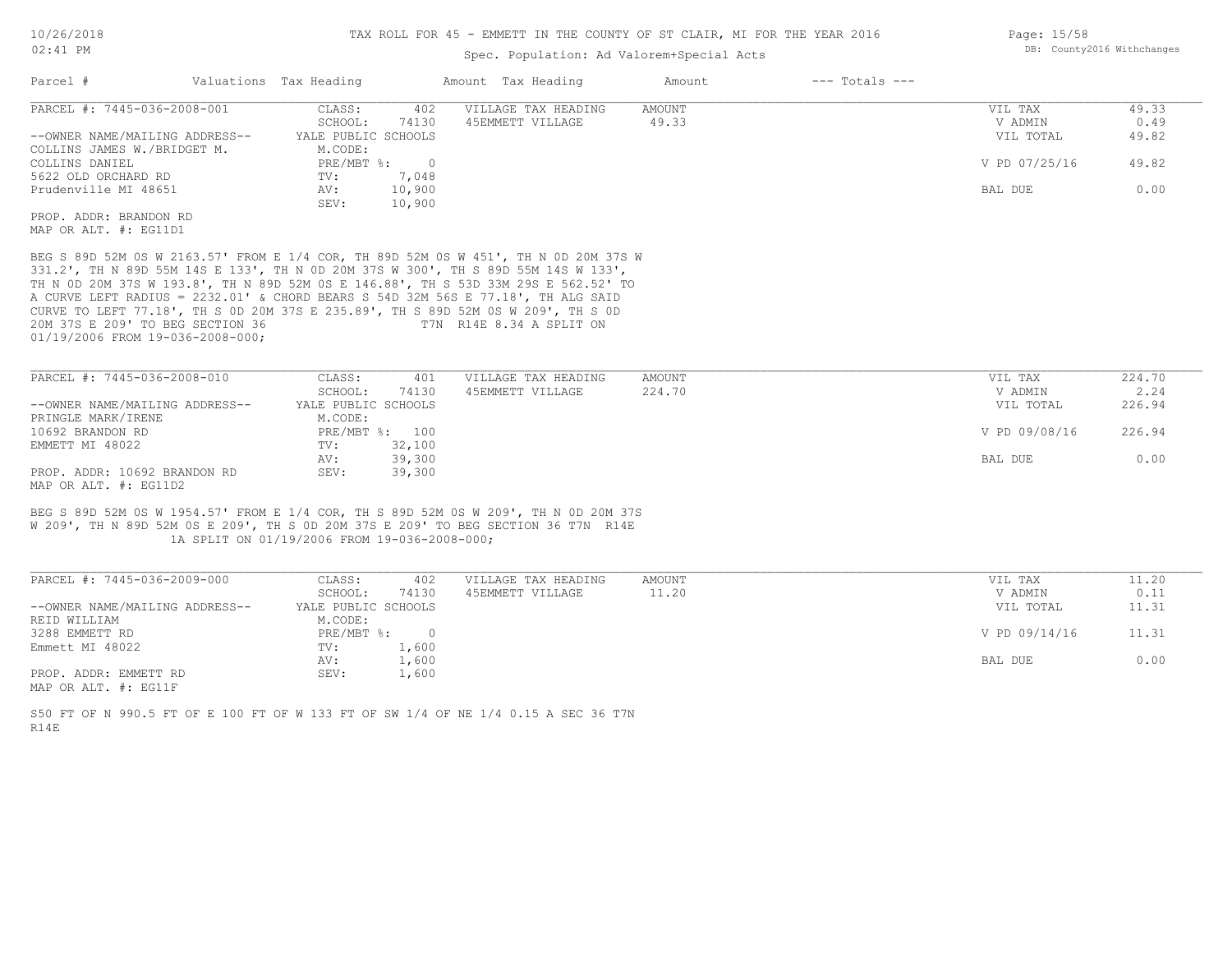# TAX ROLL FOR 45 - EMMETT IN THE COUNTY OF ST CLAIR, MI FOR THE YEAR 2016

Spec. Population: Ad Valorem+Special Acts

| Parcel # | Valuations | Tax Heading | Amount | Tax Heading | Amount | --- Totals --- | |
|---|---|---|---|---|---|---|---|

---

**PARCEL #: 7445-036-2008-001**

| | | | | | |
|---|---|---|---|---|---|
| CLASS: | 402 | VILLAGE TAX HEADING | AMOUNT | VIL TAX | 49.33 |
| SCHOOL: | 74130 | 45EMMETT VILLAGE | 49.33 | V ADMIN | 0.49 |
| YALE PUBLIC SCHOOLS | | | | VIL TOTAL | 49.82 |
| M.CODE: | | | | | |
| PRE/MBT %: | 0 | | | V PD 07/25/16 | 49.82 |
| TV: | 7,048 | | | | |
| AV: | 10,900 | | | BAL DUE | 0.00 |
| SEV: | 10,900 | | | | |

--OWNER NAME/MAILING ADDRESS--
COLLINS JAMES W./BRIDGET M.
COLLINS DANIEL
5622 OLD ORCHARD RD
Prudenville MI 48651

PROP. ADDR: BRANDON RD
MAP OR ALT. #: EG11D1

BEG S 89D 52M 0S W 2163.57' FROM E 1/4 COR, TH 89D 52M 0S W 451', TH N 0D 20M 37S W 331.2', TH N 89D 55M 14S E 133', TH N 0D 20M 37S W 300', TH S 89D 55M 14S W 133', TH N 0D 20M 37S W 193.8', TH N 89D 52M 0S E 146.88', TH S 53D 33M 29S E 562.52' TO A CURVE LEFT RADIUS = 2232.01' & CHORD BEARS S 54D 32M 56S E 77.18', TH ALG SAID CURVE TO LEFT 77.18', TH S 0D 20M 37S E 235.89', TH S 89D 52M 0S W 209', TH S 0D 20M 37S E 209' TO BEG SECTION 36 T7N R14E 8.34 A SPLIT ON 01/19/2006 FROM 19-036-2008-000;

---

**PARCEL #: 7445-036-2008-010**

| | | | | | |
|---|---|---|---|---|---|
| CLASS: | 401 | VILLAGE TAX HEADING | AMOUNT | VIL TAX | 224.70 |
| SCHOOL: | 74130 | 45EMMETT VILLAGE | 224.70 | V ADMIN | 2.24 |
| YALE PUBLIC SCHOOLS | | | | VIL TOTAL | 226.94 |
| M.CODE: | | | | | |
| PRE/MBT %: | 100 | | | V PD 09/08/16 | 226.94 |
| TV: | 32,100 | | | | |
| AV: | 39,300 | | | BAL DUE | 0.00 |
| SEV: | 39,300 | | | | |

--OWNER NAME/MAILING ADDRESS--
PRINGLE MARK/IRENE
10692 BRANDON RD
EMMETT MI 48022

PROP. ADDR: 10692 BRANDON RD
MAP OR ALT. #: EG11D2

BEG S 89D 52M 0S W 1954.57' FROM E 1/4 COR, TH S 89D 52M 0S W 209', TH N 0D 20M 37S W 209', TH N 89D 52M 0S E 209', TH S 0D 20M 37S E 209' TO BEG SECTION 36 T7N R14E 1A SPLIT ON 01/19/2006 FROM 19-036-2008-000;

---

**PARCEL #: 7445-036-2009-000**

| | | | | | |
|---|---|---|---|---|---|
| CLASS: | 402 | VILLAGE TAX HEADING | AMOUNT | VIL TAX | 11.20 |
| SCHOOL: | 74130 | 45EMMETT VILLAGE | 11.20 | V ADMIN | 0.11 |
| YALE PUBLIC SCHOOLS | | | | VIL TOTAL | 11.31 |
| M.CODE: | | | | | |
| PRE/MBT %: | 0 | | | V PD 09/14/16 | 11.31 |
| TV: | 1,600 | | | | |
| AV: | 1,600 | | | BAL DUE | 0.00 |
| SEV: | 1,600 | | | | |

--OWNER NAME/MAILING ADDRESS--
REID WILLIAM
3288 EMMETT RD
Emmett MI 48022

PROP. ADDR: EMMETT RD
MAP OR ALT. #: EG11F

S50 FT OF N 990.5 FT OF E 100 FT OF W 133 FT OF SW 1/4 OF NE 1/4 0.15 A SEC 36 T7N R14E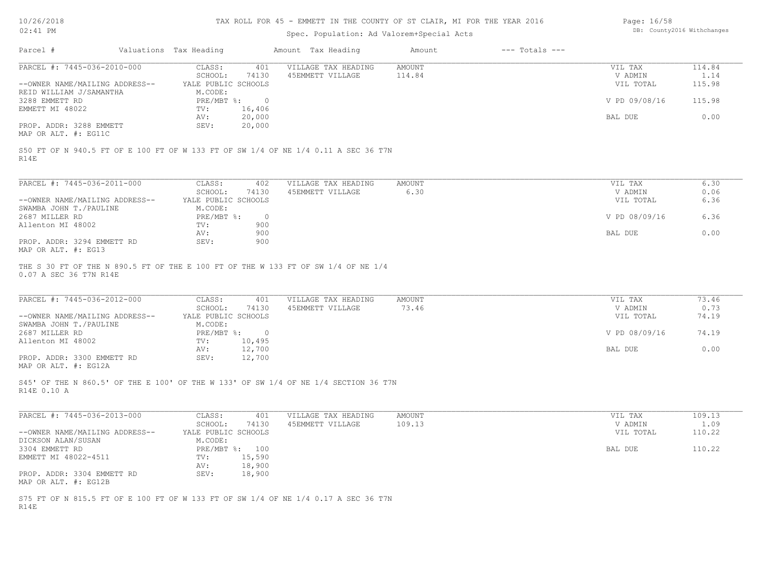TAX ROLL FOR 45 - EMMETT IN THE COUNTY OF ST CLAIR, MI FOR THE YEAR 2016

Spec. Population: Ad Valorem+Special Acts

| Parcel # | Valuations Tax Heading | | Amount Tax Heading | Amount | --- Totals --- | |
|---|---|---|---|---|---|---|
| PARCEL #: 7445-036-2010-000 | CLASS: | 401 | VILLAGE TAX HEADING | AMOUNT | VIL TAX | 114.84 |
| | SCHOOL: | 74130 | 45EMMETT VILLAGE | 114.84 | V ADMIN | 1.14 |
| --OWNER NAME/MAILING ADDRESS-- | YALE PUBLIC SCHOOLS | | | | VIL TOTAL | 115.98 |
| REID WILLIAM J/SAMANTHA | M.CODE: | | | | | |
| 3288 EMMETT RD | PRE/MBT %: | 0 | | | V PD 09/08/16 | 115.98 |
| EMMETT MI 48022 | TV: | 16,406 | | | | |
| | AV: | 20,000 | | | BAL DUE | 0.00 |
| PROP. ADDR: 3288 EMMETT | SEV: | 20,000 | | | | |
| MAP OR ALT. #: EG11C | | | | | | |

S50 FT OF N 940.5 FT OF E 100 FT OF W 133 FT OF SW 1/4 OF NE 1/4 0.11 A SEC 36 T7N R14E

| Parcel # | Valuations Tax Heading | | Amount Tax Heading | Amount | --- Totals --- | |
|---|---|---|---|---|---|---|
| PARCEL #: 7445-036-2011-000 | CLASS: | 402 | VILLAGE TAX HEADING | AMOUNT | VIL TAX | 6.30 |
| | SCHOOL: | 74130 | 45EMMETT VILLAGE | 6.30 | V ADMIN | 0.06 |
| --OWNER NAME/MAILING ADDRESS-- | YALE PUBLIC SCHOOLS | | | | VIL TOTAL | 6.36 |
| SWAMBA JOHN T./PAULINE | M.CODE: | | | | | |
| 2687 MILLER RD | PRE/MBT %: | 0 | | | V PD 08/09/16 | 6.36 |
| Allenton MI 48002 | TV: | 900 | | | | |
| | AV: | 900 | | | BAL DUE | 0.00 |
| PROP. ADDR: 3294 EMMETT RD | SEV: | 900 | | | | |
| MAP OR ALT. #: EG13 | | | | | | |

THE S 30 FT OF THE N 890.5 FT OF THE E 100 FT OF THE W 133 FT OF SW 1/4 OF NE 1/4 0.07 A SEC 36 T7N R14E

| Parcel # | Valuations Tax Heading | | Amount Tax Heading | Amount | --- Totals --- | |
|---|---|---|---|---|---|---|
| PARCEL #: 7445-036-2012-000 | CLASS: | 401 | VILLAGE TAX HEADING | AMOUNT | VIL TAX | 73.46 |
| | SCHOOL: | 74130 | 45EMMETT VILLAGE | 73.46 | V ADMIN | 0.73 |
| --OWNER NAME/MAILING ADDRESS-- | YALE PUBLIC SCHOOLS | | | | VIL TOTAL | 74.19 |
| SWAMBA JOHN T./PAULINE | M.CODE: | | | | | |
| 2687 MILLER RD | PRE/MBT %: | 0 | | | V PD 08/09/16 | 74.19 |
| Allenton MI 48002 | TV: | 10,495 | | | | |
| | AV: | 12,700 | | | BAL DUE | 0.00 |
| PROP. ADDR: 3300 EMMETT RD | SEV: | 12,700 | | | | |
| MAP OR ALT. #: EG12A | | | | | | |

S45' OF THE N 860.5' OF THE E 100' OF THE W 133' OF SW 1/4 OF NE 1/4 SECTION 36 T7N R14E 0.10 A

| Parcel # | Valuations Tax Heading | | Amount Tax Heading | Amount | --- Totals --- | |
|---|---|---|---|---|---|---|
| PARCEL #: 7445-036-2013-000 | CLASS: | 401 | VILLAGE TAX HEADING | AMOUNT | VIL TAX | 109.13 |
| | SCHOOL: | 74130 | 45EMMETT VILLAGE | 109.13 | V ADMIN | 1.09 |
| --OWNER NAME/MAILING ADDRESS-- | YALE PUBLIC SCHOOLS | | | | VIL TOTAL | 110.22 |
| DICKSON ALAN/SUSAN | M.CODE: | | | | | |
| 3304 EMMETT RD | PRE/MBT %: | 100 | | | BAL DUE | 110.22 |
| EMMETT MI 48022-4511 | TV: | 15,590 | | | | |
| | AV: | 18,900 | | | | |
| PROP. ADDR: 3304 EMMETT RD | SEV: | 18,900 | | | | |
| MAP OR ALT. #: EG12B | | | | | | |

S75 FT OF N 815.5 FT OF E 100 FT OF W 133 FT OF SW 1/4 OF NE 1/4 0.17 A SEC 36 T7N R14E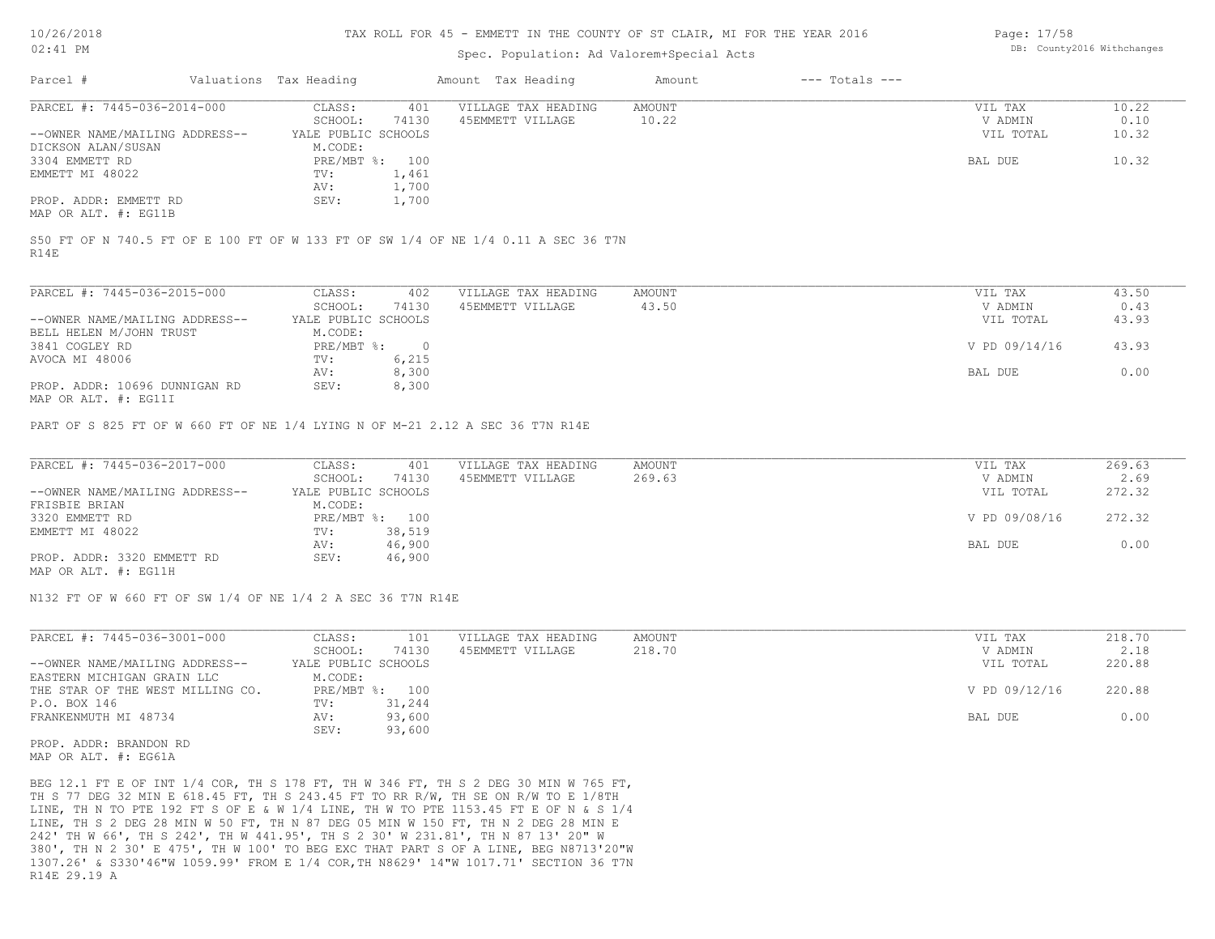TAX ROLL FOR 45 - EMMETT IN THE COUNTY OF ST CLAIR, MI FOR THE YEAR 2016

Spec. Population: Ad Valorem+Special Acts

| Parcel # | Valuations | Tax Heading | Amount | Tax Heading | Amount | --- Totals --- | |
|---|---|---|---|---|---|---|---|
| PARCEL #: 7445-036-2014-000 | CLASS: | 401 | VILLAGE TAX HEADING | AMOUNT | | VIL TAX | 10.22 |
| | SCHOOL: | 74130 | 45EMMETT VILLAGE | 10.22 | | V ADMIN | 0.10 |
| --OWNER NAME/MAILING ADDRESS-- | YALE PUBLIC SCHOOLS | | | | | VIL TOTAL | 10.32 |
| DICKSON ALAN/SUSAN | M.CODE: | | | | | | |
| 3304 EMMETT RD | PRE/MBT %: | 100 | | | | BAL DUE | 10.32 |
| EMMETT MI 48022 | TV: | 1,461 | | | | | |
| | AV: | 1,700 | | | | | |
| PROP. ADDR: EMMETT RD | SEV: | 1,700 | | | | | |
| MAP OR ALT. #: EG11B | | | | | | | |

S50 FT OF N 740.5 FT OF E 100 FT OF W 133 FT OF SW 1/4 OF NE 1/4 0.11 A SEC 36 T7N R14E

| Parcel # | Valuations | Tax Heading | Amount | Tax Heading | Amount | --- Totals --- | |
|---|---|---|---|---|---|---|---|
| PARCEL #: 7445-036-2015-000 | CLASS: | 402 | VILLAGE TAX HEADING | AMOUNT | | VIL TAX | 43.50 |
| | SCHOOL: | 74130 | 45EMMETT VILLAGE | 43.50 | | V ADMIN | 0.43 |
| --OWNER NAME/MAILING ADDRESS-- | YALE PUBLIC SCHOOLS | | | | | VIL TOTAL | 43.93 |
| BELL HELEN M/JOHN TRUST | M.CODE: | | | | | | |
| 3841 COGLEY RD | PRE/MBT %: | 0 | | | | V PD 09/14/16 | 43.93 |
| AVOCA MI 48006 | TV: | 6,215 | | | | | |
| | AV: | 8,300 | | | | BAL DUE | 0.00 |
| PROP. ADDR: 10696 DUNNIGAN RD | SEV: | 8,300 | | | | | |
| MAP OR ALT. #: EG11I | | | | | | | |

PART OF S 825 FT OF W 660 FT OF NE 1/4 LYING N OF M-21 2.12 A SEC 36 T7N R14E

| Parcel # | Valuations | Tax Heading | Amount | Tax Heading | Amount | --- Totals --- | |
|---|---|---|---|---|---|---|---|
| PARCEL #: 7445-036-2017-000 | CLASS: | 401 | VILLAGE TAX HEADING | AMOUNT | | VIL TAX | 269.63 |
| | SCHOOL: | 74130 | 45EMMETT VILLAGE | 269.63 | | V ADMIN | 2.69 |
| --OWNER NAME/MAILING ADDRESS-- | YALE PUBLIC SCHOOLS | | | | | VIL TOTAL | 272.32 |
| FRISBIE BRIAN | M.CODE: | | | | | | |
| 3320 EMMETT RD | PRE/MBT %: | 100 | | | | V PD 09/08/16 | 272.32 |
| EMMETT MI 48022 | TV: | 38,519 | | | | | |
| | AV: | 46,900 | | | | BAL DUE | 0.00 |
| PROP. ADDR: 3320 EMMETT RD | SEV: | 46,900 | | | | | |
| MAP OR ALT. #: EG11H | | | | | | | |

N132 FT OF W 660 FT OF SW 1/4 OF NE 1/4 2 A SEC 36 T7N R14E

| Parcel # | Valuations | Tax Heading | Amount | Tax Heading | Amount | --- Totals --- | |
|---|---|---|---|---|---|---|---|
| PARCEL #: 7445-036-3001-000 | CLASS: | 101 | VILLAGE TAX HEADING | AMOUNT | | VIL TAX | 218.70 |
| | SCHOOL: | 74130 | 45EMMETT VILLAGE | 218.70 | | V ADMIN | 2.18 |
| --OWNER NAME/MAILING ADDRESS-- | YALE PUBLIC SCHOOLS | | | | | VIL TOTAL | 220.88 |
| EASTERN MICHIGAN GRAIN LLC | M.CODE: | | | | | | |
| THE STAR OF THE WEST MILLING CO. | PRE/MBT %: | 100 | | | | V PD 09/12/16 | 220.88 |
| P.O. BOX 146 | TV: | 31,244 | | | | | |
| FRANKENMUTH MI 48734 | AV: | 93,600 | | | | BAL DUE | 0.00 |
| | SEV: | 93,600 | | | | | |
| PROP. ADDR: BRANDON RD | | | | | | | |
| MAP OR ALT. #: EG61A | | | | | | | |

BEG 12.1 FT E OF INT 1/4 COR, TH S 178 FT, TH W 346 FT, TH S 2 DEG 30 MIN W 765 FT, TH S 77 DEG 32 MIN E 618.45 FT, TH S 243.45 FT TO RR R/W, TH SE ON R/W TO E 1/8TH LINE, TH N TO PTE 192 FT S OF E & W 1/4 LINE, TH W TO PTE 1153.45 FT E OF N & S 1/4 LINE, TH S 2 DEG 28 MIN W 50 FT, TH N 87 DEG 05 MIN W 150 FT, TH N 2 DEG 28 MIN E 242' TH W 66', TH S 242', TH W 441.95', TH S 2 30' W 231.81', TH N 87 13' 20" W 380', TH N 2 30' E 475', TH W 100' TO BEG EXC THAT PART S OF A LINE, BEG N8713'20"W 1307.26' & S330'46"W 1059.99' FROM E 1/4 COR,TH N8629' 14"W 1017.71' SECTION 36 T7N R14E 29.19 A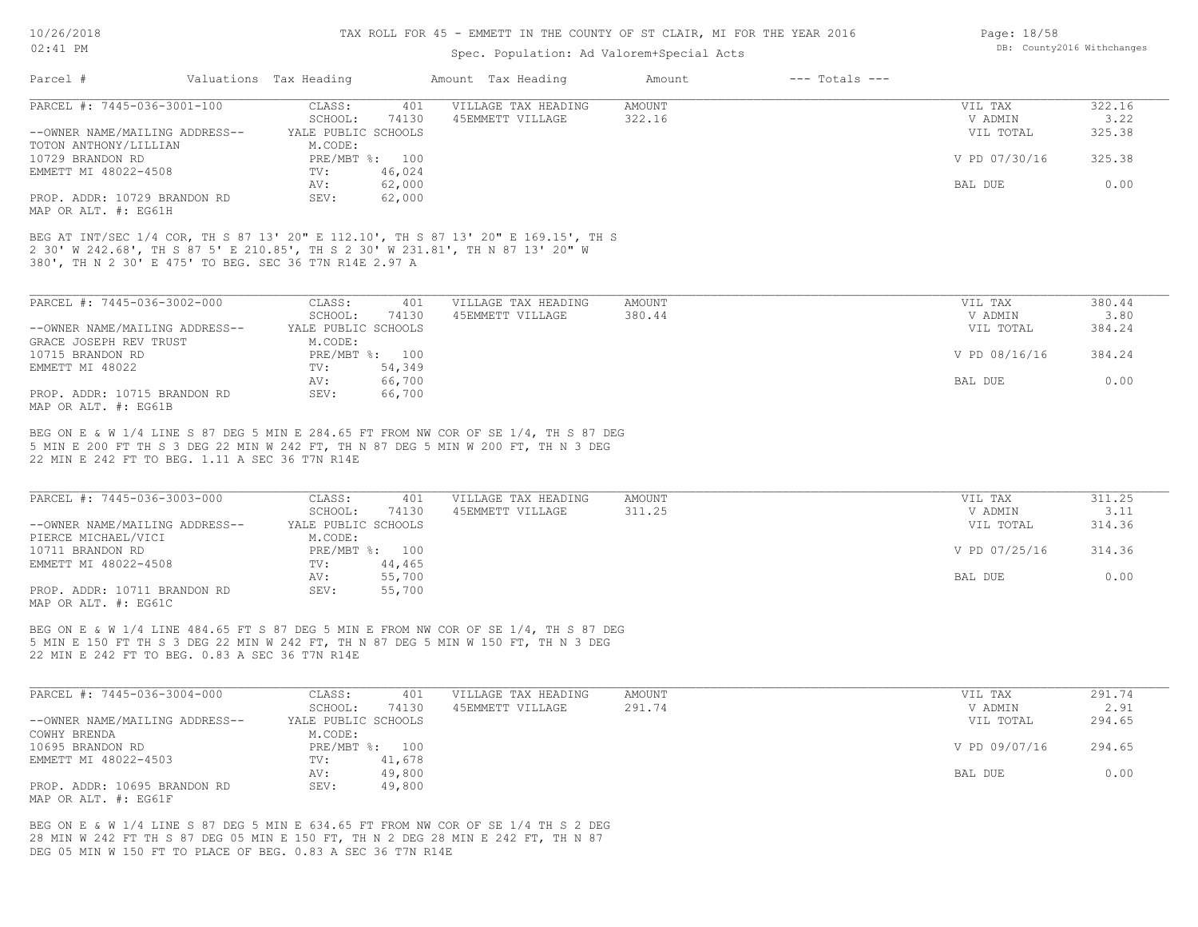TAX ROLL FOR 45 - EMMETT IN THE COUNTY OF ST CLAIR, MI FOR THE YEAR 2016

Spec. Population: Ad Valorem+Special Acts

10/26/2018
02:41 PM

DB: County2016 Withchanges

| Parcel # | Valuations | Tax Heading | Amount | Tax Heading | Amount | --- Totals --- | |
|---|---|---|---|---|---|---|---|
| PARCEL #: 7445-036-3001-100 | CLASS: | 401 | VILLAGE TAX HEADING | AMOUNT | | VIL TAX | 322.16 |
| | SCHOOL: | 74130 | 45EMMETT VILLAGE | 322.16 | | V ADMIN | 3.22 |
| --OWNER NAME/MAILING ADDRESS-- | YALE PUBLIC SCHOOLS | | | | | VIL TOTAL | 325.38 |
| TOTON ANTHONY/LILLIAN | M.CODE: | | | | | | |
| 10729 BRANDON RD | PRE/MBT %: | 100 | | | | V PD 07/30/16 | 325.38 |
| EMMETT MI 48022-4508 | TV: | 46,024 | | | | | |
| | AV: | 62,000 | | | | BAL DUE | 0.00 |
| PROP. ADDR: 10729 BRANDON RD | SEV: | 62,000 | | | | | |
| MAP OR ALT. #: EG61H | | | | | | | |

BEG AT INT/SEC 1/4 COR, TH S 87 13' 20" E 112.10', TH S 87 13' 20" E 169.15', TH S 2 30' W 242.68', TH S 87 5' E 210.85', TH S 2 30' W 231.81', TH N 87 13' 20" W 380', TH N 2 30' E 475' TO BEG. SEC 36 T7N R14E 2.97 A

| Parcel # | Valuations | Tax Heading | Amount | Tax Heading | Amount | --- Totals --- | |
|---|---|---|---|---|---|---|---|
| PARCEL #: 7445-036-3002-000 | CLASS: | 401 | VILLAGE TAX HEADING | AMOUNT | | VIL TAX | 380.44 |
| | SCHOOL: | 74130 | 45EMMETT VILLAGE | 380.44 | | V ADMIN | 3.80 |
| --OWNER NAME/MAILING ADDRESS-- | YALE PUBLIC SCHOOLS | | | | | VIL TOTAL | 384.24 |
| GRACE JOSEPH REV TRUST | M.CODE: | | | | | | |
| 10715 BRANDON RD | PRE/MBT %: | 100 | | | | V PD 08/16/16 | 384.24 |
| EMMETT MI 48022 | TV: | 54,349 | | | | | |
| | AV: | 66,700 | | | | BAL DUE | 0.00 |
| PROP. ADDR: 10715 BRANDON RD | SEV: | 66,700 | | | | | |
| MAP OR ALT. #: EG61B | | | | | | | |

BEG ON E & W 1/4 LINE S 87 DEG 5 MIN E 284.65 FT FROM NW COR OF SE 1/4, TH S 87 DEG 5 MIN E 200 FT TH S 3 DEG 22 MIN W 242 FT, TH N 87 DEG 5 MIN W 200 FT, TH N 3 DEG 22 MIN E 242 FT TO BEG. 1.11 A SEC 36 T7N R14E

| Parcel # | Valuations | Tax Heading | Amount | Tax Heading | Amount | --- Totals --- | |
|---|---|---|---|---|---|---|---|
| PARCEL #: 7445-036-3003-000 | CLASS: | 401 | VILLAGE TAX HEADING | AMOUNT | | VIL TAX | 311.25 |
| | SCHOOL: | 74130 | 45EMMETT VILLAGE | 311.25 | | V ADMIN | 3.11 |
| --OWNER NAME/MAILING ADDRESS-- | YALE PUBLIC SCHOOLS | | | | | VIL TOTAL | 314.36 |
| PIERCE MICHAEL/VICI | M.CODE: | | | | | | |
| 10711 BRANDON RD | PRE/MBT %: | 100 | | | | V PD 07/25/16 | 314.36 |
| EMMETT MI 48022-4508 | TV: | 44,465 | | | | | |
| | AV: | 55,700 | | | | BAL DUE | 0.00 |
| PROP. ADDR: 10711 BRANDON RD | SEV: | 55,700 | | | | | |
| MAP OR ALT. #: EG61C | | | | | | | |

BEG ON E & W 1/4 LINE 484.65 FT S 87 DEG 5 MIN E FROM NW COR OF SE 1/4, TH S 87 DEG 5 MIN E 150 FT TH S 3 DEG 22 MIN W 242 FT, TH N 87 DEG 5 MIN W 150 FT, TH N 3 DEG 22 MIN E 242 FT TO BEG. 0.83 A SEC 36 T7N R14E

| Parcel # | Valuations | Tax Heading | Amount | Tax Heading | Amount | --- Totals --- | |
|---|---|---|---|---|---|---|---|
| PARCEL #: 7445-036-3004-000 | CLASS: | 401 | VILLAGE TAX HEADING | AMOUNT | | VIL TAX | 291.74 |
| | SCHOOL: | 74130 | 45EMMETT VILLAGE | 291.74 | | V ADMIN | 2.91 |
| --OWNER NAME/MAILING ADDRESS-- | YALE PUBLIC SCHOOLS | | | | | VIL TOTAL | 294.65 |
| COWHY BRENDA | M.CODE: | | | | | | |
| 10695 BRANDON RD | PRE/MBT %: | 100 | | | | V PD 09/07/16 | 294.65 |
| EMMETT MI 48022-4503 | TV: | 41,678 | | | | | |
| | AV: | 49,800 | | | | BAL DUE | 0.00 |
| PROP. ADDR: 10695 BRANDON RD | SEV: | 49,800 | | | | | |
| MAP OR ALT. #: EG61F | | | | | | | |

BEG ON E & W 1/4 LINE S 87 DEG 5 MIN E 634.65 FT FROM NW COR OF SE 1/4 TH S 2 DEG 28 MIN W 242 FT TH S 87 DEG 05 MIN E 150 FT, TH N 2 DEG 28 MIN E 242 FT, TH N 87 DEG 05 MIN W 150 FT TO PLACE OF BEG. 0.83 A SEC 36 T7N R14E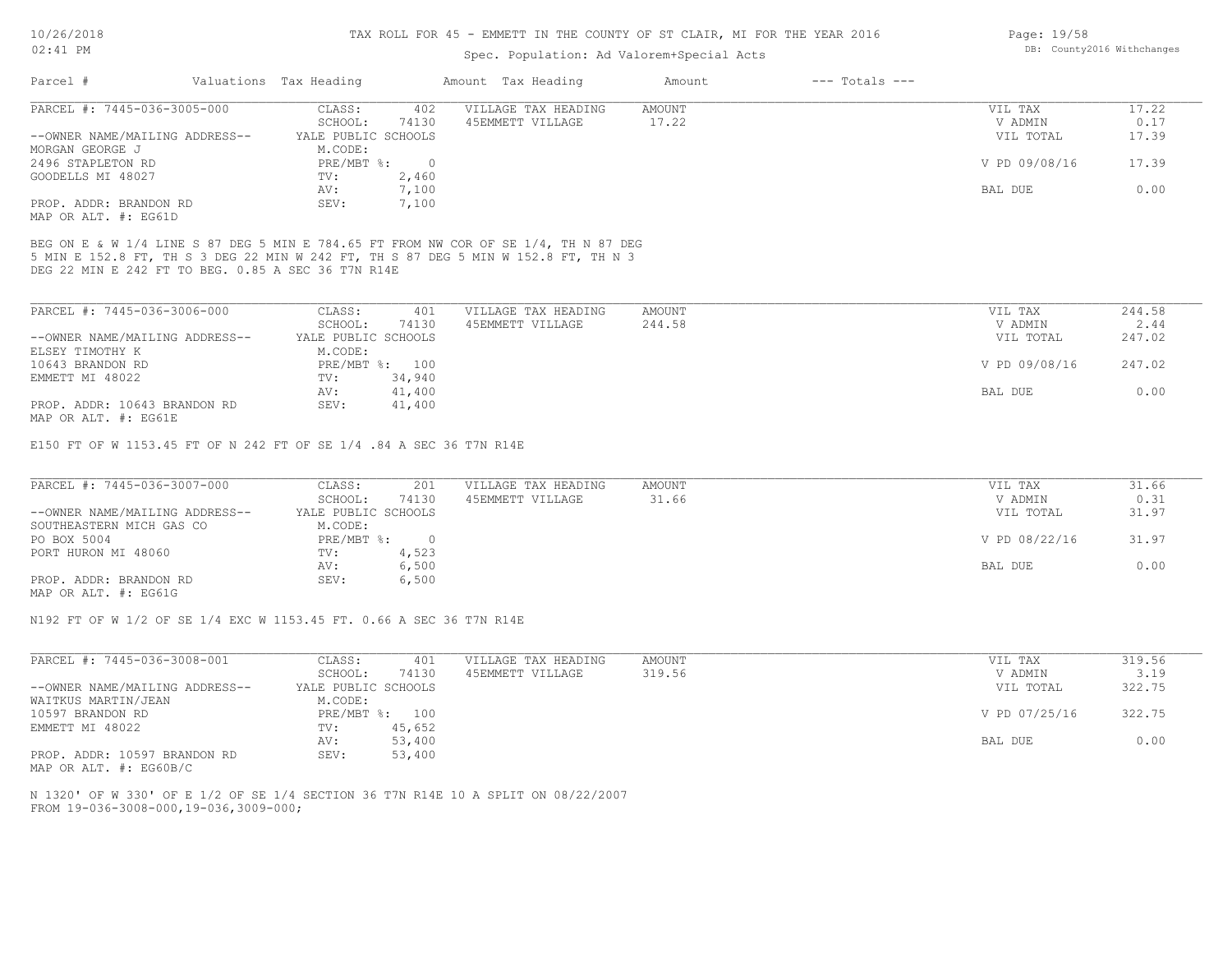# TAX ROLL FOR 45 - EMMETT IN THE COUNTY OF ST CLAIR, MI FOR THE YEAR 2016

Spec. Population: Ad Valorem+Special Acts

| Parcel # | Valuations | Tax Heading | Amount | Tax Heading | Amount | --- Totals --- | |
|---|---|---|---|---|---|---|---|
| PARCEL #: 7445-036-3005-000 | CLASS: | 402 | VILLAGE TAX HEADING | AMOUNT | | VIL TAX | 17.22 |
| | SCHOOL: | 74130 | 45EMMETT VILLAGE | 17.22 | | V ADMIN | 0.17 |
| --OWNER NAME/MAILING ADDRESS-- | YALE PUBLIC SCHOOLS | | | | | VIL TOTAL | 17.39 |
| MORGAN GEORGE J | M.CODE: | | | | | | |
| 2496 STAPLETON RD | PRE/MBT %: | 0 | | | | V PD 09/08/16 | 17.39 |
| GOODELLS MI 48027 | TV: | 2,460 | | | | | |
| | AV: | 7,100 | | | | BAL DUE | 0.00 |
| PROP. ADDR: BRANDON RD | SEV: | 7,100 | | | | | |
| MAP OR ALT. #: EG61D | | | | | | | |

BEG ON E & W 1/4 LINE S 87 DEG 5 MIN E 784.65 FT FROM NW COR OF SE 1/4, TH N 87 DEG 5 MIN E 152.8 FT, TH S 3 DEG 22 MIN W 242 FT, TH S 87 DEG 5 MIN W 152.8 FT, TH N 3 DEG 22 MIN E 242 FT TO BEG. 0.85 A SEC 36 T7N R14E

| Parcel # | Valuations | Tax Heading | Amount | Tax Heading | Amount | --- Totals --- | |
|---|---|---|---|---|---|---|---|
| PARCEL #: 7445-036-3006-000 | CLASS: | 401 | VILLAGE TAX HEADING | AMOUNT | | VIL TAX | 244.58 |
| | SCHOOL: | 74130 | 45EMMETT VILLAGE | 244.58 | | V ADMIN | 2.44 |
| --OWNER NAME/MAILING ADDRESS-- | YALE PUBLIC SCHOOLS | | | | | VIL TOTAL | 247.02 |
| ELSEY TIMOTHY K | M.CODE: | | | | | | |
| 10643 BRANDON RD | PRE/MBT %: | 100 | | | | V PD 09/08/16 | 247.02 |
| EMMETT MI 48022 | TV: | 34,940 | | | | | |
| | AV: | 41,400 | | | | BAL DUE | 0.00 |
| PROP. ADDR: 10643 BRANDON RD | SEV: | 41,400 | | | | | |
| MAP OR ALT. #: EG61E | | | | | | | |

E150 FT OF W 1153.45 FT OF N 242 FT OF SE 1/4 .84 A SEC 36 T7N R14E

| Parcel # | Valuations | Tax Heading | Amount | Tax Heading | Amount | --- Totals --- | |
|---|---|---|---|---|---|---|---|
| PARCEL #: 7445-036-3007-000 | CLASS: | 201 | VILLAGE TAX HEADING | AMOUNT | | VIL TAX | 31.66 |
| | SCHOOL: | 74130 | 45EMMETT VILLAGE | 31.66 | | V ADMIN | 0.31 |
| --OWNER NAME/MAILING ADDRESS-- | YALE PUBLIC SCHOOLS | | | | | VIL TOTAL | 31.97 |
| SOUTHEASTERN MICH GAS CO | M.CODE: | | | | | | |
| PO BOX 5004 | PRE/MBT %: | 0 | | | | V PD 08/22/16 | 31.97 |
| PORT HURON MI 48060 | TV: | 4,523 | | | | | |
| | AV: | 6,500 | | | | BAL DUE | 0.00 |
| PROP. ADDR: BRANDON RD | SEV: | 6,500 | | | | | |
| MAP OR ALT. #: EG61G | | | | | | | |

N192 FT OF W 1/2 OF SE 1/4 EXC W 1153.45 FT. 0.66 A SEC 36 T7N R14E

| Parcel # | Valuations | Tax Heading | Amount | Tax Heading | Amount | --- Totals --- | |
|---|---|---|---|---|---|---|---|
| PARCEL #: 7445-036-3008-001 | CLASS: | 401 | VILLAGE TAX HEADING | AMOUNT | | VIL TAX | 319.56 |
| | SCHOOL: | 74130 | 45EMMETT VILLAGE | 319.56 | | V ADMIN | 3.19 |
| --OWNER NAME/MAILING ADDRESS-- | YALE PUBLIC SCHOOLS | | | | | VIL TOTAL | 322.75 |
| WAITKUS MARTIN/JEAN | M.CODE: | | | | | | |
| 10597 BRANDON RD | PRE/MBT %: | 100 | | | | V PD 07/25/16 | 322.75 |
| EMMETT MI 48022 | TV: | 45,652 | | | | | |
| | AV: | 53,400 | | | | BAL DUE | 0.00 |
| PROP. ADDR: 10597 BRANDON RD | SEV: | 53,400 | | | | | |
| MAP OR ALT. #: EG60B/C | | | | | | | |

N 1320' OF W 330' OF E 1/2 OF SE 1/4 SECTION 36 T7N R14E 10 A SPLIT ON 08/22/2007 FROM 19-036-3008-000,19-036,3009-000;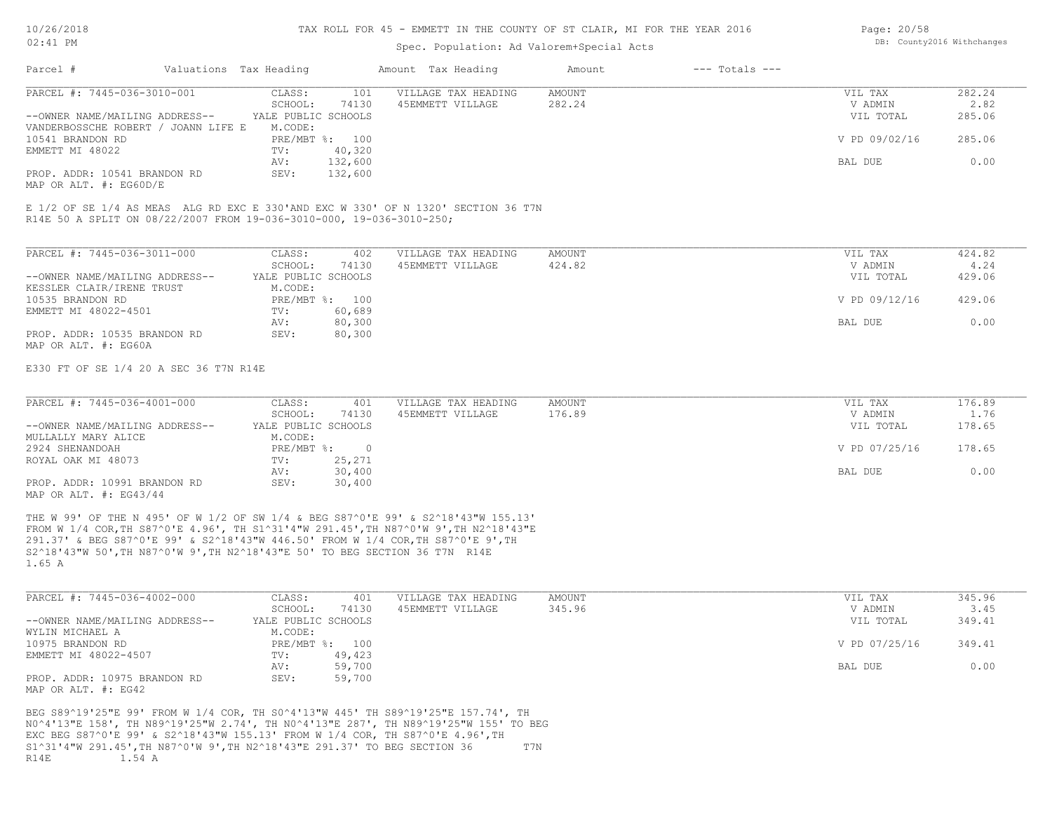# TAX ROLL FOR 45 - EMMETT IN THE COUNTY OF ST CLAIR, MI FOR THE YEAR 2016

Spec. Population: Ad Valorem+Special Acts

| Parcel # | Valuations | Tax Heading | Amount | Tax Heading | Amount | --- Totals --- | |
|---|---|---|---|---|---|---|---|

---

**PARCEL #: 7445-036-3010-001**

| | | | | | | |
|---|---|---|---|---|---|---|
| --OWNER NAME/MAILING ADDRESS-- | CLASS: | 101 | VILLAGE TAX HEADING | AMOUNT | VIL TAX | 282.24 |
| VANDERBOSSCHE ROBERT / JOANN LIFE E | SCHOOL: | 74130 | 45EMMETT VILLAGE | 282.24 | V ADMIN | 2.82 |
| 10541 BRANDON RD | YALE PUBLIC SCHOOLS | | | | VIL TOTAL | 285.06 |
| EMMETT MI 48022 | M.CODE: | | | | | |
| | PRE/MBT %: | 100 | | | V PD 09/02/16 | 285.06 |
| | TV: | 40,320 | | | | |
| | AV: | 132,600 | | | BAL DUE | 0.00 |
| PROP. ADDR: 10541 BRANDON RD | SEV: | 132,600 | | | | |
| MAP OR ALT. #: EG60D/E | | | | | | |

E 1/2 OF SE 1/4 AS MEAS ALG RD EXC E 330'AND EXC W 330' OF N 1320' SECTION 36 T7N R14E 50 A SPLIT ON 08/22/2007 FROM 19-036-3010-000, 19-036-3010-250;

---

**PARCEL #: 7445-036-3011-000**

| | | | | | | |
|---|---|---|---|---|---|---|
| --OWNER NAME/MAILING ADDRESS-- | CLASS: | 402 | VILLAGE TAX HEADING | AMOUNT | VIL TAX | 424.82 |
| KESSLER CLAIR/IRENE TRUST | SCHOOL: | 74130 | 45EMMETT VILLAGE | 424.82 | V ADMIN | 4.24 |
| 10535 BRANDON RD | YALE PUBLIC SCHOOLS | | | | VIL TOTAL | 429.06 |
| EMMETT MI 48022-4501 | M.CODE: | | | | | |
| | PRE/MBT %: | 100 | | | V PD 09/12/16 | 429.06 |
| | TV: | 60,689 | | | | |
| | AV: | 80,300 | | | BAL DUE | 0.00 |
| PROP. ADDR: 10535 BRANDON RD | SEV: | 80,300 | | | | |
| MAP OR ALT. #: EG60A | | | | | | |

E330 FT OF SE 1/4 20 A SEC 36 T7N R14E

---

**PARCEL #: 7445-036-4001-000**

| | | | | | | |
|---|---|---|---|---|---|---|
| --OWNER NAME/MAILING ADDRESS-- | CLASS: | 401 | VILLAGE TAX HEADING | AMOUNT | VIL TAX | 176.89 |
| MULLALLY MARY ALICE | SCHOOL: | 74130 | 45EMMETT VILLAGE | 176.89 | V ADMIN | 1.76 |
| 2924 SHENANDOAH | YALE PUBLIC SCHOOLS | | | | VIL TOTAL | 178.65 |
| ROYAL OAK MI 48073 | M.CODE: | | | | | |
| | PRE/MBT %: | 0 | | | V PD 07/25/16 | 178.65 |
| | TV: | 25,271 | | | | |
| | AV: | 30,400 | | | BAL DUE | 0.00 |
| PROP. ADDR: 10991 BRANDON RD | SEV: | 30,400 | | | | |
| MAP OR ALT. #: EG43/44 | | | | | | |

THE W 99' OF THE N 495' OF W 1/2 OF SW 1/4 & BEG S87^0'E 99' & S2^18'43"W 155.13' FROM W 1/4 COR,TH S87^0'E 4.96', TH S1^31'4"W 291.45',TH N87^0'W 9',TH N2^18'43"E 291.37' & BEG S87^0'E 99' & S2^18'43"W 446.50' FROM W 1/4 COR,TH S87^0'E 9',TH S2^18'43"W 50',TH N87^0'W 9',TH N2^18'43"E 50' TO BEG SECTION 36 T7N R14E 1.65 A

---

**PARCEL #: 7445-036-4002-000**

| | | | | | | |
|---|---|---|---|---|---|---|
| --OWNER NAME/MAILING ADDRESS-- | CLASS: | 401 | VILLAGE TAX HEADING | AMOUNT | VIL TAX | 345.96 |
| WYLIN MICHAEL A | SCHOOL: | 74130 | 45EMMETT VILLAGE | 345.96 | V ADMIN | 3.45 |
| 10975 BRANDON RD | YALE PUBLIC SCHOOLS | | | | VIL TOTAL | 349.41 |
| EMMETT MI 48022-4507 | M.CODE: | | | | | |
| | PRE/MBT %: | 100 | | | V PD 07/25/16 | 349.41 |
| | TV: | 49,423 | | | | |
| | AV: | 59,700 | | | BAL DUE | 0.00 |
| PROP. ADDR: 10975 BRANDON RD | SEV: | 59,700 | | | | |
| MAP OR ALT. #: EG42 | | | | | | |

BEG S89^19'25"E 99' FROM W 1/4 COR, TH S0^4'13"W 445' TH S89^19'25"E 157.74', TH N0^4'13"E 158', TH N89^19'25"W 2.74', TH N0^4'13"E 287', TH N89^19'25"W 155' TO BEG EXC BEG S87^0'E 99' & S2^18'43"W 155.13' FROM W 1/4 COR, TH S87^0'E 4.96',TH S1^31'4"W 291.45',TH N87^0'W 9',TH N2^18'43"E 291.37' TO BEG SECTION 36 T7N R14E 1.54 A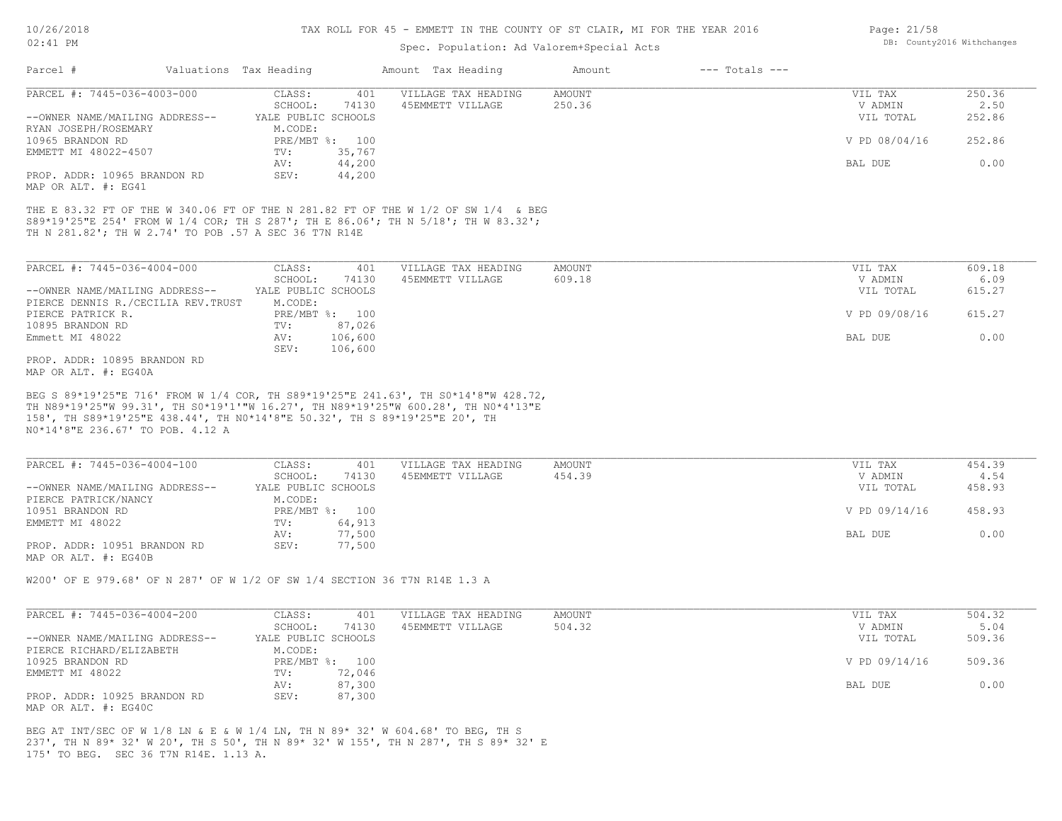# TAX ROLL FOR 45 - EMMETT IN THE COUNTY OF ST CLAIR, MI FOR THE YEAR 2016

Spec. Population: Ad Valorem+Special Acts

10/26/2018 02:41 PM

DB: County2016 Withchanges

| Parcel # | Valuations | Tax Heading | Amount | Tax Heading | Amount | --- Totals --- | |
|---|---|---|---|---|---|---|---|

---

**PARCEL #: 7445-036-4003-000**

| | | | | | |
|---|---|---|---|---|---|
| CLASS: | 401 | VILLAGE TAX HEADING | AMOUNT | VIL TAX | 250.36 |
| SCHOOL: | 74130 | 45EMMETT VILLAGE | 250.36 | V ADMIN | 2.50 |
| YALE PUBLIC SCHOOLS | | | | VIL TOTAL | 252.86 |
| M.CODE: | | | | | |
| PRE/MBT %: | 100 | | | V PD 08/04/16 | 252.86 |
| TV: | 35,767 | | | | |
| AV: | 44,200 | | | BAL DUE | 0.00 |
| SEV: | 44,200 | | | | |

--OWNER NAME/MAILING ADDRESS--
RYAN JOSEPH/ROSEMARY
10965 BRANDON RD
EMMETT MI 48022-4507

PROP. ADDR: 10965 BRANDON RD
MAP OR ALT. #: EG41

THE E 83.32 FT OF THE W 340.06 FT OF THE N 281.82 FT OF THE W 1/2 OF SW 1/4 & BEG S89*19'25"E 254' FROM W 1/4 COR; TH S 287'; TH E 86.06'; TH N 5/18'; TH W 83.32'; TH N 281.82'; TH W 2.74' TO POB .57 A SEC 36 T7N R14E

---

**PARCEL #: 7445-036-4004-000**

| | | | | | |
|---|---|---|---|---|---|
| CLASS: | 401 | VILLAGE TAX HEADING | AMOUNT | VIL TAX | 609.18 |
| SCHOOL: | 74130 | 45EMMETT VILLAGE | 609.18 | V ADMIN | 6.09 |
| YALE PUBLIC SCHOOLS | | | | VIL TOTAL | 615.27 |
| M.CODE: | | | | | |
| PRE/MBT %: | 100 | | | V PD 09/08/16 | 615.27 |
| TV: | 87,026 | | | | |
| AV: | 106,600 | | | BAL DUE | 0.00 |
| SEV: | 106,600 | | | | |

--OWNER NAME/MAILING ADDRESS--
PIERCE DENNIS R./CECILIA REV.TRUST
PIERCE PATRICK R.
10895 BRANDON RD
Emmett MI 48022

PROP. ADDR: 10895 BRANDON RD
MAP OR ALT. #: EG40A

BEG S 89*19'25"E 716' FROM W 1/4 COR, TH S89*19'25"E 241.63', TH S0*14'8"W 428.72, TH N89*19'25"W 99.31', TH S0*19'1'"W 16.27', TH N89*19'25"W 600.28', TH N0*4'13"E 158', TH S89*19'25"E 438.44', TH N0*14'8"E 50.32', TH S 89*19'25"E 20', TH N0*14'8"E 236.67' TO POB. 4.12 A

---

**PARCEL #: 7445-036-4004-100**

| | | | | | |
|---|---|---|---|---|---|
| CLASS: | 401 | VILLAGE TAX HEADING | AMOUNT | VIL TAX | 454.39 |
| SCHOOL: | 74130 | 45EMMETT VILLAGE | 454.39 | V ADMIN | 4.54 |
| YALE PUBLIC SCHOOLS | | | | VIL TOTAL | 458.93 |
| M.CODE: | | | | | |
| PRE/MBT %: | 100 | | | V PD 09/14/16 | 458.93 |
| TV: | 64,913 | | | | |
| AV: | 77,500 | | | BAL DUE | 0.00 |
| SEV: | 77,500 | | | | |

--OWNER NAME/MAILING ADDRESS--
PIERCE PATRICK/NANCY
10951 BRANDON RD
EMMETT MI 48022

PROP. ADDR: 10951 BRANDON RD
MAP OR ALT. #: EG40B

W200' OF E 979.68' OF N 287' OF W 1/2 OF SW 1/4 SECTION 36 T7N R14E 1.3 A

---

**PARCEL #: 7445-036-4004-200**

| | | | | | |
|---|---|---|---|---|---|
| CLASS: | 401 | VILLAGE TAX HEADING | AMOUNT | VIL TAX | 504.32 |
| SCHOOL: | 74130 | 45EMMETT VILLAGE | 504.32 | V ADMIN | 5.04 |
| YALE PUBLIC SCHOOLS | | | | VIL TOTAL | 509.36 |
| M.CODE: | | | | | |
| PRE/MBT %: | 100 | | | V PD 09/14/16 | 509.36 |
| TV: | 72,046 | | | | |
| AV: | 87,300 | | | BAL DUE | 0.00 |
| SEV: | 87,300 | | | | |

--OWNER NAME/MAILING ADDRESS--
PIERCE RICHARD/ELIZABETH
10925 BRANDON RD
EMMETT MI 48022

PROP. ADDR: 10925 BRANDON RD
MAP OR ALT. #: EG40C

BEG AT INT/SEC OF W 1/8 LN & E & W 1/4 LN, TH N 89* 32' W 604.68' TO BEG, TH S 237', TH N 89* 32' W 20', TH S 50', TH N 89* 32' W 155', TH N 287', TH S 89* 32' E 175' TO BEG. SEC 36 T7N R14E. 1.13 A.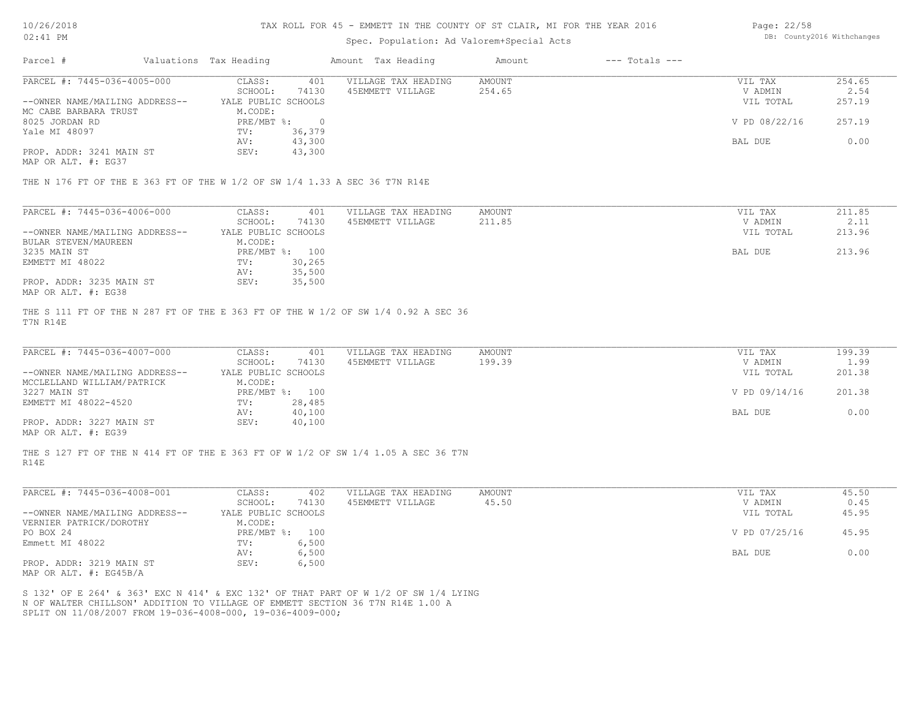# TAX ROLL FOR 45 - EMMETT IN THE COUNTY OF ST CLAIR, MI FOR THE YEAR 2016

Spec. Population: Ad Valorem+Special Acts

| Parcel # | Valuations | Tax Heading | Amount | Tax Heading | Amount | --- Totals --- | |
|---|---|---|---|---|---|---|---|

---

**PARCEL #: 7445-036-4005-000**

| | | | | | |
|---|---|---|---|---|---|
| CLASS: | 401 | VILLAGE TAX HEADING | AMOUNT | VIL TAX | 254.65 |
| SCHOOL: | 74130 | 45EMMETT VILLAGE | 254.65 | V ADMIN | 2.54 |
| YALE PUBLIC SCHOOLS | | | | VIL TOTAL | 257.19 |
| M.CODE: | | | | | |
| PRE/MBT %: | 0 | | | V PD 08/22/16 | 257.19 |
| TV: | 36,379 | | | | |
| AV: | 43,300 | | | BAL DUE | 0.00 |
| SEV: | 43,300 | | | | |

--OWNER NAME/MAILING ADDRESS--
MC CABE BARBARA TRUST
8025 JORDAN RD
Yale MI 48097

PROP. ADDR: 3241 MAIN ST
MAP OR ALT. #: EG37

THE N 176 FT OF THE E 363 FT OF THE W 1/2 OF SW 1/4 1.33 A SEC 36 T7N R14E

---

**PARCEL #: 7445-036-4006-000**

| | | | | | |
|---|---|---|---|---|---|
| CLASS: | 401 | VILLAGE TAX HEADING | AMOUNT | VIL TAX | 211.85 |
| SCHOOL: | 74130 | 45EMMETT VILLAGE | 211.85 | V ADMIN | 2.11 |
| YALE PUBLIC SCHOOLS | | | | VIL TOTAL | 213.96 |
| M.CODE: | | | | | |
| PRE/MBT %: | 100 | | | BAL DUE | 213.96 |
| TV: | 30,265 | | | | |
| AV: | 35,500 | | | | |
| SEV: | 35,500 | | | | |

--OWNER NAME/MAILING ADDRESS--
BULAR STEVEN/MAUREEN
3235 MAIN ST
EMMETT MI 48022

PROP. ADDR: 3235 MAIN ST
MAP OR ALT. #: EG38

THE S 111 FT OF THE N 287 FT OF THE E 363 FT OF THE W 1/2 OF SW 1/4 0.92 A SEC 36 T7N R14E

---

**PARCEL #: 7445-036-4007-000**

| | | | | | |
|---|---|---|---|---|---|
| CLASS: | 401 | VILLAGE TAX HEADING | AMOUNT | VIL TAX | 199.39 |
| SCHOOL: | 74130 | 45EMMETT VILLAGE | 199.39 | V ADMIN | 1.99 |
| YALE PUBLIC SCHOOLS | | | | VIL TOTAL | 201.38 |
| M.CODE: | | | | | |
| PRE/MBT %: | 100 | | | V PD 09/14/16 | 201.38 |
| TV: | 28,485 | | | | |
| AV: | 40,100 | | | BAL DUE | 0.00 |
| SEV: | 40,100 | | | | |

--OWNER NAME/MAILING ADDRESS--
MCCLELLAND WILLIAM/PATRICK
3227 MAIN ST
EMMETT MI 48022-4520

PROP. ADDR: 3227 MAIN ST
MAP OR ALT. #: EG39

THE S 127 FT OF THE N 414 FT OF THE E 363 FT OF W 1/2 OF SW 1/4 1.05 A SEC 36 T7N R14E

---

**PARCEL #: 7445-036-4008-001**

| | | | | | |
|---|---|---|---|---|---|
| CLASS: | 402 | VILLAGE TAX HEADING | AMOUNT | VIL TAX | 45.50 |
| SCHOOL: | 74130 | 45EMMETT VILLAGE | 45.50 | V ADMIN | 0.45 |
| YALE PUBLIC SCHOOLS | | | | VIL TOTAL | 45.95 |
| M.CODE: | | | | | |
| PRE/MBT %: | 100 | | | V PD 07/25/16 | 45.95 |
| TV: | 6,500 | | | | |
| AV: | 6,500 | | | BAL DUE | 0.00 |
| SEV: | 6,500 | | | | |

--OWNER NAME/MAILING ADDRESS--
VERNIER PATRICK/DOROTHY
PO BOX 24
Emmett MI 48022

PROP. ADDR: 3219 MAIN ST
MAP OR ALT. #: EG45B/A

S 132' OF E 264' & 363' EXC N 414' & EXC 132' OF THAT PART OF W 1/2 OF SW 1/4 LYING N OF WALTER CHILLSON' ADDITION TO VILLAGE OF EMMETT SECTION 36 T7N R14E 1.00 A
SPLIT ON 11/08/2007 FROM 19-036-4008-000, 19-036-4009-000;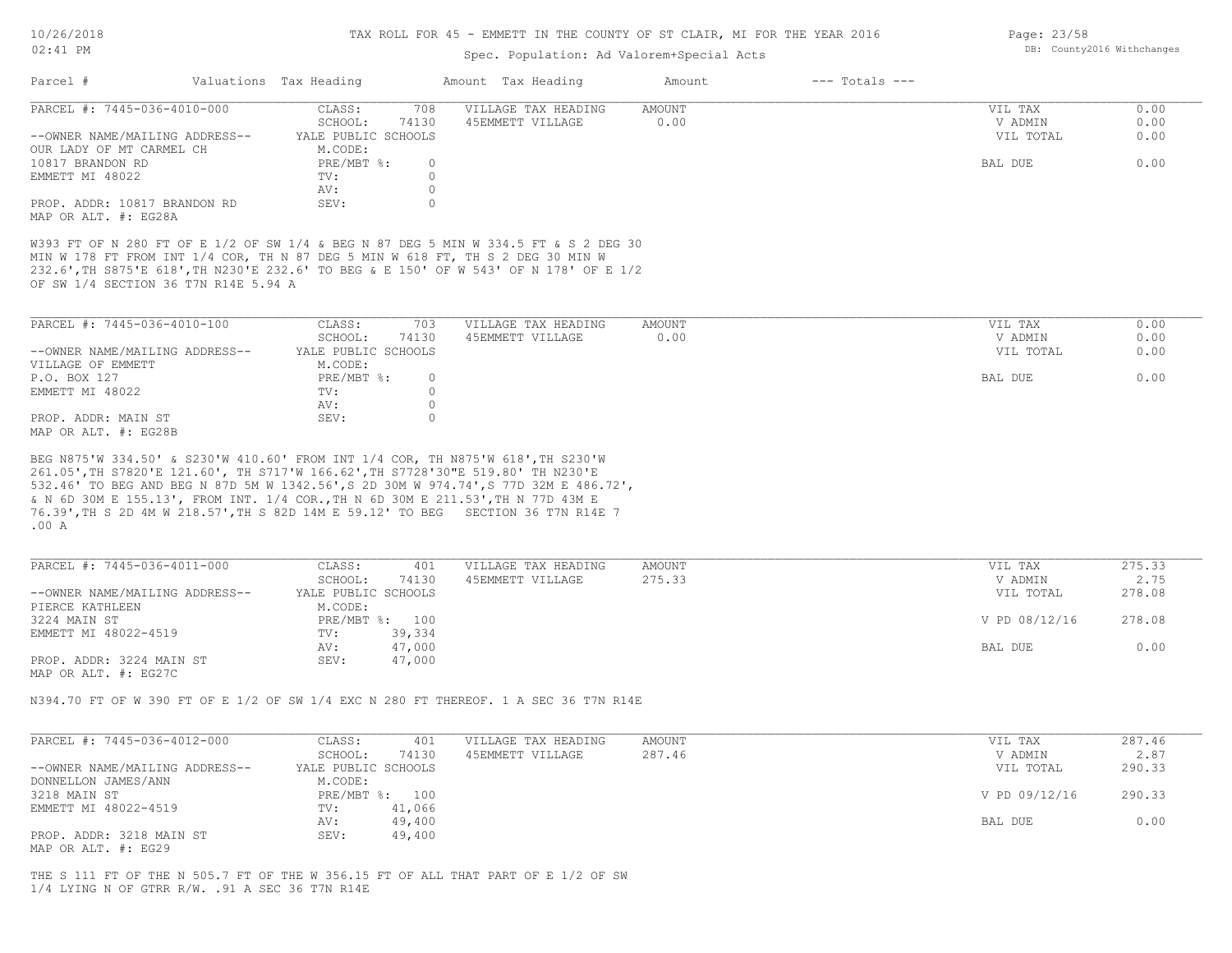# TAX ROLL FOR 45 - EMMETT IN THE COUNTY OF ST CLAIR, MI FOR THE YEAR 2016

Spec. Population: Ad Valorem+Special Acts

| Parcel # | Valuations | Tax Heading | Amount | Tax Heading | Amount | --- Totals --- | |
|---|---|---|---|---|---|---|---|
| PARCEL #: 7445-036-4010-000 | CLASS: | 708 | VILLAGE TAX HEADING | AMOUNT | | VIL TAX | 0.00 |
| | SCHOOL: | 74130 | 45EMMETT VILLAGE | 0.00 | | V ADMIN | 0.00 |
| --OWNER NAME/MAILING ADDRESS-- | YALE PUBLIC SCHOOLS | | | | | VIL TOTAL | 0.00 |
| OUR LADY OF MT CARMEL CH | M.CODE: | | | | | | |
| 10817 BRANDON RD | PRE/MBT %: | 0 | | | | BAL DUE | 0.00 |
| EMMETT MI 48022 | TV: | 0 | | | | | |
| | AV: | 0 | | | | | |
| PROP. ADDR: 10817 BRANDON RD | SEV: | 0 | | | | | |
| MAP OR ALT. #: EG28A | | | | | | | |

W393 FT OF N 280 FT OF E 1/2 OF SW 1/4 & BEG N 87 DEG 5 MIN W 334.5 FT & S 2 DEG 30 MIN W 178 FT FROM INT 1/4 COR, TH N 87 DEG 5 MIN W 618 FT, TH S 2 DEG 30 MIN W 232.6',TH S875'E 618',TH N230'E 232.6' TO BEG & E 150' OF W 543' OF N 178' OF E 1/2 OF SW 1/4 SECTION 36 T7N R14E 5.94 A

| Parcel # | Valuations | Tax Heading | Amount | Tax Heading | Amount | --- Totals --- | |
|---|---|---|---|---|---|---|---|
| PARCEL #: 7445-036-4010-100 | CLASS: | 703 | VILLAGE TAX HEADING | AMOUNT | | VIL TAX | 0.00 |
| | SCHOOL: | 74130 | 45EMMETT VILLAGE | 0.00 | | V ADMIN | 0.00 |
| --OWNER NAME/MAILING ADDRESS-- | YALE PUBLIC SCHOOLS | | | | | VIL TOTAL | 0.00 |
| VILLAGE OF EMMETT | M.CODE: | | | | | | |
| P.O. BOX 127 | PRE/MBT %: | 0 | | | | BAL DUE | 0.00 |
| EMMETT MI 48022 | TV: | 0 | | | | | |
| | AV: | 0 | | | | | |
| PROP. ADDR: MAIN ST | SEV: | 0 | | | | | |
| MAP OR ALT. #: EG28B | | | | | | | |

BEG N875'W 334.50' & S230'W 410.60' FROM INT 1/4 COR, TH N875'W 618',TH S230'W 261.05',TH S7820'E 121.60', TH S717'W 166.62',TH S7728'30"E 519.80' TH N230'E 532.46' TO BEG AND BEG N 87D 5M W 1342.56',S 2D 30M W 974.74',S 77D 32M E 486.72', & N 6D 30M E 155.13', FROM INT. 1/4 COR.,TH N 6D 30M E 211.53',TH N 77D 43M E 76.39',TH S 2D 4M W 218.57',TH S 82D 14M E 59.12' TO BEG SECTION 36 T7N R14E 7 .00 A

| Parcel # | Valuations | Tax Heading | Amount | Tax Heading | Amount | --- Totals --- | |
|---|---|---|---|---|---|---|---|
| PARCEL #: 7445-036-4011-000 | CLASS: | 401 | VILLAGE TAX HEADING | AMOUNT | | VIL TAX | 275.33 |
| | SCHOOL: | 74130 | 45EMMETT VILLAGE | 275.33 | | V ADMIN | 2.75 |
| --OWNER NAME/MAILING ADDRESS-- | YALE PUBLIC SCHOOLS | | | | | VIL TOTAL | 278.08 |
| PIERCE KATHLEEN | M.CODE: | | | | | | |
| 3224 MAIN ST | PRE/MBT %: | 100 | | | | V PD 08/12/16 | 278.08 |
| EMMETT MI 48022-4519 | TV: | 39,334 | | | | | |
| | AV: | 47,000 | | | | BAL DUE | 0.00 |
| PROP. ADDR: 3224 MAIN ST | SEV: | 47,000 | | | | | |
| MAP OR ALT. #: EG27C | | | | | | | |

N394.70 FT OF W 390 FT OF E 1/2 OF SW 1/4 EXC N 280 FT THEREOF. 1 A SEC 36 T7N R14E

| Parcel # | Valuations | Tax Heading | Amount | Tax Heading | Amount | --- Totals --- | |
|---|---|---|---|---|---|---|---|
| PARCEL #: 7445-036-4012-000 | CLASS: | 401 | VILLAGE TAX HEADING | AMOUNT | | VIL TAX | 287.46 |
| | SCHOOL: | 74130 | 45EMMETT VILLAGE | 287.46 | | V ADMIN | 2.87 |
| --OWNER NAME/MAILING ADDRESS-- | YALE PUBLIC SCHOOLS | | | | | VIL TOTAL | 290.33 |
| DONNELLON JAMES/ANN | M.CODE: | | | | | | |
| 3218 MAIN ST | PRE/MBT %: | 100 | | | | V PD 09/12/16 | 290.33 |
| EMMETT MI 48022-4519 | TV: | 41,066 | | | | | |
| | AV: | 49,400 | | | | BAL DUE | 0.00 |
| PROP. ADDR: 3218 MAIN ST | SEV: | 49,400 | | | | | |
| MAP OR ALT. #: EG29 | | | | | | | |

THE S 111 FT OF THE N 505.7 FT OF THE W 356.15 FT OF ALL THAT PART OF E 1/2 OF SW 1/4 LYING N OF GTRR R/W. .91 A SEC 36 T7N R14E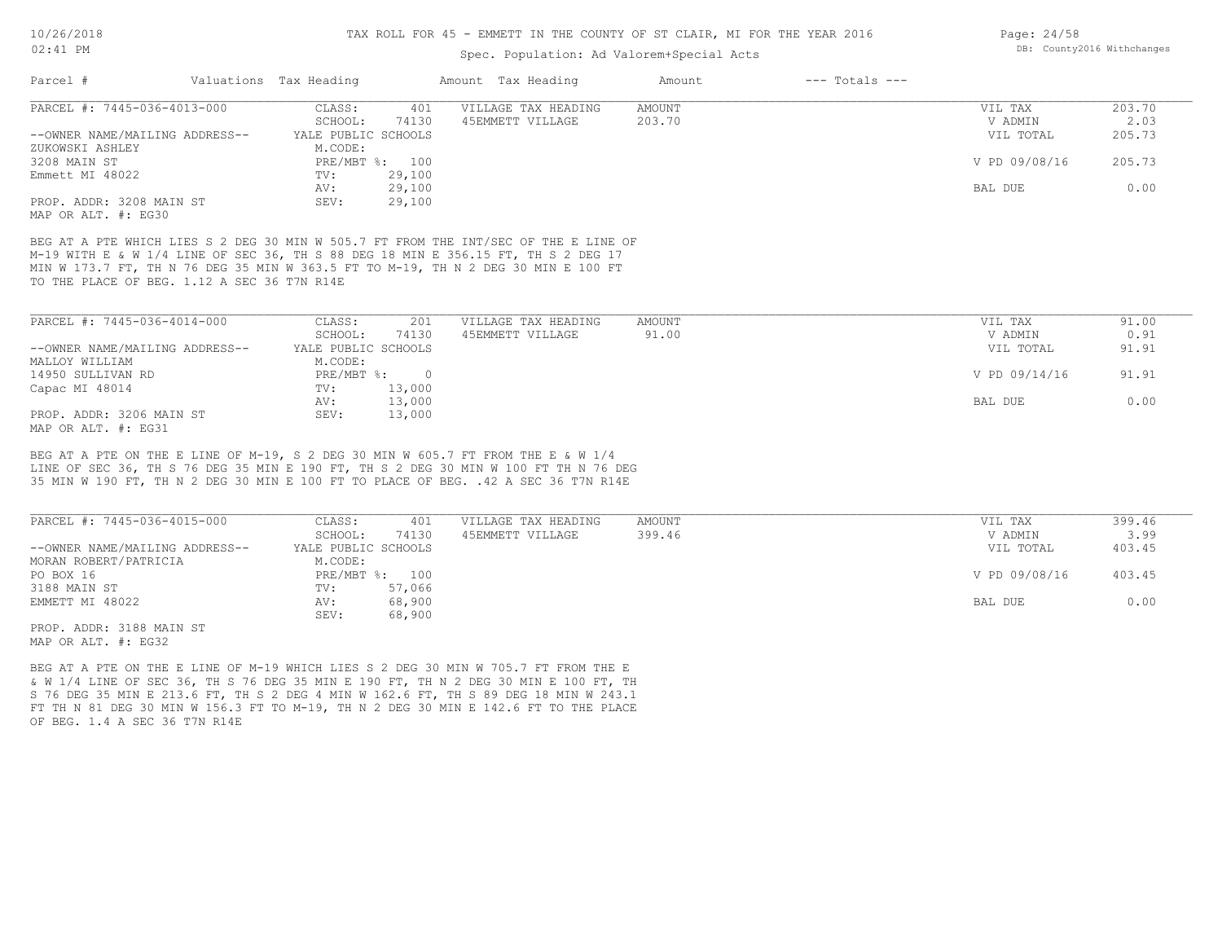TAX ROLL FOR 45 - EMMETT IN THE COUNTY OF ST CLAIR, MI FOR THE YEAR 2016

Spec. Population: Ad Valorem+Special Acts

| Parcel # | Valuations Tax Heading | | Amount Tax Heading | Amount | --- Totals --- | |
|---|---|---|---|---|---|---|
| PARCEL #: 7445-036-4013-000 | CLASS: | 401 | VILLAGE TAX HEADING | AMOUNT | VIL TAX | 203.70 |
| | SCHOOL: | 74130 | 45EMMETT VILLAGE | 203.70 | V ADMIN | 2.03 |
| --OWNER NAME/MAILING ADDRESS-- | YALE PUBLIC SCHOOLS | | | | VIL TOTAL | 205.73 |
| ZUKOWSKI ASHLEY | M.CODE: | | | | | |
| 3208 MAIN ST | PRE/MBT %: | 100 | | | V PD 09/08/16 | 205.73 |
| Emmett MI 48022 | TV: | 29,100 | | | | |
| | AV: | 29,100 | | | BAL DUE | 0.00 |
| PROP. ADDR: 3208 MAIN ST | SEV: | 29,100 | | | | |
| MAP OR ALT. #: EG30 | | | | | | |

BEG AT A PTE WHICH LIES S 2 DEG 30 MIN W 505.7 FT FROM THE INT/SEC OF THE E LINE OF M-19 WITH E & W 1/4 LINE OF SEC 36, TH S 88 DEG 18 MIN E 356.15 FT, TH S 2 DEG 17 MIN W 173.7 FT, TH N 76 DEG 35 MIN W 363.5 FT TO M-19, TH N 2 DEG 30 MIN E 100 FT TO THE PLACE OF BEG. 1.12 A SEC 36 T7N R14E

| Parcel # | Valuations Tax Heading | | Amount Tax Heading | Amount | --- Totals --- | |
|---|---|---|---|---|---|---|
| PARCEL #: 7445-036-4014-000 | CLASS: | 201 | VILLAGE TAX HEADING | AMOUNT | VIL TAX | 91.00 |
| | SCHOOL: | 74130 | 45EMMETT VILLAGE | 91.00 | V ADMIN | 0.91 |
| --OWNER NAME/MAILING ADDRESS-- | YALE PUBLIC SCHOOLS | | | | VIL TOTAL | 91.91 |
| MALLOY WILLIAM | M.CODE: | | | | | |
| 14950 SULLIVAN RD | PRE/MBT %: | 0 | | | V PD 09/14/16 | 91.91 |
| Capac MI 48014 | TV: | 13,000 | | | | |
| | AV: | 13,000 | | | BAL DUE | 0.00 |
| PROP. ADDR: 3206 MAIN ST | SEV: | 13,000 | | | | |
| MAP OR ALT. #: EG31 | | | | | | |

BEG AT A PTE ON THE E LINE OF M-19, S 2 DEG 30 MIN W 605.7 FT FROM THE E & W 1/4 LINE OF SEC 36, TH S 76 DEG 35 MIN E 190 FT, TH S 2 DEG 30 MIN W 100 FT TH N 76 DEG 35 MIN W 190 FT, TH N 2 DEG 30 MIN E 100 FT TO PLACE OF BEG. .42 A SEC 36 T7N R14E

| Parcel # | Valuations Tax Heading | | Amount Tax Heading | Amount | --- Totals --- | |
|---|---|---|---|---|---|---|
| PARCEL #: 7445-036-4015-000 | CLASS: | 401 | VILLAGE TAX HEADING | AMOUNT | VIL TAX | 399.46 |
| | SCHOOL: | 74130 | 45EMMETT VILLAGE | 399.46 | V ADMIN | 3.99 |
| --OWNER NAME/MAILING ADDRESS-- | YALE PUBLIC SCHOOLS | | | | VIL TOTAL | 403.45 |
| MORAN ROBERT/PATRICIA | M.CODE: | | | | | |
| PO BOX 16 | PRE/MBT %: | 100 | | | V PD 09/08/16 | 403.45 |
| 3188 MAIN ST | TV: | 57,066 | | | | |
| EMMETT MI 48022 | AV: | 68,900 | | | BAL DUE | 0.00 |
| | SEV: | 68,900 | | | | |
| PROP. ADDR: 3188 MAIN ST | | | | | | |
| MAP OR ALT. #: EG32 | | | | | | |

BEG AT A PTE ON THE E LINE OF M-19 WHICH LIES S 2 DEG 30 MIN W 705.7 FT FROM THE E & W 1/4 LINE OF SEC 36, TH S 76 DEG 35 MIN E 190 FT, TH N 2 DEG 30 MIN E 100 FT, TH S 76 DEG 35 MIN E 213.6 FT, TH S 2 DEG 4 MIN W 162.6 FT, TH S 89 DEG 18 MIN W 243.1 FT TH N 81 DEG 30 MIN W 156.3 FT TO M-19, TH N 2 DEG 30 MIN E 142.6 FT TO THE PLACE OF BEG. 1.4 A SEC 36 T7N R14E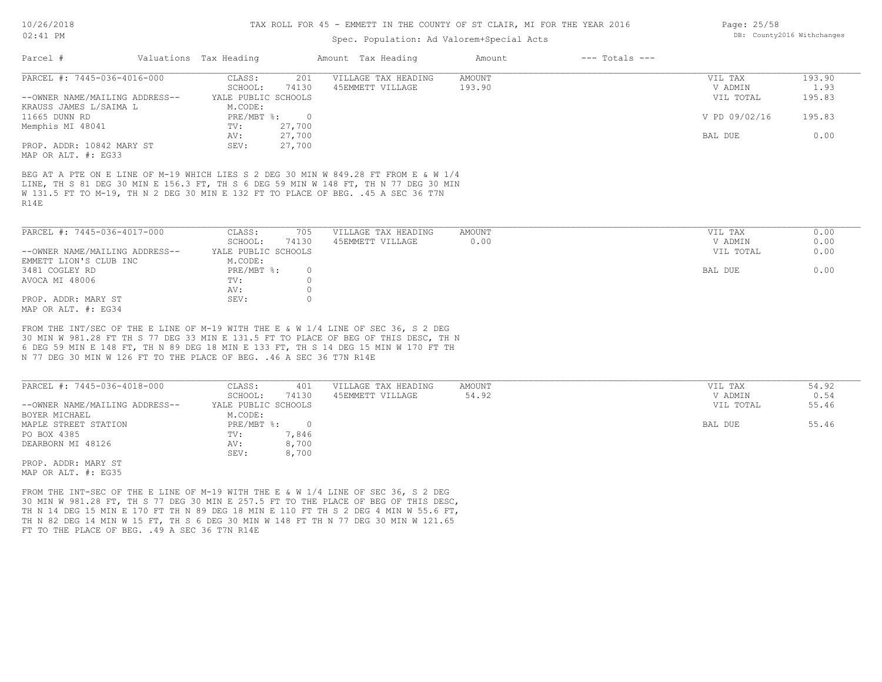TAX ROLL FOR 45 - EMMETT IN THE COUNTY OF ST CLAIR, MI FOR THE YEAR 2016

Spec. Population: Ad Valorem+Special Acts

| Parcel # | Valuations | Tax Heading | Amount | Tax Heading | Amount | --- Totals --- | |
|---|---|---|---|---|---|---|---|
| PARCEL #: 7445-036-4016-000 | CLASS: | 201 | VILLAGE TAX HEADING | AMOUNT | | VIL TAX | 193.90 |
| | SCHOOL: | 74130 | 45EMMETT VILLAGE | 193.90 | | V ADMIN | 1.93 |
| --OWNER NAME/MAILING ADDRESS-- | YALE PUBLIC SCHOOLS | | | | | VIL TOTAL | 195.83 |
| KRAUSS JAMES L/SAIMA L | M.CODE: | | | | | | |
| 11665 DUNN RD | PRE/MBT %: | 0 | | | | V PD 09/02/16 | 195.83 |
| Memphis MI 48041 | TV: | 27,700 | | | | | |
| | AV: | 27,700 | | | | BAL DUE | 0.00 |
| PROP. ADDR: 10842 MARY ST | SEV: | 27,700 | | | | | |
| MAP OR ALT. #: EG33 | | | | | | | |

BEG AT A PTE ON E LINE OF M-19 WHICH LIES S 2 DEG 30 MIN W 849.28 FT FROM E & W 1/4 LINE, TH S 81 DEG 30 MIN E 156.3 FT, TH S 6 DEG 59 MIN W 148 FT, TH N 77 DEG 30 MIN W 131.5 FT TO M-19, TH N 2 DEG 30 MIN E 132 FT TO PLACE OF BEG. .45 A SEC 36 T7N R14E

| Parcel # | Valuations | Tax Heading | Amount | Tax Heading | Amount | --- Totals --- | |
|---|---|---|---|---|---|---|---|
| PARCEL #: 7445-036-4017-000 | CLASS: | 705 | VILLAGE TAX HEADING | AMOUNT | | VIL TAX | 0.00 |
| | SCHOOL: | 74130 | 45EMMETT VILLAGE | 0.00 | | V ADMIN | 0.00 |
| --OWNER NAME/MAILING ADDRESS-- | YALE PUBLIC SCHOOLS | | | | | VIL TOTAL | 0.00 |
| EMMETT LION'S CLUB INC | M.CODE: | | | | | | |
| 3481 COGLEY RD | PRE/MBT %: | 0 | | | | BAL DUE | 0.00 |
| AVOCA MI 48006 | TV: | 0 | | | | | |
| | AV: | 0 | | | | | |
| PROP. ADDR: MARY ST | SEV: | 0 | | | | | |
| MAP OR ALT. #: EG34 | | | | | | | |

FROM THE INT/SEC OF THE E LINE OF M-19 WITH THE E & W 1/4 LINE OF SEC 36, S 2 DEG 30 MIN W 981.28 FT TH S 77 DEG 33 MIN E 131.5 FT TO PLACE OF BEG OF THIS DESC, TH N 6 DEG 59 MIN E 148 FT, TH N 89 DEG 18 MIN E 133 FT, TH S 14 DEG 15 MIN W 170 FT TH N 77 DEG 30 MIN W 126 FT TO THE PLACE OF BEG. .46 A SEC 36 T7N R14E

| Parcel # | Valuations | Tax Heading | Amount | Tax Heading | Amount | --- Totals --- | |
|---|---|---|---|---|---|---|---|
| PARCEL #: 7445-036-4018-000 | CLASS: | 401 | VILLAGE TAX HEADING | AMOUNT | | VIL TAX | 54.92 |
| | SCHOOL: | 74130 | 45EMMETT VILLAGE | 54.92 | | V ADMIN | 0.54 |
| --OWNER NAME/MAILING ADDRESS-- | YALE PUBLIC SCHOOLS | | | | | VIL TOTAL | 55.46 |
| BOYER MICHAEL | M.CODE: | | | | | | |
| MAPLE STREET STATION | PRE/MBT %: | 0 | | | | BAL DUE | 55.46 |
| PO BOX 4385 | TV: | 7,846 | | | | | |
| DEARBORN MI 48126 | AV: | 8,700 | | | | | |
| | SEV: | 8,700 | | | | | |
| PROP. ADDR: MARY ST | | | | | | | |
| MAP OR ALT. #: EG35 | | | | | | | |

FROM THE INT-SEC OF THE E LINE OF M-19 WITH THE E & W 1/4 LINE OF SEC 36, S 2 DEG 30 MIN W 981.28 FT, TH S 77 DEG 30 MIN E 257.5 FT TO THE PLACE OF BEG OF THIS DESC, TH N 14 DEG 15 MIN E 170 FT TH N 89 DEG 18 MIN E 110 FT TH S 2 DEG 4 MIN W 55.6 FT, TH N 82 DEG 14 MIN W 15 FT, TH S 6 DEG 30 MIN W 148 FT TH N 77 DEG 30 MIN W 121.65 FT TO THE PLACE OF BEG. .49 A SEC 36 T7N R14E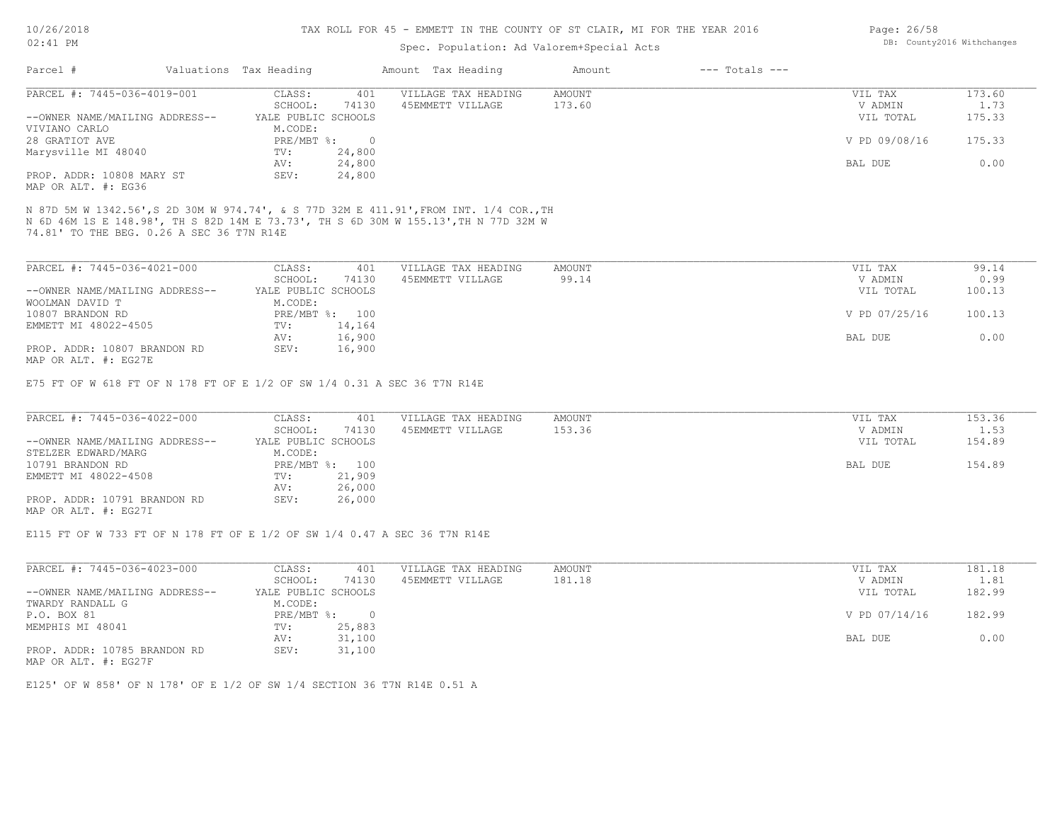# TAX ROLL FOR 45 - EMMETT IN THE COUNTY OF ST CLAIR, MI FOR THE YEAR 2016

Spec. Population: Ad Valorem+Special Acts

10/26/2018 02:41 PM — DB: County2016 Withchanges

| Parcel # | Valuations Tax Heading | | Amount Tax Heading | Amount | --- Totals --- | |
|---|---|---|---|---|---|---|

## PARCEL #: 7445-036-4019-001

| | | | | | | |
|---|---|---|---|---|---|---|
| --OWNER NAME/MAILING ADDRESS-- | CLASS: | 401 | VILLAGE TAX HEADING | AMOUNT | VIL TAX | 173.60 |
| VIVIANO CARLO | SCHOOL: | 74130 | 45EMMETT VILLAGE | 173.60 | V ADMIN | 1.73 |
| 28 GRATIOT AVE | YALE PUBLIC SCHOOLS | | | | VIL TOTAL | 175.33 |
| Marysville MI 48040 | M.CODE: | | | | | |
| | PRE/MBT %: | 0 | | | V PD 09/08/16 | 175.33 |
| | TV: | 24,800 | | | | |
| | AV: | 24,800 | | | BAL DUE | 0.00 |
| PROP. ADDR: 10808 MARY ST | SEV: | 24,800 | | | | |
| MAP OR ALT. #: EG36 | | | | | | |

N 87D 5M W 1342.56',S 2D 30M W 974.74', & S 77D 32M E 411.91',FROM INT. 1/4 COR.,TH N 6D 46M 1S E 148.98', TH S 82D 14M E 73.73', TH S 6D 30M W 155.13',TH N 77D 32M W 74.81' TO THE BEG. 0.26 A SEC 36 T7N R14E

## PARCEL #: 7445-036-4021-000

| | | | | | | |
|---|---|---|---|---|---|---|
| --OWNER NAME/MAILING ADDRESS-- | CLASS: | 401 | VILLAGE TAX HEADING | AMOUNT | VIL TAX | 99.14 |
| WOOLMAN DAVID T | SCHOOL: | 74130 | 45EMMETT VILLAGE | 99.14 | V ADMIN | 0.99 |
| 10807 BRANDON RD | YALE PUBLIC SCHOOLS | | | | VIL TOTAL | 100.13 |
| EMMETT MI 48022-4505 | M.CODE: | | | | | |
| | PRE/MBT %: | 100 | | | V PD 07/25/16 | 100.13 |
| | TV: | 14,164 | | | | |
| | AV: | 16,900 | | | BAL DUE | 0.00 |
| PROP. ADDR: 10807 BRANDON RD | SEV: | 16,900 | | | | |
| MAP OR ALT. #: EG27E | | | | | | |

E75 FT OF W 618 FT OF N 178 FT OF E 1/2 OF SW 1/4 0.31 A SEC 36 T7N R14E

## PARCEL #: 7445-036-4022-000

| | | | | | | |
|---|---|---|---|---|---|---|
| --OWNER NAME/MAILING ADDRESS-- | CLASS: | 401 | VILLAGE TAX HEADING | AMOUNT | VIL TAX | 153.36 |
| STELZER EDWARD/MARG | SCHOOL: | 74130 | 45EMMETT VILLAGE | 153.36 | V ADMIN | 1.53 |
| 10791 BRANDON RD | YALE PUBLIC SCHOOLS | | | | VIL TOTAL | 154.89 |
| EMMETT MI 48022-4508 | M.CODE: | | | | | |
| | PRE/MBT %: | 100 | | | BAL DUE | 154.89 |
| | TV: | 21,909 | | | | |
| | AV: | 26,000 | | | | |
| PROP. ADDR: 10791 BRANDON RD | SEV: | 26,000 | | | | |
| MAP OR ALT. #: EG27I | | | | | | |

E115 FT OF W 733 FT OF N 178 FT OF E 1/2 OF SW 1/4 0.47 A SEC 36 T7N R14E

## PARCEL #: 7445-036-4023-000

| | | | | | | |
|---|---|---|---|---|---|---|
| --OWNER NAME/MAILING ADDRESS-- | CLASS: | 401 | VILLAGE TAX HEADING | AMOUNT | VIL TAX | 181.18 |
| TWARDY RANDALL G | SCHOOL: | 74130 | 45EMMETT VILLAGE | 181.18 | V ADMIN | 1.81 |
| P.O. BOX 81 | YALE PUBLIC SCHOOLS | | | | VIL TOTAL | 182.99 |
| MEMPHIS MI 48041 | M.CODE: | | | | | |
| | PRE/MBT %: | 0 | | | V PD 07/14/16 | 182.99 |
| | TV: | 25,883 | | | | |
| | AV: | 31,100 | | | BAL DUE | 0.00 |
| PROP. ADDR: 10785 BRANDON RD | SEV: | 31,100 | | | | |
| MAP OR ALT. #: EG27F | | | | | | |

E125' OF W 858' OF N 178' OF E 1/2 OF SW 1/4 SECTION 36 T7N R14E 0.51 A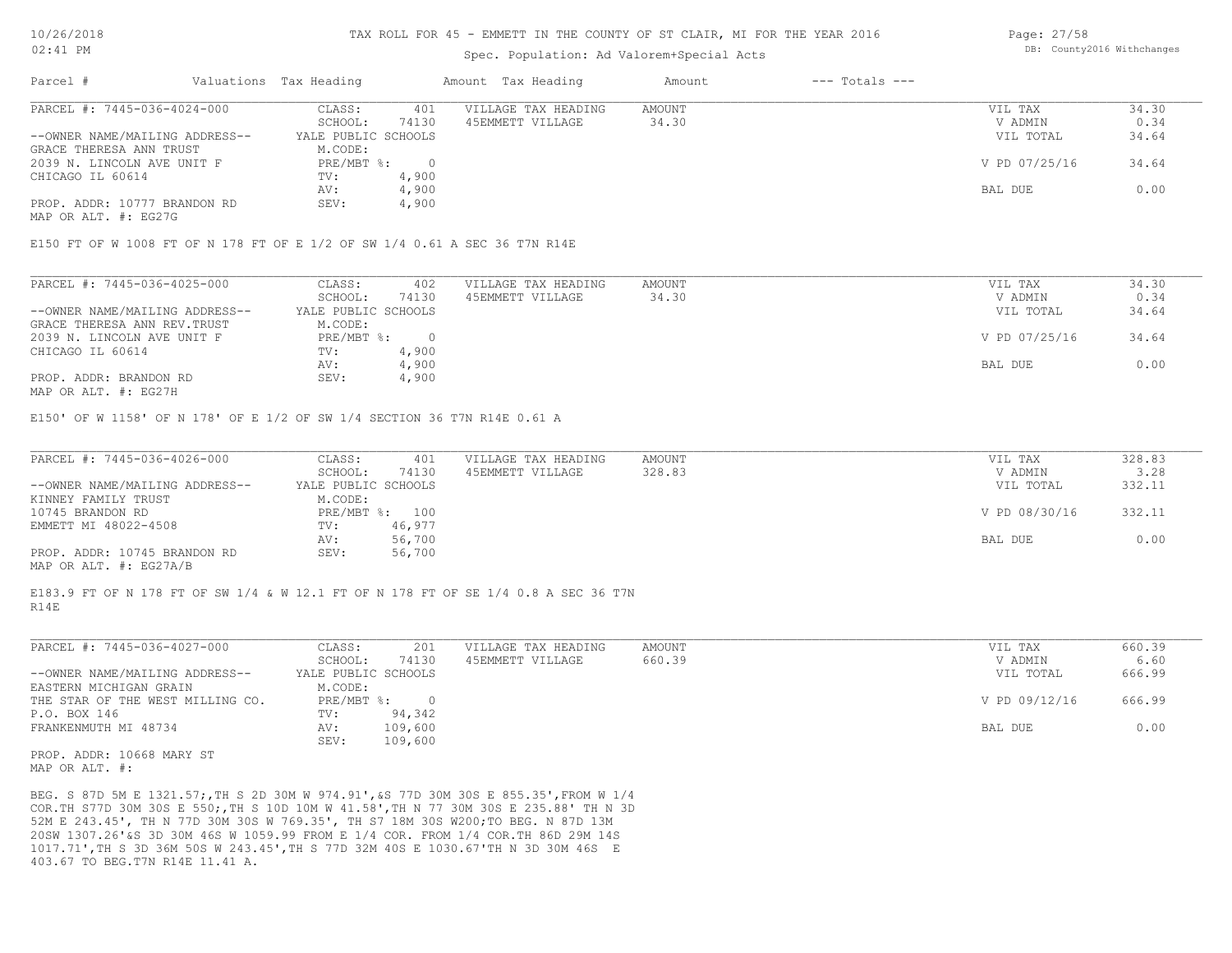TAX ROLL FOR 45 - EMMETT IN THE COUNTY OF ST CLAIR, MI FOR THE YEAR 2016

Spec. Population: Ad Valorem+Special Acts

| Parcel # | Valuations | Tax Heading | Amount | Tax Heading | Amount | --- Totals --- | |
|---|---|---|---|---|---|---|---|
| PARCEL #: 7445-036-4024-000 | CLASS: | 401 | VILLAGE TAX HEADING | AMOUNT | | VIL TAX | 34.30 |
| | SCHOOL: | 74130 | 45EMMETT VILLAGE | 34.30 | | V ADMIN | 0.34 |
| --OWNER NAME/MAILING ADDRESS-- | YALE PUBLIC SCHOOLS | | | | | VIL TOTAL | 34.64 |
| GRACE THERESA ANN TRUST | M.CODE: | | | | | | |
| 2039 N. LINCOLN AVE UNIT F | PRE/MBT %: | 0 | | | | V PD 07/25/16 | 34.64 |
| CHICAGO IL 60614 | TV: | 4,900 | | | | | |
| | AV: | 4,900 | | | | BAL DUE | 0.00 |
| PROP. ADDR: 10777 BRANDON RD | SEV: | 4,900 | | | | | |
| MAP OR ALT. #: EG27G | | | | | | | |

E150 FT OF W 1008 FT OF N 178 FT OF E 1/2 OF SW 1/4 0.61 A SEC 36 T7N R14E

| Parcel # | Valuations | Tax Heading | Amount | Tax Heading | Amount | --- Totals --- | |
|---|---|---|---|---|---|---|---|
| PARCEL #: 7445-036-4025-000 | CLASS: | 402 | VILLAGE TAX HEADING | AMOUNT | | VIL TAX | 34.30 |
| | SCHOOL: | 74130 | 45EMMETT VILLAGE | 34.30 | | V ADMIN | 0.34 |
| --OWNER NAME/MAILING ADDRESS-- | YALE PUBLIC SCHOOLS | | | | | VIL TOTAL | 34.64 |
| GRACE THERESA ANN REV.TRUST | M.CODE: | | | | | | |
| 2039 N. LINCOLN AVE UNIT F | PRE/MBT %: | 0 | | | | V PD 07/25/16 | 34.64 |
| CHICAGO IL 60614 | TV: | 4,900 | | | | | |
| | AV: | 4,900 | | | | BAL DUE | 0.00 |
| PROP. ADDR: BRANDON RD | SEV: | 4,900 | | | | | |
| MAP OR ALT. #: EG27H | | | | | | | |

E150' OF W 1158' OF N 178' OF E 1/2 OF SW 1/4 SECTION 36 T7N R14E 0.61 A

| Parcel # | Valuations | Tax Heading | Amount | Tax Heading | Amount | --- Totals --- | |
|---|---|---|---|---|---|---|---|
| PARCEL #: 7445-036-4026-000 | CLASS: | 401 | VILLAGE TAX HEADING | AMOUNT | | VIL TAX | 328.83 |
| | SCHOOL: | 74130 | 45EMMETT VILLAGE | 328.83 | | V ADMIN | 3.28 |
| --OWNER NAME/MAILING ADDRESS-- | YALE PUBLIC SCHOOLS | | | | | VIL TOTAL | 332.11 |
| KINNEY FAMILY TRUST | M.CODE: | | | | | | |
| 10745 BRANDON RD | PRE/MBT %: | 100 | | | | V PD 08/30/16 | 332.11 |
| EMMETT MI 48022-4508 | TV: | 46,977 | | | | | |
| | AV: | 56,700 | | | | BAL DUE | 0.00 |
| PROP. ADDR: 10745 BRANDON RD | SEV: | 56,700 | | | | | |
| MAP OR ALT. #: EG27A/B | | | | | | | |

E183.9 FT OF N 178 FT OF SW 1/4 & W 12.1 FT OF N 178 FT OF SE 1/4 0.8 A SEC 36 T7N R14E

| Parcel # | Valuations | Tax Heading | Amount | Tax Heading | Amount | --- Totals --- | |
|---|---|---|---|---|---|---|---|
| PARCEL #: 7445-036-4027-000 | CLASS: | 201 | VILLAGE TAX HEADING | AMOUNT | | VIL TAX | 660.39 |
| | SCHOOL: | 74130 | 45EMMETT VILLAGE | 660.39 | | V ADMIN | 6.60 |
| --OWNER NAME/MAILING ADDRESS-- | YALE PUBLIC SCHOOLS | | | | | VIL TOTAL | 666.99 |
| EASTERN MICHIGAN GRAIN | M.CODE: | | | | | | |
| THE STAR OF THE WEST MILLING CO. | PRE/MBT %: | 0 | | | | V PD 09/12/16 | 666.99 |
| P.O. BOX 146 | TV: | 94,342 | | | | | |
| FRANKENMUTH MI 48734 | AV: | 109,600 | | | | BAL DUE | 0.00 |
| | SEV: | 109,600 | | | | | |
| PROP. ADDR: 10668 MARY ST | | | | | | | |
| MAP OR ALT. #: | | | | | | | |

BEG. S 87D 5M E 1321.57;,TH S 2D 30M W 974.91',&S 77D 30M 30S E 855.35',FROM W 1/4 COR.TH S77D 30M 30S E 550;,TH S 10D 10M W 41.58',TH N 77 30M 30S E 235.88' TH N 3D 52M E 243.45', TH N 77D 30M 30S W 769.35', TH S7 18M 30S W200;TO BEG. N 87D 13M 20SW 1307.26'&S 3D 30M 46S W 1059.99 FROM E 1/4 COR. FROM 1/4 COR.TH 86D 29M 14S 1017.71',TH S 3D 36M 50S W 243.45',TH S 77D 32M 40S E 1030.67'TH N 3D 30M 46S E 403.67 TO BEG.T7N R14E 11.41 A.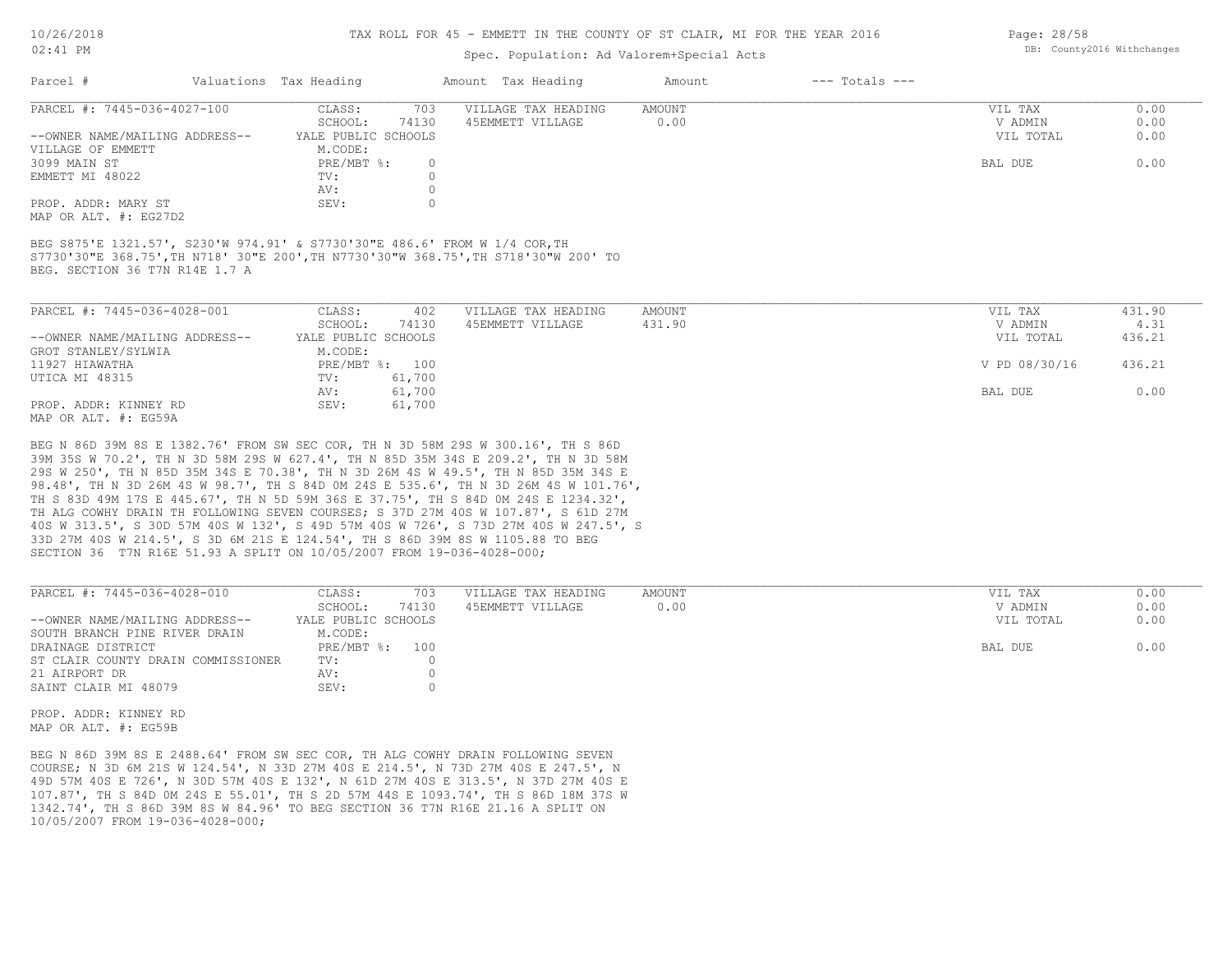TAX ROLL FOR 45 - EMMETT IN THE COUNTY OF ST CLAIR, MI FOR THE YEAR 2016

Spec. Population: Ad Valorem+Special Acts

| Parcel # | Valuations | Tax Heading | Amount | Tax Heading | Amount | --- Totals --- | |
|---|---|---|---|---|---|---|---|

PARCEL #: 7445-036-4027-100

| | | | | | |
|---|---|---|---|---|---|
| CLASS: | 703 | VILLAGE TAX HEADING | AMOUNT | VIL TAX | 0.00 |
| SCHOOL: | 74130 | 45EMMETT VILLAGE | 0.00 | V ADMIN | 0.00 |
| YALE PUBLIC SCHOOLS | | | | VIL TOTAL | 0.00 |
| M.CODE: | | | | | |
| PRE/MBT %: | 0 | | | BAL DUE | 0.00 |
| TV: | 0 | | | | |
| AV: | 0 | | | | |
| SEV: | 0 | | | | |

--OWNER NAME/MAILING ADDRESS--
VILLAGE OF EMMETT
3099 MAIN ST
EMMETT MI 48022

PROP. ADDR: MARY ST
MAP OR ALT. #: EG27D2

BEG S875'E 1321.57', S230'W 974.91' & S7730'30"E 486.6' FROM W 1/4 COR,TH S7730'30"E 368.75',TH N718' 30"E 200',TH N7730'30"W 368.75',TH S718'30"W 200' TO BEG. SECTION 36 T7N R14E 1.7 A

PARCEL #: 7445-036-4028-001

| | | | | | |
|---|---|---|---|---|---|
| CLASS: | 402 | VILLAGE TAX HEADING | AMOUNT | VIL TAX | 431.90 |
| SCHOOL: | 74130 | 45EMMETT VILLAGE | 431.90 | V ADMIN | 4.31 |
| YALE PUBLIC SCHOOLS | | | | VIL TOTAL | 436.21 |
| M.CODE: | | | | | |
| PRE/MBT %: | 100 | | | V PD 08/30/16 | 436.21 |
| TV: | 61,700 | | | | |
| AV: | 61,700 | | | BAL DUE | 0.00 |
| SEV: | 61,700 | | | | |

--OWNER NAME/MAILING ADDRESS--
GROT STANLEY/SYLWIA
11927 HIAWATHA
UTICA MI 48315

PROP. ADDR: KINNEY RD
MAP OR ALT. #: EG59A

BEG N 86D 39M 8S E 1382.76' FROM SW SEC COR, TH N 3D 58M 29S W 300.16', TH S 86D 39M 35S W 70.2', TH N 3D 58M 29S W 627.4', TH N 85D 35M 34S E 209.2', TH N 3D 58M 29S W 250', TH N 85D 35M 34S E 70.38', TH N 3D 26M 4S W 49.5', TH N 85D 35M 34S E 98.48', TH N 3D 26M 4S W 98.7', TH S 84D 0M 24S E 535.6', TH N 3D 26M 4S W 101.76', TH S 83D 49M 17S E 445.67', TH N 5D 59M 36S E 37.75', TH S 84D 0M 24S E 1234.32', TH ALG COWHY DRAIN TH FOLLOWING SEVEN COURSES; S 37D 27M 40S W 107.87', S 61D 27M 40S W 313.5', S 30D 57M 40S W 132', S 49D 57M 40S W 726', S 73D 27M 40S W 247.5', S 33D 27M 40S W 214.5', S 3D 6M 21S E 124.54', TH S 86D 39M 8S W 1105.88 TO BEG SECTION 36 T7N R16E 51.93 A SPLIT ON 10/05/2007 FROM 19-036-4028-000;

PARCEL #: 7445-036-4028-010

| | | | | | |
|---|---|---|---|---|---|
| CLASS: | 703 | VILLAGE TAX HEADING | AMOUNT | VIL TAX | 0.00 |
| SCHOOL: | 74130 | 45EMMETT VILLAGE | 0.00 | V ADMIN | 0.00 |
| YALE PUBLIC SCHOOLS | | | | VIL TOTAL | 0.00 |
| M.CODE: | | | | | |
| PRE/MBT %: | 100 | | | BAL DUE | 0.00 |
| TV: | 0 | | | | |
| AV: | 0 | | | | |
| SEV: | 0 | | | | |

--OWNER NAME/MAILING ADDRESS--
SOUTH BRANCH PINE RIVER DRAIN
DRAINAGE DISTRICT
ST CLAIR COUNTY DRAIN COMMISSIONER
21 AIRPORT DR
SAINT CLAIR MI 48079

PROP. ADDR: KINNEY RD
MAP OR ALT. #: EG59B

BEG N 86D 39M 8S E 2488.64' FROM SW SEC COR, TH ALG COWHY DRAIN FOLLOWING SEVEN COURSE; N 3D 6M 21S W 124.54', N 33D 27M 40S E 214.5', N 73D 27M 40S E 247.5', N 49D 57M 40S E 726', N 30D 57M 40S E 132', N 61D 27M 40S E 313.5', N 37D 27M 40S E 107.87', TH S 84D 0M 24S E 55.01', TH S 2D 57M 44S E 1093.74', TH S 86D 18M 37S W 1342.74', TH S 86D 39M 8S W 84.96' TO BEG SECTION 36 T7N R16E 21.16 A SPLIT ON 10/05/2007 FROM 19-036-4028-000;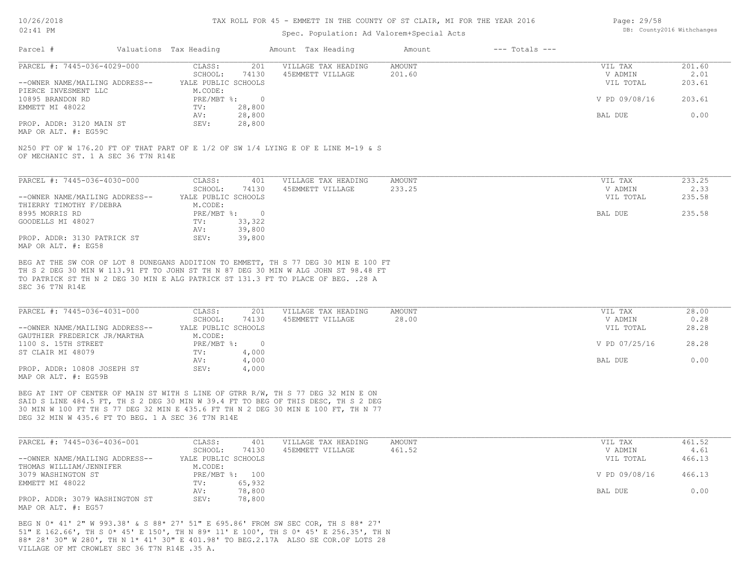TAX ROLL FOR 45 - EMMETT IN THE COUNTY OF ST CLAIR, MI FOR THE YEAR 2016

Spec. Population: Ad Valorem+Special Acts

| Parcel # | Valuations | Tax Heading | Amount | Tax Heading | Amount | --- Totals --- | |
|---|---|---|---|---|---|---|---|

**PARCEL #: 7445-036-4029-000**

| | | | | | |
|---|---|---|---|---|---|
| CLASS: | 201 | VILLAGE TAX HEADING | AMOUNT | VIL TAX | 201.60 |
| SCHOOL: | 74130 | 45EMMETT VILLAGE | 201.60 | V ADMIN | 2.01 |
| YALE PUBLIC SCHOOLS | | | | VIL TOTAL | 203.61 |
| M.CODE: | | | | | |
| PRE/MBT %: | 0 | | | V PD 09/08/16 | 203.61 |
| TV: | 28,800 | | | | |
| AV: | 28,800 | | | BAL DUE | 0.00 |
| SEV: | 28,800 | | | | |

--OWNER NAME/MAILING ADDRESS--
PIERCE INVESMENT LLC
10895 BRANDON RD
EMMETT MI 48022

PROP. ADDR: 3120 MAIN ST
MAP OR ALT. #: EG59C

N250 FT OF W 176.20 FT OF THAT PART OF E 1/2 OF SW 1/4 LYING E OF E LINE M-19 & S OF MECHANIC ST. 1 A SEC 36 T7N R14E

**PARCEL #: 7445-036-4030-000**

| | | | | | |
|---|---|---|---|---|---|
| CLASS: | 401 | VILLAGE TAX HEADING | AMOUNT | VIL TAX | 233.25 |
| SCHOOL: | 74130 | 45EMMETT VILLAGE | 233.25 | V ADMIN | 2.33 |
| YALE PUBLIC SCHOOLS | | | | VIL TOTAL | 235.58 |
| M.CODE: | | | | | |
| PRE/MBT %: | 0 | | | BAL DUE | 235.58 |
| TV: | 33,322 | | | | |
| AV: | 39,800 | | | | |
| SEV: | 39,800 | | | | |

--OWNER NAME/MAILING ADDRESS--
THIERRY TIMOTHY F/DEBRA
8995 MORRIS RD
GOODELLS MI 48027

PROP. ADDR: 3130 PATRICK ST
MAP OR ALT. #: EG58

BEG AT THE SW COR OF LOT 8 DUNEGANS ADDITION TO EMMETT, TH S 77 DEG 30 MIN E 100 FT TH S 2 DEG 30 MIN W 113.91 FT TO JOHN ST TH N 87 DEG 30 MIN W ALG JOHN ST 98.48 FT TO PATRICK ST TH N 2 DEG 30 MIN E ALG PATRICK ST 131.3 FT TO PLACE OF BEG. .28 A SEC 36 T7N R14E

**PARCEL #: 7445-036-4031-000**

| | | | | | |
|---|---|---|---|---|---|
| CLASS: | 201 | VILLAGE TAX HEADING | AMOUNT | VIL TAX | 28.00 |
| SCHOOL: | 74130 | 45EMMETT VILLAGE | 28.00 | V ADMIN | 0.28 |
| YALE PUBLIC SCHOOLS | | | | VIL TOTAL | 28.28 |
| M.CODE: | | | | | |
| PRE/MBT %: | 0 | | | V PD 07/25/16 | 28.28 |
| TV: | 4,000 | | | | |
| AV: | 4,000 | | | BAL DUE | 0.00 |
| SEV: | 4,000 | | | | |

--OWNER NAME/MAILING ADDRESS--
GAUTHIER FREDERICK JR/MARTHA
1100 S. 15TH STREET
ST CLAIR MI 48079

PROP. ADDR: 10808 JOSEPH ST
MAP OR ALT. #: EG59B

BEG AT INT OF CENTER OF MAIN ST WITH S LINE OF GTRR R/W, TH S 77 DEG 32 MIN E ON SAID S LINE 484.5 FT, TH S 2 DEG 30 MIN W 39.4 FT TO BEG OF THIS DESC, TH S 2 DEG 30 MIN W 100 FT TH S 77 DEG 32 MIN E 435.6 FT TH N 2 DEG 30 MIN E 100 FT, TH N 77 DEG 32 MIN W 435.6 FT TO BEG. 1 A SEC 36 T7N R14E

**PARCEL #: 7445-036-4036-001**

| | | | | | |
|---|---|---|---|---|---|
| CLASS: | 401 | VILLAGE TAX HEADING | AMOUNT | VIL TAX | 461.52 |
| SCHOOL: | 74130 | 45EMMETT VILLAGE | 461.52 | V ADMIN | 4.61 |
| YALE PUBLIC SCHOOLS | | | | VIL TOTAL | 466.13 |
| M.CODE: | | | | | |
| PRE/MBT %: | 100 | | | V PD 09/08/16 | 466.13 |
| TV: | 65,932 | | | | |
| AV: | 78,800 | | | BAL DUE | 0.00 |
| SEV: | 78,800 | | | | |

--OWNER NAME/MAILING ADDRESS--
THOMAS WILLIAM/JENNIFER
3079 WASHINGTON ST
EMMETT MI 48022

PROP. ADDR: 3079 WASHINGTON ST
MAP OR ALT. #: EG57

BEG N 0* 41' 2" W 993.38' & S 88* 27' 51" E 695.86' FROM SW SEC COR, TH S 88* 27' 51" E 162.66', TH S 0* 45' E 150', TH N 89* 11' E 100', TH S 0* 45' E 256.35', TH N 88* 28' 30" W 280', TH N 1* 41' 30" E 401.98' TO BEG.2.17A ALSO SE COR.OF LOTS 28 VILLAGE OF MT CROWLEY SEC 36 T7N R14E .35 A.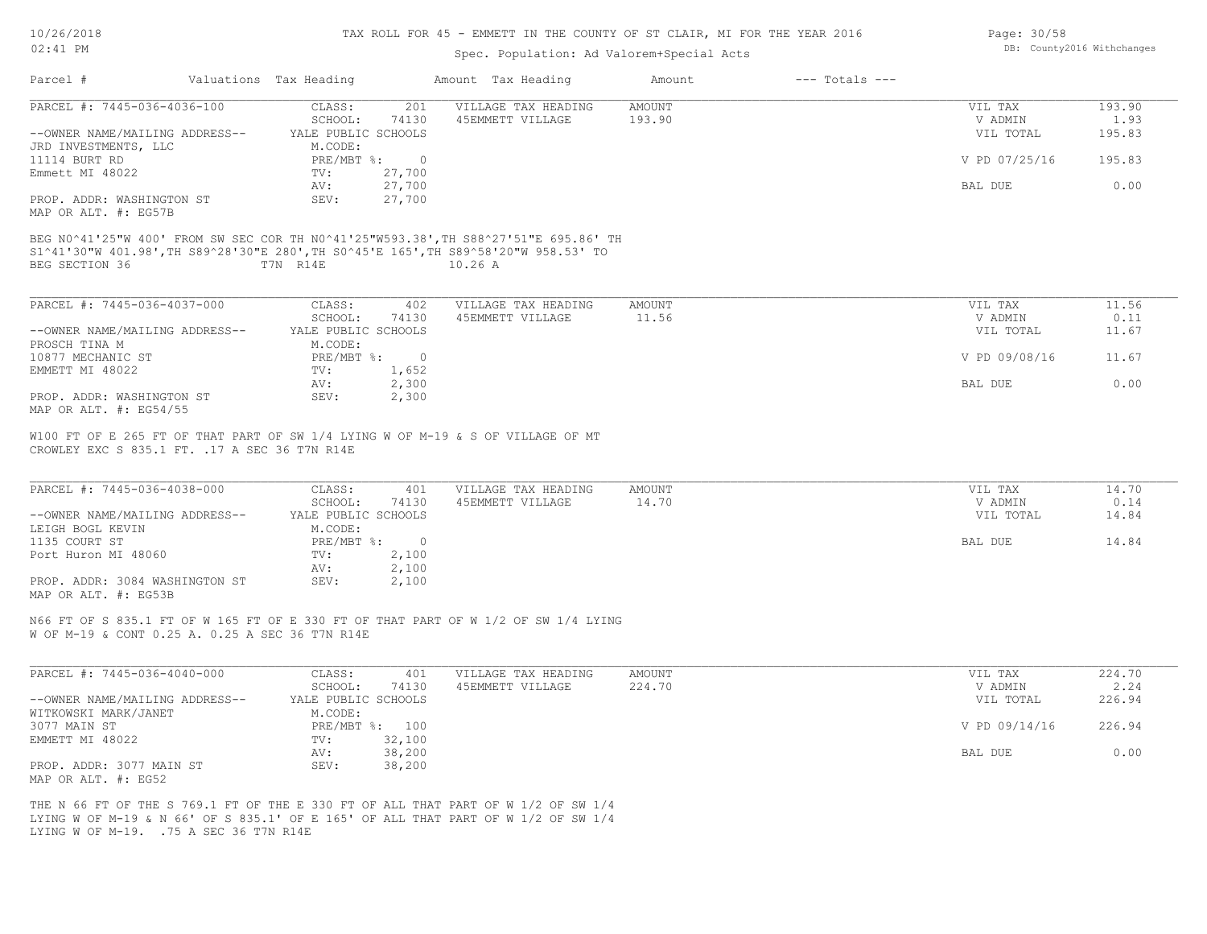# TAX ROLL FOR 45 - EMMETT IN THE COUNTY OF ST CLAIR, MI FOR THE YEAR 2016

Spec. Population: Ad Valorem+Special Acts

DB: County2016 Withchanges

| Parcel # | Valuations | Tax Heading | Amount | Tax Heading | Amount | --- Totals --- | |
|---|---|---|---|---|---|---|---|

---

**PARCEL #: 7445-036-4036-100**

| | | | | | |
|---|---|---|---|---|---|
| CLASS: | 201 | VILLAGE TAX HEADING | AMOUNT | VIL TAX | 193.90 |
| SCHOOL: | 74130 | 45EMMETT VILLAGE | 193.90 | V ADMIN | 1.93 |
| YALE PUBLIC SCHOOLS | | | | VIL TOTAL | 195.83 |
| M.CODE: | | | | | |
| PRE/MBT %: | 0 | | | V PD 07/25/16 | 195.83 |
| TV: | 27,700 | | | | |
| AV: | 27,700 | | | BAL DUE | 0.00 |
| SEV: | 27,700 | | | | |

--OWNER NAME/MAILING ADDRESS--
JRD INVESTMENTS, LLC
11114 BURT RD
Emmett MI 48022

PROP. ADDR: WASHINGTON ST
MAP OR ALT. #: EG57B

BEG N0^41'25"W 400' FROM SW SEC COR TH N0^41'25"W593.38', TH S88^27'51"E 695.86' TH S1^41'30"W 401.98', TH S89^28'30"E 280', TH S0^45'E 165', TH S89^58'20"W 958.53' TO BEG SECTION 36 T7N R14E 10.26 A

---

**PARCEL #: 7445-036-4037-000**

| | | | | | |
|---|---|---|---|---|---|
| CLASS: | 402 | VILLAGE TAX HEADING | AMOUNT | VIL TAX | 11.56 |
| SCHOOL: | 74130 | 45EMMETT VILLAGE | 11.56 | V ADMIN | 0.11 |
| YALE PUBLIC SCHOOLS | | | | VIL TOTAL | 11.67 |
| M.CODE: | | | | | |
| PRE/MBT %: | 0 | | | V PD 09/08/16 | 11.67 |
| TV: | 1,652 | | | | |
| AV: | 2,300 | | | BAL DUE | 0.00 |
| SEV: | 2,300 | | | | |

--OWNER NAME/MAILING ADDRESS--
PROSCH TINA M
10877 MECHANIC ST
EMMETT MI 48022

PROP. ADDR: WASHINGTON ST
MAP OR ALT. #: EG54/55

W100 FT OF E 265 FT OF THAT PART OF SW 1/4 LYING W OF M-19 & S OF VILLAGE OF MT CROWLEY EXC S 835.1 FT. .17 A SEC 36 T7N R14E

---

**PARCEL #: 7445-036-4038-000**

| | | | | | |
|---|---|---|---|---|---|
| CLASS: | 401 | VILLAGE TAX HEADING | AMOUNT | VIL TAX | 14.70 |
| SCHOOL: | 74130 | 45EMMETT VILLAGE | 14.70 | V ADMIN | 0.14 |
| YALE PUBLIC SCHOOLS | | | | VIL TOTAL | 14.84 |
| M.CODE: | | | | | |
| PRE/MBT %: | 0 | | | BAL DUE | 14.84 |
| TV: | 2,100 | | | | |
| AV: | 2,100 | | | | |
| SEV: | 2,100 | | | | |

--OWNER NAME/MAILING ADDRESS--
LEIGH BOGL KEVIN
1135 COURT ST
Port Huron MI 48060

PROP. ADDR: 3084 WASHINGTON ST
MAP OR ALT. #: EG53B

N66 FT OF S 835.1 FT OF W 165 FT OF E 330 FT OF THAT PART OF W 1/2 OF SW 1/4 LYING W OF M-19 & CONT 0.25 A. 0.25 A SEC 36 T7N R14E

---

**PARCEL #: 7445-036-4040-000**

| | | | | | |
|---|---|---|---|---|---|
| CLASS: | 401 | VILLAGE TAX HEADING | AMOUNT | VIL TAX | 224.70 |
| SCHOOL: | 74130 | 45EMMETT VILLAGE | 224.70 | V ADMIN | 2.24 |
| YALE PUBLIC SCHOOLS | | | | VIL TOTAL | 226.94 |
| M.CODE: | | | | | |
| PRE/MBT %: | 100 | | | V PD 09/14/16 | 226.94 |
| TV: | 32,100 | | | | |
| AV: | 38,200 | | | BAL DUE | 0.00 |
| SEV: | 38,200 | | | | |

--OWNER NAME/MAILING ADDRESS--
WITKOWSKI MARK/JANET
3077 MAIN ST
EMMETT MI 48022

PROP. ADDR: 3077 MAIN ST
MAP OR ALT. #: EG52

THE N 66 FT OF THE S 769.1 FT OF THE E 330 FT OF ALL THAT PART OF W 1/2 OF SW 1/4 LYING W OF M-19 & N 66' OF S 835.1' OF E 165' OF ALL THAT PART OF W 1/2 OF SW 1/4 LYING W OF M-19. .75 A SEC 36 T7N R14E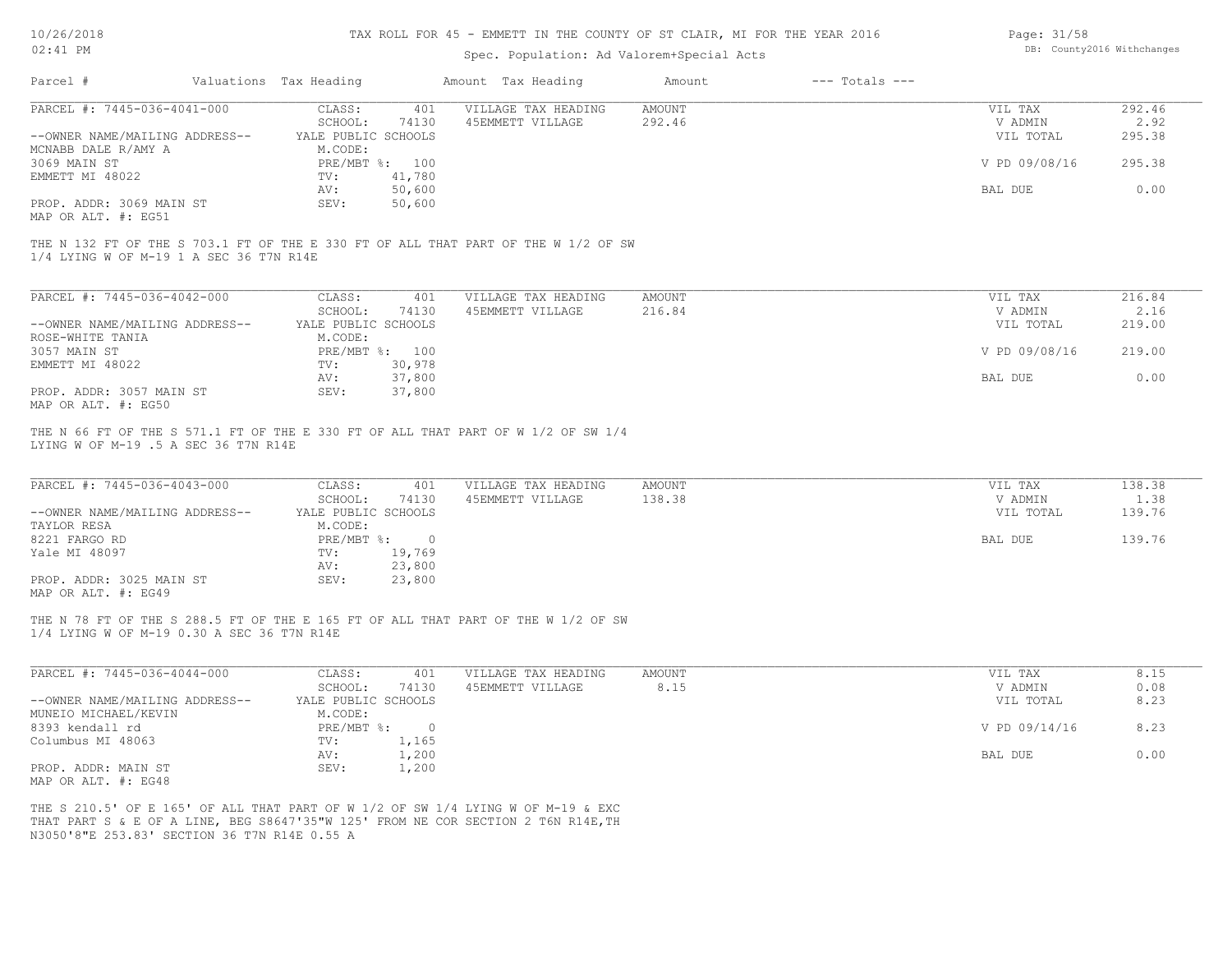# TAX ROLL FOR 45 - EMMETT IN THE COUNTY OF ST CLAIR, MI FOR THE YEAR 2016

Spec. Population: Ad Valorem+Special Acts

10/26/2018 02:41 PM

DB: County2016 Withchanges

| Parcel # | Valuations | Tax Heading | Amount | Tax Heading | Amount | --- Totals --- | |
|---|---|---|---|---|---|---|---|

## PARCEL #: 7445-036-4041-000

| | | | | | |
|---|---|---|---|---|---|
| CLASS: | 401 | VILLAGE TAX HEADING | AMOUNT | VIL TAX | 292.46 |
| SCHOOL: | 74130 | 45EMMETT VILLAGE | 292.46 | V ADMIN | 2.92 |
| YALE PUBLIC SCHOOLS | | | | VIL TOTAL | 295.38 |
| M.CODE: | | | | | |
| PRE/MBT %: | 100 | | | V PD 09/08/16 | 295.38 |
| TV: | 41,780 | | | | |
| AV: | 50,600 | | | BAL DUE | 0.00 |
| SEV: | 50,600 | | | | |

--OWNER NAME/MAILING ADDRESS--
MCNABB DALE R/AMY A
3069 MAIN ST
EMMETT MI 48022

PROP. ADDR: 3069 MAIN ST
MAP OR ALT. #: EG51

THE N 132 FT OF THE S 703.1 FT OF THE E 330 FT OF ALL THAT PART OF THE W 1/2 OF SW 1/4 LYING W OF M-19 1 A SEC 36 T7N R14E

## PARCEL #: 7445-036-4042-000

| | | | | | |
|---|---|---|---|---|---|
| CLASS: | 401 | VILLAGE TAX HEADING | AMOUNT | VIL TAX | 216.84 |
| SCHOOL: | 74130 | 45EMMETT VILLAGE | 216.84 | V ADMIN | 2.16 |
| YALE PUBLIC SCHOOLS | | | | VIL TOTAL | 219.00 |
| M.CODE: | | | | | |
| PRE/MBT %: | 100 | | | V PD 09/08/16 | 219.00 |
| TV: | 30,978 | | | | |
| AV: | 37,800 | | | BAL DUE | 0.00 |
| SEV: | 37,800 | | | | |

--OWNER NAME/MAILING ADDRESS--
ROSE-WHITE TANIA
3057 MAIN ST
EMMETT MI 48022

PROP. ADDR: 3057 MAIN ST
MAP OR ALT. #: EG50

THE N 66 FT OF THE S 571.1 FT OF THE E 330 FT OF ALL THAT PART OF W 1/2 OF SW 1/4 LYING W OF M-19 .5 A SEC 36 T7N R14E

## PARCEL #: 7445-036-4043-000

| | | | | | |
|---|---|---|---|---|---|
| CLASS: | 401 | VILLAGE TAX HEADING | AMOUNT | VIL TAX | 138.38 |
| SCHOOL: | 74130 | 45EMMETT VILLAGE | 138.38 | V ADMIN | 1.38 |
| YALE PUBLIC SCHOOLS | | | | VIL TOTAL | 139.76 |
| M.CODE: | | | | | |
| PRE/MBT %: | 0 | | | BAL DUE | 139.76 |
| TV: | 19,769 | | | | |
| AV: | 23,800 | | | | |
| SEV: | 23,800 | | | | |

--OWNER NAME/MAILING ADDRESS--
TAYLOR RESA
8221 FARGO RD
Yale MI 48097

PROP. ADDR: 3025 MAIN ST
MAP OR ALT. #: EG49

THE N 78 FT OF THE S 288.5 FT OF THE E 165 FT OF ALL THAT PART OF THE W 1/2 OF SW 1/4 LYING W OF M-19 0.30 A SEC 36 T7N R14E

## PARCEL #: 7445-036-4044-000

| | | | | | |
|---|---|---|---|---|---|
| CLASS: | 401 | VILLAGE TAX HEADING | AMOUNT | VIL TAX | 8.15 |
| SCHOOL: | 74130 | 45EMMETT VILLAGE | 8.15 | V ADMIN | 0.08 |
| YALE PUBLIC SCHOOLS | | | | VIL TOTAL | 8.23 |
| M.CODE: | | | | | |
| PRE/MBT %: | 0 | | | V PD 09/14/16 | 8.23 |
| TV: | 1,165 | | | | |
| AV: | 1,200 | | | BAL DUE | 0.00 |
| SEV: | 1,200 | | | | |

--OWNER NAME/MAILING ADDRESS--
MUNEIO MICHAEL/KEVIN
8393 kendall rd
Columbus MI 48063

PROP. ADDR: MAIN ST
MAP OR ALT. #: EG48

THE S 210.5' OF E 165' OF ALL THAT PART OF W 1/2 OF SW 1/4 LYING W OF M-19 & EXC THAT PART S & E OF A LINE, BEG S8647'35"W 125' FROM NE COR SECTION 2 T6N R14E,TH N3050'8"E 253.83' SECTION 36 T7N R14E 0.55 A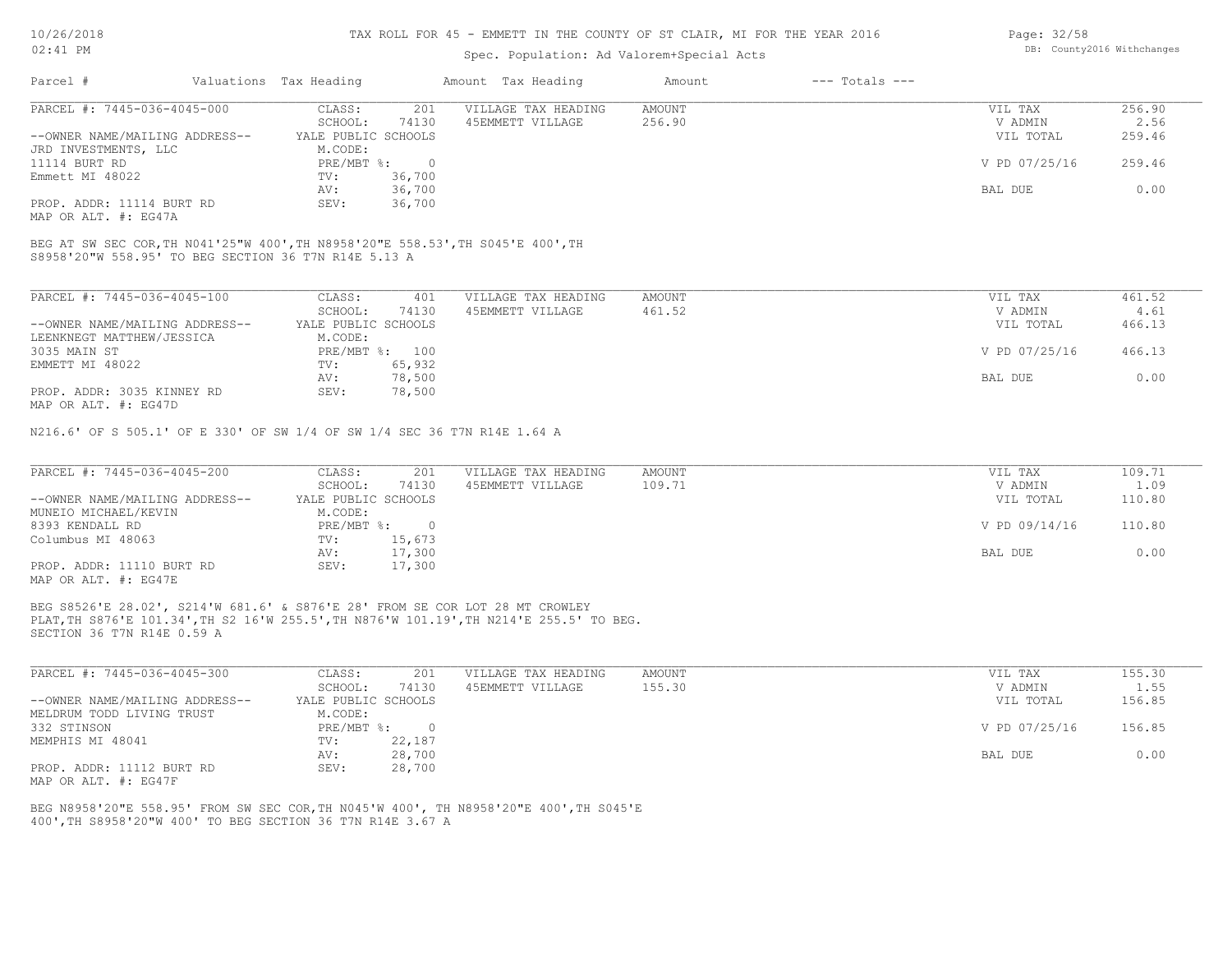# TAX ROLL FOR 45 - EMMETT IN THE COUNTY OF ST CLAIR, MI FOR THE YEAR 2016

Spec. Population: Ad Valorem+Special Acts

| Parcel # | Valuations | Tax Heading | Amount | Tax Heading | Amount | --- Totals --- | |
|---|---|---|---|---|---|---|---|
| PARCEL #: 7445-036-4045-000 | CLASS: | 201 | VILLAGE TAX HEADING | AMOUNT | | VIL TAX | 256.90 |
| | SCHOOL: | 74130 | 45EMMETT VILLAGE | 256.90 | | V ADMIN | 2.56 |
| --OWNER NAME/MAILING ADDRESS-- | YALE PUBLIC SCHOOLS | | | | | VIL TOTAL | 259.46 |
| JRD INVESTMENTS, LLC | M.CODE: | | | | | | |
| 11114 BURT RD | PRE/MBT %: | 0 | | | | V PD 07/25/16 | 259.46 |
| Emmett MI 48022 | TV: | 36,700 | | | | | |
| | AV: | 36,700 | | | | BAL DUE | 0.00 |
| PROP. ADDR: 11114 BURT RD | SEV: | 36,700 | | | | | |
| MAP OR ALT. #: EG47A | | | | | | | |

BEG AT SW SEC COR,TH N041'25"W 400',TH N8958'20"E 558.53',TH S045'E 400',TH S8958'20"W 558.95' TO BEG SECTION 36 T7N R14E 5.13 A

| Parcel # | Valuations | Tax Heading | Amount | Tax Heading | Amount | --- Totals --- | |
|---|---|---|---|---|---|---|---|
| PARCEL #: 7445-036-4045-100 | CLASS: | 401 | VILLAGE TAX HEADING | AMOUNT | | VIL TAX | 461.52 |
| | SCHOOL: | 74130 | 45EMMETT VILLAGE | 461.52 | | V ADMIN | 4.61 |
| --OWNER NAME/MAILING ADDRESS-- | YALE PUBLIC SCHOOLS | | | | | VIL TOTAL | 466.13 |
| LEENKNEGT MATTHEW/JESSICA | M.CODE: | | | | | | |
| 3035 MAIN ST | PRE/MBT %: | 100 | | | | V PD 07/25/16 | 466.13 |
| EMMETT MI 48022 | TV: | 65,932 | | | | | |
| | AV: | 78,500 | | | | BAL DUE | 0.00 |
| PROP. ADDR: 3035 KINNEY RD | SEV: | 78,500 | | | | | |
| MAP OR ALT. #: EG47D | | | | | | | |

N216.6' OF S 505.1' OF E 330' OF SW 1/4 OF SW 1/4 SEC 36 T7N R14E 1.64 A

| Parcel # | Valuations | Tax Heading | Amount | Tax Heading | Amount | --- Totals --- | |
|---|---|---|---|---|---|---|---|
| PARCEL #: 7445-036-4045-200 | CLASS: | 201 | VILLAGE TAX HEADING | AMOUNT | | VIL TAX | 109.71 |
| | SCHOOL: | 74130 | 45EMMETT VILLAGE | 109.71 | | V ADMIN | 1.09 |
| --OWNER NAME/MAILING ADDRESS-- | YALE PUBLIC SCHOOLS | | | | | VIL TOTAL | 110.80 |
| MUNEIO MICHAEL/KEVIN | M.CODE: | | | | | | |
| 8393 KENDALL RD | PRE/MBT %: | 0 | | | | V PD 09/14/16 | 110.80 |
| Columbus MI 48063 | TV: | 15,673 | | | | | |
| | AV: | 17,300 | | | | BAL DUE | 0.00 |
| PROP. ADDR: 11110 BURT RD | SEV: | 17,300 | | | | | |
| MAP OR ALT. #: EG47E | | | | | | | |

BEG S8526'E 28.02', S214'W 681.6' & S876'E 28' FROM SE COR LOT 28 MT CROWLEY PLAT,TH S876'E 101.34',TH S2 16'W 255.5',TH N876'W 101.19',TH N214'E 255.5' TO BEG. SECTION 36 T7N R14E 0.59 A

| Parcel # | Valuations | Tax Heading | Amount | Tax Heading | Amount | --- Totals --- | |
|---|---|---|---|---|---|---|---|
| PARCEL #: 7445-036-4045-300 | CLASS: | 201 | VILLAGE TAX HEADING | AMOUNT | | VIL TAX | 155.30 |
| | SCHOOL: | 74130 | 45EMMETT VILLAGE | 155.30 | | V ADMIN | 1.55 |
| --OWNER NAME/MAILING ADDRESS-- | YALE PUBLIC SCHOOLS | | | | | VIL TOTAL | 156.85 |
| MELDRUM TODD LIVING TRUST | M.CODE: | | | | | | |
| 332 STINSON | PRE/MBT %: | 0 | | | | V PD 07/25/16 | 156.85 |
| MEMPHIS MI 48041 | TV: | 22,187 | | | | | |
| | AV: | 28,700 | | | | BAL DUE | 0.00 |
| PROP. ADDR: 11112 BURT RD | SEV: | 28,700 | | | | | |
| MAP OR ALT. #: EG47F | | | | | | | |

BEG N8958'20"E 558.95' FROM SW SEC COR,TH N045'W 400', TH N8958'20"E 400',TH S045'E 400',TH S8958'20"W 400' TO BEG SECTION 36 T7N R14E 3.67 A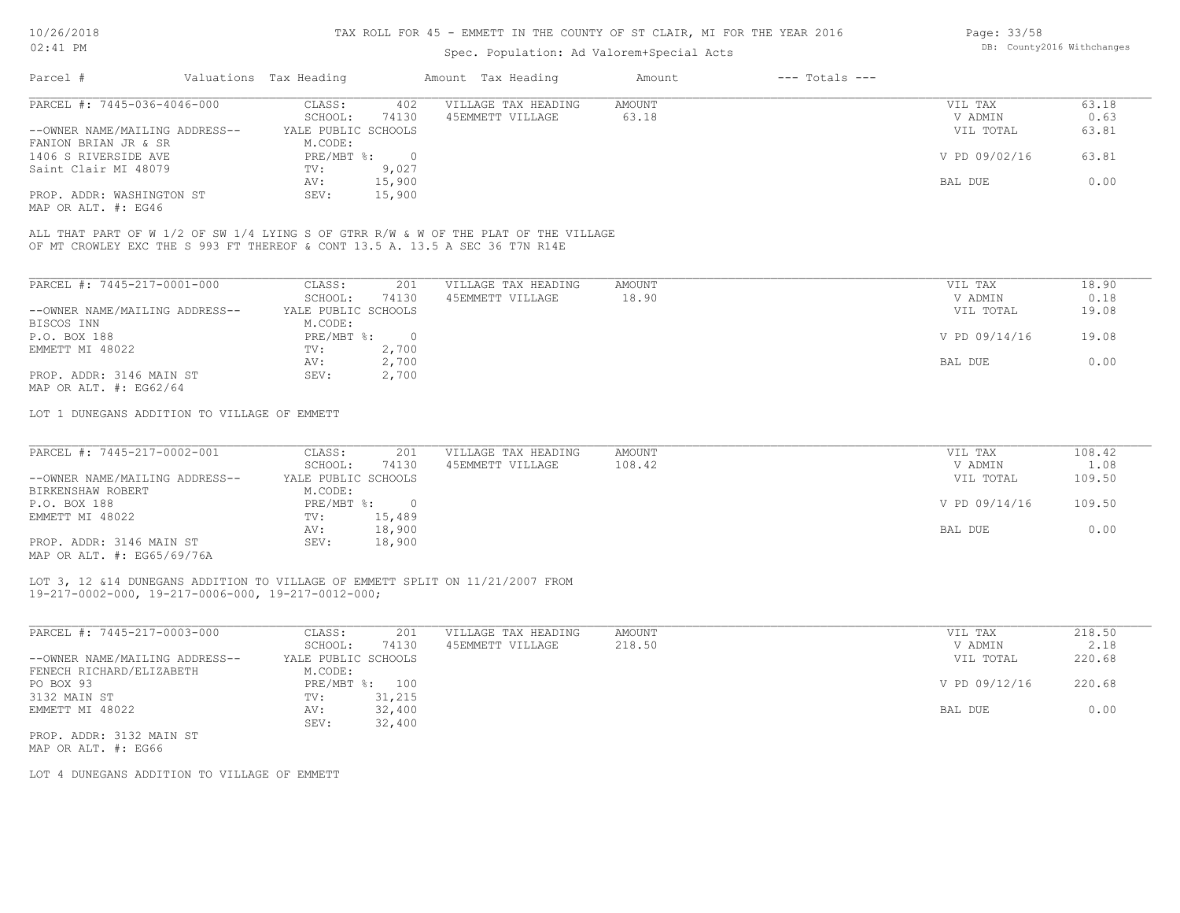TAX ROLL FOR 45 - EMMETT IN THE COUNTY OF ST CLAIR, MI FOR THE YEAR 2016

Spec. Population: Ad Valorem+Special Acts

| Parcel # | Valuations | Tax Heading | Amount | Tax Heading | Amount | --- Totals --- | |
|---|---|---|---|---|---|---|---|
| PARCEL #: 7445-036-4046-000 | CLASS: | 402 | VILLAGE TAX HEADING | AMOUNT | | VIL TAX | 63.18 |
| | SCHOOL: | 74130 | 45EMMETT VILLAGE | 63.18 | | V ADMIN | 0.63 |
| --OWNER NAME/MAILING ADDRESS-- | YALE PUBLIC SCHOOLS | | | | | VIL TOTAL | 63.81 |
| FANION BRIAN JR & SR | M.CODE: | | | | | | |
| 1406 S RIVERSIDE AVE | PRE/MBT %: | 0 | | | | V PD 09/02/16 | 63.81 |
| Saint Clair MI 48079 | TV: | 9,027 | | | | | |
| | AV: | 15,900 | | | | BAL DUE | 0.00 |
| PROP. ADDR: WASHINGTON ST | SEV: | 15,900 | | | | | |
| MAP OR ALT. #: EG46 | | | | | | | |

ALL THAT PART OF W 1/2 OF SW 1/4 LYING S OF GTRR R/W & W OF THE PLAT OF THE VILLAGE OF MT CROWLEY EXC THE S 993 FT THEREOF & CONT 13.5 A. 13.5 A SEC 36 T7N R14E

| Parcel # | Valuations | Tax Heading | Amount | Tax Heading | Amount | --- Totals --- | |
|---|---|---|---|---|---|---|---|
| PARCEL #: 7445-217-0001-000 | CLASS: | 201 | VILLAGE TAX HEADING | AMOUNT | | VIL TAX | 18.90 |
| | SCHOOL: | 74130 | 45EMMETT VILLAGE | 18.90 | | V ADMIN | 0.18 |
| --OWNER NAME/MAILING ADDRESS-- | YALE PUBLIC SCHOOLS | | | | | VIL TOTAL | 19.08 |
| BISCOS INN | M.CODE: | | | | | | |
| P.O. BOX 188 | PRE/MBT %: | 0 | | | | V PD 09/14/16 | 19.08 |
| EMMETT MI 48022 | TV: | 2,700 | | | | | |
| | AV: | 2,700 | | | | BAL DUE | 0.00 |
| PROP. ADDR: 3146 MAIN ST | SEV: | 2,700 | | | | | |
| MAP OR ALT. #: EG62/64 | | | | | | | |

LOT 1 DUNEGANS ADDITION TO VILLAGE OF EMMETT

| Parcel # | Valuations | Tax Heading | Amount | Tax Heading | Amount | --- Totals --- | |
|---|---|---|---|---|---|---|---|
| PARCEL #: 7445-217-0002-001 | CLASS: | 201 | VILLAGE TAX HEADING | AMOUNT | | VIL TAX | 108.42 |
| | SCHOOL: | 74130 | 45EMMETT VILLAGE | 108.42 | | V ADMIN | 1.08 |
| --OWNER NAME/MAILING ADDRESS-- | YALE PUBLIC SCHOOLS | | | | | VIL TOTAL | 109.50 |
| BIRKENSHAW ROBERT | M.CODE: | | | | | | |
| P.O. BOX 188 | PRE/MBT %: | 0 | | | | V PD 09/14/16 | 109.50 |
| EMMETT MI 48022 | TV: | 15,489 | | | | | |
| | AV: | 18,900 | | | | BAL DUE | 0.00 |
| PROP. ADDR: 3146 MAIN ST | SEV: | 18,900 | | | | | |
| MAP OR ALT. #: EG65/69/76A | | | | | | | |

LOT 3, 12 &14 DUNEGANS ADDITION TO VILLAGE OF EMMETT SPLIT ON 11/21/2007 FROM 19-217-0002-000, 19-217-0006-000, 19-217-0012-000;

| Parcel # | Valuations | Tax Heading | Amount | Tax Heading | Amount | --- Totals --- | |
|---|---|---|---|---|---|---|---|
| PARCEL #: 7445-217-0003-000 | CLASS: | 201 | VILLAGE TAX HEADING | AMOUNT | | VIL TAX | 218.50 |
| | SCHOOL: | 74130 | 45EMMETT VILLAGE | 218.50 | | V ADMIN | 2.18 |
| --OWNER NAME/MAILING ADDRESS-- | YALE PUBLIC SCHOOLS | | | | | VIL TOTAL | 220.68 |
| FENECH RICHARD/ELIZABETH | M.CODE: | | | | | | |
| PO BOX 93 | PRE/MBT %: | 100 | | | | V PD 09/12/16 | 220.68 |
| 3132 MAIN ST | TV: | 31,215 | | | | | |
| EMMETT MI 48022 | AV: | 32,400 | | | | BAL DUE | 0.00 |
| | SEV: | 32,400 | | | | | |
| PROP. ADDR: 3132 MAIN ST | | | | | | | |
| MAP OR ALT. #: EG66 | | | | | | | |

LOT 4 DUNEGANS ADDITION TO VILLAGE OF EMMETT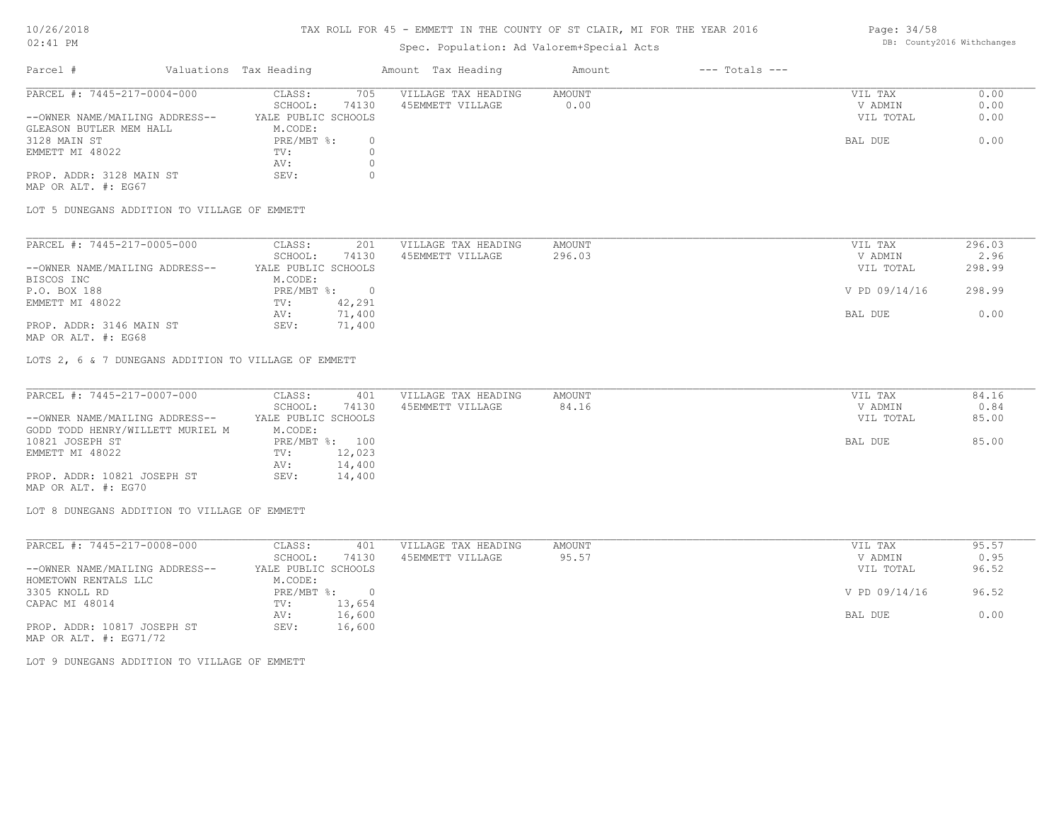# TAX ROLL FOR 45 - EMMETT IN THE COUNTY OF ST CLAIR, MI FOR THE YEAR 2016

Spec. Population: Ad Valorem+Special Acts

10/26/2018 02:41 PM — DB: County2016 Withchanges

| Parcel # | Valuations Tax Heading | | Amount Tax Heading | Amount | --- Totals --- | |
|---|---|---|---|---|---|---|

---

PARCEL #: 7445-217-0004-000

| | | | | | |
|---|---|---|---|---|---|
| CLASS: | 705 | VILLAGE TAX HEADING | AMOUNT | VIL TAX | 0.00 |
| SCHOOL: | 74130 | 45EMMETT VILLAGE | 0.00 | V ADMIN | 0.00 |
| YALE PUBLIC SCHOOLS | | | | VIL TOTAL | 0.00 |
| M.CODE: | | | | | |
| PRE/MBT %: | 0 | | | BAL DUE | 0.00 |
| TV: | 0 | | | | |
| AV: | 0 | | | | |
| SEV: | 0 | | | | |

--OWNER NAME/MAILING ADDRESS--
GLEASON BUTLER MEM HALL
3128 MAIN ST
EMMETT MI 48022

PROP. ADDR: 3128 MAIN ST
MAP OR ALT. #: EG67

LOT 5 DUNEGANS ADDITION TO VILLAGE OF EMMETT

---

PARCEL #: 7445-217-0005-000

| | | | | | |
|---|---|---|---|---|---|
| CLASS: | 201 | VILLAGE TAX HEADING | AMOUNT | VIL TAX | 296.03 |
| SCHOOL: | 74130 | 45EMMETT VILLAGE | 296.03 | V ADMIN | 2.96 |
| YALE PUBLIC SCHOOLS | | | | VIL TOTAL | 298.99 |
| M.CODE: | | | | | |
| PRE/MBT %: | 0 | | | V PD 09/14/16 | 298.99 |
| TV: | 42,291 | | | | |
| AV: | 71,400 | | | BAL DUE | 0.00 |
| SEV: | 71,400 | | | | |

--OWNER NAME/MAILING ADDRESS--
BISCOS INC
P.O. BOX 188
EMMETT MI 48022

PROP. ADDR: 3146 MAIN ST
MAP OR ALT. #: EG68

LOTS 2, 6 & 7 DUNEGANS ADDITION TO VILLAGE OF EMMETT

---

PARCEL #: 7445-217-0007-000

| | | | | | |
|---|---|---|---|---|---|
| CLASS: | 401 | VILLAGE TAX HEADING | AMOUNT | VIL TAX | 84.16 |
| SCHOOL: | 74130 | 45EMMETT VILLAGE | 84.16 | V ADMIN | 0.84 |
| YALE PUBLIC SCHOOLS | | | | VIL TOTAL | 85.00 |
| M.CODE: | | | | | |
| PRE/MBT %: | 100 | | | BAL DUE | 85.00 |
| TV: | 12,023 | | | | |
| AV: | 14,400 | | | | |
| SEV: | 14,400 | | | | |

--OWNER NAME/MAILING ADDRESS--
GODD TODD HENRY/WILLETT MURIEL M
10821 JOSEPH ST
EMMETT MI 48022

PROP. ADDR: 10821 JOSEPH ST
MAP OR ALT. #: EG70

LOT 8 DUNEGANS ADDITION TO VILLAGE OF EMMETT

---

PARCEL #: 7445-217-0008-000

| | | | | | |
|---|---|---|---|---|---|
| CLASS: | 401 | VILLAGE TAX HEADING | AMOUNT | VIL TAX | 95.57 |
| SCHOOL: | 74130 | 45EMMETT VILLAGE | 95.57 | V ADMIN | 0.95 |
| YALE PUBLIC SCHOOLS | | | | VIL TOTAL | 96.52 |
| M.CODE: | | | | | |
| PRE/MBT %: | 0 | | | V PD 09/14/16 | 96.52 |
| TV: | 13,654 | | | | |
| AV: | 16,600 | | | BAL DUE | 0.00 |
| SEV: | 16,600 | | | | |

--OWNER NAME/MAILING ADDRESS--
HOMETOWN RENTALS LLC
3305 KNOLL RD
CAPAC MI 48014

PROP. ADDR: 10817 JOSEPH ST
MAP OR ALT. #: EG71/72

LOT 9 DUNEGANS ADDITION TO VILLAGE OF EMMETT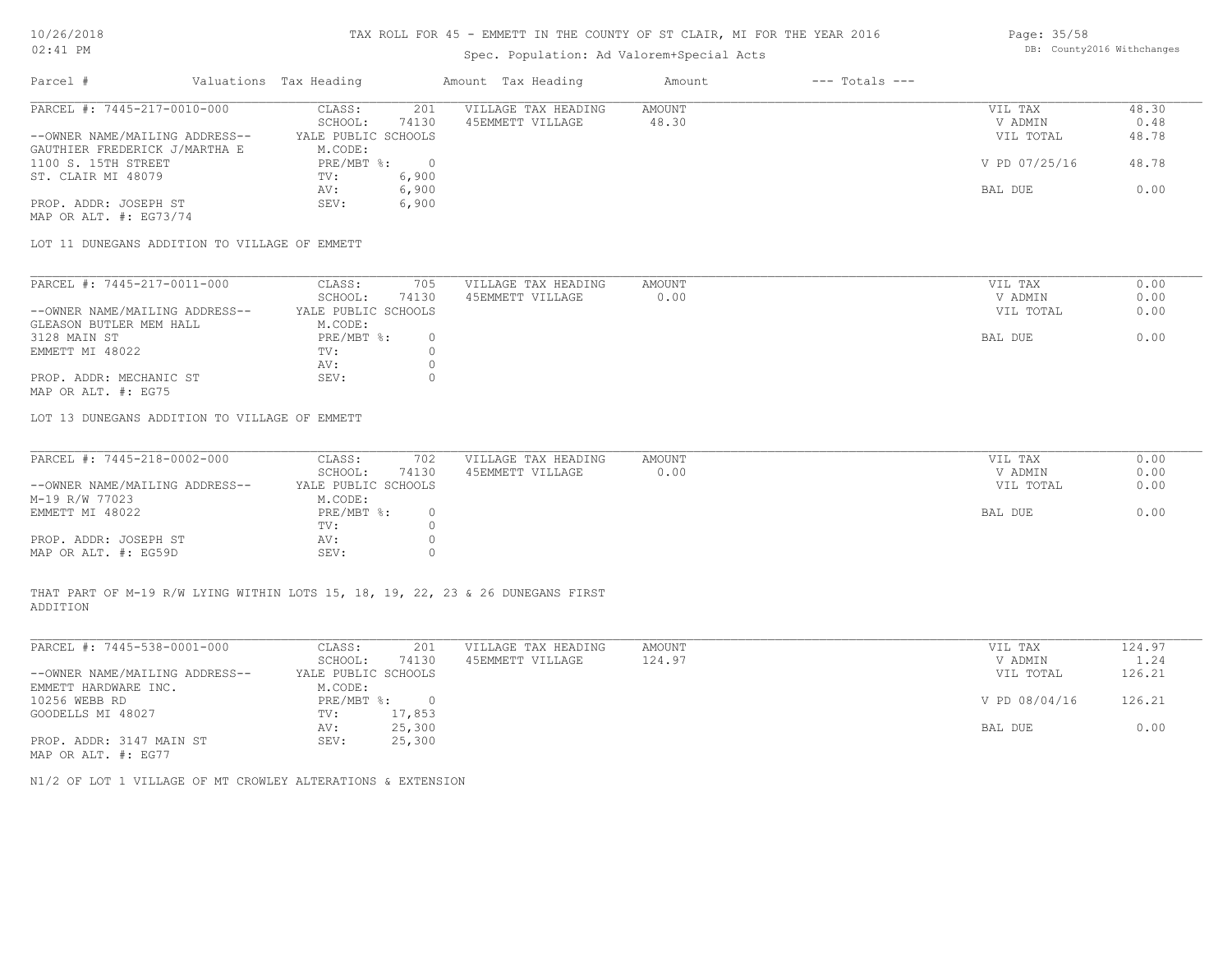TAX ROLL FOR 45 - EMMETT IN THE COUNTY OF ST CLAIR, MI FOR THE YEAR 2016

Spec. Population: Ad Valorem+Special Acts

| Parcel # | Valuations Tax Heading | | Amount Tax Heading | Amount | --- Totals --- | |
|---|---|---|---|---|---|---|
| PARCEL #: 7445-217-0010-000 | CLASS: | 201 | VILLAGE TAX HEADING | AMOUNT | VIL TAX | 48.30 |
| | SCHOOL: | 74130 | 45EMMETT VILLAGE | 48.30 | V ADMIN | 0.48 |
| --OWNER NAME/MAILING ADDRESS-- | YALE PUBLIC SCHOOLS | | | | VIL TOTAL | 48.78 |
| GAUTHIER FREDERICK J/MARTHA E | M.CODE: | | | | | |
| 1100 S. 15TH STREET | PRE/MBT %: | 0 | | | V PD 07/25/16 | 48.78 |
| ST. CLAIR MI 48079 | TV: | 6,900 | | | | |
| | AV: | 6,900 | | | BAL DUE | 0.00 |
| PROP. ADDR: JOSEPH ST | SEV: | 6,900 | | | | |
| MAP OR ALT. #: EG73/74 | | | | | | |

LOT 11 DUNEGANS ADDITION TO VILLAGE OF EMMETT

| Parcel # | Valuations Tax Heading | | Amount Tax Heading | Amount | --- Totals --- | |
|---|---|---|---|---|---|---|
| PARCEL #: 7445-217-0011-000 | CLASS: | 705 | VILLAGE TAX HEADING | AMOUNT | VIL TAX | 0.00 |
| | SCHOOL: | 74130 | 45EMMETT VILLAGE | 0.00 | V ADMIN | 0.00 |
| --OWNER NAME/MAILING ADDRESS-- | YALE PUBLIC SCHOOLS | | | | VIL TOTAL | 0.00 |
| GLEASON BUTLER MEM HALL | M.CODE: | | | | | |
| 3128 MAIN ST | PRE/MBT %: | 0 | | | BAL DUE | 0.00 |
| EMMETT MI 48022 | TV: | 0 | | | | |
| | AV: | 0 | | | | |
| PROP. ADDR: MECHANIC ST | SEV: | 0 | | | | |
| MAP OR ALT. #: EG75 | | | | | | |

LOT 13 DUNEGANS ADDITION TO VILLAGE OF EMMETT

| Parcel # | Valuations Tax Heading | | Amount Tax Heading | Amount | --- Totals --- | |
|---|---|---|---|---|---|---|
| PARCEL #: 7445-218-0002-000 | CLASS: | 702 | VILLAGE TAX HEADING | AMOUNT | VIL TAX | 0.00 |
| | SCHOOL: | 74130 | 45EMMETT VILLAGE | 0.00 | V ADMIN | 0.00 |
| --OWNER NAME/MAILING ADDRESS-- | YALE PUBLIC SCHOOLS | | | | VIL TOTAL | 0.00 |
| M-19 R/W 77023 | M.CODE: | | | | | |
| EMMETT MI 48022 | PRE/MBT %: | 0 | | | BAL DUE | 0.00 |
| | TV: | 0 | | | | |
| PROP. ADDR: JOSEPH ST | AV: | 0 | | | | |
| MAP OR ALT. #: EG59D | SEV: | 0 | | | | |

THAT PART OF M-19 R/W LYING WITHIN LOTS 15, 18, 19, 22, 23 & 26 DUNEGANS FIRST ADDITION

| Parcel # | Valuations Tax Heading | | Amount Tax Heading | Amount | --- Totals --- | |
|---|---|---|---|---|---|---|
| PARCEL #: 7445-538-0001-000 | CLASS: | 201 | VILLAGE TAX HEADING | AMOUNT | VIL TAX | 124.97 |
| | SCHOOL: | 74130 | 45EMMETT VILLAGE | 124.97 | V ADMIN | 1.24 |
| --OWNER NAME/MAILING ADDRESS-- | YALE PUBLIC SCHOOLS | | | | VIL TOTAL | 126.21 |
| EMMETT HARDWARE INC. | M.CODE: | | | | | |
| 10256 WEBB RD | PRE/MBT %: | 0 | | | V PD 08/04/16 | 126.21 |
| GOODELLS MI 48027 | TV: | 17,853 | | | | |
| | AV: | 25,300 | | | BAL DUE | 0.00 |
| PROP. ADDR: 3147 MAIN ST | SEV: | 25,300 | | | | |
| MAP OR ALT. #: EG77 | | | | | | |

N1/2 OF LOT 1 VILLAGE OF MT CROWLEY ALTERATIONS & EXTENSION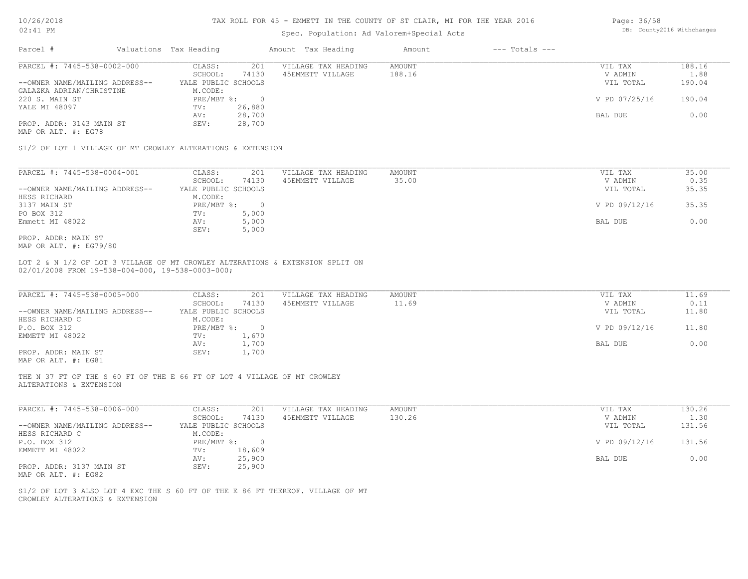# TAX ROLL FOR 45 - EMMETT IN THE COUNTY OF ST CLAIR, MI FOR THE YEAR 2016

Spec. Population: Ad Valorem+Special Acts

| Parcel # | Valuations | Tax Heading | Amount | Tax Heading | Amount | --- Totals --- | |
|---|---|---|---|---|---|---|---|

PARCEL #: 7445-538-0002-000

| | | | | |
|---|---|---|---|---|
| CLASS: 201 | VILLAGE TAX HEADING | AMOUNT | VIL TAX | 188.16 |
| SCHOOL: 74130 | 45EMMETT VILLAGE | 188.16 | V ADMIN | 1.88 |
| YALE PUBLIC SCHOOLS | | | VIL TOTAL | 190.04 |
| M.CODE: | | | | |
| PRE/MBT %: 0 | | | V PD 07/25/16 | 190.04 |
| TV: 26,880 | | | | |
| AV: 28,700 | | | BAL DUE | 0.00 |
| SEV: 28,700 | | | | |

--OWNER NAME/MAILING ADDRESS--
GALAZKA ADRIAN/CHRISTINE
220 S. MAIN ST
YALE MI 48097

PROP. ADDR: 3143 MAIN ST
MAP OR ALT. #: EG78

S1/2 OF LOT 1 VILLAGE OF MT CROWLEY ALTERATIONS & EXTENSION

PARCEL #: 7445-538-0004-001

| | | | | |
|---|---|---|---|---|
| CLASS: 201 | VILLAGE TAX HEADING | AMOUNT | VIL TAX | 35.00 |
| SCHOOL: 74130 | 45EMMETT VILLAGE | 35.00 | V ADMIN | 0.35 |
| YALE PUBLIC SCHOOLS | | | VIL TOTAL | 35.35 |
| M.CODE: | | | | |
| PRE/MBT %: 0 | | | V PD 09/12/16 | 35.35 |
| TV: 5,000 | | | | |
| AV: 5,000 | | | BAL DUE | 0.00 |
| SEV: 5,000 | | | | |

--OWNER NAME/MAILING ADDRESS--
HESS RICHARD
3137 MAIN ST
PO BOX 312
Emmett MI 48022

PROP. ADDR: MAIN ST
MAP OR ALT. #: EG79/80

LOT 2 & N 1/2 OF LOT 3 VILLAGE OF MT CROWLEY ALTERATIONS & EXTENSION SPLIT ON 02/01/2008 FROM 19-538-004-000, 19-538-0003-000;

PARCEL #: 7445-538-0005-000

| | | | | |
|---|---|---|---|---|
| CLASS: 201 | VILLAGE TAX HEADING | AMOUNT | VIL TAX | 11.69 |
| SCHOOL: 74130 | 45EMMETT VILLAGE | 11.69 | V ADMIN | 0.11 |
| YALE PUBLIC SCHOOLS | | | VIL TOTAL | 11.80 |
| M.CODE: | | | | |
| PRE/MBT %: 0 | | | V PD 09/12/16 | 11.80 |
| TV: 1,670 | | | | |
| AV: 1,700 | | | BAL DUE | 0.00 |
| SEV: 1,700 | | | | |

--OWNER NAME/MAILING ADDRESS--
HESS RICHARD C
P.O. BOX 312
EMMETT MI 48022

PROP. ADDR: MAIN ST
MAP OR ALT. #: EG81

THE N 37 FT OF THE S 60 FT OF THE E 66 FT OF LOT 4 VILLAGE OF MT CROWLEY ALTERATIONS & EXTENSION

PARCEL #: 7445-538-0006-000

| | | | | |
|---|---|---|---|---|
| CLASS: 201 | VILLAGE TAX HEADING | AMOUNT | VIL TAX | 130.26 |
| SCHOOL: 74130 | 45EMMETT VILLAGE | 130.26 | V ADMIN | 1.30 |
| YALE PUBLIC SCHOOLS | | | VIL TOTAL | 131.56 |
| M.CODE: | | | | |
| PRE/MBT %: 0 | | | V PD 09/12/16 | 131.56 |
| TV: 18,609 | | | | |
| AV: 25,900 | | | BAL DUE | 0.00 |
| SEV: 25,900 | | | | |

--OWNER NAME/MAILING ADDRESS--
HESS RICHARD C
P.O. BOX 312
EMMETT MI 48022

PROP. ADDR: 3137 MAIN ST
MAP OR ALT. #: EG82

S1/2 OF LOT 3 ALSO LOT 4 EXC THE S 60 FT OF THE E 86 FT THEREOF. VILLAGE OF MT CROWLEY ALTERATIONS & EXTENSION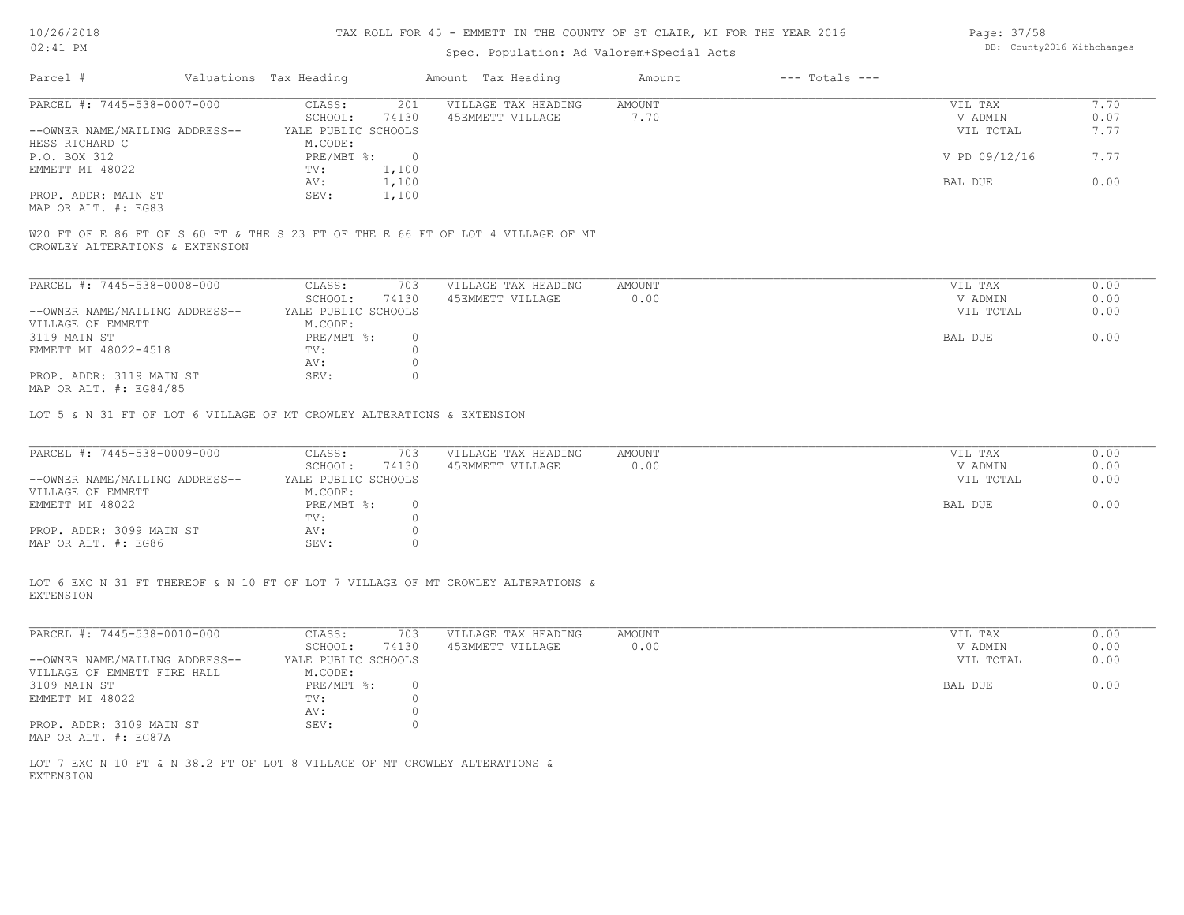# TAX ROLL FOR 45 - EMMETT IN THE COUNTY OF ST CLAIR, MI FOR THE YEAR 2016

Spec. Population: Ad Valorem+Special Acts

| Parcel # | Valuations | Tax Heading | Amount | Tax Heading | Amount | --- Totals --- | |
|---|---|---|---|---|---|---|---|

---

PARCEL #: 7445-538-0007-000

--OWNER NAME/MAILING ADDRESS--
HESS RICHARD C
P.O. BOX 312
EMMETT MI 48022

PROP. ADDR: MAIN ST
MAP OR ALT. #: EG83

| | |
|---|---|
| CLASS: | 201 |
| SCHOOL: | 74130 |
| YALE PUBLIC SCHOOLS | |
| M.CODE: | |
| PRE/MBT %: | 0 |
| TV: | 1,100 |
| AV: | 1,100 |
| SEV: | 1,100 |

| VILLAGE TAX HEADING | AMOUNT |
|---|---|
| 45EMMETT VILLAGE | 7.70 |

| | |
|---|---|
| VIL TAX | 7.70 |
| V ADMIN | 0.07 |
| VIL TOTAL | 7.77 |
| V PD 09/12/16 | 7.77 |
| BAL DUE | 0.00 |

W20 FT OF E 86 FT OF S 60 FT & THE S 23 FT OF THE E 66 FT OF LOT 4 VILLAGE OF MT CROWLEY ALTERATIONS & EXTENSION

---

PARCEL #: 7445-538-0008-000

--OWNER NAME/MAILING ADDRESS--
VILLAGE OF EMMETT
3119 MAIN ST
EMMETT MI 48022-4518

PROP. ADDR: 3119 MAIN ST
MAP OR ALT. #: EG84/85

| | |
|---|---|
| CLASS: | 703 |
| SCHOOL: | 74130 |
| YALE PUBLIC SCHOOLS | |
| M.CODE: | |
| PRE/MBT %: | 0 |
| TV: | 0 |
| AV: | 0 |
| SEV: | 0 |

| VILLAGE TAX HEADING | AMOUNT |
|---|---|
| 45EMMETT VILLAGE | 0.00 |

| | |
|---|---|
| VIL TAX | 0.00 |
| V ADMIN | 0.00 |
| VIL TOTAL | 0.00 |
| BAL DUE | 0.00 |

LOT 5 & N 31 FT OF LOT 6 VILLAGE OF MT CROWLEY ALTERATIONS & EXTENSION

---

PARCEL #: 7445-538-0009-000

--OWNER NAME/MAILING ADDRESS--
VILLAGE OF EMMETT
EMMETT MI 48022

PROP. ADDR: 3099 MAIN ST
MAP OR ALT. #: EG86

| | |
|---|---|
| CLASS: | 703 |
| SCHOOL: | 74130 |
| YALE PUBLIC SCHOOLS | |
| M.CODE: | |
| PRE/MBT %: | 0 |
| TV: | 0 |
| AV: | 0 |
| SEV: | 0 |

| VILLAGE TAX HEADING | AMOUNT |
|---|---|
| 45EMMETT VILLAGE | 0.00 |

| | |
|---|---|
| VIL TAX | 0.00 |
| V ADMIN | 0.00 |
| VIL TOTAL | 0.00 |
| BAL DUE | 0.00 |

LOT 6 EXC N 31 FT THEREOF & N 10 FT OF LOT 7 VILLAGE OF MT CROWLEY ALTERATIONS & EXTENSION

---

PARCEL #: 7445-538-0010-000

--OWNER NAME/MAILING ADDRESS--
VILLAGE OF EMMETT FIRE HALL
3109 MAIN ST
EMMETT MI 48022

PROP. ADDR: 3109 MAIN ST
MAP OR ALT. #: EG87A

| | |
|---|---|
| CLASS: | 703 |
| SCHOOL: | 74130 |
| YALE PUBLIC SCHOOLS | |
| M.CODE: | |
| PRE/MBT %: | 0 |
| TV: | 0 |
| AV: | 0 |
| SEV: | 0 |

| VILLAGE TAX HEADING | AMOUNT |
|---|---|
| 45EMMETT VILLAGE | 0.00 |

| | |
|---|---|
| VIL TAX | 0.00 |
| V ADMIN | 0.00 |
| VIL TOTAL | 0.00 |
| BAL DUE | 0.00 |

LOT 7 EXC N 10 FT & N 38.2 FT OF LOT 8 VILLAGE OF MT CROWLEY ALTERATIONS & EXTENSION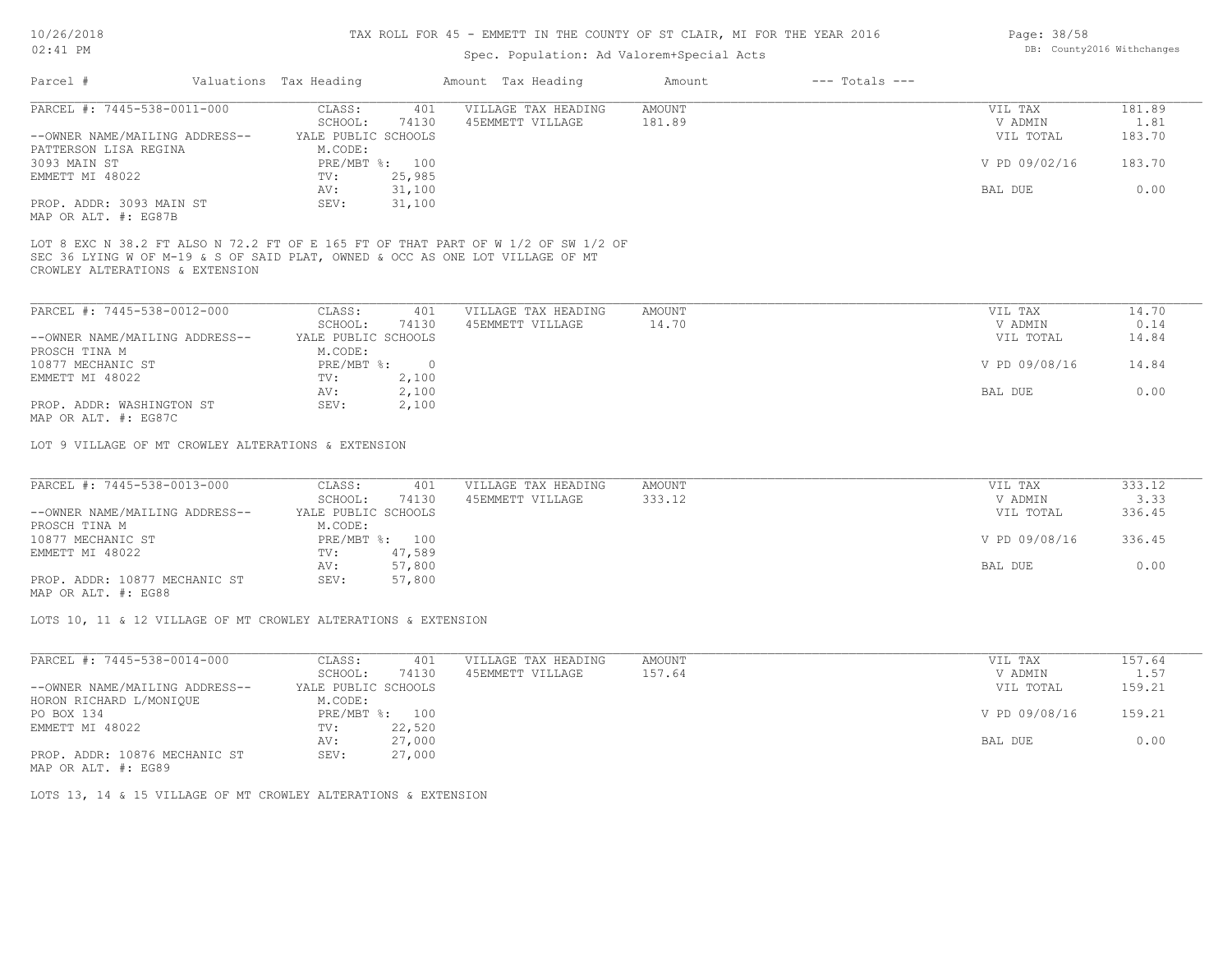TAX ROLL FOR 45 - EMMETT IN THE COUNTY OF ST CLAIR, MI FOR THE YEAR 2016

Spec. Population: Ad Valorem+Special Acts

DB: County2016 Withchanges

10/26/2018
02:41 PM

| Parcel # | Valuations | Tax Heading | Amount | Tax Heading | Amount | --- Totals --- | |
|---|---|---|---|---|---|---|---|

**PARCEL #: 7445-538-0011-000**

| | | | | | |
|---|---|---|---|---|---|
| --OWNER NAME/MAILING ADDRESS-- | CLASS: 401 | VILLAGE TAX HEADING | AMOUNT | VIL TAX | 181.89 |
| PATTERSON LISA REGINA | SCHOOL: 74130 | 45EMMETT VILLAGE | 181.89 | V ADMIN | 1.81 |
| 3093 MAIN ST | YALE PUBLIC SCHOOLS | | | VIL TOTAL | 183.70 |
| EMMETT MI 48022 | M.CODE: | | | | |
| | PRE/MBT %: 100 | | | V PD 09/02/16 | 183.70 |
| | TV: 25,985 | | | | |
| | AV: 31,100 | | | BAL DUE | 0.00 |
| PROP. ADDR: 3093 MAIN ST | SEV: 31,100 | | | | |
| MAP OR ALT. #: EG87B | | | | | |

LOT 8 EXC N 38.2 FT ALSO N 72.2 FT OF E 165 FT OF THAT PART OF W 1/2 OF SW 1/2 OF SEC 36 LYING W OF M-19 & S OF SAID PLAT, OWNED & OCC AS ONE LOT VILLAGE OF MT CROWLEY ALTERATIONS & EXTENSION

**PARCEL #: 7445-538-0012-000**

| | | | | | |
|---|---|---|---|---|---|
| --OWNER NAME/MAILING ADDRESS-- | CLASS: 401 | VILLAGE TAX HEADING | AMOUNT | VIL TAX | 14.70 |
| PROSCH TINA M | SCHOOL: 74130 | 45EMMETT VILLAGE | 14.70 | V ADMIN | 0.14 |
| 10877 MECHANIC ST | YALE PUBLIC SCHOOLS | | | VIL TOTAL | 14.84 |
| EMMETT MI 48022 | M.CODE: | | | | |
| | PRE/MBT %: 0 | | | V PD 09/08/16 | 14.84 |
| | TV: 2,100 | | | | |
| | AV: 2,100 | | | BAL DUE | 0.00 |
| PROP. ADDR: WASHINGTON ST | SEV: 2,100 | | | | |
| MAP OR ALT. #: EG87C | | | | | |

LOT 9 VILLAGE OF MT CROWLEY ALTERATIONS & EXTENSION

**PARCEL #: 7445-538-0013-000**

| | | | | | |
|---|---|---|---|---|---|
| --OWNER NAME/MAILING ADDRESS-- | CLASS: 401 | VILLAGE TAX HEADING | AMOUNT | VIL TAX | 333.12 |
| PROSCH TINA M | SCHOOL: 74130 | 45EMMETT VILLAGE | 333.12 | V ADMIN | 3.33 |
| 10877 MECHANIC ST | YALE PUBLIC SCHOOLS | | | VIL TOTAL | 336.45 |
| EMMETT MI 48022 | M.CODE: | | | | |
| | PRE/MBT %: 100 | | | V PD 09/08/16 | 336.45 |
| | TV: 47,589 | | | | |
| | AV: 57,800 | | | BAL DUE | 0.00 |
| PROP. ADDR: 10877 MECHANIC ST | SEV: 57,800 | | | | |
| MAP OR ALT. #: EG88 | | | | | |

LOTS 10, 11 & 12 VILLAGE OF MT CROWLEY ALTERATIONS & EXTENSION

**PARCEL #: 7445-538-0014-000**

| | | | | | |
|---|---|---|---|---|---|
| --OWNER NAME/MAILING ADDRESS-- | CLASS: 401 | VILLAGE TAX HEADING | AMOUNT | VIL TAX | 157.64 |
| HORON RICHARD L/MONIQUE | SCHOOL: 74130 | 45EMMETT VILLAGE | 157.64 | V ADMIN | 1.57 |
| PO BOX 134 | YALE PUBLIC SCHOOLS | | | VIL TOTAL | 159.21 |
| EMMETT MI 48022 | M.CODE: | | | | |
| | PRE/MBT %: 100 | | | V PD 09/08/16 | 159.21 |
| | TV: 22,520 | | | | |
| | AV: 27,000 | | | BAL DUE | 0.00 |
| PROP. ADDR: 10876 MECHANIC ST | SEV: 27,000 | | | | |
| MAP OR ALT. #: EG89 | | | | | |

LOTS 13, 14 & 15 VILLAGE OF MT CROWLEY ALTERATIONS & EXTENSION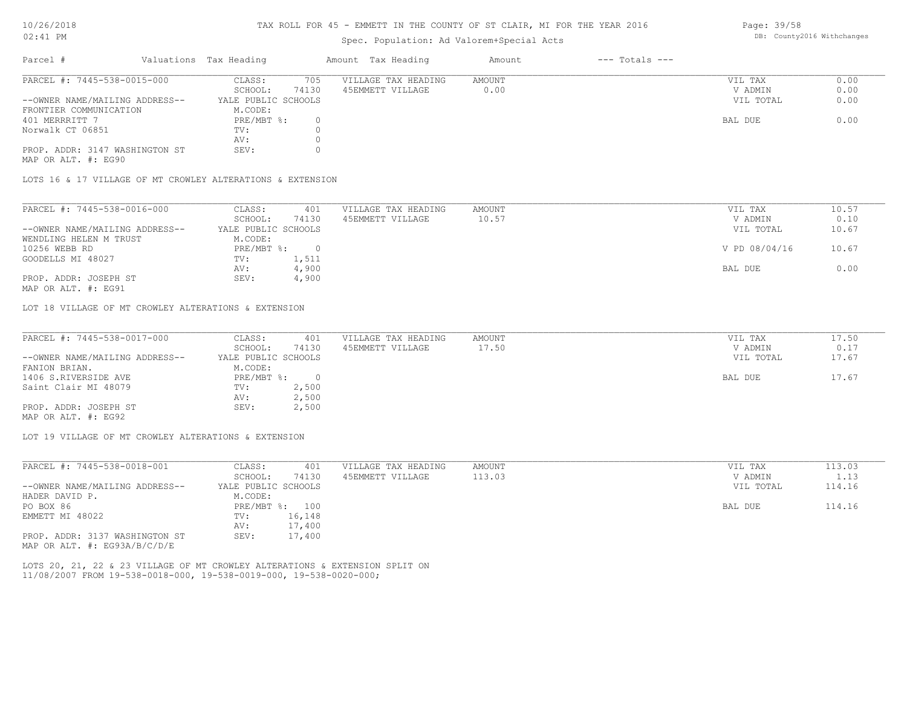# TAX ROLL FOR 45 - EMMETT IN THE COUNTY OF ST CLAIR, MI FOR THE YEAR 2016

Spec. Population: Ad Valorem+Special Acts

| Parcel # | Valuations | Tax Heading | Amount | Tax Heading | Amount | --- Totals --- | |
|---|---|---|---|---|---|---|---|

PARCEL #: 7445-538-0015-000

| | | | | | |
|---|---|---|---|---|---|
| CLASS: | 705 | VILLAGE TAX HEADING | AMOUNT | VIL TAX | 0.00 |
| SCHOOL: | 74130 | 45EMMETT VILLAGE | 0.00 | V ADMIN | 0.00 |
| YALE PUBLIC SCHOOLS | | | | VIL TOTAL | 0.00 |
| M.CODE: | | | | | |
| PRE/MBT %: | 0 | | | BAL DUE | 0.00 |
| TV: | 0 | | | | |
| AV: | 0 | | | | |
| SEV: | 0 | | | | |

--OWNER NAME/MAILING ADDRESS--
FRONTIER COMMUNICATION
401 MERRRITT 7
Norwalk CT 06851

PROP. ADDR: 3147 WASHINGTON ST
MAP OR ALT. #: EG90

LOTS 16 & 17 VILLAGE OF MT CROWLEY ALTERATIONS & EXTENSION

PARCEL #: 7445-538-0016-000

| | | | | | |
|---|---|---|---|---|---|
| CLASS: | 401 | VILLAGE TAX HEADING | AMOUNT | VIL TAX | 10.57 |
| SCHOOL: | 74130 | 45EMMETT VILLAGE | 10.57 | V ADMIN | 0.10 |
| YALE PUBLIC SCHOOLS | | | | VIL TOTAL | 10.67 |
| M.CODE: | | | | | |
| PRE/MBT %: | 0 | | | V PD 08/04/16 | 10.67 |
| TV: | 1,511 | | | | |
| AV: | 4,900 | | | BAL DUE | 0.00 |
| SEV: | 4,900 | | | | |

--OWNER NAME/MAILING ADDRESS--
WENDLING HELEN M TRUST
10256 WEBB RD
GOODELLS MI 48027

PROP. ADDR: JOSEPH ST
MAP OR ALT. #: EG91

LOT 18 VILLAGE OF MT CROWLEY ALTERATIONS & EXTENSION

PARCEL #: 7445-538-0017-000

| | | | | | |
|---|---|---|---|---|---|
| CLASS: | 401 | VILLAGE TAX HEADING | AMOUNT | VIL TAX | 17.50 |
| SCHOOL: | 74130 | 45EMMETT VILLAGE | 17.50 | V ADMIN | 0.17 |
| YALE PUBLIC SCHOOLS | | | | VIL TOTAL | 17.67 |
| M.CODE: | | | | | |
| PRE/MBT %: | 0 | | | BAL DUE | 17.67 |
| TV: | 2,500 | | | | |
| AV: | 2,500 | | | | |
| SEV: | 2,500 | | | | |

--OWNER NAME/MAILING ADDRESS--
FANION BRIAN.
1406 S.RIVERSIDE AVE
Saint Clair MI 48079

PROP. ADDR: JOSEPH ST
MAP OR ALT. #: EG92

LOT 19 VILLAGE OF MT CROWLEY ALTERATIONS & EXTENSION

PARCEL #: 7445-538-0018-001

| | | | | | |
|---|---|---|---|---|---|
| CLASS: | 401 | VILLAGE TAX HEADING | AMOUNT | VIL TAX | 113.03 |
| SCHOOL: | 74130 | 45EMMETT VILLAGE | 113.03 | V ADMIN | 1.13 |
| YALE PUBLIC SCHOOLS | | | | VIL TOTAL | 114.16 |
| M.CODE: | | | | | |
| PRE/MBT %: | 100 | | | BAL DUE | 114.16 |
| TV: | 16,148 | | | | |
| AV: | 17,400 | | | | |
| SEV: | 17,400 | | | | |

--OWNER NAME/MAILING ADDRESS--
HADER DAVID P.
PO BOX 86
EMMETT MI 48022

PROP. ADDR: 3137 WASHINGTON ST
MAP OR ALT. #: EG93A/B/C/D/E

LOTS 20, 21, 22 & 23 VILLAGE OF MT CROWLEY ALTERATIONS & EXTENSION SPLIT ON 11/08/2007 FROM 19-538-0018-000, 19-538-0019-000, 19-538-0020-000;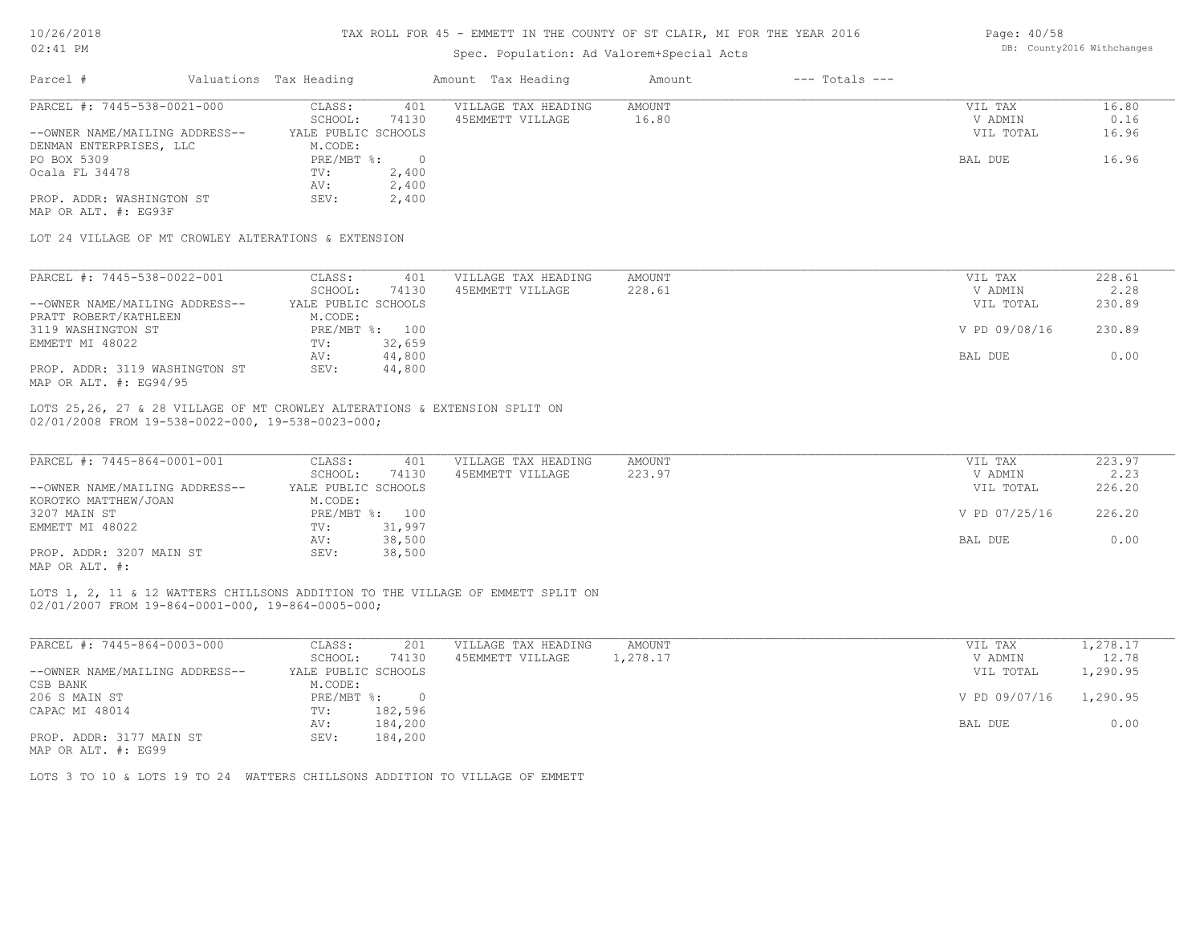# TAX ROLL FOR 45 - EMMETT IN THE COUNTY OF ST CLAIR, MI FOR THE YEAR 2016

Spec. Population: Ad Valorem+Special Acts

10/26/2018
02:41 PM

DB: County2016 Withchanges

| Parcel # | Valuations Tax Heading | Amount Tax Heading | Amount | --- Totals --- |
|---|---|---|---|---|

---

**PARCEL #: 7445-538-0021-000**

| | | | | | |
|---|---|---|---|---|---|
| CLASS: | 401 | VILLAGE TAX HEADING | AMOUNT | VIL TAX | 16.80 |
| SCHOOL: | 74130 | 45EMMETT VILLAGE | 16.80 | V ADMIN | 0.16 |
| YALE PUBLIC SCHOOLS | | | | VIL TOTAL | 16.96 |
| M.CODE: | | | | | |
| PRE/MBT %: | 0 | | | BAL DUE | 16.96 |
| TV: | 2,400 | | | | |
| AV: | 2,400 | | | | |
| SEV: | 2,400 | | | | |

--OWNER NAME/MAILING ADDRESS--
DENMAN ENTERPRISES, LLC
PO BOX 5309
Ocala FL 34478

PROP. ADDR: WASHINGTON ST
MAP OR ALT. #: EG93F

LOT 24 VILLAGE OF MT CROWLEY ALTERATIONS & EXTENSION

---

**PARCEL #: 7445-538-0022-001**

| | | | | | |
|---|---|---|---|---|---|
| CLASS: | 401 | VILLAGE TAX HEADING | AMOUNT | VIL TAX | 228.61 |
| SCHOOL: | 74130 | 45EMMETT VILLAGE | 228.61 | V ADMIN | 2.28 |
| YALE PUBLIC SCHOOLS | | | | VIL TOTAL | 230.89 |
| M.CODE: | | | | | |
| PRE/MBT %: | 100 | | | V PD 09/08/16 | 230.89 |
| TV: | 32,659 | | | | |
| AV: | 44,800 | | | BAL DUE | 0.00 |
| SEV: | 44,800 | | | | |

--OWNER NAME/MAILING ADDRESS--
PRATT ROBERT/KATHLEEN
3119 WASHINGTON ST
EMMETT MI 48022

PROP. ADDR: 3119 WASHINGTON ST
MAP OR ALT. #: EG94/95

LOTS 25,26, 27 & 28 VILLAGE OF MT CROWLEY ALTERATIONS & EXTENSION SPLIT ON 02/01/2008 FROM 19-538-0022-000, 19-538-0023-000;

---

**PARCEL #: 7445-864-0001-001**

| | | | | | |
|---|---|---|---|---|---|
| CLASS: | 401 | VILLAGE TAX HEADING | AMOUNT | VIL TAX | 223.97 |
| SCHOOL: | 74130 | 45EMMETT VILLAGE | 223.97 | V ADMIN | 2.23 |
| YALE PUBLIC SCHOOLS | | | | VIL TOTAL | 226.20 |
| M.CODE: | | | | | |
| PRE/MBT %: | 100 | | | V PD 07/25/16 | 226.20 |
| TV: | 31,997 | | | | |
| AV: | 38,500 | | | BAL DUE | 0.00 |
| SEV: | 38,500 | | | | |

--OWNER NAME/MAILING ADDRESS--
KOROTKO MATTHEW/JOAN
3207 MAIN ST
EMMETT MI 48022

PROP. ADDR: 3207 MAIN ST
MAP OR ALT. #:

LOTS 1, 2, 11 & 12 WATTERS CHILLSONS ADDITION TO THE VILLAGE OF EMMETT SPLIT ON 02/01/2007 FROM 19-864-0001-000, 19-864-0005-000;

---

**PARCEL #: 7445-864-0003-000**

| | | | | | |
|---|---|---|---|---|---|
| CLASS: | 201 | VILLAGE TAX HEADING | AMOUNT | VIL TAX | 1,278.17 |
| SCHOOL: | 74130 | 45EMMETT VILLAGE | 1,278.17 | V ADMIN | 12.78 |
| YALE PUBLIC SCHOOLS | | | | VIL TOTAL | 1,290.95 |
| M.CODE: | | | | | |
| PRE/MBT %: | 0 | | | V PD 09/07/16 | 1,290.95 |
| TV: | 182,596 | | | | |
| AV: | 184,200 | | | BAL DUE | 0.00 |
| SEV: | 184,200 | | | | |

--OWNER NAME/MAILING ADDRESS--
CSB BANK
206 S MAIN ST
CAPAC MI 48014

PROP. ADDR: 3177 MAIN ST
MAP OR ALT. #: EG99

LOTS 3 TO 10 & LOTS 19 TO 24 WATTERS CHILLSONS ADDITION TO VILLAGE OF EMMETT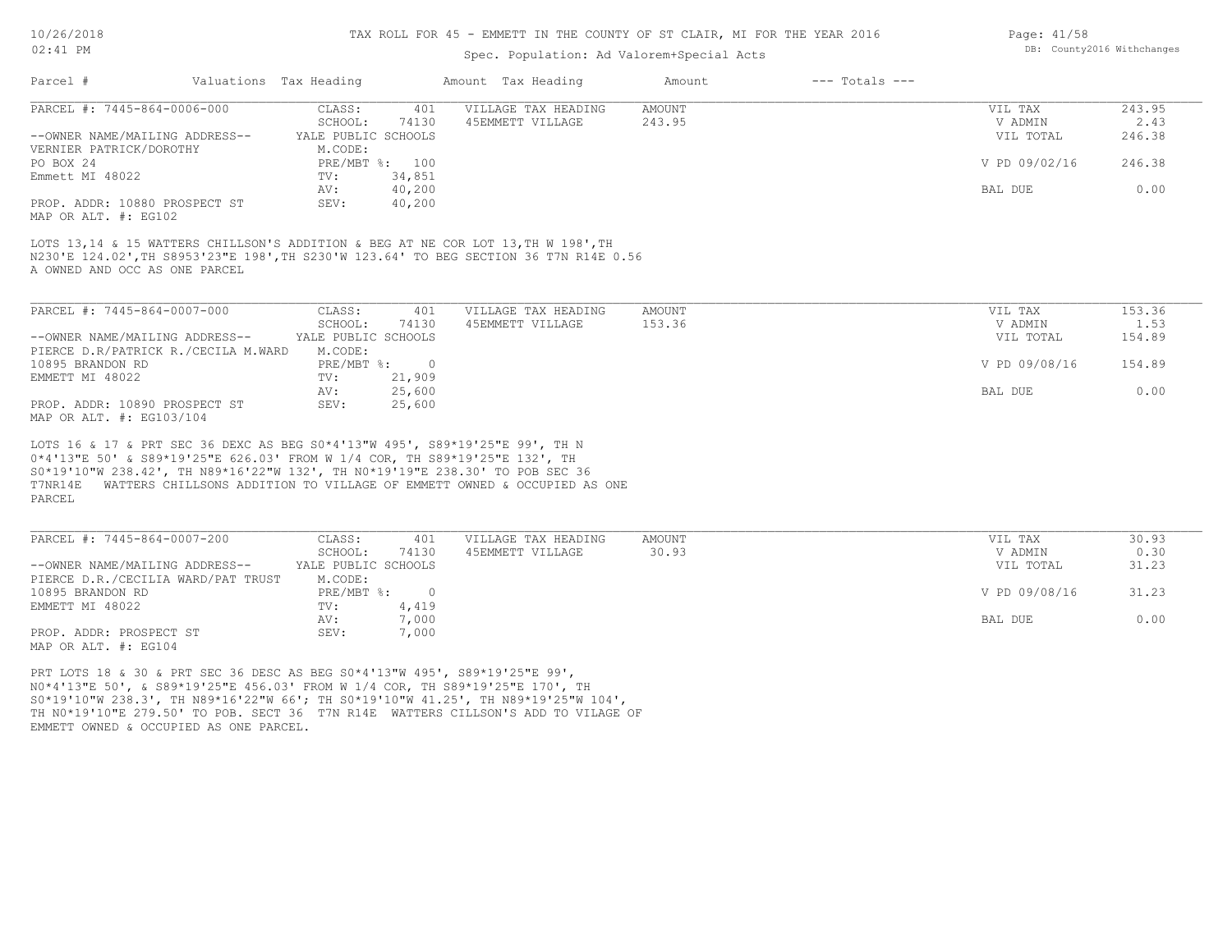# TAX ROLL FOR 45 - EMMETT IN THE COUNTY OF ST CLAIR, MI FOR THE YEAR 2016

10/26/2018
02:41 PM

Spec. Population: Ad Valorem+Special Acts

DB: County2016 Withchanges

| Parcel # | Valuations | Tax Heading | Amount | Tax Heading | Amount | --- Totals --- | |
|---|---|---|---|---|---|---|---|
| PARCEL #: 7445-864-0006-000 | CLASS: | 401 | VILLAGE TAX HEADING | AMOUNT | | VIL TAX | 243.95 |
| | SCHOOL: | 74130 | 45EMMETT VILLAGE | 243.95 | | V ADMIN | 2.43 |
| --OWNER NAME/MAILING ADDRESS-- | YALE PUBLIC SCHOOLS | | | | | VIL TOTAL | 246.38 |
| VERNIER PATRICK/DOROTHY | M.CODE: | | | | | | |
| PO BOX 24 | PRE/MBT %: | 100 | | | | V PD 09/02/16 | 246.38 |
| Emmett MI 48022 | TV: | 34,851 | | | | | |
| | AV: | 40,200 | | | | BAL DUE | 0.00 |
| PROP. ADDR: 10880 PROSPECT ST | SEV: | 40,200 | | | | | |
| MAP OR ALT. #: EG102 | | | | | | | |

LOTS 13,14 & 15 WATTERS CHILLSON'S ADDITION & BEG AT NE COR LOT 13,TH W 198',TH N230'E 124.02',TH S8953'23"E 198',TH S230'W 123.64' TO BEG SECTION 36 T7N R14E 0.56 A OWNED AND OCC AS ONE PARCEL

| Parcel # | Valuations | Tax Heading | Amount | Tax Heading | Amount | --- Totals --- | |
|---|---|---|---|---|---|---|---|
| PARCEL #: 7445-864-0007-000 | CLASS: | 401 | VILLAGE TAX HEADING | AMOUNT | | VIL TAX | 153.36 |
| | SCHOOL: | 74130 | 45EMMETT VILLAGE | 153.36 | | V ADMIN | 1.53 |
| --OWNER NAME/MAILING ADDRESS-- | YALE PUBLIC SCHOOLS | | | | | VIL TOTAL | 154.89 |
| PIERCE D.R/PATRICK R./CECILA M.WARD | M.CODE: | | | | | | |
| 10895 BRANDON RD | PRE/MBT %: | 0 | | | | V PD 09/08/16 | 154.89 |
| EMMETT MI 48022 | TV: | 21,909 | | | | | |
| | AV: | 25,600 | | | | BAL DUE | 0.00 |
| PROP. ADDR: 10890 PROSPECT ST | SEV: | 25,600 | | | | | |
| MAP OR ALT. #: EG103/104 | | | | | | | |

LOTS 16 & 17 & PRT SEC 36 DEXC AS BEG S0*4'13"W 495', S89*19'25"E 99', TH N 0*4'13"E 50' & S89*19'25"E 626.03' FROM W 1/4 COR, TH S89*19'25"E 132', TH S0*19'10"W 238.42', TH N89*16'22"W 132', TH N0*19'19"E 238.30' TO POB SEC 36 T7NR14E WATTERS CHILLSONS ADDITION TO VILLAGE OF EMMETT OWNED & OCCUPIED AS ONE PARCEL

| Parcel # | Valuations | Tax Heading | Amount | Tax Heading | Amount | --- Totals --- | |
|---|---|---|---|---|---|---|---|
| PARCEL #: 7445-864-0007-200 | CLASS: | 401 | VILLAGE TAX HEADING | AMOUNT | | VIL TAX | 30.93 |
| | SCHOOL: | 74130 | 45EMMETT VILLAGE | 30.93 | | V ADMIN | 0.30 |
| --OWNER NAME/MAILING ADDRESS-- | YALE PUBLIC SCHOOLS | | | | | VIL TOTAL | 31.23 |
| PIERCE D.R./CECILIA WARD/PAT TRUST | M.CODE: | | | | | | |
| 10895 BRANDON RD | PRE/MBT %: | 0 | | | | V PD 09/08/16 | 31.23 |
| EMMETT MI 48022 | TV: | 4,419 | | | | | |
| | AV: | 7,000 | | | | BAL DUE | 0.00 |
| PROP. ADDR: PROSPECT ST | SEV: | 7,000 | | | | | |
| MAP OR ALT. #: EG104 | | | | | | | |

PRT LOTS 18 & 30 & PRT SEC 36 DESC AS BEG S0*4'13"W 495', S89*19'25"E 99', N0*4'13"E 50', & S89*19'25"E 456.03' FROM W 1/4 COR, TH S89*19'25"E 170', TH S0*19'10"W 238.3', TH N89*16'22"W 66'; TH S0*19'10"W 41.25', TH N89*19'25"W 104', TH N0*19'10"E 279.50' TO POB. SECT 36 T7N R14E WATTERS CILLSON'S ADD TO VILAGE OF EMMETT OWNED & OCCUPIED AS ONE PARCEL.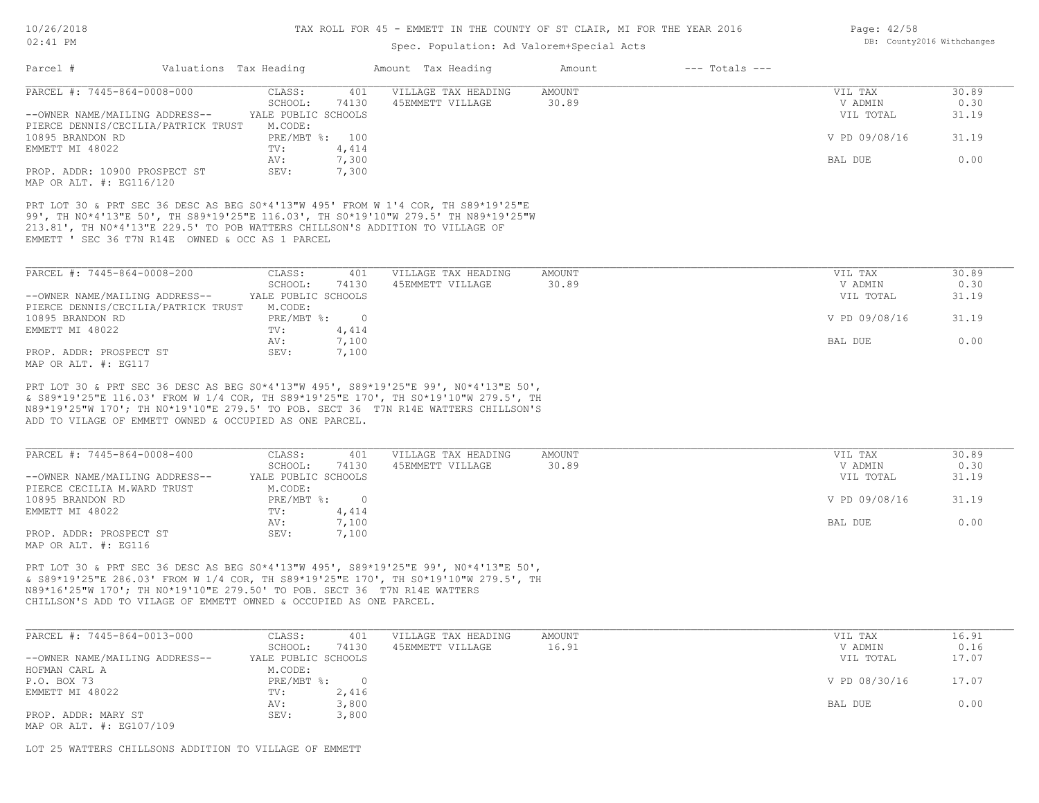TAX ROLL FOR 45 - EMMETT IN THE COUNTY OF ST CLAIR, MI FOR THE YEAR 2016

Spec. Population: Ad Valorem+Special Acts

| Parcel # | Valuations | Tax Heading | Amount | Tax Heading | Amount | --- Totals --- | |
|---|---|---|---|---|---|---|---|

**PARCEL #: 7445-864-0008-000**

| | | | | | |
|---|---|---|---|---|---|
| --OWNER NAME/MAILING ADDRESS-- | CLASS: 401 | VILLAGE TAX HEADING | AMOUNT | VIL TAX | 30.89 |
| PIERCE DENNIS/CECILIA/PATRICK TRUST | SCHOOL: 74130 | 45EMMETT VILLAGE | 30.89 | V ADMIN | 0.30 |
| 10895 BRANDON RD | YALE PUBLIC SCHOOLS | | | VIL TOTAL | 31.19 |
| EMMETT MI 48022 | M.CODE: | | | | |
| | PRE/MBT %: 100 | | | V PD 09/08/16 | 31.19 |
| PROP. ADDR: 10900 PROSPECT ST | TV: 4,414 | | | | |
| MAP OR ALT. #: EG116/120 | AV: 7,300 | | | BAL DUE | 0.00 |
| | SEV: 7,300 | | | | |

PRT LOT 30 & PRT SEC 36 DESC AS BEG S0*4'13"W 495' FROM W 1'4 COR, TH S89*19'25"E 99', TH N0*4'13"E 50', TH S89*19'25"E 116.03', TH S0*19'10"W 279.5' TH N89*19'25"W 213.81', TH N0*4'13"E 229.5' TO POB WATTERS CHILLSON'S ADDITION TO VILLAGE OF EMMETT ' SEC 36 T7N R14E OWNED & OCC AS 1 PARCEL

**PARCEL #: 7445-864-0008-200**

| | | | | | |
|---|---|---|---|---|---|
| --OWNER NAME/MAILING ADDRESS-- | CLASS: 401 | VILLAGE TAX HEADING | AMOUNT | VIL TAX | 30.89 |
| PIERCE DENNIS/CECILIA/PATRICK TRUST | SCHOOL: 74130 | 45EMMETT VILLAGE | 30.89 | V ADMIN | 0.30 |
| 10895 BRANDON RD | YALE PUBLIC SCHOOLS | | | VIL TOTAL | 31.19 |
| EMMETT MI 48022 | M.CODE: | | | | |
| | PRE/MBT %: 0 | | | V PD 09/08/16 | 31.19 |
| PROP. ADDR: PROSPECT ST | TV: 4,414 | | | | |
| MAP OR ALT. #: EG117 | AV: 7,100 | | | BAL DUE | 0.00 |
| | SEV: 7,100 | | | | |

PRT LOT 30 & PRT SEC 36 DESC AS BEG S0*4'13"W 495', S89*19'25"E 99', N0*4'13"E 50', & S89*19'25"E 116.03' FROM W 1/4 COR, TH S89*19'25"E 170', TH S0*19'10"W 279.5', TH N89*19'25"W 170'; TH N0*19'10"E 279.5' TO POB. SECT 36 T7N R14E WATTERS CHILLSON'S ADD TO VILAGE OF EMMETT OWNED & OCCUPIED AS ONE PARCEL.

**PARCEL #: 7445-864-0008-400**

| | | | | | |
|---|---|---|---|---|---|
| --OWNER NAME/MAILING ADDRESS-- | CLASS: 401 | VILLAGE TAX HEADING | AMOUNT | VIL TAX | 30.89 |
| PIERCE CECILIA M.WARD TRUST | SCHOOL: 74130 | 45EMMETT VILLAGE | 30.89 | V ADMIN | 0.30 |
| 10895 BRANDON RD | YALE PUBLIC SCHOOLS | | | VIL TOTAL | 31.19 |
| EMMETT MI 48022 | M.CODE: | | | | |
| | PRE/MBT %: 0 | | | V PD 09/08/16 | 31.19 |
| PROP. ADDR: PROSPECT ST | TV: 4,414 | | | | |
| MAP OR ALT. #: EG116 | AV: 7,100 | | | BAL DUE | 0.00 |
| | SEV: 7,100 | | | | |

PRT LOT 30 & PRT SEC 36 DESC AS BEG S0*4'13"W 495', S89*19'25"E 99', N0*4'13"E 50', & S89*19'25"E 286.03' FROM W 1/4 COR, TH S89*19'25"E 170', TH S0*19'10"W 279.5', TH N89*16'25"W 170'; TH N0*19'10"E 279.50' TO POB. SECT 36 T7N R14E WATTERS CHILLSON'S ADD TO VILAGE OF EMMETT OWNED & OCCUPIED AS ONE PARCEL.

**PARCEL #: 7445-864-0013-000**

| | | | | | |
|---|---|---|---|---|---|
| --OWNER NAME/MAILING ADDRESS-- | CLASS: 401 | VILLAGE TAX HEADING | AMOUNT | VIL TAX | 16.91 |
| HOFMAN CARL A | SCHOOL: 74130 | 45EMMETT VILLAGE | 16.91 | V ADMIN | 0.16 |
| P.O. BOX 73 | YALE PUBLIC SCHOOLS | | | VIL TOTAL | 17.07 |
| EMMETT MI 48022 | M.CODE: | | | | |
| | PRE/MBT %: 0 | | | V PD 08/30/16 | 17.07 |
| PROP. ADDR: MARY ST | TV: 2,416 | | | | |
| MAP OR ALT. #: EG107/109 | AV: 3,800 | | | BAL DUE | 0.00 |
| | SEV: 3,800 | | | | |

LOT 25 WATTERS CHILLSONS ADDITION TO VILLAGE OF EMMETT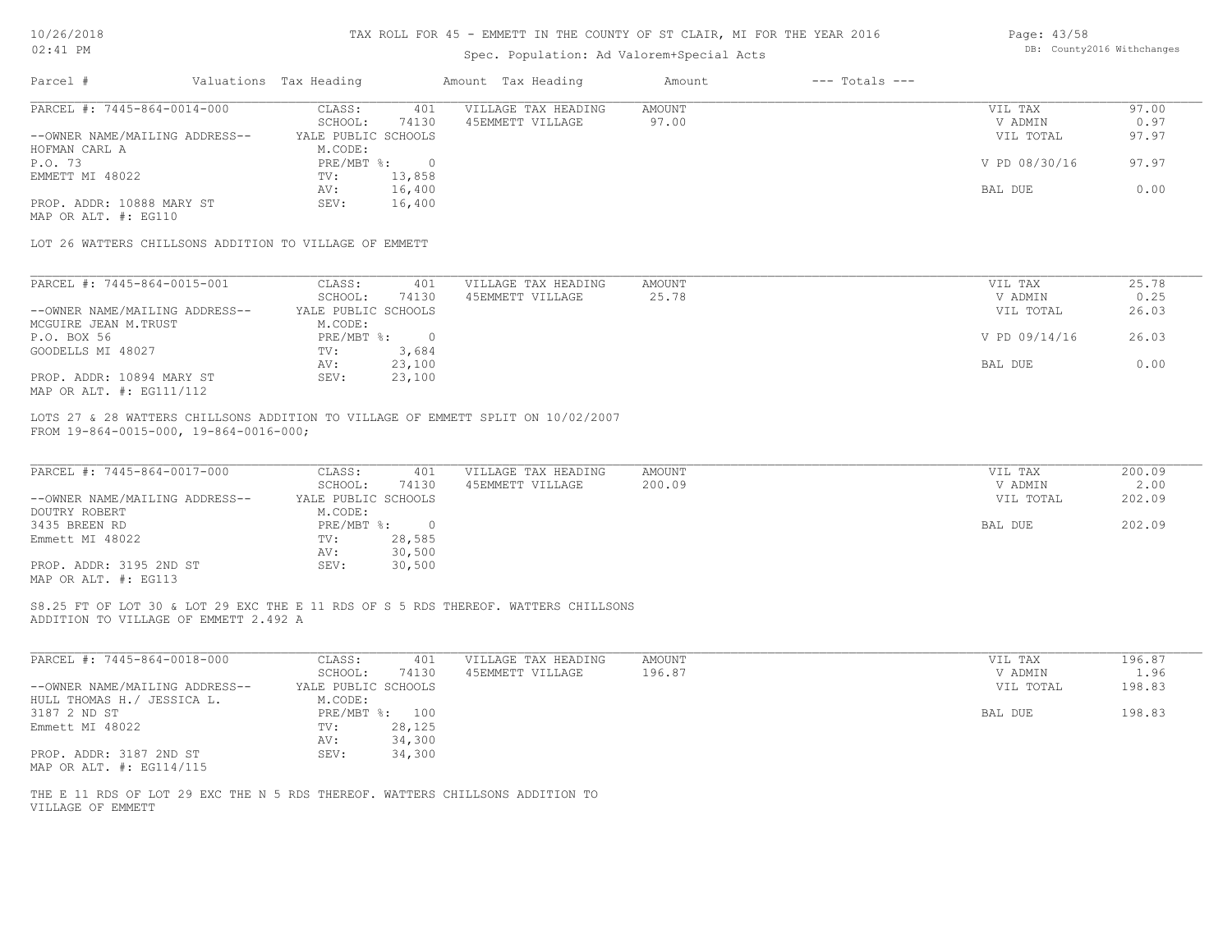# TAX ROLL FOR 45 - EMMETT IN THE COUNTY OF ST CLAIR, MI FOR THE YEAR 2016

10/26/2018
02:41 PM

Spec. Population: Ad Valorem+Special Acts

DB: County2016 Withchanges

| Parcel # | Valuations | Tax Heading | Amount | Tax Heading | Amount | --- Totals --- | |
|---|---|---|---|---|---|---|---|

PARCEL #: 7445-864-0014-000

| | | | | | |
|---|---|---|---|---|---|
| CLASS: | 401 | VILLAGE TAX HEADING | AMOUNT | VIL TAX | 97.00 |
| SCHOOL: | 74130 | 45EMMETT VILLAGE | 97.00 | V ADMIN | 0.97 |
| YALE PUBLIC SCHOOLS | | | | VIL TOTAL | 97.97 |
| M.CODE: | | | | | |
| PRE/MBT %: | 0 | | | V PD 08/30/16 | 97.97 |
| TV: | 13,858 | | | | |
| AV: | 16,400 | | | BAL DUE | 0.00 |
| SEV: | 16,400 | | | | |

--OWNER NAME/MAILING ADDRESS--
HOFMAN CARL A
P.O. 73
EMMETT MI 48022

PROP. ADDR: 10888 MARY ST
MAP OR ALT. #: EG110

LOT 26 WATTERS CHILLSONS ADDITION TO VILLAGE OF EMMETT

PARCEL #: 7445-864-0015-001

| | | | | | |
|---|---|---|---|---|---|
| CLASS: | 401 | VILLAGE TAX HEADING | AMOUNT | VIL TAX | 25.78 |
| SCHOOL: | 74130 | 45EMMETT VILLAGE | 25.78 | V ADMIN | 0.25 |
| YALE PUBLIC SCHOOLS | | | | VIL TOTAL | 26.03 |
| M.CODE: | | | | | |
| PRE/MBT %: | 0 | | | V PD 09/14/16 | 26.03 |
| TV: | 3,684 | | | | |
| AV: | 23,100 | | | BAL DUE | 0.00 |
| SEV: | 23,100 | | | | |

--OWNER NAME/MAILING ADDRESS--
MCGUIRE JEAN M.TRUST
P.O. BOX 56
GOODELLS MI 48027

PROP. ADDR: 10894 MARY ST
MAP OR ALT. #: EG111/112

LOTS 27 & 28 WATTERS CHILLSONS ADDITION TO VILLAGE OF EMMETT SPLIT ON 10/02/2007
FROM 19-864-0015-000, 19-864-0016-000;

PARCEL #: 7445-864-0017-000

| | | | | | |
|---|---|---|---|---|---|
| CLASS: | 401 | VILLAGE TAX HEADING | AMOUNT | VIL TAX | 200.09 |
| SCHOOL: | 74130 | 45EMMETT VILLAGE | 200.09 | V ADMIN | 2.00 |
| YALE PUBLIC SCHOOLS | | | | VIL TOTAL | 202.09 |
| M.CODE: | | | | | |
| PRE/MBT %: | 0 | | | BAL DUE | 202.09 |
| TV: | 28,585 | | | | |
| AV: | 30,500 | | | | |
| SEV: | 30,500 | | | | |

--OWNER NAME/MAILING ADDRESS--
DOUTRY ROBERT
3435 BREEN RD
Emmett MI 48022

PROP. ADDR: 3195 2ND ST
MAP OR ALT. #: EG113

S8.25 FT OF LOT 30 & LOT 29 EXC THE E 11 RDS OF S 5 RDS THEREOF. WATTERS CHILLSONS
ADDITION TO VILLAGE OF EMMETT 2.492 A

PARCEL #: 7445-864-0018-000

| | | | | | |
|---|---|---|---|---|---|
| CLASS: | 401 | VILLAGE TAX HEADING | AMOUNT | VIL TAX | 196.87 |
| SCHOOL: | 74130 | 45EMMETT VILLAGE | 196.87 | V ADMIN | 1.96 |
| YALE PUBLIC SCHOOLS | | | | VIL TOTAL | 198.83 |
| M.CODE: | | | | | |
| PRE/MBT %: | 100 | | | BAL DUE | 198.83 |
| TV: | 28,125 | | | | |
| AV: | 34,300 | | | | |
| SEV: | 34,300 | | | | |

--OWNER NAME/MAILING ADDRESS--
HULL THOMAS H./ JESSICA L.
3187 2 ND ST
Emmett MI 48022

PROP. ADDR: 3187 2ND ST
MAP OR ALT. #: EG114/115

THE E 11 RDS OF LOT 29 EXC THE N 5 RDS THEREOF. WATTERS CHILLSONS ADDITION TO
VILLAGE OF EMMETT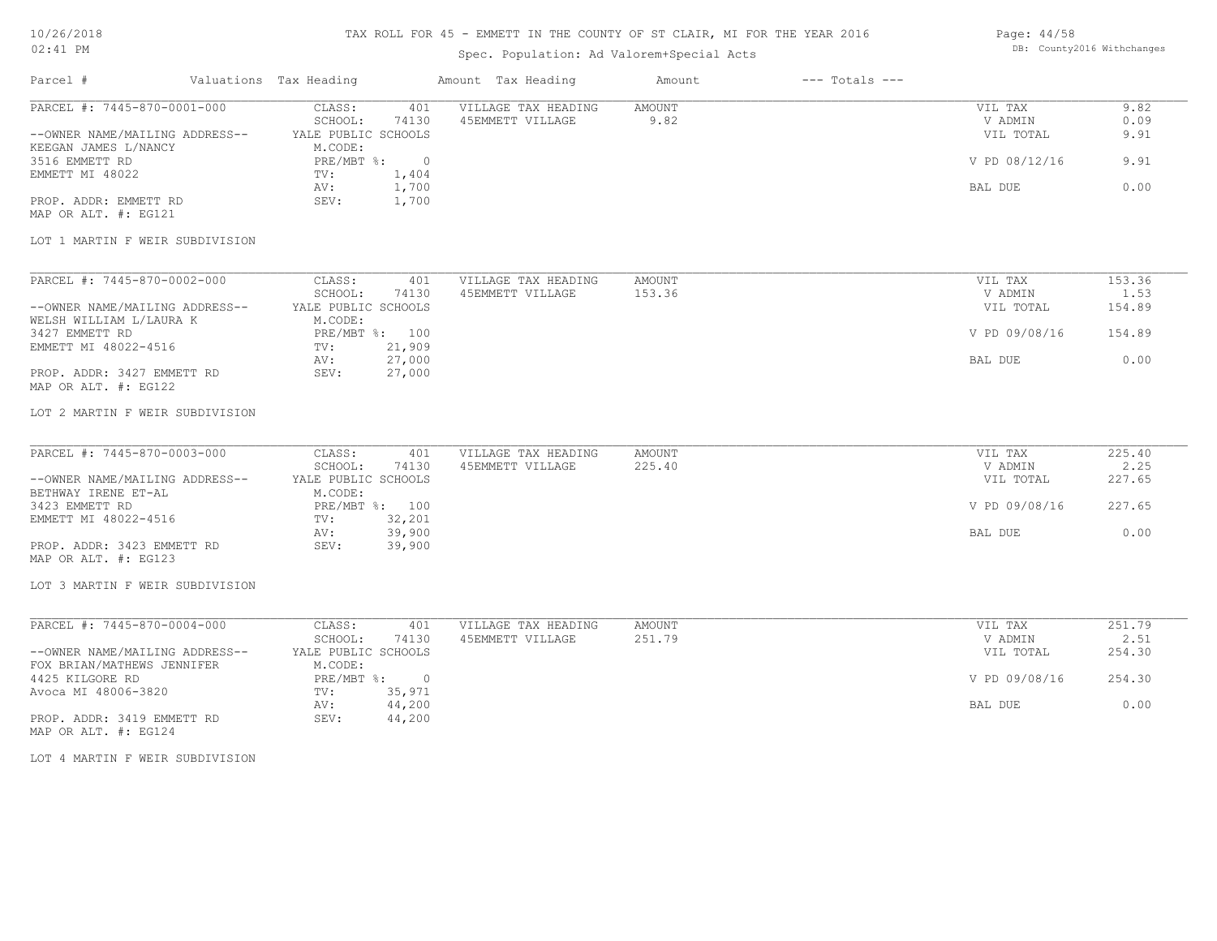# TAX ROLL FOR 45 - EMMETT IN THE COUNTY OF ST CLAIR, MI FOR THE YEAR 2016

Spec. Population: Ad Valorem+Special Acts

DB: County2016 Withchanges

| Parcel # | Valuations Tax Heading | | Amount Tax Heading | Amount | --- Totals --- | |
|---|---|---|---|---|---|---|
| PARCEL #: 7445-870-0001-000 | CLASS: | 401 | VILLAGE TAX HEADING | AMOUNT | VIL TAX | 9.82 |
| | SCHOOL: | 74130 | 45EMMETT VILLAGE | 9.82 | V ADMIN | 0.09 |
| --OWNER NAME/MAILING ADDRESS-- | YALE PUBLIC SCHOOLS | | | | VIL TOTAL | 9.91 |
| KEEGAN JAMES L/NANCY | M.CODE: | | | | | |
| 3516 EMMETT RD | PRE/MBT %: | 0 | | | V PD 08/12/16 | 9.91 |
| EMMETT MI 48022 | TV: | 1,404 | | | | |
| | AV: | 1,700 | | | BAL DUE | 0.00 |
| PROP. ADDR: EMMETT RD | SEV: | 1,700 | | | | |
| MAP OR ALT. #: EG121 | | | | | | |
| LOT 1 MARTIN F WEIR SUBDIVISION | | | | | | |
| PARCEL #: 7445-870-0002-000 | CLASS: | 401 | VILLAGE TAX HEADING | AMOUNT | VIL TAX | 153.36 |
| | SCHOOL: | 74130 | 45EMMETT VILLAGE | 153.36 | V ADMIN | 1.53 |
| --OWNER NAME/MAILING ADDRESS-- | YALE PUBLIC SCHOOLS | | | | VIL TOTAL | 154.89 |
| WELSH WILLIAM L/LAURA K | M.CODE: | | | | | |
| 3427 EMMETT RD | PRE/MBT %: | 100 | | | V PD 09/08/16 | 154.89 |
| EMMETT MI 48022-4516 | TV: | 21,909 | | | | |
| | AV: | 27,000 | | | BAL DUE | 0.00 |
| PROP. ADDR: 3427 EMMETT RD | SEV: | 27,000 | | | | |
| MAP OR ALT. #: EG122 | | | | | | |
| LOT 2 MARTIN F WEIR SUBDIVISION | | | | | | |
| PARCEL #: 7445-870-0003-000 | CLASS: | 401 | VILLAGE TAX HEADING | AMOUNT | VIL TAX | 225.40 |
| | SCHOOL: | 74130 | 45EMMETT VILLAGE | 225.40 | V ADMIN | 2.25 |
| --OWNER NAME/MAILING ADDRESS-- | YALE PUBLIC SCHOOLS | | | | VIL TOTAL | 227.65 |
| BETHWAY IRENE ET-AL | M.CODE: | | | | | |
| 3423 EMMETT RD | PRE/MBT %: | 100 | | | V PD 09/08/16 | 227.65 |
| EMMETT MI 48022-4516 | TV: | 32,201 | | | | |
| | AV: | 39,900 | | | BAL DUE | 0.00 |
| PROP. ADDR: 3423 EMMETT RD | SEV: | 39,900 | | | | |
| MAP OR ALT. #: EG123 | | | | | | |
| LOT 3 MARTIN F WEIR SUBDIVISION | | | | | | |
| PARCEL #: 7445-870-0004-000 | CLASS: | 401 | VILLAGE TAX HEADING | AMOUNT | VIL TAX | 251.79 |
| | SCHOOL: | 74130 | 45EMMETT VILLAGE | 251.79 | V ADMIN | 2.51 |
| --OWNER NAME/MAILING ADDRESS-- | YALE PUBLIC SCHOOLS | | | | VIL TOTAL | 254.30 |
| FOX BRIAN/MATHEWS JENNIFER | M.CODE: | | | | | |
| 4425 KILGORE RD | PRE/MBT %: | 0 | | | V PD 09/08/16 | 254.30 |
| Avoca MI 48006-3820 | TV: | 35,971 | | | | |
| | AV: | 44,200 | | | BAL DUE | 0.00 |
| PROP. ADDR: 3419 EMMETT RD | SEV: | 44,200 | | | | |
| MAP OR ALT. #: EG124 | | | | | | |
| LOT 4 MARTIN F WEIR SUBDIVISION | | | | | | |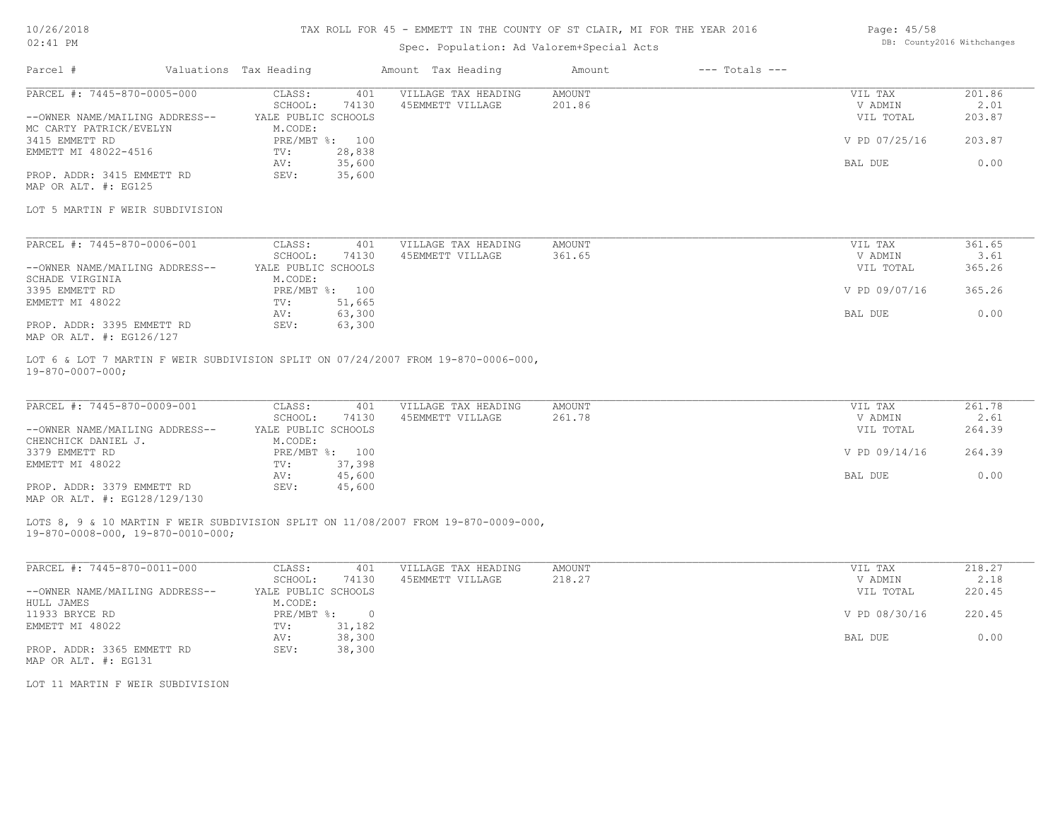TAX ROLL FOR 45 - EMMETT IN THE COUNTY OF ST CLAIR, MI FOR THE YEAR 2016

Spec. Population: Ad Valorem+Special Acts

DB: County2016 Withchanges

| Parcel # | Valuations | Tax Heading | Amount | Tax Heading | Amount | --- Totals --- | |
|---|---|---|---|---|---|---|---|

PARCEL #: 7445-870-0005-000

| | | | | | |
|---|---|---|---|---|---|
| CLASS: | 401 | VILLAGE TAX HEADING | AMOUNT | VIL TAX | 201.86 |
| SCHOOL: | 74130 | 45EMMETT VILLAGE | 201.86 | V ADMIN | 2.01 |
| YALE PUBLIC SCHOOLS | | | | VIL TOTAL | 203.87 |
| M.CODE: | | | | | |
| PRE/MBT %: | 100 | | | V PD 07/25/16 | 203.87 |
| TV: | 28,838 | | | | |
| AV: | 35,600 | | | BAL DUE | 0.00 |
| SEV: | 35,600 | | | | |

--OWNER NAME/MAILING ADDRESS--
MC CARTY PATRICK/EVELYN
3415 EMMETT RD
EMMETT MI 48022-4516

PROP. ADDR: 3415 EMMETT RD
MAP OR ALT. #: EG125

LOT 5 MARTIN F WEIR SUBDIVISION

PARCEL #: 7445-870-0006-001

| | | | | | |
|---|---|---|---|---|---|
| CLASS: | 401 | VILLAGE TAX HEADING | AMOUNT | VIL TAX | 361.65 |
| SCHOOL: | 74130 | 45EMMETT VILLAGE | 361.65 | V ADMIN | 3.61 |
| YALE PUBLIC SCHOOLS | | | | VIL TOTAL | 365.26 |
| M.CODE: | | | | | |
| PRE/MBT %: | 100 | | | V PD 09/07/16 | 365.26 |
| TV: | 51,665 | | | | |
| AV: | 63,300 | | | BAL DUE | 0.00 |
| SEV: | 63,300 | | | | |

--OWNER NAME/MAILING ADDRESS--
SCHADE VIRGINIA
3395 EMMETT RD
EMMETT MI 48022

PROP. ADDR: 3395 EMMETT RD
MAP OR ALT. #: EG126/127

LOT 6 & LOT 7 MARTIN F WEIR SUBDIVISION SPLIT ON 07/24/2007 FROM 19-870-0006-000, 19-870-0007-000;

PARCEL #: 7445-870-0009-001

| | | | | | |
|---|---|---|---|---|---|
| CLASS: | 401 | VILLAGE TAX HEADING | AMOUNT | VIL TAX | 261.78 |
| SCHOOL: | 74130 | 45EMMETT VILLAGE | 261.78 | V ADMIN | 2.61 |
| YALE PUBLIC SCHOOLS | | | | VIL TOTAL | 264.39 |
| M.CODE: | | | | | |
| PRE/MBT %: | 100 | | | V PD 09/14/16 | 264.39 |
| TV: | 37,398 | | | | |
| AV: | 45,600 | | | BAL DUE | 0.00 |
| SEV: | 45,600 | | | | |

--OWNER NAME/MAILING ADDRESS--
CHENCHICK DANIEL J.
3379 EMMETT RD
EMMETT MI 48022

PROP. ADDR: 3379 EMMETT RD
MAP OR ALT. #: EG128/129/130

LOTS 8, 9 & 10 MARTIN F WEIR SUBDIVISION SPLIT ON 11/08/2007 FROM 19-870-0009-000, 19-870-0008-000, 19-870-0010-000;

PARCEL #: 7445-870-0011-000

| | | | | | |
|---|---|---|---|---|---|
| CLASS: | 401 | VILLAGE TAX HEADING | AMOUNT | VIL TAX | 218.27 |
| SCHOOL: | 74130 | 45EMMETT VILLAGE | 218.27 | V ADMIN | 2.18 |
| YALE PUBLIC SCHOOLS | | | | VIL TOTAL | 220.45 |
| M.CODE: | | | | | |
| PRE/MBT %: | 0 | | | V PD 08/30/16 | 220.45 |
| TV: | 31,182 | | | | |
| AV: | 38,300 | | | BAL DUE | 0.00 |
| SEV: | 38,300 | | | | |

--OWNER NAME/MAILING ADDRESS--
HULL JAMES
11933 BRYCE RD
EMMETT MI 48022

PROP. ADDR: 3365 EMMETT RD
MAP OR ALT. #: EG131

LOT 11 MARTIN F WEIR SUBDIVISION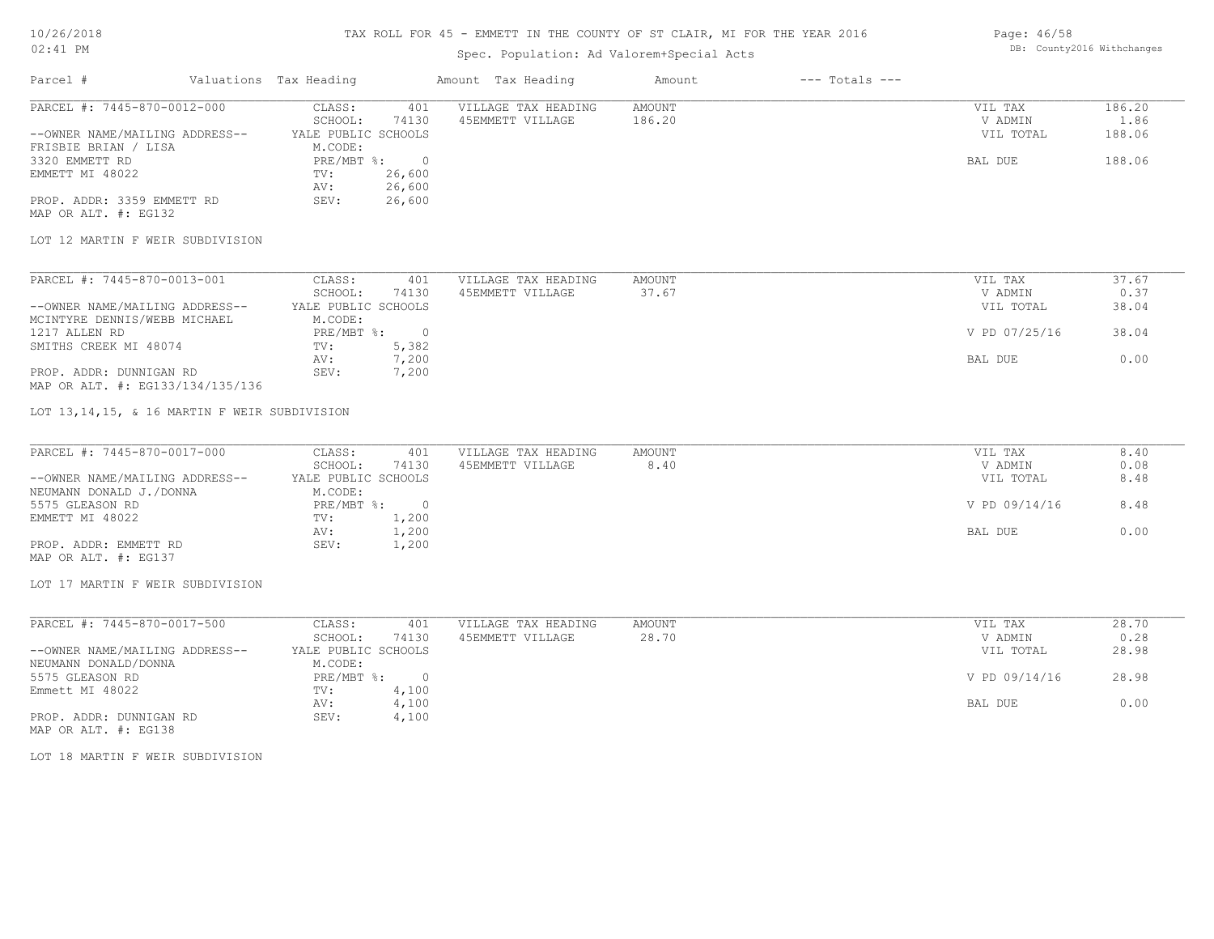10/26/2018
02:41 PM

TAX ROLL FOR 45 - EMMETT IN THE COUNTY OF ST CLAIR, MI FOR THE YEAR 2016

Spec. Population: Ad Valorem+Special Acts

DB: County2016 Withchanges

| Parcel # | Valuations Tax Heading | Amount Tax Heading | Amount | --- Totals --- |
|---|---|---|---|---|

PARCEL #: 7445-870-0012-000

--OWNER NAME/MAILING ADDRESS--
FRISBIE BRIAN / LISA
3320 EMMETT RD
EMMETT MI 48022

PROP. ADDR: 3359 EMMETT RD
MAP OR ALT. #: EG132

| | | | | | |
|---|---|---|---|---|---|
| CLASS: | 401 | VILLAGE TAX HEADING | AMOUNT | VIL TAX | 186.20 |
| SCHOOL: | 74130 | 45EMMETT VILLAGE | 186.20 | V ADMIN | 1.86 |
| YALE PUBLIC SCHOOLS | | | | VIL TOTAL | 188.06 |
| M.CODE: | | | | | |
| PRE/MBT %: | 0 | | | BAL DUE | 188.06 |
| TV: | 26,600 | | | | |
| AV: | 26,600 | | | | |
| SEV: | 26,600 | | | | |

LOT 12 MARTIN F WEIR SUBDIVISION

PARCEL #: 7445-870-0013-001

--OWNER NAME/MAILING ADDRESS--
MCINTYRE DENNIS/WEBB MICHAEL
1217 ALLEN RD
SMITHS CREEK MI 48074

PROP. ADDR: DUNNIGAN RD
MAP OR ALT. #: EG133/134/135/136

| | | | | | |
|---|---|---|---|---|---|
| CLASS: | 401 | VILLAGE TAX HEADING | AMOUNT | VIL TAX | 37.67 |
| SCHOOL: | 74130 | 45EMMETT VILLAGE | 37.67 | V ADMIN | 0.37 |
| YALE PUBLIC SCHOOLS | | | | VIL TOTAL | 38.04 |
| M.CODE: | | | | | |
| PRE/MBT %: | 0 | | | V PD 07/25/16 | 38.04 |
| TV: | 5,382 | | | | |
| AV: | 7,200 | | | BAL DUE | 0.00 |
| SEV: | 7,200 | | | | |

LOT 13,14,15, & 16 MARTIN F WEIR SUBDIVISION

PARCEL #: 7445-870-0017-000

--OWNER NAME/MAILING ADDRESS--
NEUMANN DONALD J./DONNA
5575 GLEASON RD
EMMETT MI 48022

PROP. ADDR: EMMETT RD
MAP OR ALT. #: EG137

| | | | | | |
|---|---|---|---|---|---|
| CLASS: | 401 | VILLAGE TAX HEADING | AMOUNT | VIL TAX | 8.40 |
| SCHOOL: | 74130 | 45EMMETT VILLAGE | 8.40 | V ADMIN | 0.08 |
| YALE PUBLIC SCHOOLS | | | | VIL TOTAL | 8.48 |
| M.CODE: | | | | | |
| PRE/MBT %: | 0 | | | V PD 09/14/16 | 8.48 |
| TV: | 1,200 | | | | |
| AV: | 1,200 | | | BAL DUE | 0.00 |
| SEV: | 1,200 | | | | |

LOT 17 MARTIN F WEIR SUBDIVISION

PARCEL #: 7445-870-0017-500

--OWNER NAME/MAILING ADDRESS--
NEUMANN DONALD/DONNA
5575 GLEASON RD
Emmett MI 48022

PROP. ADDR: DUNNIGAN RD
MAP OR ALT. #: EG138

| | | | | | |
|---|---|---|---|---|---|
| CLASS: | 401 | VILLAGE TAX HEADING | AMOUNT | VIL TAX | 28.70 |
| SCHOOL: | 74130 | 45EMMETT VILLAGE | 28.70 | V ADMIN | 0.28 |
| YALE PUBLIC SCHOOLS | | | | VIL TOTAL | 28.98 |
| M.CODE: | | | | | |
| PRE/MBT %: | 0 | | | V PD 09/14/16 | 28.98 |
| TV: | 4,100 | | | | |
| AV: | 4,100 | | | BAL DUE | 0.00 |
| SEV: | 4,100 | | | | |

LOT 18 MARTIN F WEIR SUBDIVISION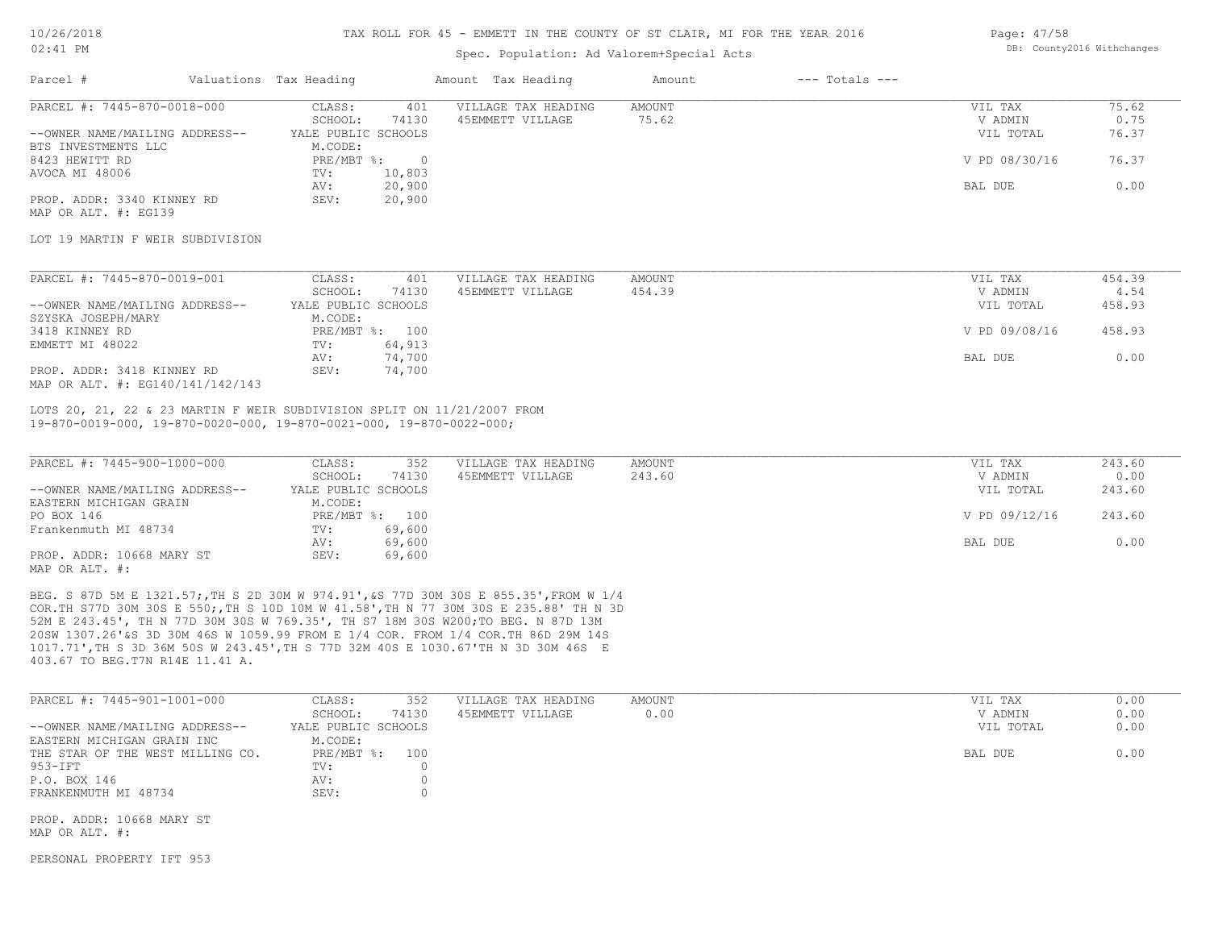TAX ROLL FOR 45 - EMMETT IN THE COUNTY OF ST CLAIR, MI FOR THE YEAR 2016

Spec. Population: Ad Valorem+Special Acts

| Parcel # | Valuations Tax Heading | Amount Tax Heading | Amount | --- Totals --- |
|---|---|---|---|---|

**PARCEL #: 7445-870-0018-000**

| | | | | | |
|---|---|---|---|---|---|
| --OWNER NAME/MAILING ADDRESS-- | CLASS: 401 | VILLAGE TAX HEADING | AMOUNT | VIL TAX | 75.62 |
| BTS INVESTMENTS LLC | SCHOOL: 74130 | 45EMMETT VILLAGE | 75.62 | V ADMIN | 0.75 |
| 8423 HEWITT RD | YALE PUBLIC SCHOOLS | | | VIL TOTAL | 76.37 |
| AVOCA MI 48006 | M.CODE: | | | | |
| | PRE/MBT %: 0 | | | V PD 08/30/16 | 76.37 |
| | TV: 10,803 | | | | |
| | AV: 20,900 | | | BAL DUE | 0.00 |
| PROP. ADDR: 3340 KINNEY RD | SEV: 20,900 | | | | |
| MAP OR ALT. #: EG139 | | | | | |

LOT 19 MARTIN F WEIR SUBDIVISION

**PARCEL #: 7445-870-0019-001**

| | | | | | |
|---|---|---|---|---|---|
| --OWNER NAME/MAILING ADDRESS-- | CLASS: 401 | VILLAGE TAX HEADING | AMOUNT | VIL TAX | 454.39 |
| SZYSKA JOSEPH/MARY | SCHOOL: 74130 | 45EMMETT VILLAGE | 454.39 | V ADMIN | 4.54 |
| 3418 KINNEY RD | YALE PUBLIC SCHOOLS | | | VIL TOTAL | 458.93 |
| EMMETT MI 48022 | M.CODE: | | | | |
| | PRE/MBT %: 100 | | | V PD 09/08/16 | 458.93 |
| | TV: 64,913 | | | | |
| | AV: 74,700 | | | BAL DUE | 0.00 |
| PROP. ADDR: 3418 KINNEY RD | SEV: 74,700 | | | | |
| MAP OR ALT. #: EG140/141/142/143 | | | | | |

LOTS 20, 21, 22 & 23 MARTIN F WEIR SUBDIVISION SPLIT ON 11/21/2007 FROM 19-870-0019-000, 19-870-0020-000, 19-870-0021-000, 19-870-0022-000;

**PARCEL #: 7445-900-1000-000**

| | | | | | |
|---|---|---|---|---|---|
| --OWNER NAME/MAILING ADDRESS-- | CLASS: 352 | VILLAGE TAX HEADING | AMOUNT | VIL TAX | 243.60 |
| EASTERN MICHIGAN GRAIN | SCHOOL: 74130 | 45EMMETT VILLAGE | 243.60 | V ADMIN | 0.00 |
| PO BOX 146 | YALE PUBLIC SCHOOLS | | | VIL TOTAL | 243.60 |
| Frankenmuth MI 48734 | M.CODE: | | | | |
| | PRE/MBT %: 100 | | | V PD 09/12/16 | 243.60 |
| | TV: 69,600 | | | | |
| | AV: 69,600 | | | BAL DUE | 0.00 |
| PROP. ADDR: 10668 MARY ST | SEV: 69,600 | | | | |
| MAP OR ALT. #: | | | | | |

BEG. S 87D 5M E 1321.57;,TH S 2D 30M W 974.91',&S 77D 30M 30S E 855.35',FROM W 1/4 COR.TH S77D 30M 30S E 550;,TH S 10D 10M W 41.58',TH N 77 30M 30S E 235.88' TH N 3D 52M E 243.45', TH N 77D 30M 30S W 769.35', TH S7 18M 30S W200;TO BEG. N 87D 13M 20SW 1307.26'&S 3D 30M 46S W 1059.99 FROM E 1/4 COR. FROM 1/4 COR.TH 86D 29M 14S 1017.71',TH S 3D 36M 50S W 243.45',TH S 77D 32M 40S E 1030.67'TH N 3D 30M 46S E 403.67 TO BEG.T7N R14E 11.41 A.

**PARCEL #: 7445-901-1001-000**

| | | | | | |
|---|---|---|---|---|---|
| --OWNER NAME/MAILING ADDRESS-- | CLASS: 352 | VILLAGE TAX HEADING | AMOUNT | VIL TAX | 0.00 |
| EASTERN MICHIGAN GRAIN INC | SCHOOL: 74130 | 45EMMETT VILLAGE | 0.00 | V ADMIN | 0.00 |
| THE STAR OF THE WEST MILLING CO. | YALE PUBLIC SCHOOLS | | | VIL TOTAL | 0.00 |
| 953-IFT | M.CODE: | | | | |
| P.O. BOX 146 | PRE/MBT %: 100 | | | BAL DUE | 0.00 |
| FRANKENMUTH MI 48734 | TV: 0 | | | | |
| | AV: 0 | | | | |
| | SEV: 0 | | | | |
| PROP. ADDR: 10668 MARY ST | | | | | |
| MAP OR ALT. #: | | | | | |

PERSONAL PROPERTY IFT 953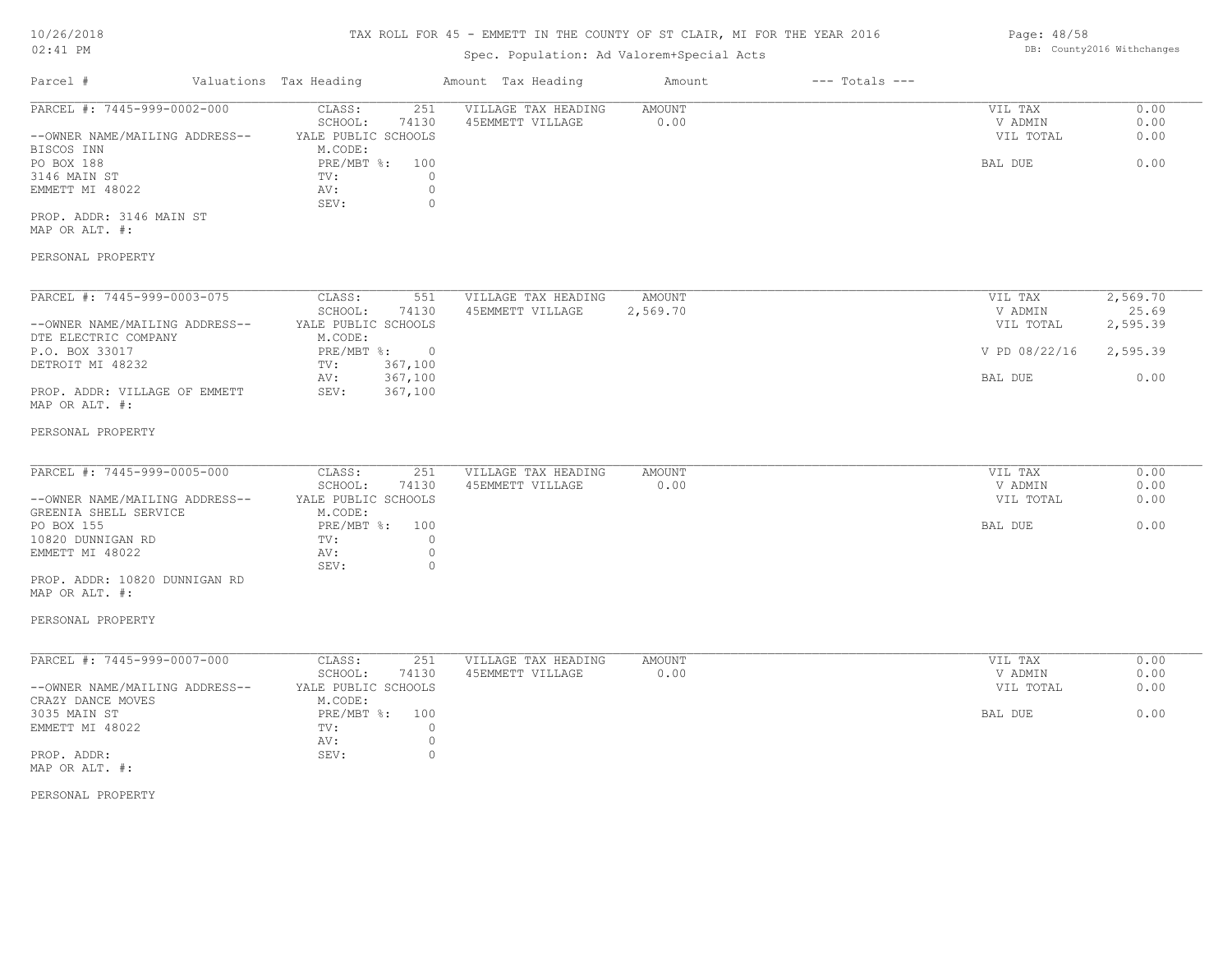# TAX ROLL FOR 45 - EMMETT IN THE COUNTY OF ST CLAIR, MI FOR THE YEAR 2016

Spec. Population: Ad Valorem+Special Acts

| Parcel # | Valuations | Tax Heading | Amount | Tax Heading | Amount | --- Totals --- | |
|---|---|---|---|---|---|---|---|

## PARCEL #: 7445-999-0002-000

| | | | | |
|---|---|---|---|---|
| --OWNER NAME/MAILING ADDRESS-- | CLASS: 251 | VILLAGE TAX HEADING AMOUNT | VIL TAX | 0.00 |
| BISCOS INN | SCHOOL: 74130 | 45EMMETT VILLAGE 0.00 | V ADMIN | 0.00 |
| PO BOX 188 | YALE PUBLIC SCHOOLS | | VIL TOTAL | 0.00 |
| 3146 MAIN ST | M.CODE: | | | |
| EMMETT MI 48022 | PRE/MBT %: 100 | | BAL DUE | 0.00 |
| | TV: 0 | | | |
| | AV: 0 | | | |
| | SEV: 0 | | | |

PROP. ADDR: 3146 MAIN ST
MAP OR ALT. #:

PERSONAL PROPERTY

## PARCEL #: 7445-999-0003-075

| | | | | |
|---|---|---|---|---|
| --OWNER NAME/MAILING ADDRESS-- | CLASS: 551 | VILLAGE TAX HEADING AMOUNT | VIL TAX | 2,569.70 |
| DTE ELECTRIC COMPANY | SCHOOL: 74130 | 45EMMETT VILLAGE 2,569.70 | V ADMIN | 25.69 |
| P.O. BOX 33017 | YALE PUBLIC SCHOOLS | | VIL TOTAL | 2,595.39 |
| DETROIT MI 48232 | M.CODE: | | | |
| | PRE/MBT %: 0 | | V PD 08/22/16 | 2,595.39 |
| | TV: 367,100 | | | |
| | AV: 367,100 | | BAL DUE | 0.00 |
| | SEV: 367,100 | | | |

PROP. ADDR: VILLAGE OF EMMETT
MAP OR ALT. #:

PERSONAL PROPERTY

## PARCEL #: 7445-999-0005-000

| | | | | |
|---|---|---|---|---|
| --OWNER NAME/MAILING ADDRESS-- | CLASS: 251 | VILLAGE TAX HEADING AMOUNT | VIL TAX | 0.00 |
| GREENIA SHELL SERVICE | SCHOOL: 74130 | 45EMMETT VILLAGE 0.00 | V ADMIN | 0.00 |
| PO BOX 155 | YALE PUBLIC SCHOOLS | | VIL TOTAL | 0.00 |
| 10820 DUNNIGAN RD | M.CODE: | | | |
| EMMETT MI 48022 | PRE/MBT %: 100 | | BAL DUE | 0.00 |
| | TV: 0 | | | |
| | AV: 0 | | | |
| | SEV: 0 | | | |

PROP. ADDR: 10820 DUNNIGAN RD
MAP OR ALT. #:

PERSONAL PROPERTY

## PARCEL #: 7445-999-0007-000

| | | | | |
|---|---|---|---|---|
| --OWNER NAME/MAILING ADDRESS-- | CLASS: 251 | VILLAGE TAX HEADING AMOUNT | VIL TAX | 0.00 |
| CRAZY DANCE MOVES | SCHOOL: 74130 | 45EMMETT VILLAGE 0.00 | V ADMIN | 0.00 |
| 3035 MAIN ST | YALE PUBLIC SCHOOLS | | VIL TOTAL | 0.00 |
| EMMETT MI 48022 | M.CODE: | | | |
| | PRE/MBT %: 100 | | BAL DUE | 0.00 |
| | TV: 0 | | | |
| | AV: 0 | | | |
| | SEV: 0 | | | |

PROP. ADDR:
MAP OR ALT. #:

PERSONAL PROPERTY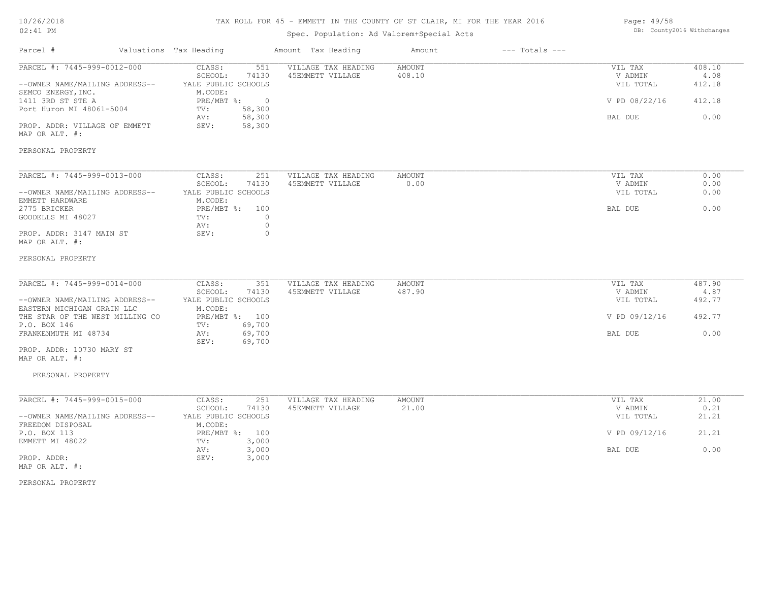TAX ROLL FOR 45 - EMMETT IN THE COUNTY OF ST CLAIR, MI FOR THE YEAR 2016

Spec. Population: Ad Valorem+Special Acts

| Parcel # | Valuations | Tax Heading | Amount | Tax Heading | Amount | --- Totals --- | |
|---|---|---|---|---|---|---|---|
| PARCEL #: 7445-999-0012-000 | CLASS: | 551 | VILLAGE TAX HEADING | AMOUNT | | VIL TAX | 408.10 |
| | SCHOOL: | 74130 | 45EMMETT VILLAGE | 408.10 | | V ADMIN | 4.08 |
| --OWNER NAME/MAILING ADDRESS-- | YALE PUBLIC SCHOOLS | | | | | VIL TOTAL | 412.18 |
| SEMCO ENERGY,INC. | M.CODE: | | | | | | |
| 1411 3RD ST STE A | PRE/MBT %: | 0 | | | | V PD 08/22/16 | 412.18 |
| Port Huron MI 48061-5004 | TV: | 58,300 | | | | | |
| | AV: | 58,300 | | | | BAL DUE | 0.00 |
| PROP. ADDR: VILLAGE OF EMMETT | SEV: | 58,300 | | | | | |
| MAP OR ALT. #: | | | | | | | |
| PERSONAL PROPERTY | | | | | | | |

| Parcel # | Valuations | Tax Heading | Amount | Tax Heading | Amount | --- Totals --- | |
|---|---|---|---|---|---|---|---|
| PARCEL #: 7445-999-0013-000 | CLASS: | 251 | VILLAGE TAX HEADING | AMOUNT | | VIL TAX | 0.00 |
| | SCHOOL: | 74130 | 45EMMETT VILLAGE | 0.00 | | V ADMIN | 0.00 |
| --OWNER NAME/MAILING ADDRESS-- | YALE PUBLIC SCHOOLS | | | | | VIL TOTAL | 0.00 |
| EMMETT HARDWARE | M.CODE: | | | | | | |
| 2775 BRICKER | PRE/MBT %: | 100 | | | | BAL DUE | 0.00 |
| GOODELLS MI 48027 | TV: | 0 | | | | | |
| | AV: | 0 | | | | | |
| PROP. ADDR: 3147 MAIN ST | SEV: | 0 | | | | | |
| MAP OR ALT. #: | | | | | | | |
| PERSONAL PROPERTY | | | | | | | |

| Parcel # | Valuations | Tax Heading | Amount | Tax Heading | Amount | --- Totals --- | |
|---|---|---|---|---|---|---|---|
| PARCEL #: 7445-999-0014-000 | CLASS: | 351 | VILLAGE TAX HEADING | AMOUNT | | VIL TAX | 487.90 |
| | SCHOOL: | 74130 | 45EMMETT VILLAGE | 487.90 | | V ADMIN | 4.87 |
| --OWNER NAME/MAILING ADDRESS-- | YALE PUBLIC SCHOOLS | | | | | VIL TOTAL | 492.77 |
| EASTERN MICHIGAN GRAIN LLC | M.CODE: | | | | | | |
| THE STAR OF THE WEST MILLING CO | PRE/MBT %: | 100 | | | | V PD 09/12/16 | 492.77 |
| P.O. BOX 146 | TV: | 69,700 | | | | | |
| FRANKENMUTH MI 48734 | AV: | 69,700 | | | | BAL DUE | 0.00 |
| | SEV: | 69,700 | | | | | |
| PROP. ADDR: 10730 MARY ST | | | | | | | |
| MAP OR ALT. #: | | | | | | | |
| PERSONAL PROPERTY | | | | | | | |

| Parcel # | Valuations | Tax Heading | Amount | Tax Heading | Amount | --- Totals --- | |
|---|---|---|---|---|---|---|---|
| PARCEL #: 7445-999-0015-000 | CLASS: | 251 | VILLAGE TAX HEADING | AMOUNT | | VIL TAX | 21.00 |
| | SCHOOL: | 74130 | 45EMMETT VILLAGE | 21.00 | | V ADMIN | 0.21 |
| --OWNER NAME/MAILING ADDRESS-- | YALE PUBLIC SCHOOLS | | | | | VIL TOTAL | 21.21 |
| FREEDOM DISPOSAL | M.CODE: | | | | | | |
| P.O. BOX 113 | PRE/MBT %: | 100 | | | | V PD 09/12/16 | 21.21 |
| EMMETT MI 48022 | TV: | 3,000 | | | | | |
| | AV: | 3,000 | | | | BAL DUE | 0.00 |
| PROP. ADDR: | SEV: | 3,000 | | | | | |
| MAP OR ALT. #: | | | | | | | |
| PERSONAL PROPERTY | | | | | | | |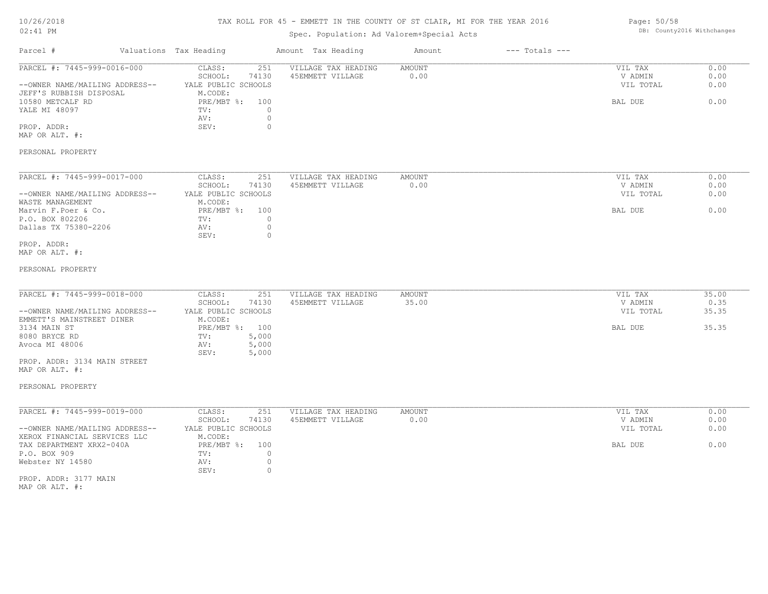# TAX ROLL FOR 45 - EMMETT IN THE COUNTY OF ST CLAIR, MI FOR THE YEAR 2016

Spec. Population: Ad Valorem+Special Acts

| Parcel # | Valuations Tax Heading | Amount Tax Heading | Amount | --- Totals --- | |
|---|---|---|---|---|---|
| PARCEL #: 7445-999-0016-000 | CLASS: 251 | VILLAGE TAX HEADING | AMOUNT | VIL TAX | 0.00 |
| | SCHOOL: 74130 | 45EMMETT VILLAGE | 0.00 | V ADMIN | 0.00 |
| --OWNER NAME/MAILING ADDRESS-- | YALE PUBLIC SCHOOLS | | | VIL TOTAL | 0.00 |
| JEFF'S RUBBISH DISPOSAL | M.CODE: | | | | |
| 10580 METCALF RD | PRE/MBT %: 100 | | | BAL DUE | 0.00 |
| YALE MI 48097 | TV: 0 | | | | |
| | AV: 0 | | | | |
| PROP. ADDR: | SEV: 0 | | | | |
| MAP OR ALT. #: | | | | | |

PERSONAL PROPERTY

| Parcel # | Valuations Tax Heading | Amount Tax Heading | Amount | --- Totals --- | |
|---|---|---|---|---|---|
| PARCEL #: 7445-999-0017-000 | CLASS: 251 | VILLAGE TAX HEADING | AMOUNT | VIL TAX | 0.00 |
| | SCHOOL: 74130 | 45EMMETT VILLAGE | 0.00 | V ADMIN | 0.00 |
| --OWNER NAME/MAILING ADDRESS-- | YALE PUBLIC SCHOOLS | | | VIL TOTAL | 0.00 |
| WASTE MANAGEMENT | M.CODE: | | | | |
| Marvin F.Poer & Co. | PRE/MBT %: 100 | | | BAL DUE | 0.00 |
| P.O. BOX 802206 | TV: 0 | | | | |
| Dallas TX 75380-2206 | AV: 0 | | | | |
| | SEV: 0 | | | | |
| PROP. ADDR: | | | | | |
| MAP OR ALT. #: | | | | | |

PERSONAL PROPERTY

| Parcel # | Valuations Tax Heading | Amount Tax Heading | Amount | --- Totals --- | |
|---|---|---|---|---|---|
| PARCEL #: 7445-999-0018-000 | CLASS: 251 | VILLAGE TAX HEADING | AMOUNT | VIL TAX | 35.00 |
| | SCHOOL: 74130 | 45EMMETT VILLAGE | 35.00 | V ADMIN | 0.35 |
| --OWNER NAME/MAILING ADDRESS-- | YALE PUBLIC SCHOOLS | | | VIL TOTAL | 35.35 |
| EMMETT'S MAINSTREET DINER | M.CODE: | | | | |
| 3134 MAIN ST | PRE/MBT %: 100 | | | BAL DUE | 35.35 |
| 8080 BRYCE RD | TV: 5,000 | | | | |
| Avoca MI 48006 | AV: 5,000 | | | | |
| | SEV: 5,000 | | | | |
| PROP. ADDR: 3134 MAIN STREET | | | | | |
| MAP OR ALT. #: | | | | | |

PERSONAL PROPERTY

| Parcel # | Valuations Tax Heading | Amount Tax Heading | Amount | --- Totals --- | |
|---|---|---|---|---|---|
| PARCEL #: 7445-999-0019-000 | CLASS: 251 | VILLAGE TAX HEADING | AMOUNT | VIL TAX | 0.00 |
| | SCHOOL: 74130 | 45EMMETT VILLAGE | 0.00 | V ADMIN | 0.00 |
| --OWNER NAME/MAILING ADDRESS-- | YALE PUBLIC SCHOOLS | | | VIL TOTAL | 0.00 |
| XEROX FINANCIAL SERVICES LLC | M.CODE: | | | | |
| TAX DEPARTMENT XRX2-040A | PRE/MBT %: 100 | | | BAL DUE | 0.00 |
| P.O. BOX 909 | TV: 0 | | | | |
| Webster NY 14580 | AV: 0 | | | | |
| | SEV: 0 | | | | |
| PROP. ADDR: 3177 MAIN | | | | | |
| MAP OR ALT. #: | | | | | |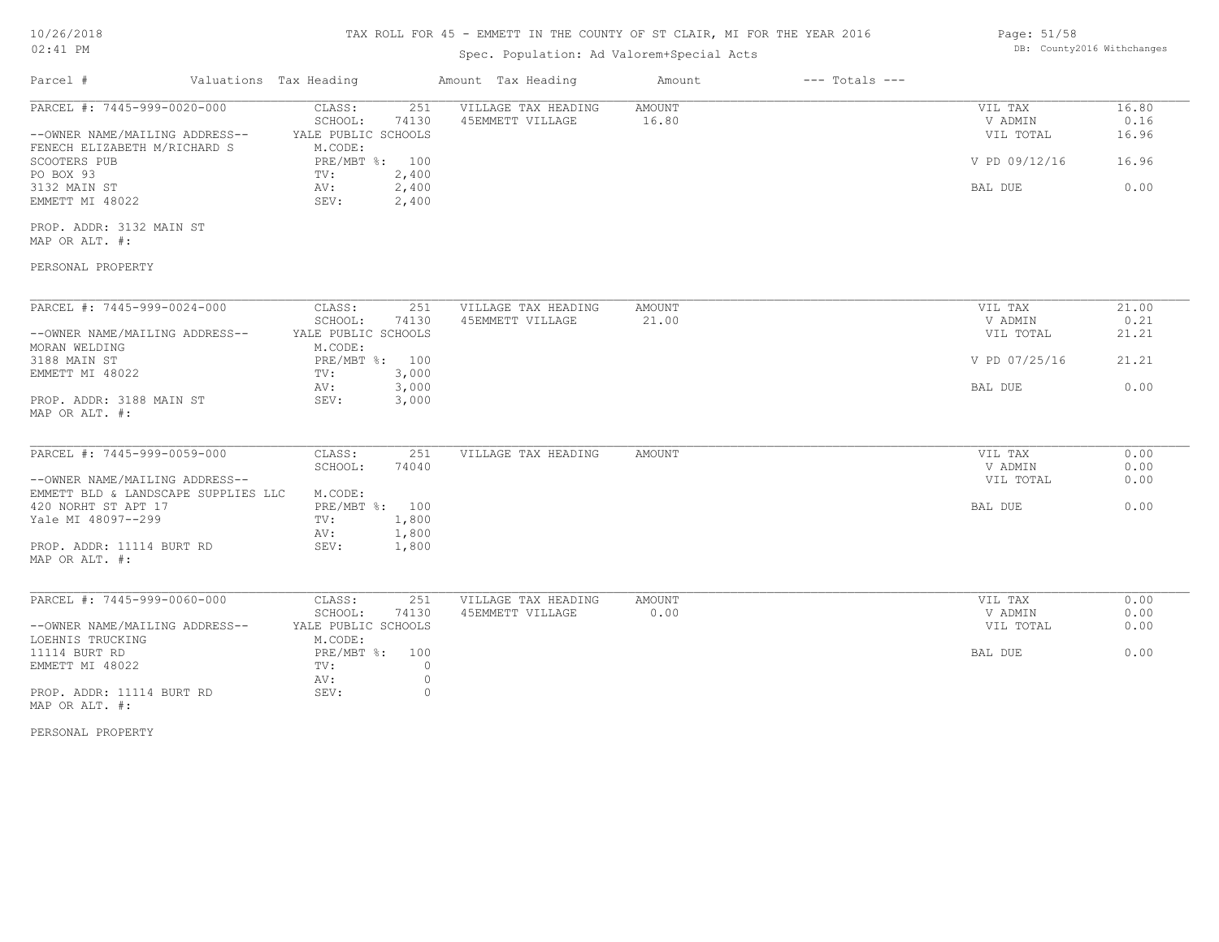TAX ROLL FOR 45 - EMMETT IN THE COUNTY OF ST CLAIR, MI FOR THE YEAR 2016

Spec. Population: Ad Valorem+Special Acts

| Parcel # | Valuations | Tax Heading | Amount | Tax Heading | Amount | --- Totals --- | |
|---|---|---|---|---|---|---|---|
| PARCEL #: 7445-999-0020-000 | CLASS: | 251 | VILLAGE TAX HEADING | AMOUNT | | VIL TAX | 16.80 |
| | SCHOOL: | 74130 | 45EMMETT VILLAGE | 16.80 | | V ADMIN | 0.16 |
| --OWNER NAME/MAILING ADDRESS-- | YALE PUBLIC SCHOOLS | | | | | VIL TOTAL | 16.96 |
| FENECH ELIZABETH M/RICHARD S | M.CODE: | | | | | | |
| SCOOTERS PUB | PRE/MBT %: | 100 | | | | V PD 09/12/16 | 16.96 |
| PO BOX 93 | TV: | 2,400 | | | | | |
| 3132 MAIN ST | AV: | 2,400 | | | | BAL DUE | 0.00 |
| EMMETT MI 48022 | SEV: | 2,400 | | | | | |
| PROP. ADDR: 3132 MAIN ST | | | | | | | |
| MAP OR ALT. #: | | | | | | | |
| PERSONAL PROPERTY | | | | | | | |

| Parcel # | Valuations | Tax Heading | Amount | Tax Heading | Amount | --- Totals --- | |
|---|---|---|---|---|---|---|---|
| PARCEL #: 7445-999-0024-000 | CLASS: | 251 | VILLAGE TAX HEADING | AMOUNT | | VIL TAX | 21.00 |
| | SCHOOL: | 74130 | 45EMMETT VILLAGE | 21.00 | | V ADMIN | 0.21 |
| --OWNER NAME/MAILING ADDRESS-- | YALE PUBLIC SCHOOLS | | | | | VIL TOTAL | 21.21 |
| MORAN WELDING | M.CODE: | | | | | | |
| 3188 MAIN ST | PRE/MBT %: | 100 | | | | V PD 07/25/16 | 21.21 |
| EMMETT MI 48022 | TV: | 3,000 | | | | | |
| | AV: | 3,000 | | | | BAL DUE | 0.00 |
| PROP. ADDR: 3188 MAIN ST | SEV: | 3,000 | | | | | |
| MAP OR ALT. #: | | | | | | | |

| Parcel # | Valuations | Tax Heading | Amount | Tax Heading | Amount | --- Totals --- | |
|---|---|---|---|---|---|---|---|
| PARCEL #: 7445-999-0059-000 | CLASS: | 251 | VILLAGE TAX HEADING | AMOUNT | | VIL TAX | 0.00 |
| | SCHOOL: | 74040 | | | | V ADMIN | 0.00 |
| --OWNER NAME/MAILING ADDRESS-- | | | | | | VIL TOTAL | 0.00 |
| EMMETT BLD & LANDSCAPE SUPPLIES LLC | M.CODE: | | | | | | |
| 420 NORHT ST APT 17 | PRE/MBT %: | 100 | | | | BAL DUE | 0.00 |
| Yale MI 48097--299 | TV: | 1,800 | | | | | |
| | AV: | 1,800 | | | | | |
| PROP. ADDR: 11114 BURT RD | SEV: | 1,800 | | | | | |
| MAP OR ALT. #: | | | | | | | |

| Parcel # | Valuations | Tax Heading | Amount | Tax Heading | Amount | --- Totals --- | |
|---|---|---|---|---|---|---|---|
| PARCEL #: 7445-999-0060-000 | CLASS: | 251 | VILLAGE TAX HEADING | AMOUNT | | VIL TAX | 0.00 |
| | SCHOOL: | 74130 | 45EMMETT VILLAGE | 0.00 | | V ADMIN | 0.00 |
| --OWNER NAME/MAILING ADDRESS-- | YALE PUBLIC SCHOOLS | | | | | VIL TOTAL | 0.00 |
| LOEHNIS TRUCKING | M.CODE: | | | | | | |
| 11114 BURT RD | PRE/MBT %: | 100 | | | | BAL DUE | 0.00 |
| EMMETT MI 48022 | TV: | 0 | | | | | |
| | AV: | 0 | | | | | |
| PROP. ADDR: 11114 BURT RD | SEV: | 0 | | | | | |
| MAP OR ALT. #: | | | | | | | |
| PERSONAL PROPERTY | | | | | | | |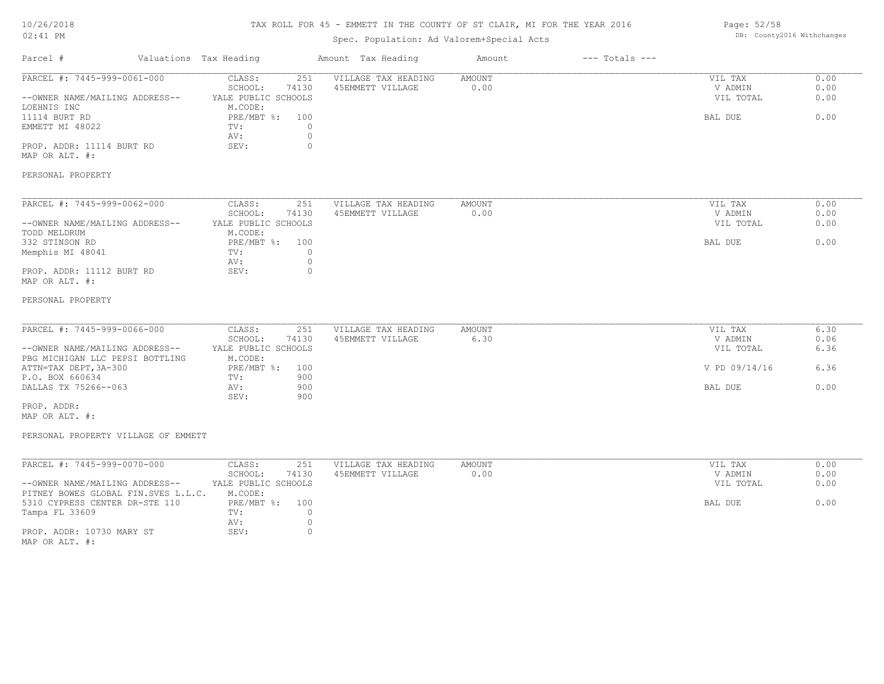# TAX ROLL FOR 45 - EMMETT IN THE COUNTY OF ST CLAIR, MI FOR THE YEAR 2016

Spec. Population: Ad Valorem+Special Acts

DB: County2016 Withchanges

| Parcel # | Valuations | Tax Heading | Amount | Tax Heading | Amount | --- Totals --- | |
|---|---|---|---|---|---|---|---|

---

PARCEL #: 7445-999-0061-000

--OWNER NAME/MAILING ADDRESS--
LOEHNIS INC
11114 BURT RD
EMMETT MI 48022

PROP. ADDR: 11114 BURT RD
MAP OR ALT. #:

| | | | | | |
|---|---|---|---|---|---|
| CLASS: | 251 | VILLAGE TAX HEADING | AMOUNT | VIL TAX | 0.00 |
| SCHOOL: | 74130 | 45EMMETT VILLAGE | 0.00 | V ADMIN | 0.00 |
| YALE PUBLIC SCHOOLS | | | | VIL TOTAL | 0.00 |
| M.CODE: | | | | | |
| PRE/MBT %: | 100 | | | BAL DUE | 0.00 |
| TV: | 0 | | | | |
| AV: | 0 | | | | |
| SEV: | 0 | | | | |

PERSONAL PROPERTY

---

PARCEL #: 7445-999-0062-000

--OWNER NAME/MAILING ADDRESS--
TODD MELDRUM
332 STINSON RD
Memphis MI 48041

PROP. ADDR: 11112 BURT RD
MAP OR ALT. #:

| | | | | | |
|---|---|---|---|---|---|
| CLASS: | 251 | VILLAGE TAX HEADING | AMOUNT | VIL TAX | 0.00 |
| SCHOOL: | 74130 | 45EMMETT VILLAGE | 0.00 | V ADMIN | 0.00 |
| YALE PUBLIC SCHOOLS | | | | VIL TOTAL | 0.00 |
| M.CODE: | | | | | |
| PRE/MBT %: | 100 | | | BAL DUE | 0.00 |
| TV: | 0 | | | | |
| AV: | 0 | | | | |
| SEV: | 0 | | | | |

PERSONAL PROPERTY

---

PARCEL #: 7445-999-0066-000

--OWNER NAME/MAILING ADDRESS--
PBG MICHIGAN LLC PEPSI BOTTLING
ATTN=TAX DEPT,3A-300
P.O. BOX 660634
DALLAS TX 75266--063

PROP. ADDR:
MAP OR ALT. #:

| | | | | | |
|---|---|---|---|---|---|
| CLASS: | 251 | VILLAGE TAX HEADING | AMOUNT | VIL TAX | 6.30 |
| SCHOOL: | 74130 | 45EMMETT VILLAGE | 6.30 | V ADMIN | 0.06 |
| YALE PUBLIC SCHOOLS | | | | VIL TOTAL | 6.36 |
| M.CODE: | | | | | |
| PRE/MBT %: | 100 | | | V PD 09/14/16 | 6.36 |
| TV: | 900 | | | | |
| AV: | 900 | | | BAL DUE | 0.00 |
| SEV: | 900 | | | | |

PERSONAL PROPERTY VILLAGE OF EMMETT

---

PARCEL #: 7445-999-0070-000

--OWNER NAME/MAILING ADDRESS--
PITNEY BOWES GLOBAL FIN.SVES L.L.C.
5310 CYPRESS CENTER DR-STE 110
Tampa FL 33609

PROP. ADDR: 10730 MARY ST
MAP OR ALT. #:

| | | | | | |
|---|---|---|---|---|---|
| CLASS: | 251 | VILLAGE TAX HEADING | AMOUNT | VIL TAX | 0.00 |
| SCHOOL: | 74130 | 45EMMETT VILLAGE | 0.00 | V ADMIN | 0.00 |
| YALE PUBLIC SCHOOLS | | | | VIL TOTAL | 0.00 |
| M.CODE: | | | | | |
| PRE/MBT %: | 100 | | | BAL DUE | 0.00 |
| TV: | 0 | | | | |
| AV: | 0 | | | | |
| SEV: | 0 | | | | |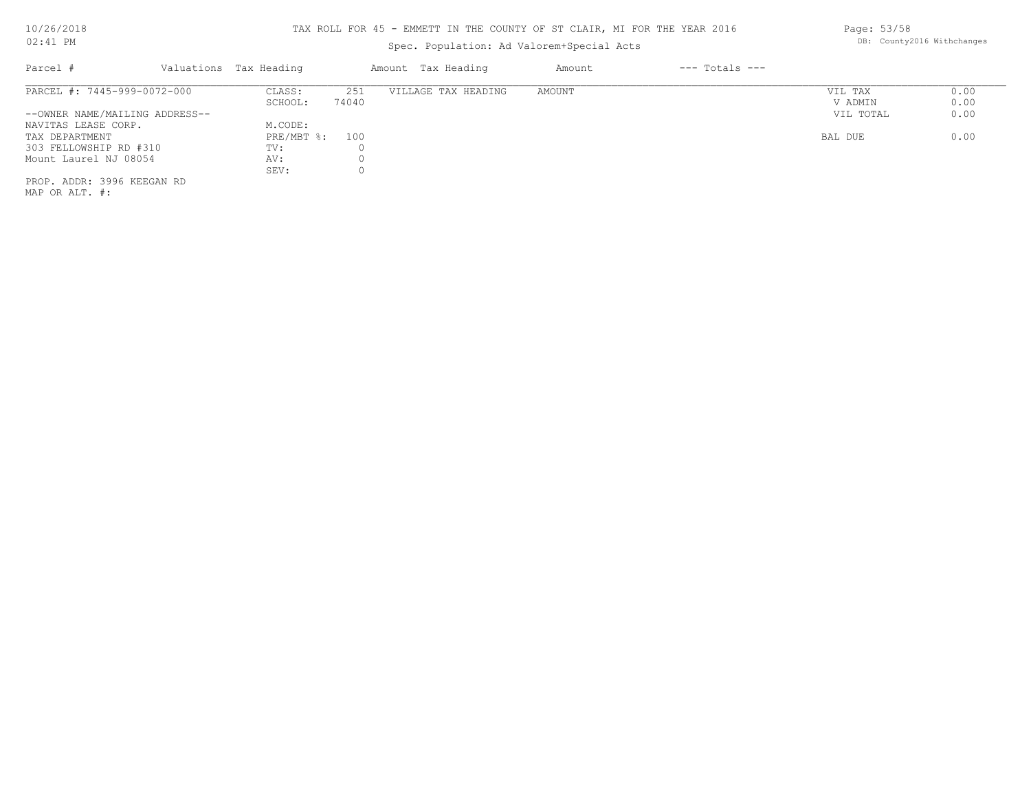TAX ROLL FOR 45 - EMMETT IN THE COUNTY OF ST CLAIR, MI FOR THE YEAR 2016

Spec. Population: Ad Valorem+Special Acts

DB: County2016 Withchanges

| Parcel # | Valuations Tax Heading | | Amount Tax Heading | Amount | --- Totals --- | |
|---|---|---|---|---|---|---|
| PARCEL #: 7445-999-0072-000 | CLASS: | 251 | VILLAGE TAX HEADING | AMOUNT | VIL TAX | 0.00 |
| | SCHOOL: | 74040 | | | V ADMIN | 0.00 |
| --OWNER NAME/MAILING ADDRESS-- | | | | | VIL TOTAL | 0.00 |
| NAVITAS LEASE CORP. | M.CODE: | | | | | |
| TAX DEPARTMENT | PRE/MBT %: | 100 | | | BAL DUE | 0.00 |
| 303 FELLOWSHIP RD #310 | TV: | 0 | | | | |
| Mount Laurel NJ 08054 | AV: | 0 | | | | |
| | SEV: | 0 | | | | |
| PROP. ADDR: 3996 KEEGAN RD | | | | | | |
| MAP OR ALT. #: | | | | | | |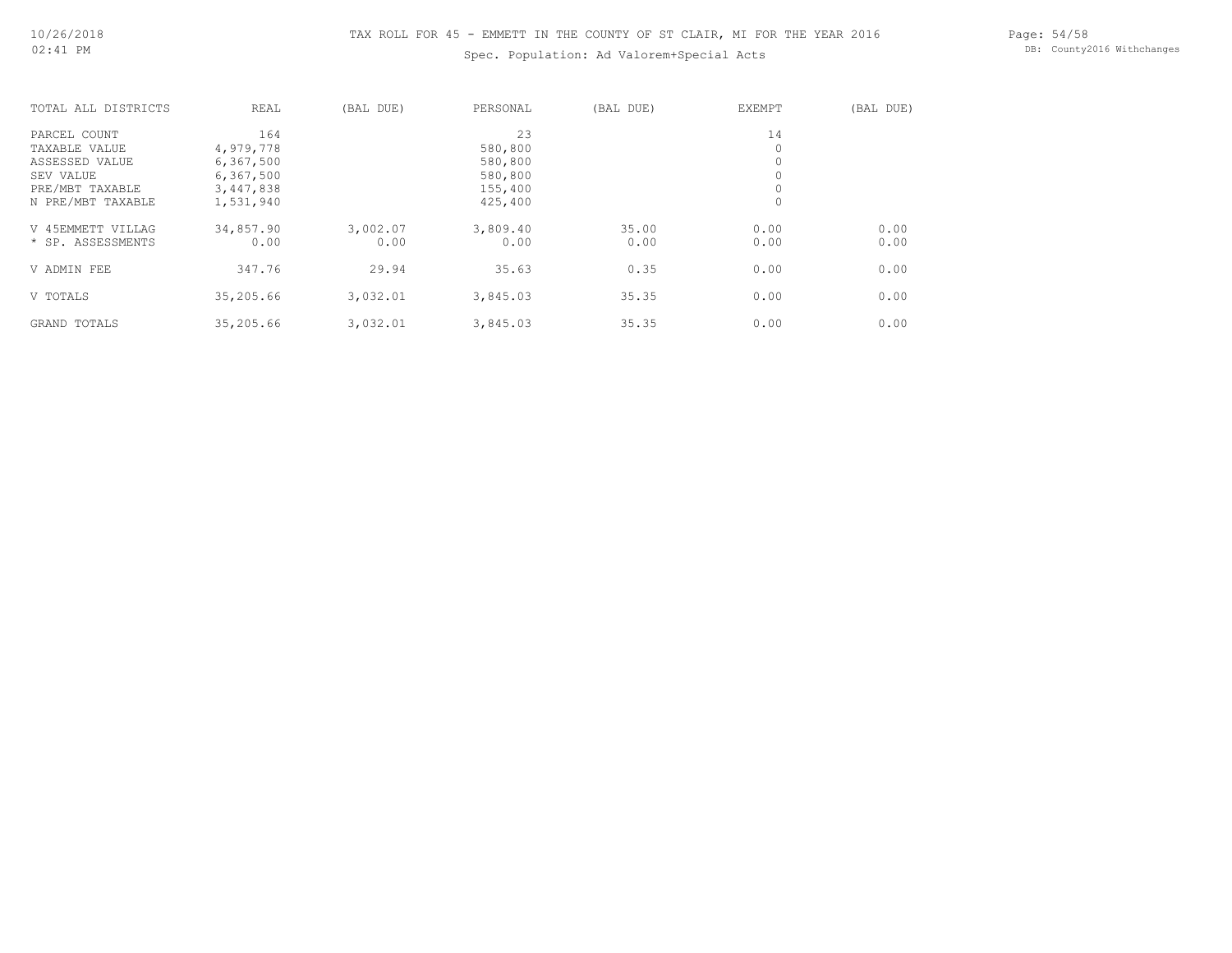# TAX ROLL FOR 45 - EMMETT IN THE COUNTY OF ST CLAIR, MI FOR THE YEAR 2016

Spec. Population: Ad Valorem+Special Acts

| TOTAL ALL DISTRICTS | REAL | (BAL DUE) | PERSONAL | (BAL DUE) | EXEMPT | (BAL DUE) |
|---|---|---|---|---|---|---|
| PARCEL COUNT | 164 | | 23 | | 14 | |
| TAXABLE VALUE | 4,979,778 | | 580,800 | | 0 | |
| ASSESSED VALUE | 6,367,500 | | 580,800 | | 0 | |
| SEV VALUE | 6,367,500 | | 580,800 | | 0 | |
| PRE/MBT TAXABLE | 3,447,838 | | 155,400 | | 0 | |
| N PRE/MBT TAXABLE | 1,531,940 | | 425,400 | | 0 | |
| V 45EMMETT VILLAG | 34,857.90 | 3,002.07 | 3,809.40 | 35.00 | 0.00 | 0.00 |
| * SP. ASSESSMENTS | 0.00 | 0.00 | 0.00 | 0.00 | 0.00 | 0.00 |
| V ADMIN FEE | 347.76 | 29.94 | 35.63 | 0.35 | 0.00 | 0.00 |
| V TOTALS | 35,205.66 | 3,032.01 | 3,845.03 | 35.35 | 0.00 | 0.00 |
| GRAND TOTALS | 35,205.66 | 3,032.01 | 3,845.03 | 35.35 | 0.00 | 0.00 |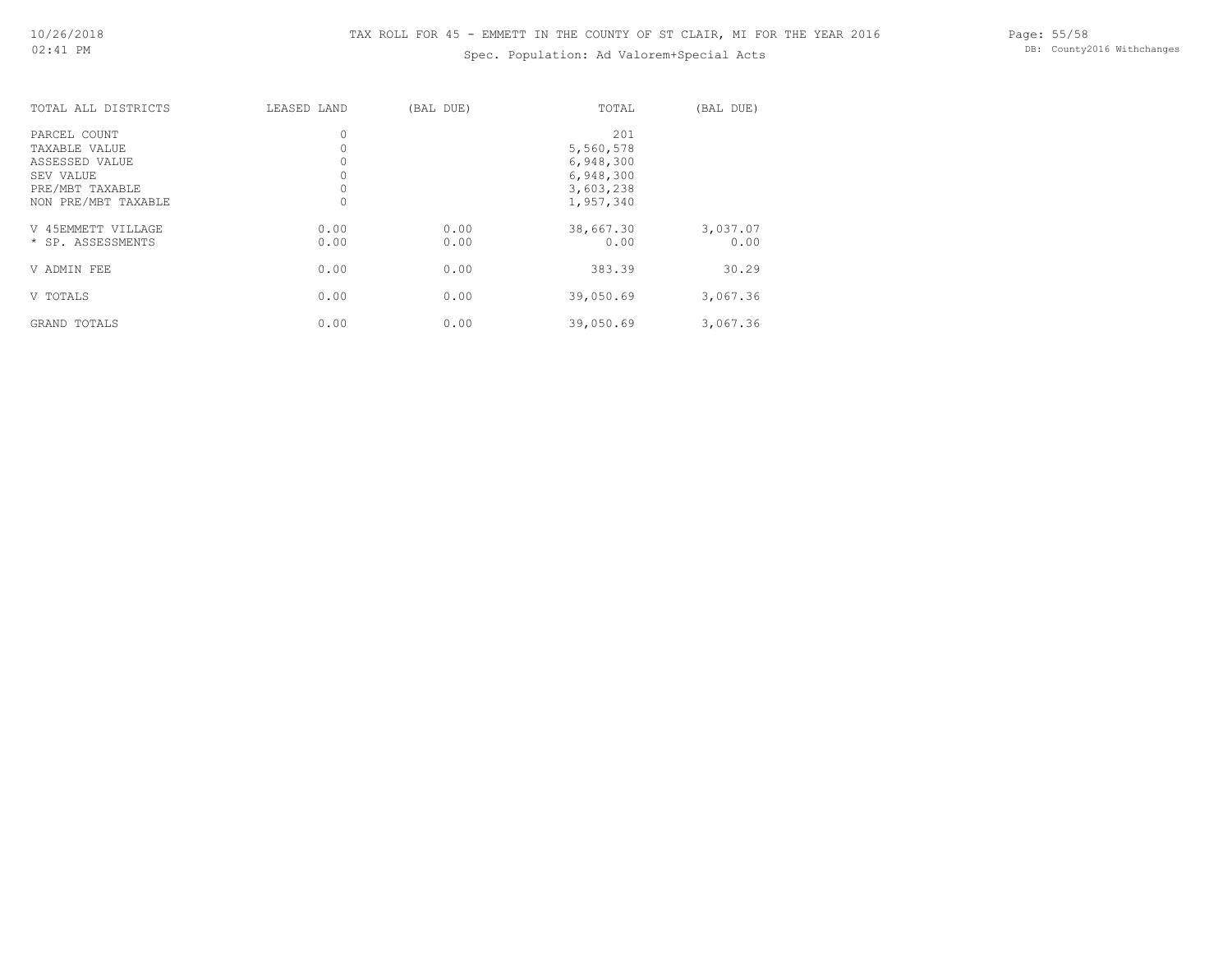TAX ROLL FOR 45 - EMMETT IN THE COUNTY OF ST CLAIR, MI FOR THE YEAR 2016

Spec. Population: Ad Valorem+Special Acts

| TOTAL ALL DISTRICTS | LEASED LAND | (BAL DUE) | TOTAL | (BAL DUE) |
|---|---|---|---|---|
| PARCEL COUNT | 0 | | 201 | |
| TAXABLE VALUE | 0 | | 5,560,578 | |
| ASSESSED VALUE | 0 | | 6,948,300 | |
| SEV VALUE | 0 | | 6,948,300 | |
| PRE/MBT TAXABLE | 0 | | 3,603,238 | |
| NON PRE/MBT TAXABLE | 0 | | 1,957,340 | |
| V 45EMMETT VILLAGE | 0.00 | 0.00 | 38,667.30 | 3,037.07 |
| * SP. ASSESSMENTS | 0.00 | 0.00 | 0.00 | 0.00 |
| V ADMIN FEE | 0.00 | 0.00 | 383.39 | 30.29 |
| V TOTALS | 0.00 | 0.00 | 39,050.69 | 3,067.36 |
| GRAND TOTALS | 0.00 | 0.00 | 39,050.69 | 3,067.36 |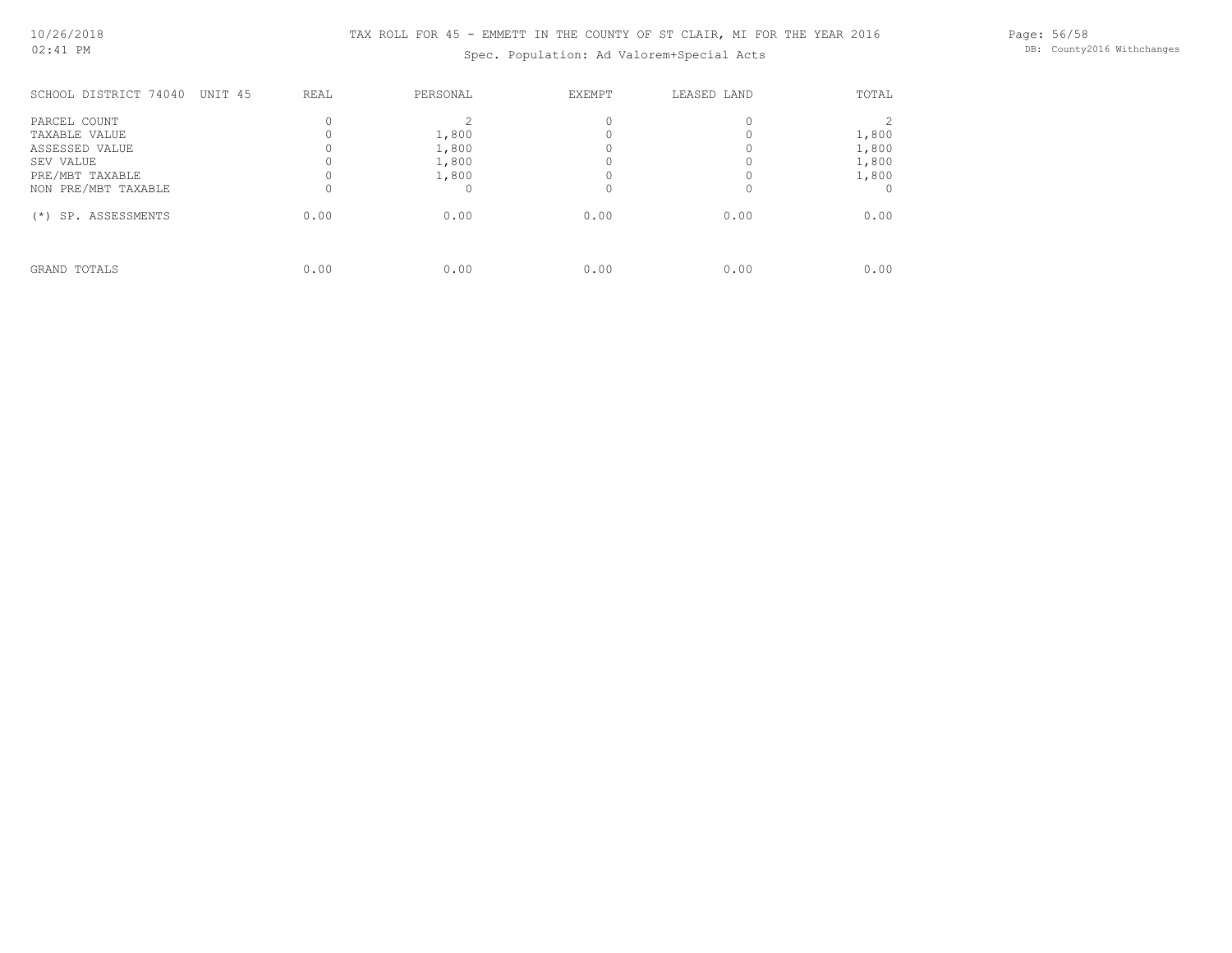# TAX ROLL FOR 45 - EMMETT IN THE COUNTY OF ST CLAIR, MI FOR THE YEAR 2016

Spec. Population: Ad Valorem+Special Acts

| SCHOOL DISTRICT 74040 UNIT 45 | REAL | PERSONAL | EXEMPT | LEASED LAND | TOTAL |
|---|---|---|---|---|---|
| PARCEL COUNT | 0 | 2 | 0 | 0 | 2 |
| TAXABLE VALUE | 0 | 1,800 | 0 | 0 | 1,800 |
| ASSESSED VALUE | 0 | 1,800 | 0 | 0 | 1,800 |
| SEV VALUE | 0 | 1,800 | 0 | 0 | 1,800 |
| PRE/MBT TAXABLE | 0 | 1,800 | 0 | 0 | 1,800 |
| NON PRE/MBT TAXABLE | 0 | 0 | 0 | 0 | 0 |
| (*) SP. ASSESSMENTS | 0.00 | 0.00 | 0.00 | 0.00 | 0.00 |
| GRAND TOTALS | 0.00 | 0.00 | 0.00 | 0.00 | 0.00 |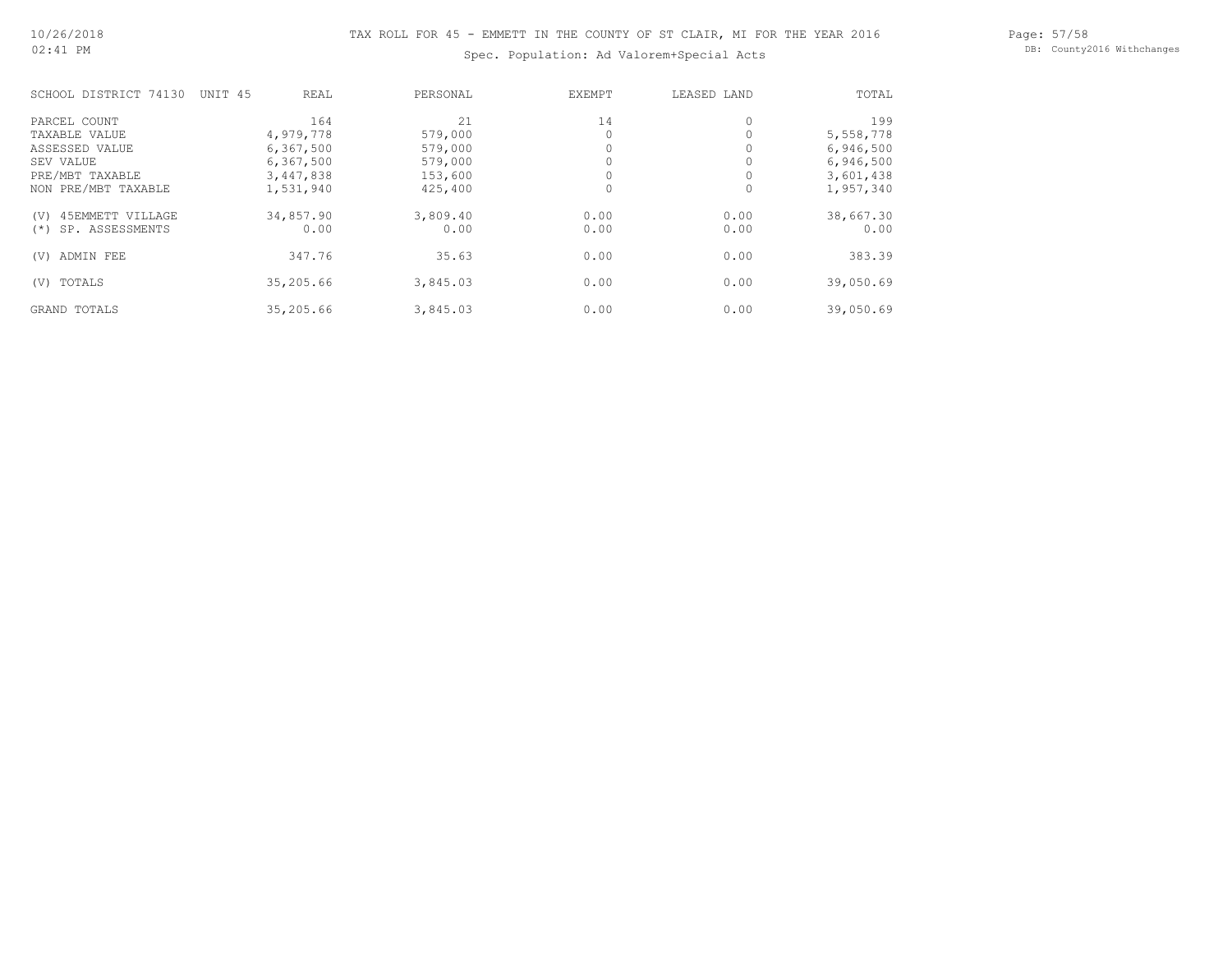# TAX ROLL FOR 45 - EMMETT IN THE COUNTY OF ST CLAIR, MI FOR THE YEAR 2016

Spec. Population: Ad Valorem+Special Acts

| SCHOOL DISTRICT 74130 UNIT 45 | REAL | PERSONAL | EXEMPT | LEASED LAND | TOTAL |
|---|---|---|---|---|---|
| PARCEL COUNT | 164 | 21 | 14 | 0 | 199 |
| TAXABLE VALUE | 4,979,778 | 579,000 | 0 | 0 | 5,558,778 |
| ASSESSED VALUE | 6,367,500 | 579,000 | 0 | 0 | 6,946,500 |
| SEV VALUE | 6,367,500 | 579,000 | 0 | 0 | 6,946,500 |
| PRE/MBT TAXABLE | 3,447,838 | 153,600 | 0 | 0 | 3,601,438 |
| NON PRE/MBT TAXABLE | 1,531,940 | 425,400 | 0 | 0 | 1,957,340 |
| (V) 45EMMETT VILLAGE | 34,857.90 | 3,809.40 | 0.00 | 0.00 | 38,667.30 |
| (*) SP. ASSESSMENTS | 0.00 | 0.00 | 0.00 | 0.00 | 0.00 |
| (V) ADMIN FEE | 347.76 | 35.63 | 0.00 | 0.00 | 383.39 |
| (V) TOTALS | 35,205.66 | 3,845.03 | 0.00 | 0.00 | 39,050.69 |
| GRAND TOTALS | 35,205.66 | 3,845.03 | 0.00 | 0.00 | 39,050.69 |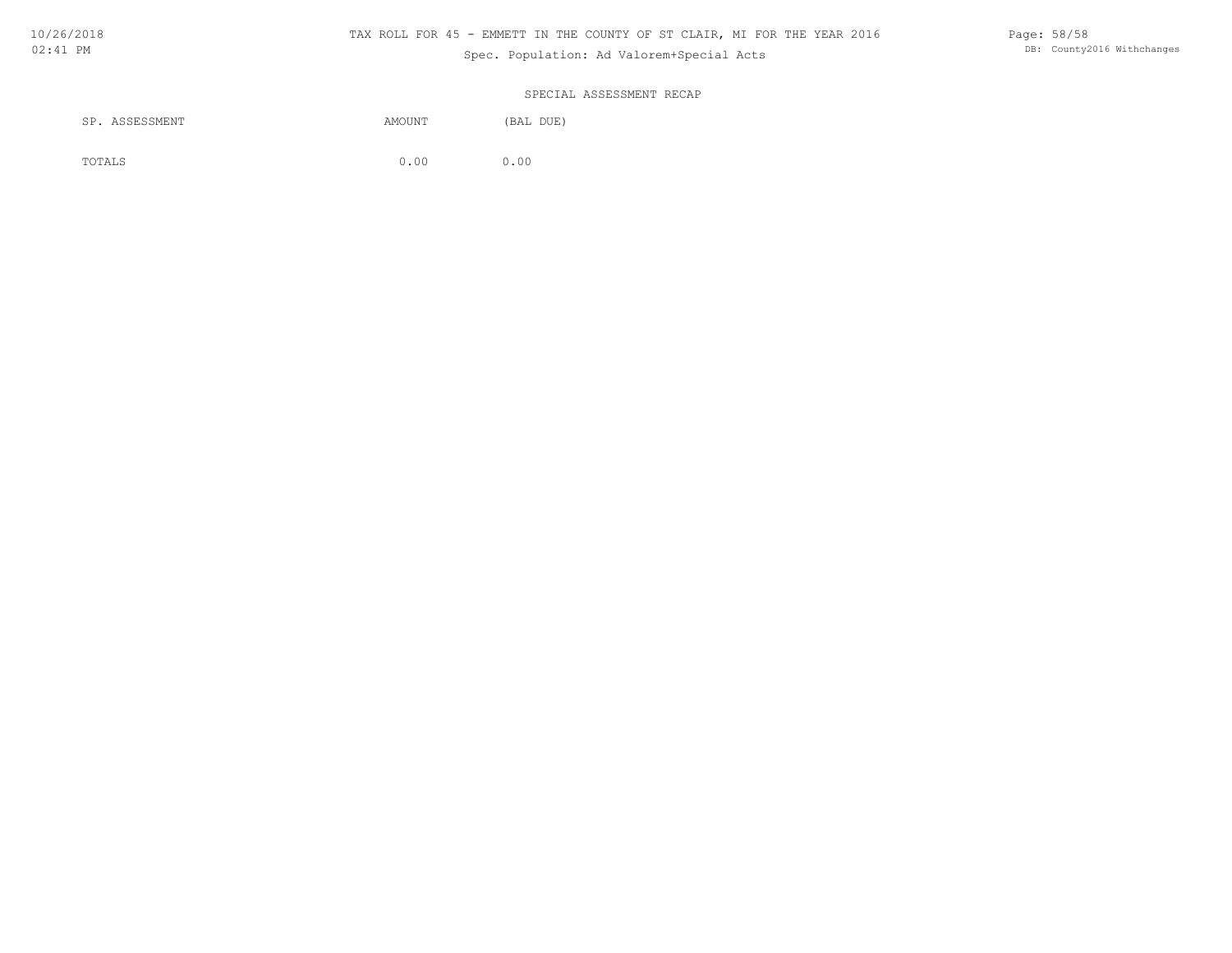## SPECIAL ASSESSMENT RECAP

| SP. ASSESSMENT | AMOUNT | (BAL DUE) |
| --- | --- | --- |
| TOTALS | 0.00 | 0.00 |